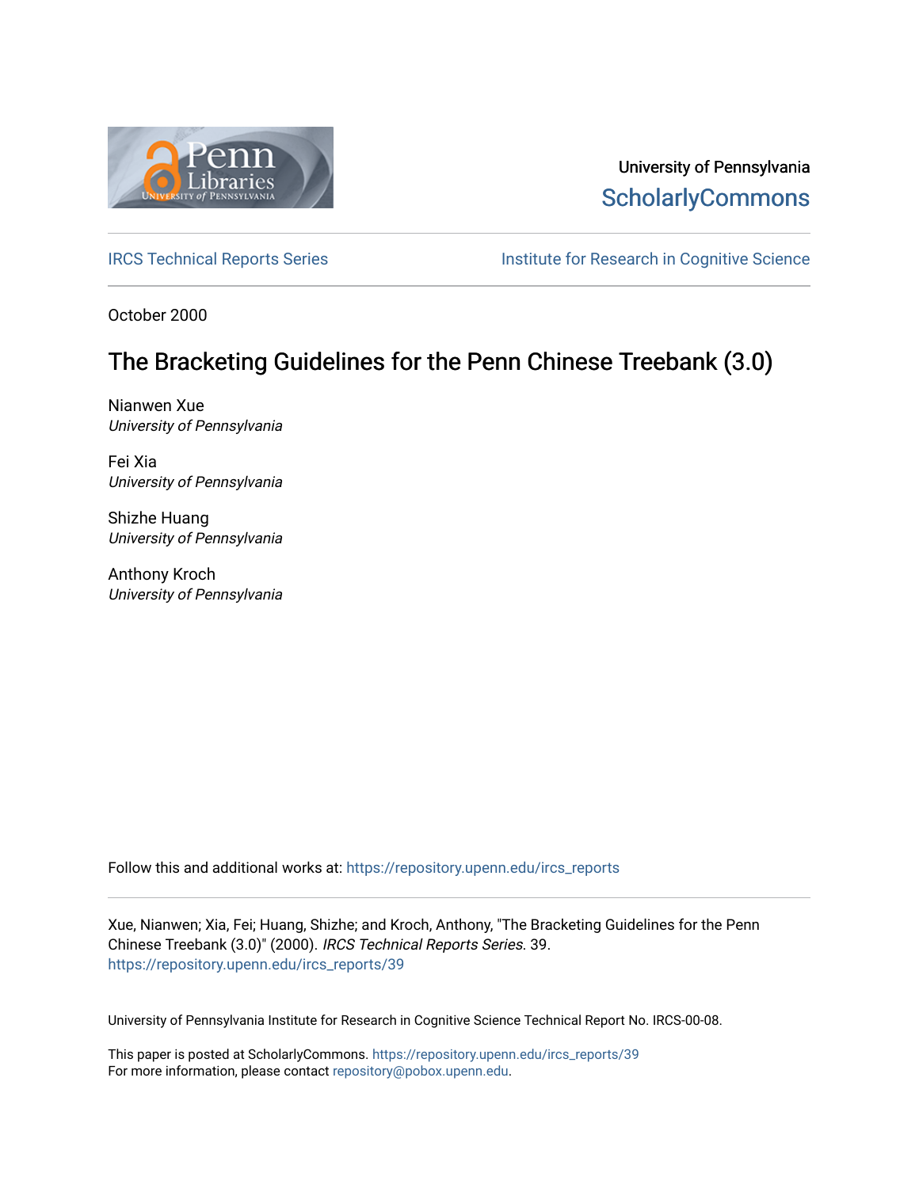University of Pennsylvania
ScholarlyCommons

IRCS Technical Reports Series | Institute for Research in Cognitive Science

October 2000

# The Bracketing Guidelines for the Penn Chinese Treebank (3.0)

Nianwen Xue
*University of Pennsylvania*

Fei Xia
*University of Pennsylvania*

Shizhe Huang
*University of Pennsylvania*

Anthony Kroch
*University of Pennsylvania*

Follow this and additional works at: https://repository.upenn.edu/ircs_reports

Xue, Nianwen; Xia, Fei; Huang, Shizhe; and Kroch, Anthony, "The Bracketing Guidelines for the Penn Chinese Treebank (3.0)" (2000). *IRCS Technical Reports Series*. 39.
https://repository.upenn.edu/ircs_reports/39

University of Pennsylvania Institute for Research in Cognitive Science Technical Report No. IRCS-00-08.

This paper is posted at ScholarlyCommons. https://repository.upenn.edu/ircs_reports/39
For more information, please contact repository@pobox.upenn.edu.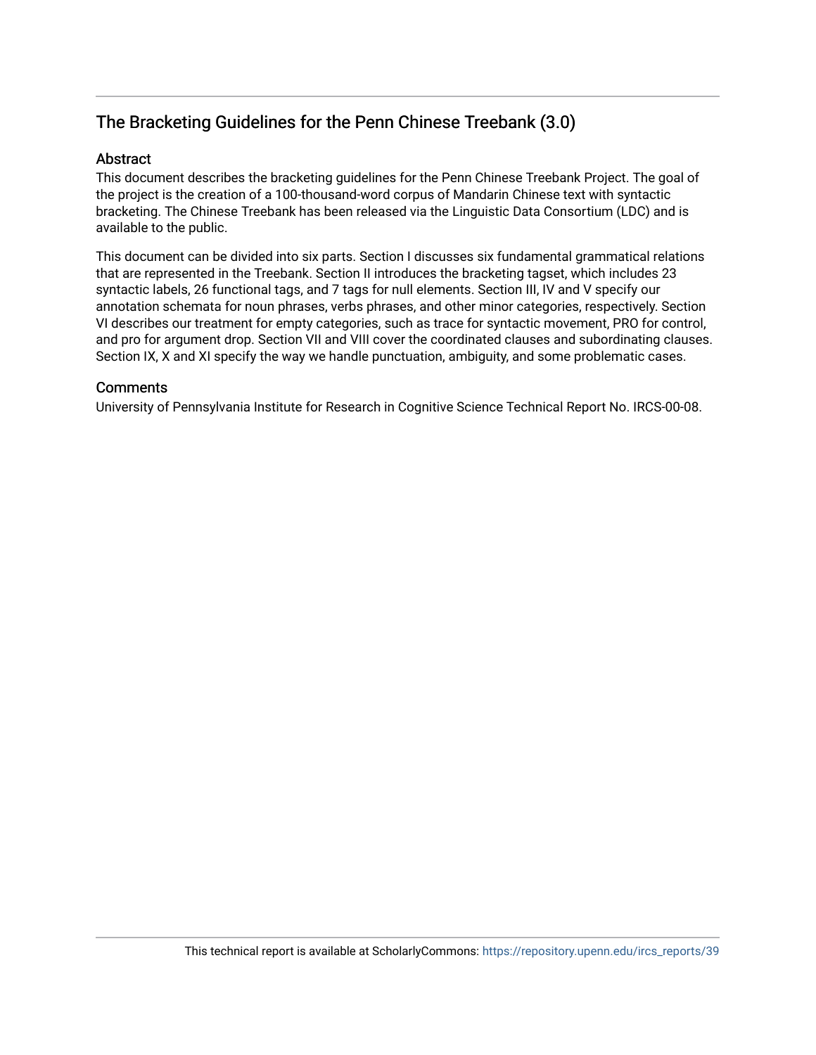## The Bracketing Guidelines for the Penn Chinese Treebank (3.0)

### Abstract

This document describes the bracketing guidelines for the Penn Chinese Treebank Project. The goal of the project is the creation of a 100-thousand-word corpus of Mandarin Chinese text with syntactic bracketing. The Chinese Treebank has been released via the Linguistic Data Consortium (LDC) and is available to the public.

This document can be divided into six parts. Section I discusses six fundamental grammatical relations that are represented in the Treebank. Section II introduces the bracketing tagset, which includes 23 syntactic labels, 26 functional tags, and 7 tags for null elements. Section III, IV and V specify our annotation schemata for noun phrases, verbs phrases, and other minor categories, respectively. Section VI describes our treatment for empty categories, such as trace for syntactic movement, PRO for control, and pro for argument drop. Section VII and VIII cover the coordinated clauses and subordinating clauses. Section IX, X and XI specify the way we handle punctuation, ambiguity, and some problematic cases.

### Comments

University of Pennsylvania Institute for Research in Cognitive Science Technical Report No. IRCS-00-08.

This technical report is available at ScholarlyCommons: https://repository.upenn.edu/ircs_reports/39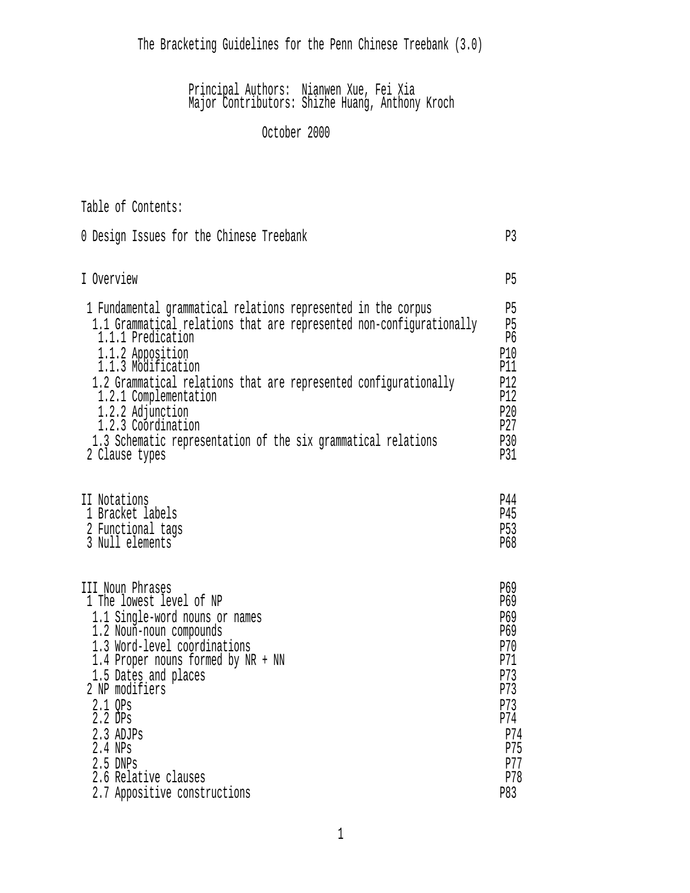# The Bracketing Guidelines for the Penn Chinese Treebank (3.0)

Principal Authors: Nianwen Xue, Fei Xia
Major Contributors: Shizhe Huang, Anthony Kroch

October 2000

Table of Contents:

```
0 Design Issues for the Chinese Treebank                                P3

I Overview                                                              P5

 1 Fundamental grammatical relations represented in the corpus          P5
  1.1 Grammatical relations that are represented non-configurationally  P5
   1.1.1 Predication                                                    P6
   1.1.2 Apposition                                                     P10
   1.1.3 Modification                                                   P11
  1.2 Grammatical relations that are represented configurationally      P12
   1.2.1 Complementation                                                P12
   1.2.2 Adjunction                                                     P20
   1.2.3 Coordination                                                   P27
  1.3 Schematic representation of the six grammatical relations         P30
 2 Clause types                                                         P31

II Notations                                                            P44
 1 Bracket labels                                                       P45
 2 Functional tags                                                      P53
 3 Null elements                                                        P68

III Noun Phrases                                                        P69
 1 The lowest level of NP                                               P69
  1.1 Single-word nouns or names                                        P69
  1.2 Noun-noun compounds                                               P69
  1.3 Word-level coordinations                                          P70
  1.4 Proper nouns formed by NR + NN                                    P71
  1.5 Dates and places                                                  P73
 2 NP modifiers                                                         P73
  2.1 QPs                                                               P73
  2.2 DPs                                                               P74
  2.3 ADJPs                                                             P74
  2.4 NPs                                                               P75
  2.5 DNPs                                                              P77
  2.6 Relative clauses                                                  P78
  2.7 Appositive constructions                                          P83
```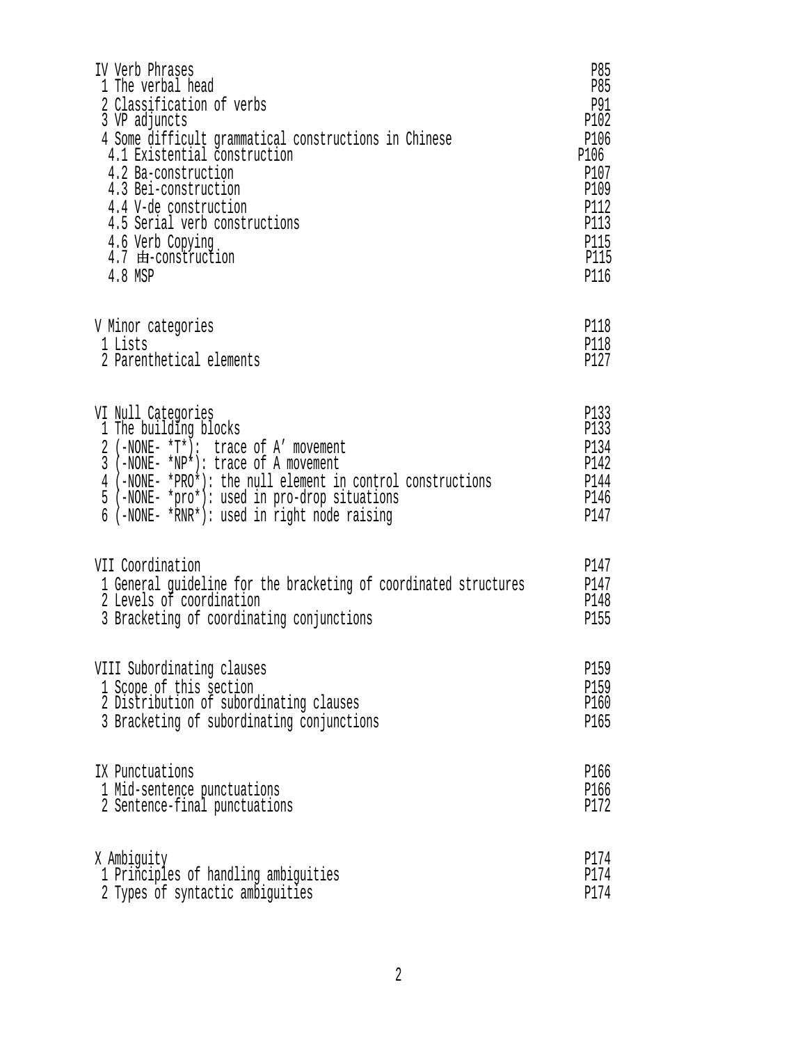IV Verb Phrases P85
 1 The verbal head P85
 2 Classification of verbs P91
 3 VP adjuncts P102
 4 Some difficult grammatical constructions in Chinese P106
  4.1 Existential construction P106
  4.2 Ba-construction P107
  4.3 Bei-construction P109
  4.4 V-de construction P112
  4.5 Serial verb constructions P113
  4.6 Verb Copying P115
  4.7 由-construction P115
  4.8 MSP P116

V Minor categories P118
 1 Lists P118
 2 Parenthetical elements P127

VI Null Categories P133
 1 The building blocks P133
 2 (-NONE- *T*): trace of A′ movement P134
 3 (-NONE- *NP*): trace of A movement P142
 4 (-NONE- *PRO*): the null element in control constructions P144
 5 (-NONE- *pro*): used in pro-drop situations P146
 6 (-NONE- *RNR*): used in right node raising P147

VII Coordination P147
 1 General guideline for the bracketing of coordinated structures P147
 2 Levels of coordination P148
 3 Bracketing of coordinating conjunctions P155

VIII Subordinating clauses P159
 1 Scope of this section P159
 2 Distribution of subordinating clauses P160
 3 Bracketing of subordinating conjunctions P165

IX Punctuations P166
 1 Mid-sentence punctuations P166
 2 Sentence-final punctuations P172

X Ambiguity P174
 1 Principles of handling ambiguities P174
 2 Types of syntactic ambiguities P174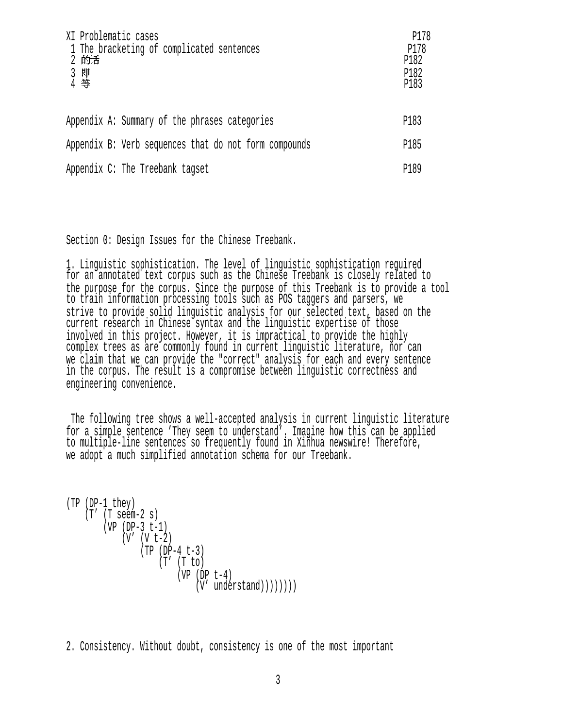XI Problematic cases P178
 1 The bracketing of complicated sentences P178
 2 的话 P182
 3 即 P182
 4 等 P183

Appendix A: Summary of the phrases categories P183

Appendix B: Verb sequences that do not form compounds P185

Appendix C: The Treebank tagset P189

Section 0: Design Issues for the Chinese Treebank.

1. Linguistic sophistication. The level of linguistic sophistication required for an annotated text corpus such as the Chinese Treebank is closely related to the purpose for the corpus. Since the purpose of this Treebank is to provide a tool to train information processing tools such as POS taggers and parsers, we strive to provide solid linguistic analysis for our selected text, based on the current research in Chinese syntax and the linguistic expertise of those involved in this project. However, it is impractical to provide the highly complex trees as are commonly found in current linguistic literature, nor can we claim that we can provide the "correct" analysis for each and every sentence in the corpus. The result is a compromise between linguistic correctness and engineering convenience.

The following tree shows a well-accepted analysis in current linguistic literature for a simple sentence 'They seem to understand'. Imagine how this can be applied to multiple-line sentences so frequently found in Xinhua newswire! Therefore, we adopt a much simplified annotation schema for our Treebank.

```
(TP (DP-1 they)
    (T' (T seem-2 s)
        (VP (DP-3 t-1)
            (V' (V t-2)
                (TP (DP-4 t-3)
                    (T' (T to)
                        (VP (DP t-4)
                            (V' understand))))))))
```

2. Consistency. Without doubt, consistency is one of the most important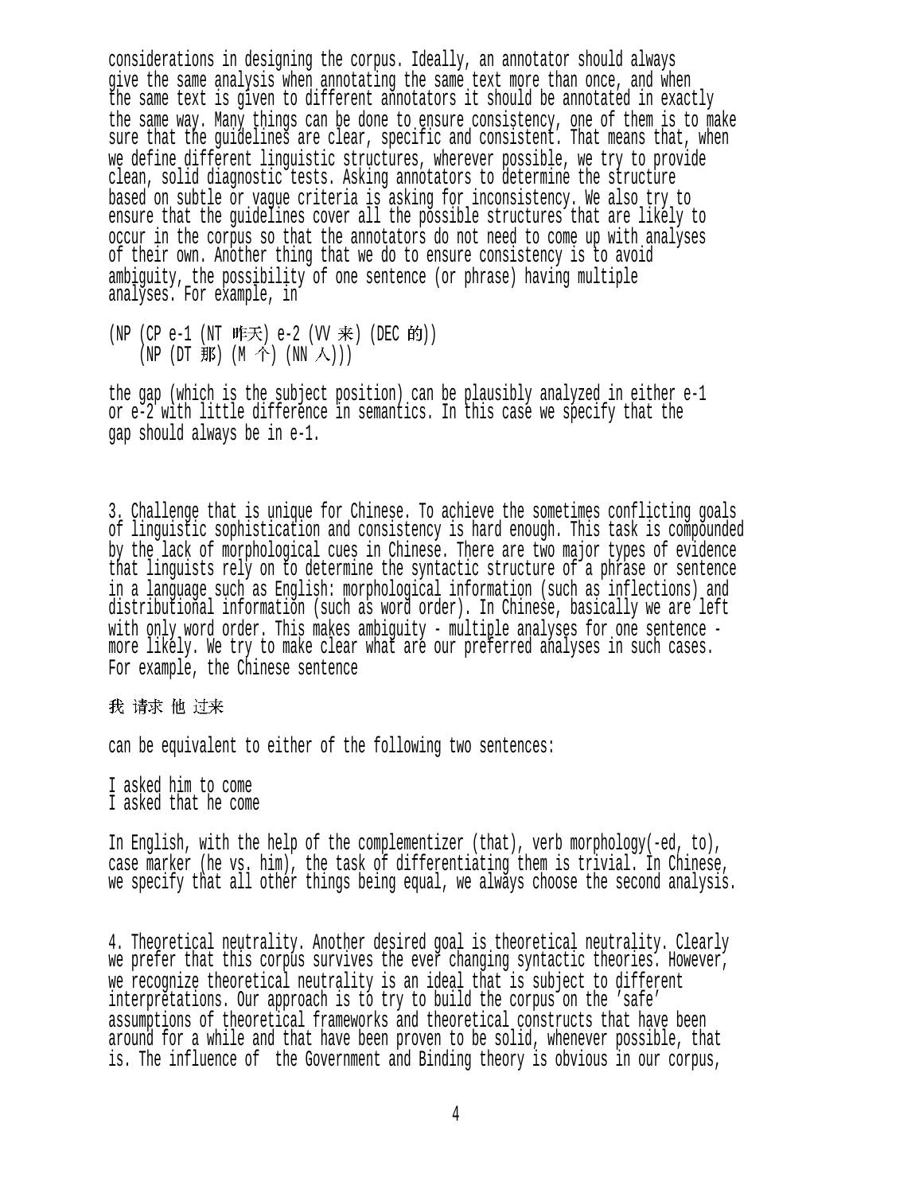considerations in designing the corpus. Ideally, an annotator should always give the same analysis when annotating the same text more than once, and when the same text is given to different annotators it should be annotated in exactly the same way. Many things can be done to ensure consistency, one of them is to make sure that the guidelines are clear, specific and consistent. That means that, when we define different linguistic structures, wherever possible, we try to provide clean, solid diagnostic tests. Asking annotators to determine the structure based on subtle or vague criteria is asking for inconsistency. We also try to ensure that the guidelines cover all the possible structures that are likely to occur in the corpus so that the annotators do not need to come up with analyses of their own. Another thing that we do to ensure consistency is to avoid ambiguity, the possibility of one sentence (or phrase) having multiple analyses. For example, in

```
(NP (CP e-1 (NT 昨天) e-2 (VV 来) (DEC 的))
    (NP (DT 那) (M 个) (NN 人)))
```

the gap (which is the subject position) can be plausibly analyzed in either e-1 or e-2 with little difference in semantics. In this case we specify that the gap should always be in e-1.

3. Challenge that is unique for Chinese. To achieve the sometimes conflicting goals of linguistic sophistication and consistency is hard enough. This task is compounded by the lack of morphological cues in Chinese. There are two major types of evidence that linguists rely on to determine the syntactic structure of a phrase or sentence in a language such as English: morphological information (such as inflections) and distributional information (such as word order). In Chinese, basically we are left with only word order. This makes ambiguity - multiple analyses for one sentence - more likely. We try to make clear what are our preferred analyses in such cases. For example, the Chinese sentence

我 请求 他 过来

can be equivalent to either of the following two sentences:

I asked him to come
I asked that he come

In English, with the help of the complementizer (that), verb morphology(-ed, to), case marker (he vs. him), the task of differentiating them is trivial. In Chinese, we specify that all other things being equal, we always choose the second analysis.

4. Theoretical neutrality. Another desired goal is theoretical neutrality. Clearly we prefer that this corpus survives the ever changing syntactic theories. However, we recognize theoretical neutrality is an ideal that is subject to different interpretations. Our approach is to try to build the corpus on the 'safe' assumptions of theoretical frameworks and theoretical constructs that have been around for a while and that have been proven to be solid, whenever possible, that is. The influence of the Government and Binding theory is obvious in our corpus,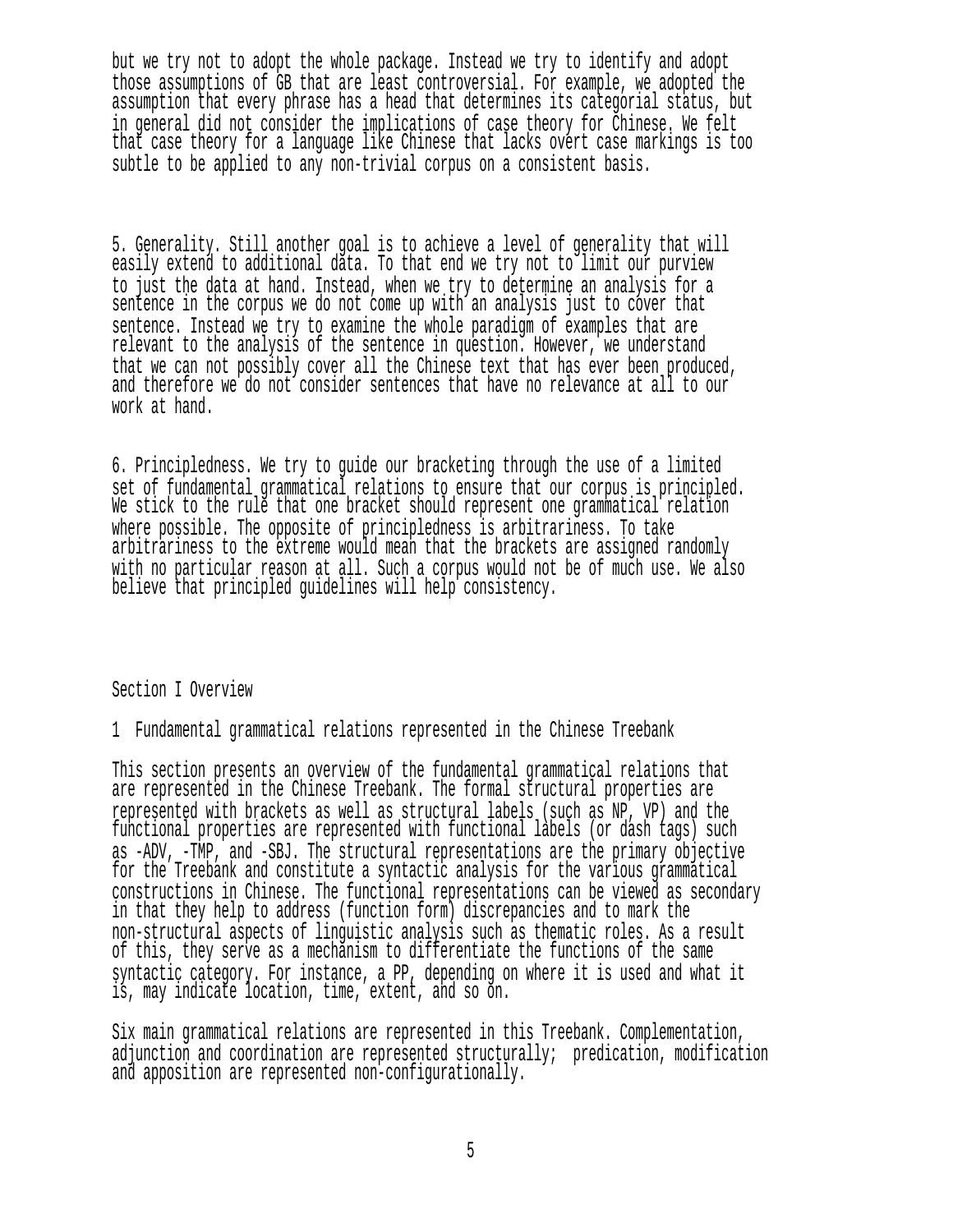but we try not to adopt the whole package. Instead we try to identify and adopt those assumptions of GB that are least controversial. For example, we adopted the assumption that every phrase has a head that determines its categorial status, but in general did not consider the implications of case theory for Chinese. We felt that case theory for a language like Chinese that lacks overt case markings is too subtle to be applied to any non-trivial corpus on a consistent basis.

5. Generality. Still another goal is to achieve a level of generality that will easily extend to additional data. To that end we try not to limit our purview to just the data at hand. Instead, when we try to determine an analysis for a sentence in the corpus we do not come up with an analysis just to cover that sentence. Instead we try to examine the whole paradigm of examples that are relevant to the analysis of the sentence in question. However, we understand that we can not possibly cover all the Chinese text that has ever been produced, and therefore we do not consider sentences that have no relevance at all to our work at hand.

6. Principledness. We try to guide our bracketing through the use of a limited set of fundamental grammatical relations to ensure that our corpus is principled. We stick to the rule that one bracket should represent one grammatical relation where possible. The opposite of principledness is arbitrariness. To take arbitrariness to the extreme would mean that the brackets are assigned randomly with no particular reason at all. Such a corpus would not be of much use. We also believe that principled guidelines will help consistency.

# Section I Overview

## 1 Fundamental grammatical relations represented in the Chinese Treebank

This section presents an overview of the fundamental grammatical relations that are represented in the Chinese Treebank. The formal structural properties are represented with brackets as well as structural labels (such as NP, VP) and the functional properties are represented with functional labels (or dash tags) such as -ADV, -TMP, and -SBJ. The structural representations are the primary objective for the Treebank and constitute a syntactic analysis for the various grammatical constructions in Chinese. The functional representations can be viewed as secondary in that they help to address (function form) discrepancies and to mark the non-structural aspects of linguistic analysis such as thematic roles. As a result of this, they serve as a mechanism to differentiate the functions of the same syntactic category. For instance, a PP, depending on where it is used and what it is, may indicate location, time, extent, and so on.

Six main grammatical relations are represented in this Treebank. Complementation, adjunction and coordination are represented structurally; predication, modification and apposition are represented non-configurationally.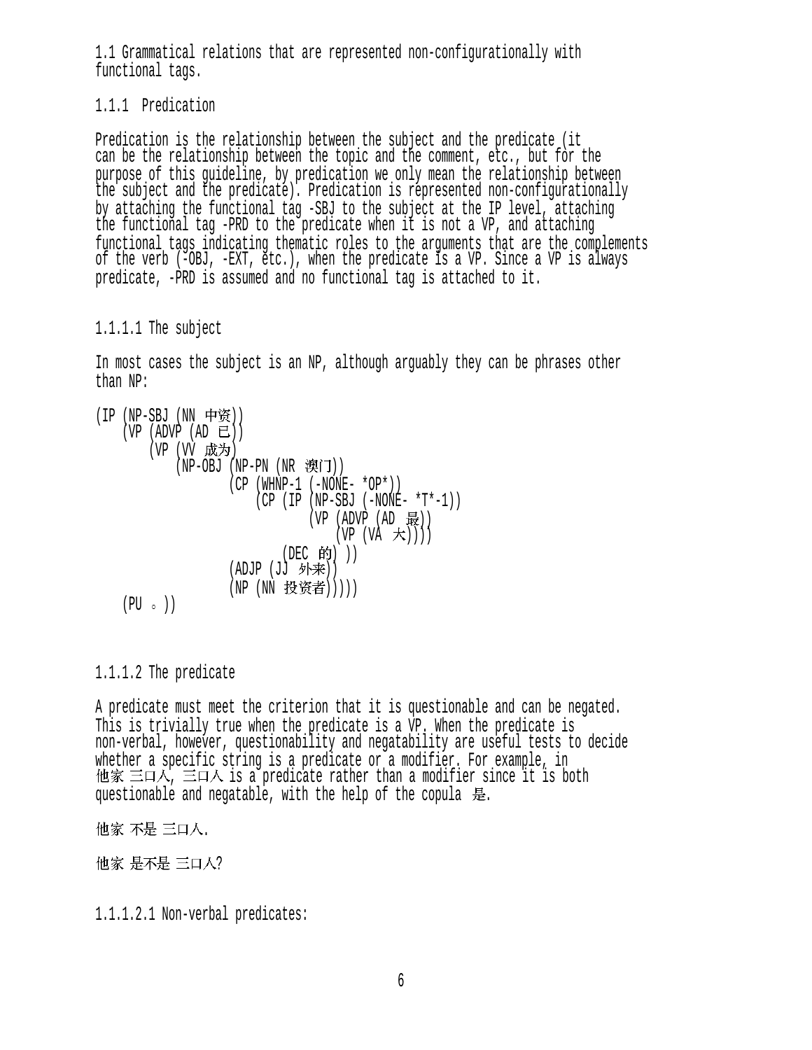## 1.1 Grammatical relations that are represented non-configurationally with functional tags.

### 1.1.1 Predication

Predication is the relationship between the subject and the predicate (it can be the relationship between the topic and the comment, etc., but for the purpose of this guideline, by predication we only mean the relationship between the subject and the predicate). Predication is represented non-configurationally by attaching the functional tag -SBJ to the subject at the IP level, attaching the functional tag -PRD to the predicate when it is not a VP, and attaching functional tags indicating thematic roles to the arguments that are the complements of the verb (-OBJ, -EXT, etc.), when the predicate is a VP. Since a VP is always predicate, -PRD is assumed and no functional tag is attached to it.

#### 1.1.1.1 The subject

In most cases the subject is an NP, although arguably they can be phrases other than NP:

```
(IP (NP-SBJ (NN 中资))
    (VP (ADVP (AD 已))
        (VP (VV 成为)
            (NP-OBJ (NP-PN (NR 澳门))
                    (CP (WHNP-1 (-NONE- *OP*))
                        (CP (IP (NP-SBJ (-NONE- *T*-1))
                                (VP (ADVP (AD 最))
                                    (VP (VA 大))))
                            (DEC 的) ))
                    (ADJP (JJ 外来))
                    (NP (NN 投资者)))))
    (PU 。))
```

#### 1.1.1.2 The predicate

A predicate must meet the criterion that it is questionable and can be negated. This is trivially true when the predicate is a VP. When the predicate is non-verbal, however, questionability and negatability are useful tests to decide whether a specific string is a predicate or a modifier. For example, in 他家 三口人, 三口人 is a predicate rather than a modifier since it is both questionable and negatable, with the help of the copula 是.

他家 不是 三口人.

他家 是不是 三口人?

##### 1.1.1.2.1 Non-verbal predicates: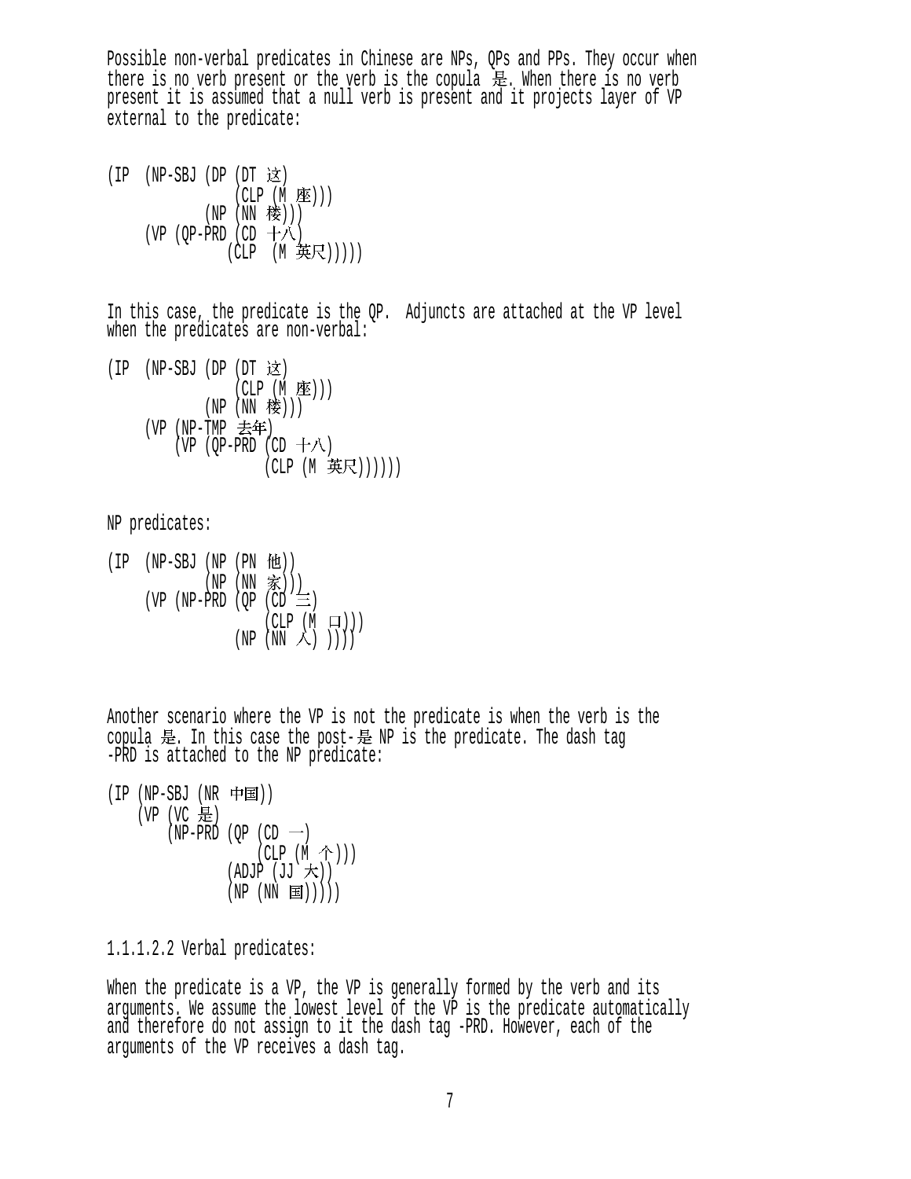Possible non-verbal predicates in Chinese are NPs, QPs and PPs. They occur when there is no verb present or the verb is the copula 是. When there is no verb present it is assumed that a null verb is present and it projects layer of VP external to the predicate:

```
(IP  (NP-SBJ (DP (DT 这)
                 (CLP (M 座)))
             (NP (NN 楼)))
     (VP (QP-PRD (CD 十八)
                (CLP  (M 英尺)))))
```

In this case, the predicate is the QP.  Adjuncts are attached at the VP level when the predicates are non-verbal:

```
(IP  (NP-SBJ (DP (DT 这)
                 (CLP (M 座)))
             (NP (NN 楼)))
     (VP (NP-TMP 去年)
         (VP (QP-PRD (CD 十八)
                     (CLP (M 英尺))))))
```

NP predicates:

```
(IP  (NP-SBJ (NP (PN 他))
             (NP (NN 家)))
     (VP (NP-PRD (QP (CD 三)
                     (CLP (M 口)))
                 (NP (NN 人) ))))
```

Another scenario where the VP is not the predicate is when the verb is the copula 是. In this case the post-是 NP is the predicate. The dash tag -PRD is attached to the NP predicate:

```
(IP (NP-SBJ (NR 中国))
    (VP (VC 是)
        (NP-PRD (QP (CD 一)
                    (CLP (M 个)))
                (ADJP (JJ 大))
                (NP (NN 国)))))
```

1.1.1.2.2 Verbal predicates:

When the predicate is a VP, the VP is generally formed by the verb and its arguments. We assume the lowest level of the VP is the predicate automatically and therefore do not assign to it the dash tag -PRD. However, each of the arguments of the VP receives a dash tag.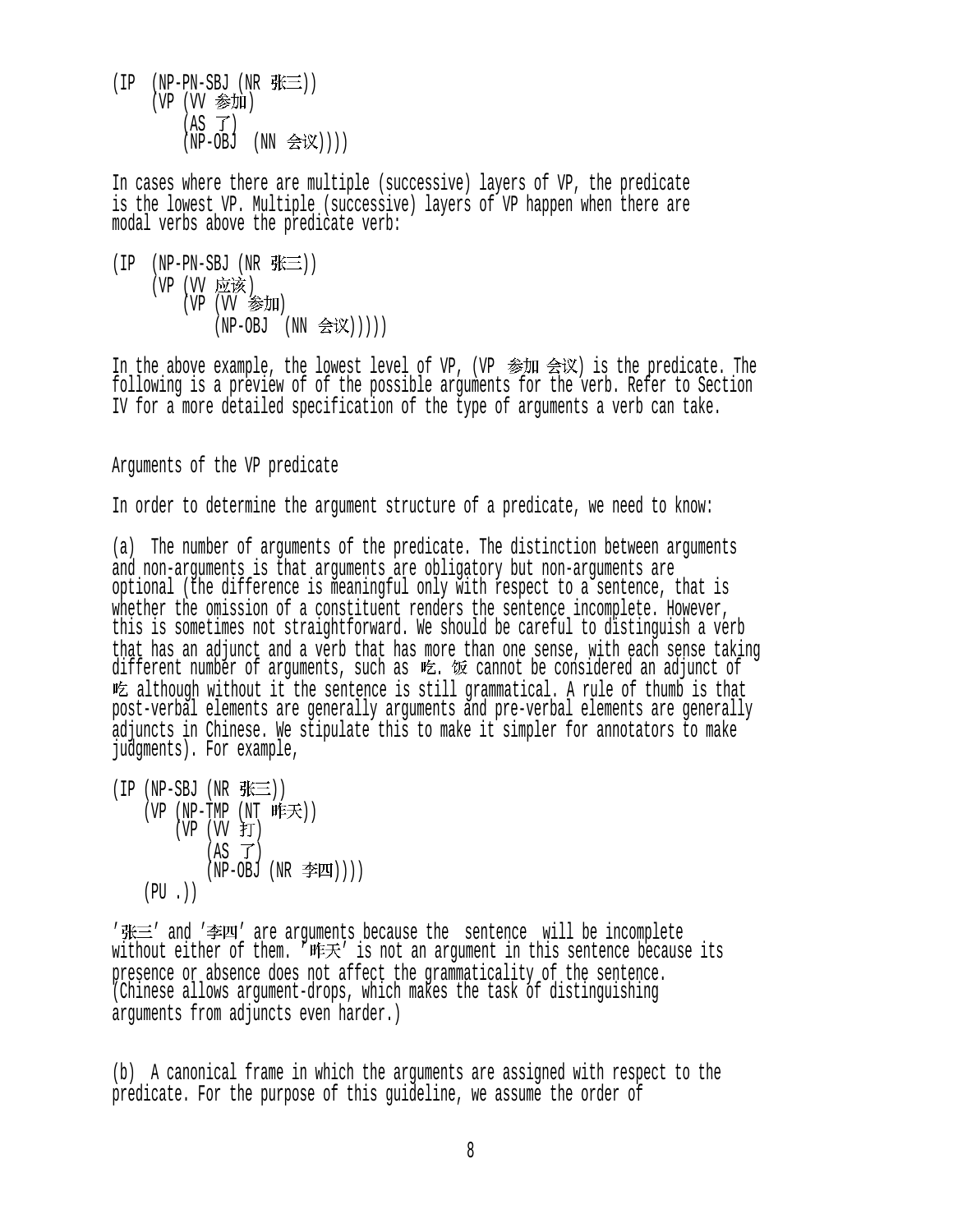```
(IP  (NP-PN-SBJ (NR 张三))
     (VP (VV 参加)
         (AS 了)
         (NP-OBJ  (NN 会议))))
```

In cases where there are multiple (successive) layers of VP, the predicate is the lowest VP. Multiple (successive) layers of VP happen when there are modal verbs above the predicate verb:

```
(IP  (NP-PN-SBJ (NR 张三))
     (VP (VV 应该)
         (VP (VV 参加)
             (NP-OBJ  (NN 会议)))))
```

In the above example, the lowest level of VP, (VP 参加 会议) is the predicate. The following is a preview of of the possible arguments for the verb. Refer to Section IV for a more detailed specification of the type of arguments a verb can take.

Arguments of the VP predicate

In order to determine the argument structure of a predicate, we need to know:

(a) The number of arguments of the predicate. The distinction between arguments and non-arguments is that arguments are obligatory but non-arguments are optional (the difference is meaningful only with respect to a sentence, that is whether the omission of a constituent renders the sentence incomplete. However, this is sometimes not straightforward. We should be careful to distinguish a verb that has an adjunct and a verb that has more than one sense, with each sense taking different number of arguments, such as 吃. 饭 cannot be considered an adjunct of 吃 although without it the sentence is still grammatical. A rule of thumb is that post-verbal elements are generally arguments and pre-verbal elements are generally adjuncts in Chinese. We stipulate this to make it simpler for annotators to make judgments). For example,

```
(IP (NP-SBJ (NR 张三))
    (VP (NP-TMP (NT 昨天))
        (VP (VV 打)
            (AS 了)
            (NP-OBJ (NR 李四))))
    (PU .))
```

'张三' and '李四' are arguments because the sentence will be incomplete without either of them. '昨天' is not an argument in this sentence because its presence or absence does not affect the grammaticality of the sentence. (Chinese allows argument-drops, which makes the task of distinguishing arguments from adjuncts even harder.)

(b) A canonical frame in which the arguments are assigned with respect to the predicate. For the purpose of this guideline, we assume the order of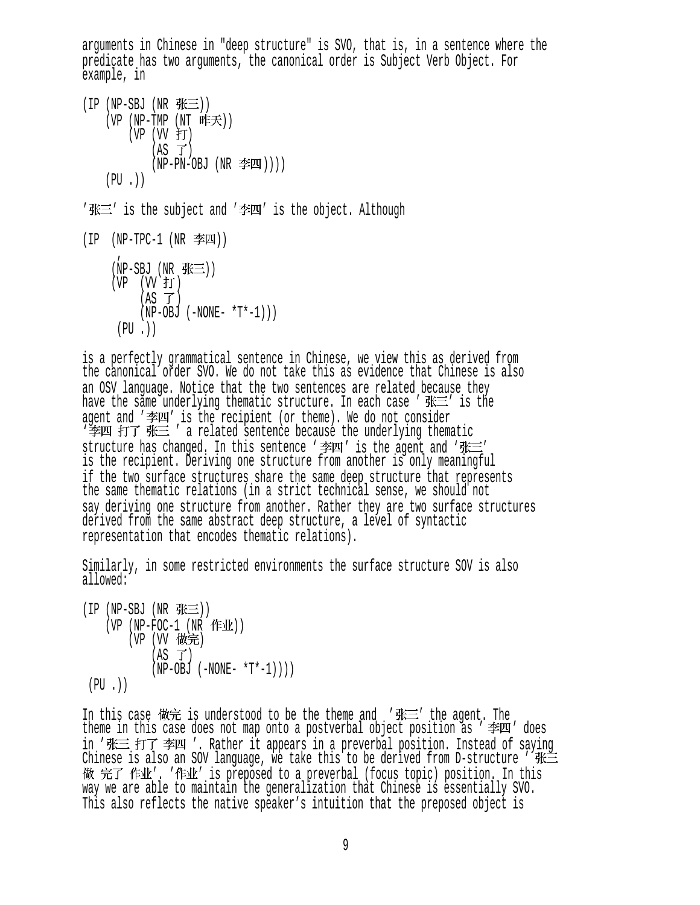arguments in Chinese in "deep structure" is SVO, that is, in a sentence where the predicate has two arguments, the canonical order is Subject Verb Object. For example, in

```
(IP (NP-SBJ (NR 张三))
    (VP (NP-TMP (NT 昨天))
        (VP (VV 打)
            (AS 了)
            (NP-PN-OBJ (NR 李四))))
    (PU .))
```

'张三' is the subject and '李四' is the object. Although

```
(IP  (NP-TPC-1 (NR 李四))
     ,
     (NP-SBJ (NR 张三))
     (VP  (VV 打)
          (AS 了)
          (NP-OBJ (-NONE- *T*-1)))
      (PU .))
```

is a perfectly grammatical sentence in Chinese, we view this as derived from the canonical order SVO. We do not take this as evidence that Chinese is also an OSV language. Notice that the two sentences are related because they have the same underlying thematic structure. In each case '张三' is the agent and '李四' is the recipient (or theme). We do not consider '李四 打了 张三 ' a related sentence because the underlying thematic structure has changed. In this sentence '李四' is the agent and '张三' is the recipient. Deriving one structure from another is only meaningful if the two surface structures share the same deep structure that represents the same thematic relations (in a strict technical sense, we should not say deriving one structure from another. Rather they are two surface structures derived from the same abstract deep structure, a level of syntactic representation that encodes thematic relations).

Similarly, in some restricted environments the surface structure SOV is also allowed:

```
(IP (NP-SBJ (NR 张三))
    (VP (NP-FOC-1 (NR 作业))
        (VP (VV 做完)
            (AS 了)
            (NP-OBJ (-NONE- *T*-1))))
 (PU .))
```

In this case 做完 is understood to be the theme and '张三' the agent. The theme in this case does not map onto a postverbal object position as '李四' does in '张三 打了 李四 '. Rather it appears in a preverbal position. Instead of saying Chinese is also an SOV language, we take this to be derived from D-structure '张三 做 完了 作业'. '作业' is preposed to a preverbal (focus topic) position. In this way we are able to maintain the generalization that Chinese is essentially SVO. This also reflects the native speaker's intuition that the preposed object is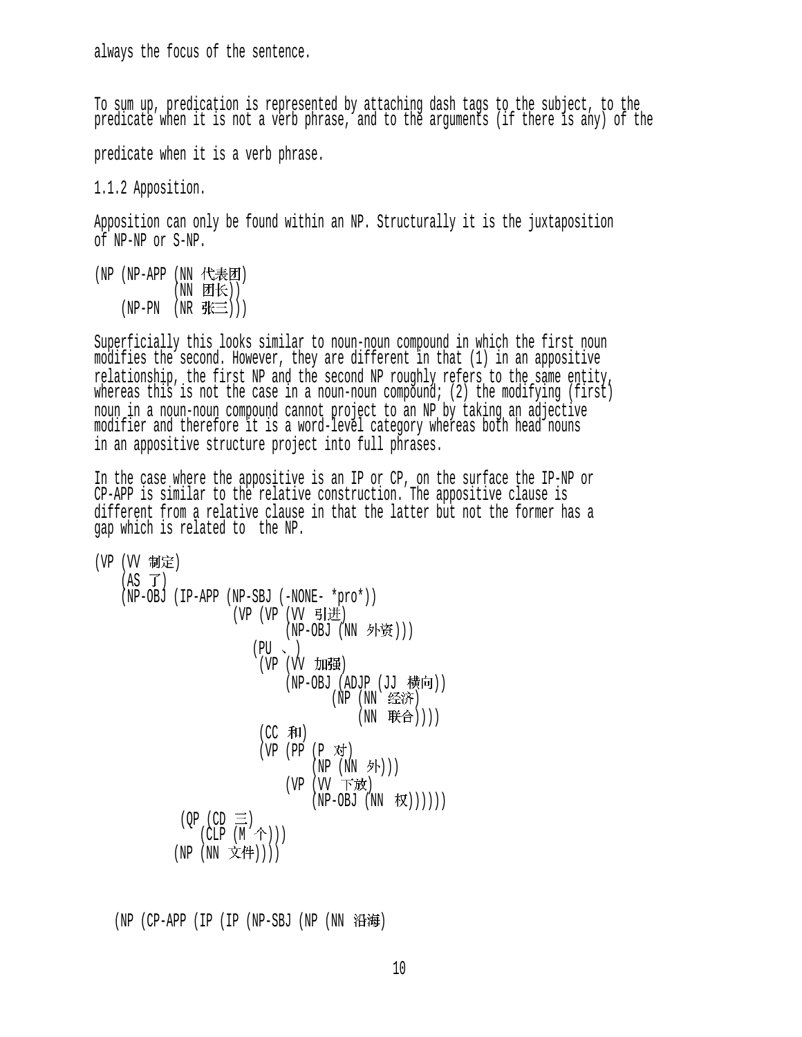always the focus of the sentence.

To sum up, predication is represented by attaching dash tags to the subject, to the predicate when it is not a verb phrase, and to the arguments (if there is any) of the predicate when it is a verb phrase.

1.1.2 Apposition.

Apposition can only be found within an NP. Structurally it is the juxtaposition of NP-NP or S-NP.

```
(NP (NP-APP (NN 代表团)
            (NN 团长))
    (NP-PN  (NR 张三)))
```

Superficially this looks similar to noun-noun compound in which the first noun modifies the second. However, they are different in that (1) in an appositive relationship, the first NP and the second NP roughly refers to the same entity, whereas this is not the case in a noun-noun compound; (2) the modifying (first) noun in a noun-noun compound cannot project to an NP by taking an adjective modifier and therefore it is a word-level category whereas both head nouns in an appositive structure project into full phrases.

In the case where the appositive is an IP or CP, on the surface the IP-NP or CP-APP is similar to the relative construction. The appositive clause is different from a relative clause in that the latter but not the former has a gap which is related to the NP.

```
(VP (VV 制定)
    (AS 了)
    (NP-OBJ (IP-APP (NP-SBJ (-NONE- *pro*))
                    (VP (VP (VV 引进)
                            (NP-OBJ (NN 外资)))
                       (PU 、)
                        (VP (VV 加强)
                            (NP-OBJ (ADJP (JJ 横向))
                                   (NP (NN 经济)
                                       (NN 联合))))
                        (CC 和)
                        (VP (PP (P 对)
                                (NP (NN 外)))
                            (VP (VV 下放)
                                (NP-OBJ (NN 权))))))
            (QP (CD 三)
               (CLP (M 个)))
           (NP (NN 文件))))
```

```
(NP (CP-APP (IP (IP (NP-SBJ (NP (NN 沿海)
```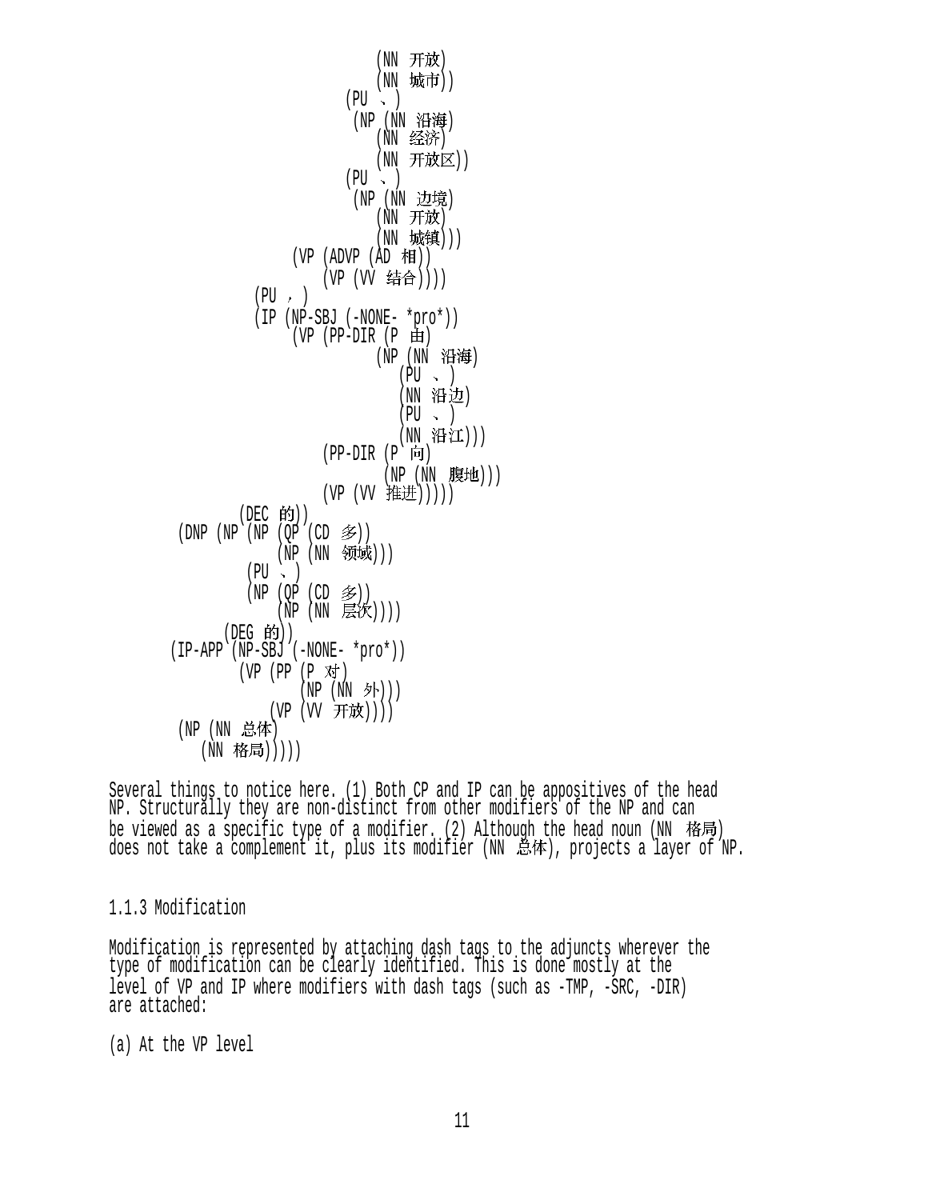```
                                      (NN 开放)
                                      (NN 城市))
                                 (PU 、)
                                  (NP (NN 沿海)
                                      (NN 经济)
                                      (NN 开放区))
                                 (PU 、)
                                  (NP (NN 边境)
                                      (NN 开放)
                                      (NN 城镇)))
                            (VP (ADVP (AD 相))
                                (VP (VV 结合))))
                        (PU ，)
                        (IP (NP-SBJ (-NONE- *pro*))
                            (VP (PP-DIR (P 由)
                                      (NP (NN 沿海)
                                          (PU 、)
                                          (NN 沿边)
                                          (PU 、)
                                          (NN 沿江)))
                                (PP-DIR (P 向)
                                      (NP (NN 腹地)))
                                (VP (VV 推进)))))
                  (DEC 的))
           (DNP (NP (NP (QP (CD 多))
                        (NP (NN 领域)))
                    (PU 、)
                    (NP (QP (CD 多))
                        (NP (NN 层次))))
                (DEG 的))
          (IP-APP (NP-SBJ (-NONE- *pro*))
                  (VP (PP (P 对)
                          (NP (NN 外)))
                      (VP (VV 开放))))
           (NP (NN 总体)
               (NN 格局)))))
```

Several things to notice here. (1) Both CP and IP can be appositives of the head NP. Structurally they are non-distinct from other modifiers of the NP and can be viewed as a specific type of a modifier. (2) Although the head noun (NN 格局) does not take a complement it, plus its modifier (NN 总体), projects a layer of NP.

### 1.1.3 Modification

Modification is represented by attaching dash tags to the adjuncts wherever the type of modification can be clearly identified. This is done mostly at the level of VP and IP where modifiers with dash tags (such as -TMP, -SRC, -DIR) are attached:

(a) At the VP level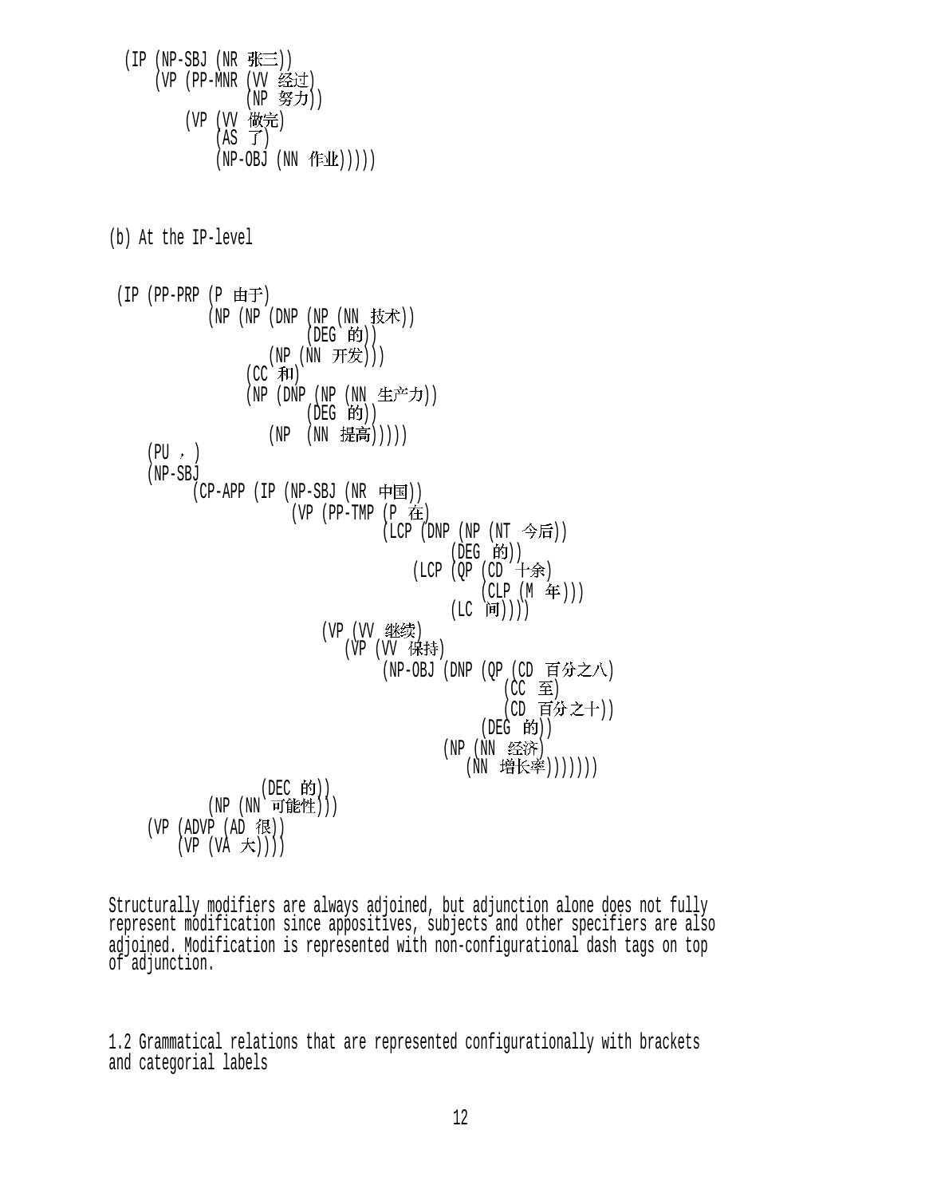```
(IP (NP-SBJ (NR 张三))
    (VP (PP-MNR (VV 经过)
                (NP 努力))
        (VP (VV 做完)
            (AS 了)
            (NP-OBJ (NN 作业)))))
```

(b) At the IP-level

```
(IP (PP-PRP (P 由于)
            (NP (NP (DNP (NP (NN 技术))
                         (DEG 的))
                    (NP (NN 开发)))
                (CC 和)
                (NP (DNP (NP (NN 生产力))
                         (DEG 的))
                    (NP  (NN 提高)))))
    (PU ，)
    (NP-SBJ
         (CP-APP (IP (NP-SBJ (NR 中国))
                     (VP (PP-TMP (P 在)
                                 (LCP (DNP (NP (NT 今后))
                                           (DEG 的))
                                      (LCP (QP (CD 十余)
                                               (CLP (M 年)))
                                           (LC 间))))
                         (VP (VV 继续)
                             (VP (VV 保持)
                                 (NP-OBJ (DNP (QP (CD 百分之八)
                                                  (CC 至)
                                                  (CD 百分之十))
                                              (DEG 的))
                                         (NP (NN 经济)
                                             (NN 增长率)))))))
                 (DEC 的))
         (NP (NN 可能性)))
    (VP (ADVP (AD 很))
        (VP (VA 大))))
```

Structurally modifiers are always adjoined, but adjunction alone does not fully represent modification since appositives, subjects and other specifiers are also adjoined. Modification is represented with non-configurational dash tags on top of adjunction.

### 1.2 Grammatical relations that are represented configurationally with brackets and categorial labels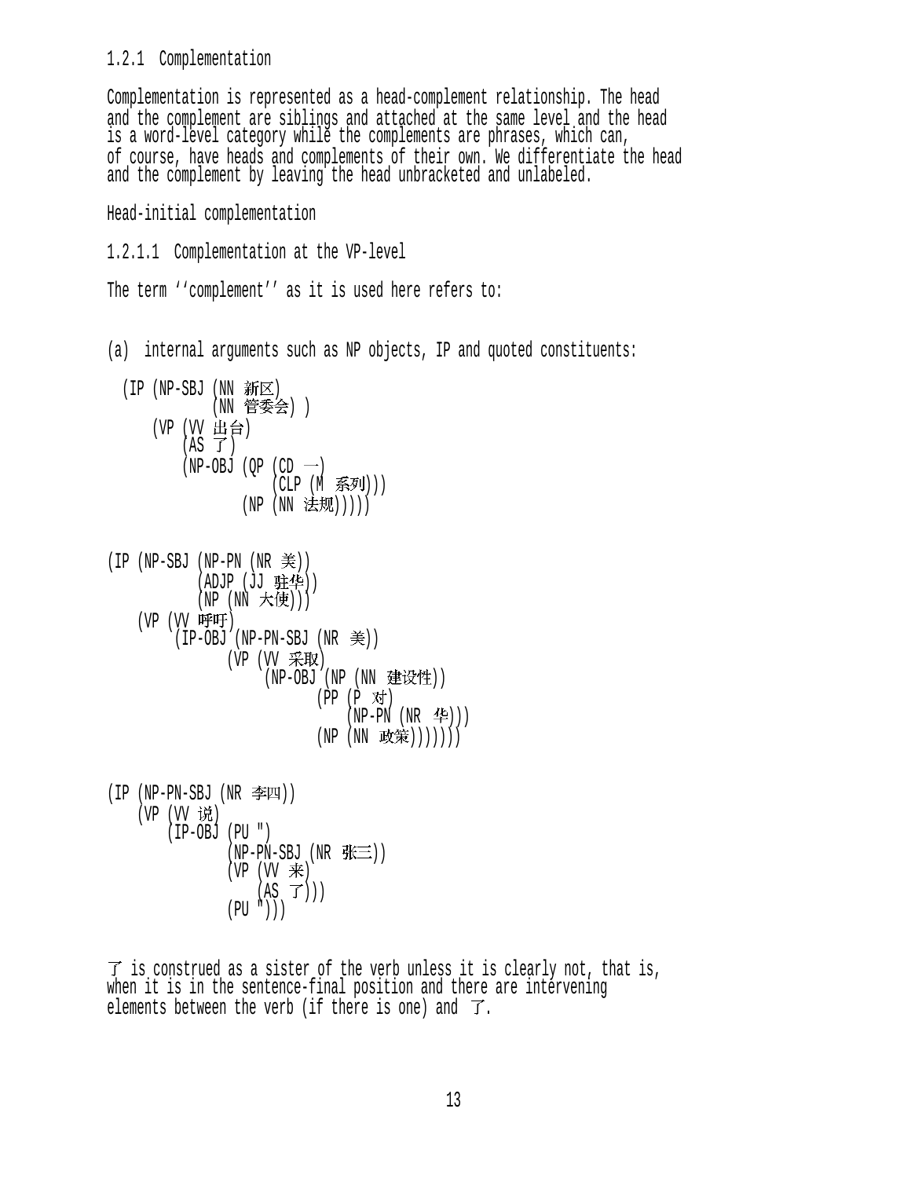### 1.2.1 Complementation

Complementation is represented as a head-complement relationship. The head and the complement are siblings and attached at the same level and the head is a word-level category while the complements are phrases, which can, of course, have heads and complements of their own. We differentiate the head and the complement by leaving the head unbracketed and unlabeled.

Head-initial complementation

#### 1.2.1.1 Complementation at the VP-level

The term ‘‘complement’’ as it is used here refers to:

(a) internal arguments such as NP objects, IP and quoted constituents:

```
  (IP (NP-SBJ (NN 新区)
              (NN 管委会) )
      (VP (VV 出台)
          (AS 了)
          (NP-OBJ (QP (CD 一)
                      (CLP (M 系列)))
                  (NP (NN 法规)))))
```

```
(IP (NP-SBJ (NP-PN (NR 美))
            (ADJP (JJ 驻华))
            (NP (NN 大使)))
    (VP (VV 呼吁)
        (IP-OBJ (NP-PN-SBJ (NR 美))
                (VP (VV 采取)
                    (NP-OBJ (NP (NN 建设性))
                            (PP (P 对)
                                (NP-PN (NR 华)))
                            (NP (NN 政策)))))))
```

```
(IP (NP-PN-SBJ (NR 李四))
    (VP (VV 说)
        (IP-OBJ (PU ")
                (NP-PN-SBJ (NR 张三))
                (VP (VV 来)
                    (AS 了)))
                (PU "))))
```

了 is construed as a sister of the verb unless it is clearly not, that is, when it is in the sentence-final position and there are intervening elements between the verb (if there is one) and 了.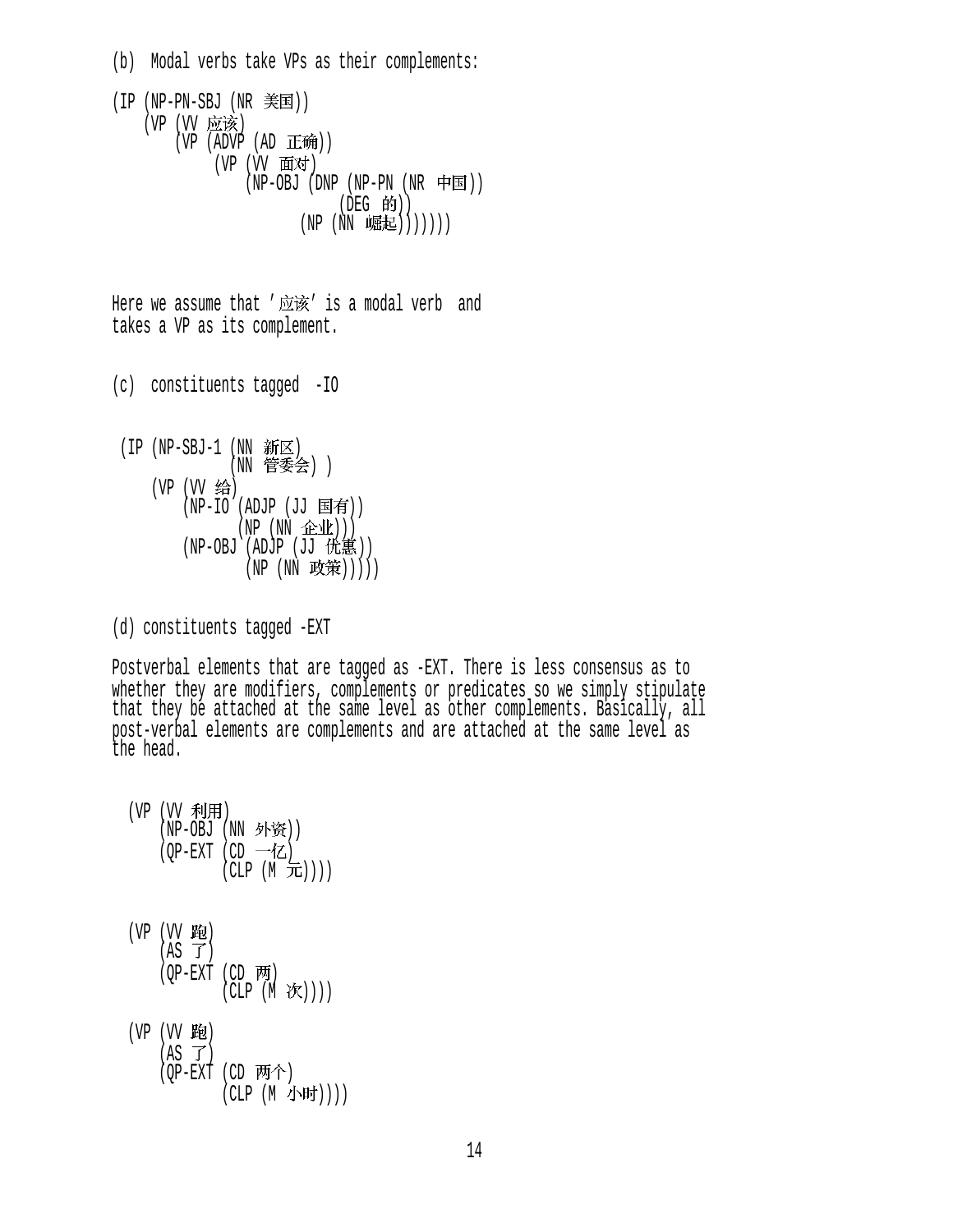(b)  Modal verbs take VPs as their complements:

```
(IP (NP-PN-SBJ (NR 美国))
    (VP (VV 应该)
        (VP (ADVP (AD 正确))
             (VP (VV 面对)
                 (NP-OBJ (DNP (NP-PN (NR 中国))
                              (DEG 的))
                         (NP (NN 崛起)))))))
```

Here we assume that '应该' is a modal verb  and
takes a VP as its complement.

(c)  constituents tagged  -IO

```
 (IP (NP-SBJ-1 (NN 新区)
               (NN 管委会) )
     (VP (VV 给)
         (NP-IO (ADJP (JJ 国有))
                (NP (NN 企业)))
         (NP-OBJ (ADJP (JJ 优惠))
                 (NP (NN 政策)))))
```

(d) constituents tagged -EXT

Postverbal elements that are tagged as -EXT. There is less consensus as to whether they are modifiers, complements or predicates so we simply stipulate that they be attached at the same level as other complements. Basically, all post-verbal elements are complements and are attached at the same level as the head.

```
  (VP (VV 利用)
      (NP-OBJ (NN 外资))
      (QP-EXT (CD 一亿)
              (CLP (M 元))))


  (VP (VV 跑)
      (AS 了)
      (QP-EXT (CD 两)
              (CLP (M 次))))

  (VP (VV 跑)
      (AS 了)
      (QP-EXT (CD 两个)
              (CLP (M 小时))))
```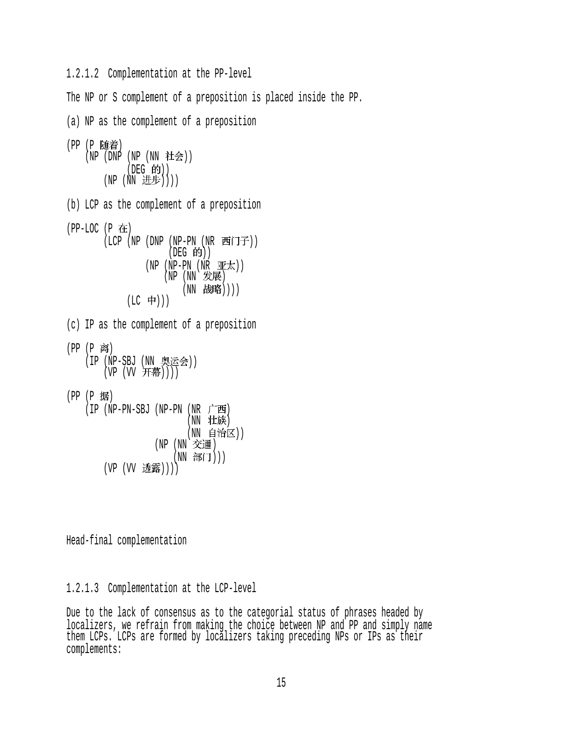### 1.2.1.2 Complementation at the PP-level

The NP or S complement of a preposition is placed inside the PP.

(a) NP as the complement of a preposition

```
(PP (P 随着)
    (NP (DNP (NP (NN 社会))
             (DEG 的))
        (NP (NN 进步))))
```

(b) LCP as the complement of a preposition

```
(PP-LOC (P 在)
        (LCP (NP (DNP (NP-PN (NR 西门子))
                      (DEG 的))
                 (NP (NP-PN (NR 亚太))
                     (NP (NN 发展)
                         (NN 战略))))
             (LC 中)))
```

(c) IP as the complement of a preposition

```
(PP (P 离)
    (IP (NP-SBJ (NN 奥运会))
        (VP (VV 开幕))))

(PP (P 据)
    (IP (NP-PN-SBJ (NP-PN (NR 广西)
                          (NN 壮族)
                          (NN 自治区))
                   (NP (NN 交通)
                       (NN 部门)))
        (VP (VV 透露))))
```

Head-final complementation

### 1.2.1.3 Complementation at the LCP-level

Due to the lack of consensus as to the categorial status of phrases headed by localizers, we refrain from making the choice between NP and PP and simply name them LCPs. LCPs are formed by localizers taking preceding NPs or IPs as their complements: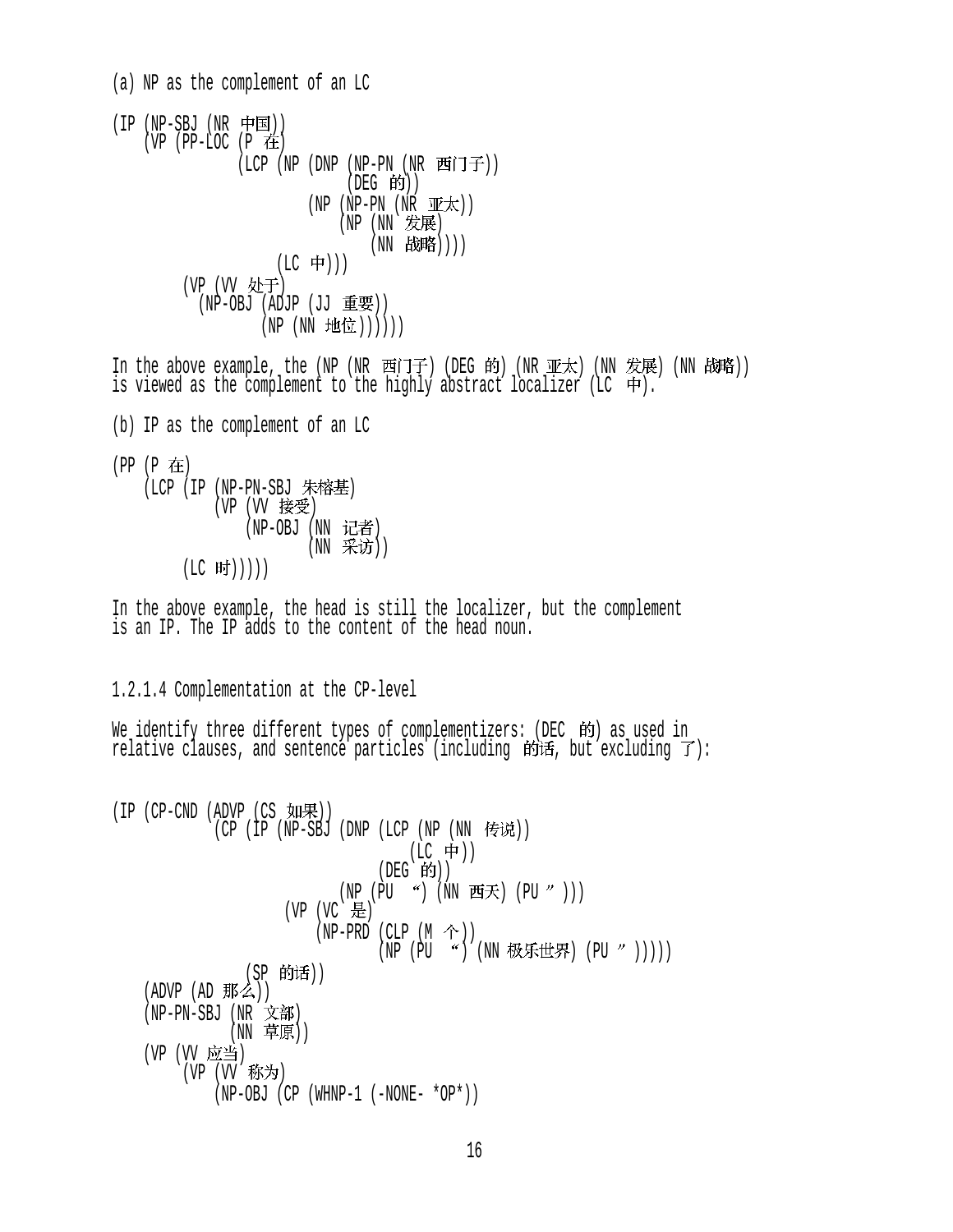(a) NP as the complement of an LC

```
(IP (NP-SBJ (NR 中国))
    (VP (PP-LOC (P 在)
                (LCP (NP (DNP (NP-PN (NR 西门子))
                              (DEG 的))
                         (NP (NP-PN (NR 亚太))
                             (NP (NN 发展)
                                 (NN 战略))))
                     (LC 中)))
        (VP (VV 处于)
          (NP-OBJ (ADJP (JJ 重要))
                  (NP (NN 地位))))))
```

In the above example, the (NP (NR 西门子) (DEG 的) (NR 亚太) (NN 发展) (NN 战略)) is viewed as the complement to the highly abstract localizer (LC 中).

(b) IP as the complement of an LC

```
(PP (P 在)
    (LCP (IP (NP-PN-SBJ 朱镕基)
             (VP (VV 接受)
                 (NP-OBJ (NN 记者)
                         (NN 采访))
        (LC 时)))))
```

In the above example, the head is still the localizer, but the complement is an IP. The IP adds to the content of the head noun.

1.2.1.4 Complementation at the CP-level

We identify three different types of complementizers: (DEC 的) as used in relative clauses, and sentence particles (including 的话, but excluding 了):

```
(IP (CP-CND (ADVP (CS 如果))
            (CP (IP (NP-SBJ (DNP (LCP (NP (NN 传说))
                                      (LC 中))
                                 (DEG 的))
                            (NP (PU “) (NN 西天) (PU ”)))
                    (VP (VC 是)
                        (NP-PRD (CLP (M 个))
                                (NP (PU “) (NN 极乐世界) (PU ”)))))
                (SP 的话))
    (ADVP (AD 那么))
    (NP-PN-SBJ (NR 文部)
               (NN 草原))
    (VP (VV 应当)
        (VP (VV 称为)
            (NP-OBJ (CP (WHNP-1 (-NONE- *OP*))
```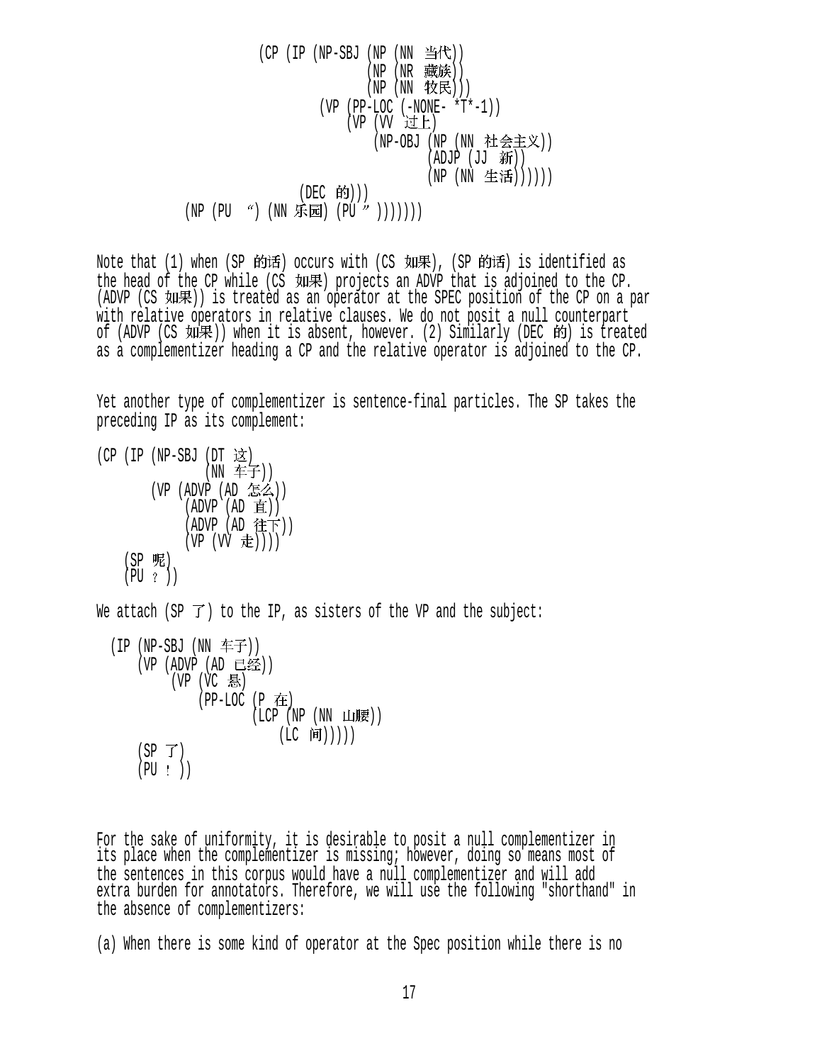```
                (CP (IP (NP-SBJ (NP (NN 当代))
                                (NP (NR 藏族))
                                (NP (NN 牧民)))
                        (VP (PP-LOC (-NONE- *T*-1))
                            (VP (VV 过上)
                                (NP-OBJ (NP (NN 社会主义))
                                        (ADJP (JJ 新))
                                        (NP (NN 生活))))))
                    (DEC 的)))
            (NP (PU “) (NN 乐园) (PU ”)))))))
```

Note that (1) when (SP 的话) occurs with (CS 如果), (SP 的话) is identified as the head of the CP while (CS 如果) projects an ADVP that is adjoined to the CP. (ADVP (CS 如果)) is treated as an operator at the SPEC position of the CP on a par with relative operators in relative clauses. We do not posit a null counterpart of (ADVP (CS 如果)) when it is absent, however. (2) Similarly (DEC 的) is treated as a complementizer heading a CP and the relative operator is adjoined to the CP.

Yet another type of complementizer is sentence-final particles. The SP takes the preceding IP as its complement:

```
(CP (IP (NP-SBJ (DT 这)
                (NN 车子))
        (VP (ADVP (AD 怎么))
            (ADVP (AD 直))
            (ADVP (AD 往下))
            (VP (VV 走))))
    (SP 呢)
    (PU ？))
```

We attach (SP 了) to the IP, as sisters of the VP and the subject:

```
  (IP (NP-SBJ (NN 车子))
      (VP (ADVP (AD 已经))
          (VP (VC 悬)
              (PP-LOC (P 在)
                      (LCP (NP (NN 山腰))
                           (LC 间)))))
      (SP 了)
      (PU ！))
```

For the sake of uniformity, it is desirable to posit a null complementizer in its place when the complementizer is missing; however, doing so means most of the sentences in this corpus would have a null complementizer and will add extra burden for annotators. Therefore, we will use the following "shorthand" in the absence of complementizers:

(a) When there is some kind of operator at the Spec position while there is no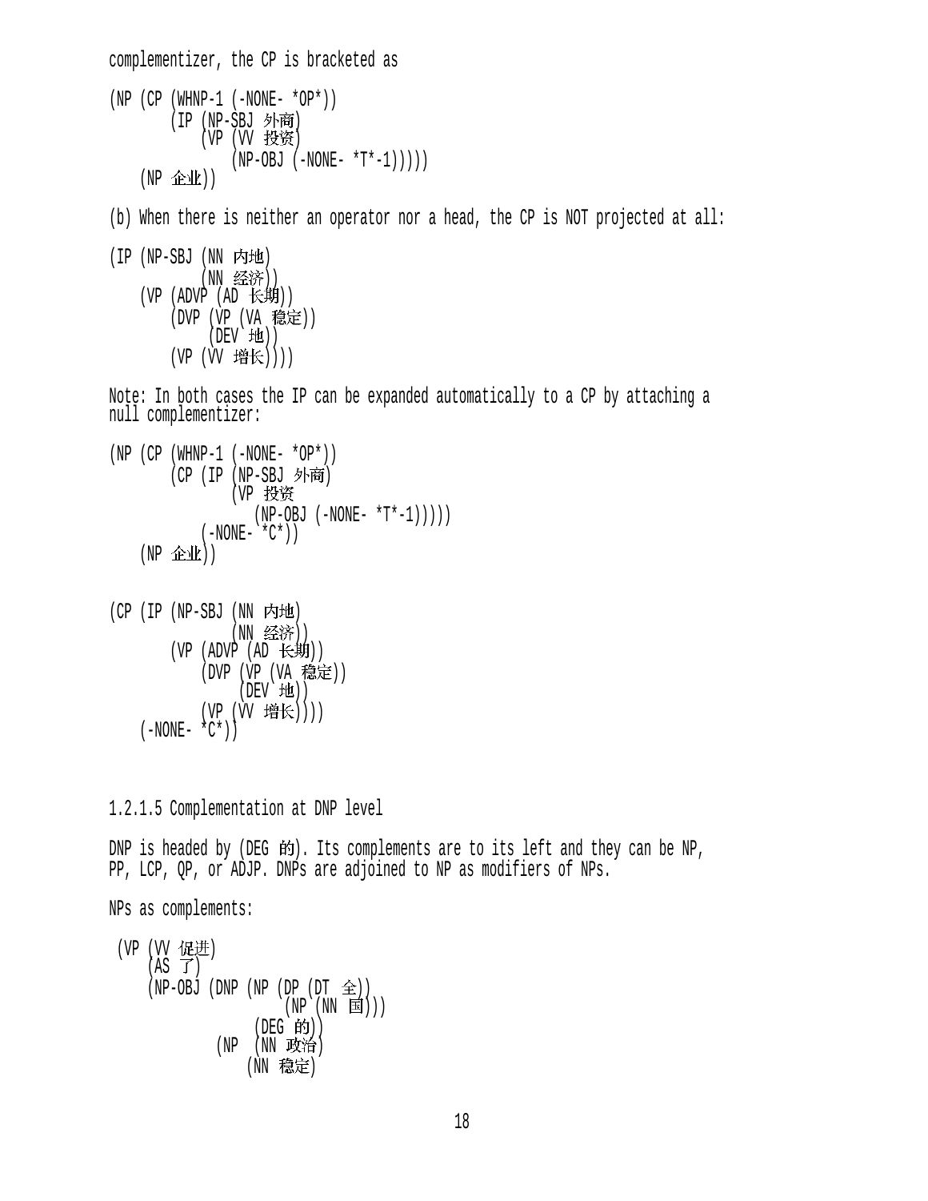complementizer, the CP is bracketed as

```
(NP (CP (WHNP-1 (-NONE- *OP*))
        (IP (NP-SBJ 外商)
            (VP (VV 投资)
                (NP-OBJ (-NONE- *T*-1)))))
    (NP 企业))
```

(b) When there is neither an operator nor a head, the CP is NOT projected at all:

```
(IP (NP-SBJ (NN 内地)
            (NN 经济))
    (VP (ADVP (AD 长期))
        (DVP (VP (VA 稳定))
             (DEV 地))
        (VP (VV 增长))))
```

Note: In both cases the IP can be expanded automatically to a CP by attaching a null complementizer:

```
(NP (CP (WHNP-1 (-NONE- *OP*))
        (CP (IP (NP-SBJ 外商)
                (VP 投资
                   (NP-OBJ (-NONE- *T*-1)))))
            (-NONE- *C*))
    (NP 企业))
```

```
(CP (IP (NP-SBJ (NN 内地)
                (NN 经济))
        (VP (ADVP (AD 长期))
            (DVP (VP (VA 稳定))
                 (DEV 地))
            (VP (VV 增长))))
    (-NONE- *C*))
```

1.2.1.5 Complementation at DNP level

DNP is headed by (DEG 的). Its complements are to its left and they can be NP, PP, LCP, QP, or ADJP. DNPs are adjoined to NP as modifiers of NPs.

NPs as complements:

```
 (VP (VV 促进)
     (AS 了)
     (NP-OBJ (DNP (NP (DP (DT 全))
                      (NP (NN 国)))
                  (DEG 的))
             (NP  (NN 政治)
                  (NN 稳定)
```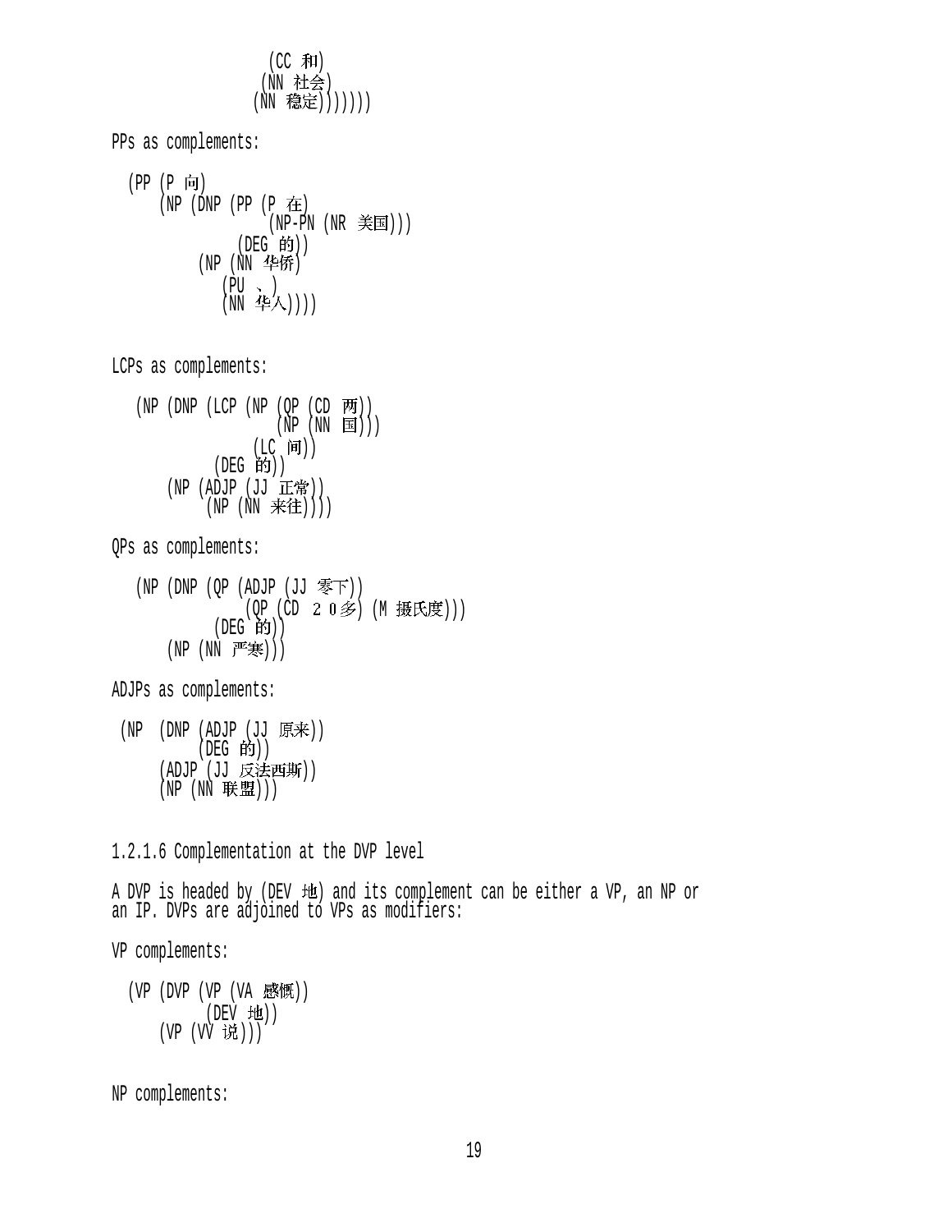```
                  (CC 和)
                 (NN 社会)
                (NN 稳定)))))))
```

PPs as complements:

```
  (PP (P 向)
      (NP (DNP (PP (P 在)
                   (NP-PN (NR 美国)))
               (DEG 的))
          (NP (NN 华侨)
             (PU 、)
             (NN 华人))))
```

LCPs as complements:

```
   (NP (DNP (LCP (NP (QP (CD 两))
                     (NP (NN 国)))
                 (LC 间))
            (DEG 的))
       (NP (ADJP (JJ 正常))
           (NP (NN 来往))))
```

QPs as complements:

```
   (NP (DNP (QP (ADJP (JJ 零下))
                (QP (CD ２０多) (M 摄氏度)))
            (DEG 的))
       (NP (NN 严寒)))
```

ADJPs as complements:

```
 (NP  (DNP (ADJP (JJ 原来))
           (DEG 的))
      (ADJP (JJ 反法西斯))
      (NP (NN 联盟)))
```

1.2.1.6 Complementation at the DVP level

A DVP is headed by (DEV 地) and its complement can be either a VP, an NP or an IP. DVPs are adjoined to VPs as modifiers:

VP complements:

```
  (VP (DVP (VP (VA 感慨))
           (DEV 地))
      (VP (VV 说)))
```

NP complements: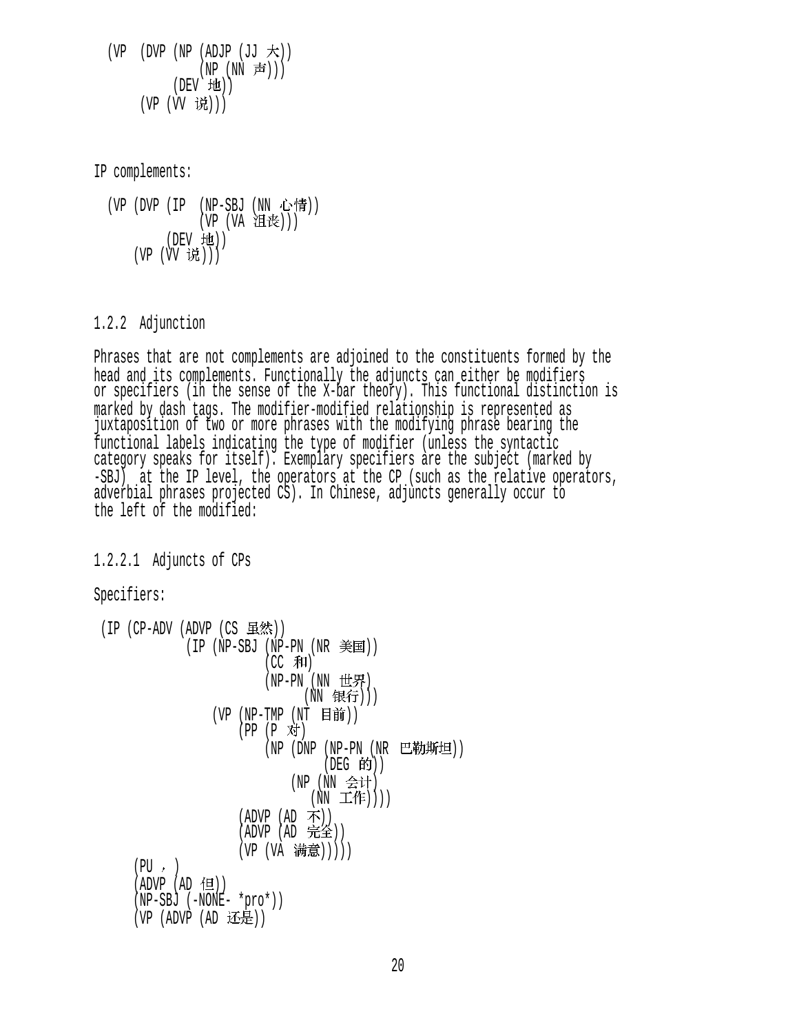```
  (VP  (DVP (NP (ADJP (JJ 大))
                (NP (NN 声)))
            (DEV 地))
       (VP (VV 说)))
```

IP complements:

```
  (VP (DVP (IP  (NP-SBJ (NN 心情))
                (VP (VA 沮丧)))
           (DEV 地))
      (VP (VV 说)))
```

1.2.2 Adjunction

Phrases that are not complements are adjoined to the constituents formed by the head and its complements. Functionally the adjuncts can either be modifiers or specifiers (in the sense of the X-bar theory). This functional distinction is marked by dash tags. The modifier-modified relationship is represented as juxtaposition of two or more phrases with the modifying phrase bearing the functional labels indicating the type of modifier (unless the syntactic category speaks for itself). Exemplary specifiers are the subject (marked by -SBJ) at the IP level, the operators at the CP (such as the relative operators, adverbial phrases projected CS). In Chinese, adjuncts generally occur to the left of the modified:

1.2.2.1 Adjuncts of CPs

Specifiers:

```
 (IP (CP-ADV (ADVP (CS 虽然))
             (IP (NP-SBJ (NP-PN (NR 美国))
                         (CC 和)
                         (NP-PN (NN 世界)
                                (NN 银行)))
                 (VP (NP-TMP (NT 目前))
                     (PP (P 对)
                         (NP (DNP (NP-PN (NR 巴勒斯坦))
                                  (DEG 的))
                             (NP (NN 会计)
                                 (NN 工作))))
                     (ADVP (AD 不))
                     (ADVP (AD 完全))
                     (VP (VA 满意)))))
     (PU ，)
     (ADVP (AD 但))
     (NP-SBJ (-NONE- *pro*))
     (VP (ADVP (AD 还是))
```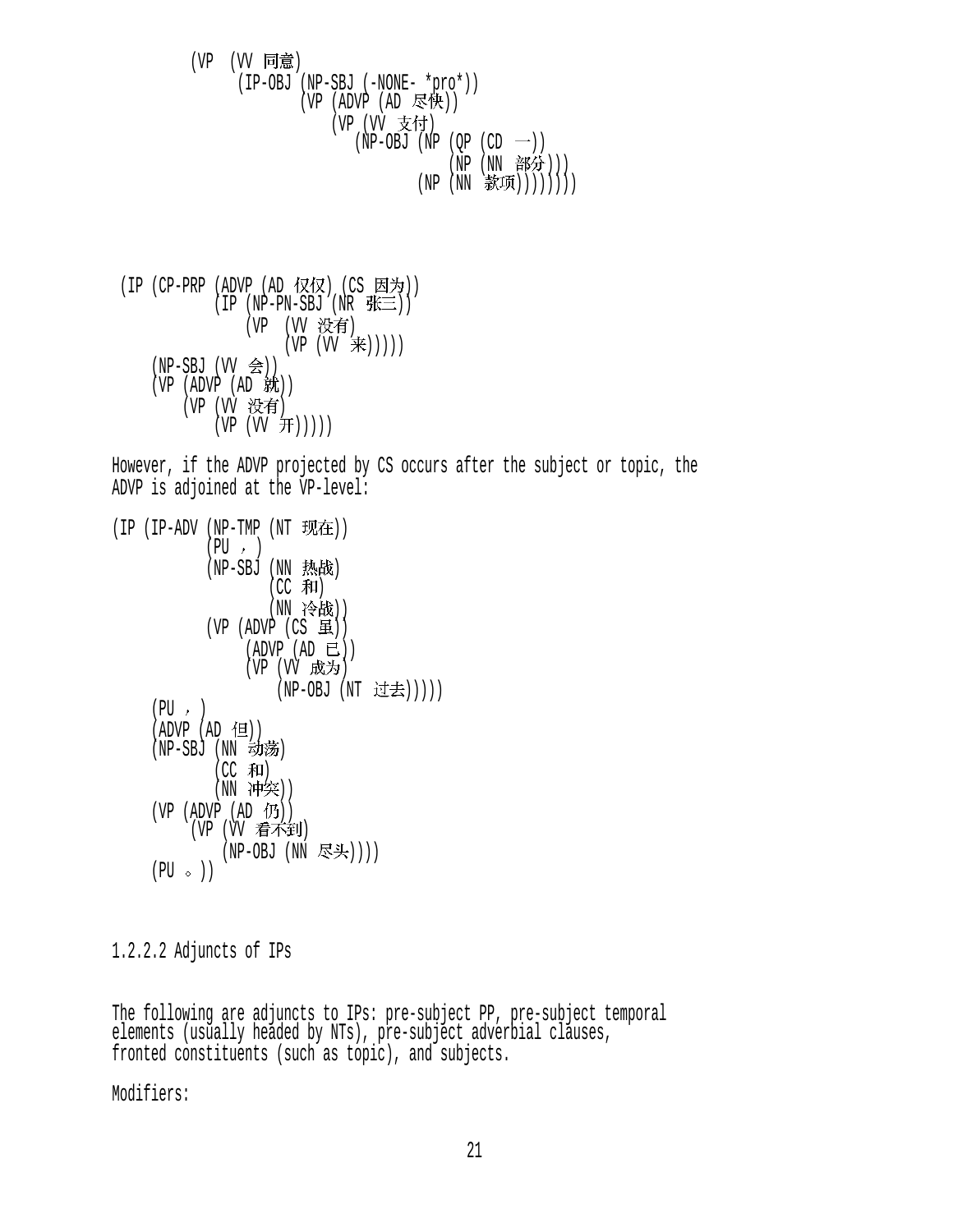```
          (VP  (VV 同意)
               (IP-OBJ (NP-SBJ (-NONE- *pro*))
                       (VP (ADVP (AD 尽快))
                           (VP (VV 支付)
                              (NP-OBJ (NP (QP (CD 一))
                                          (NP (NN 部分)))
                                      (NP (NN 款项))))))))
```

```
 (IP (CP-PRP (ADVP (AD 仅仅) (CS 因为))
             (IP (NP-PN-SBJ (NR 张三))
                 (VP  (VV 没有)
                      (VP (VV 来)))))
     (NP-SBJ (VV 会))
     (VP (ADVP (AD 就))
         (VP (VV 没有)
             (VP (VV 开)))))
```

However, if the ADVP projected by CS occurs after the subject or topic, the ADVP is adjoined at the VP-level:

```
(IP (IP-ADV (NP-TMP (NT 现在))
            (PU ，)
            (NP-SBJ (NN 热战)
                    (CC 和)
                    (NN 冷战))
            (VP (ADVP (CS 虽))
                (ADVP (AD 已))
                (VP (VV 成为)
                    (NP-OBJ (NT 过去)))))
    (PU ，)
    (ADVP (AD 但))
    (NP-SBJ (NN 动荡)
            (CC 和)
            (NN 冲突))
    (VP (ADVP (AD 仍))
        (VP (VV 看不到)
            (NP-OBJ (NN 尽头))))
    (PU 。))
```

1.2.2.2 Adjuncts of IPs

The following are adjuncts to IPs: pre-subject PP, pre-subject temporal elements (usually headed by NTs), pre-subject adverbial clauses, fronted constituents (such as topic), and subjects.

Modifiers: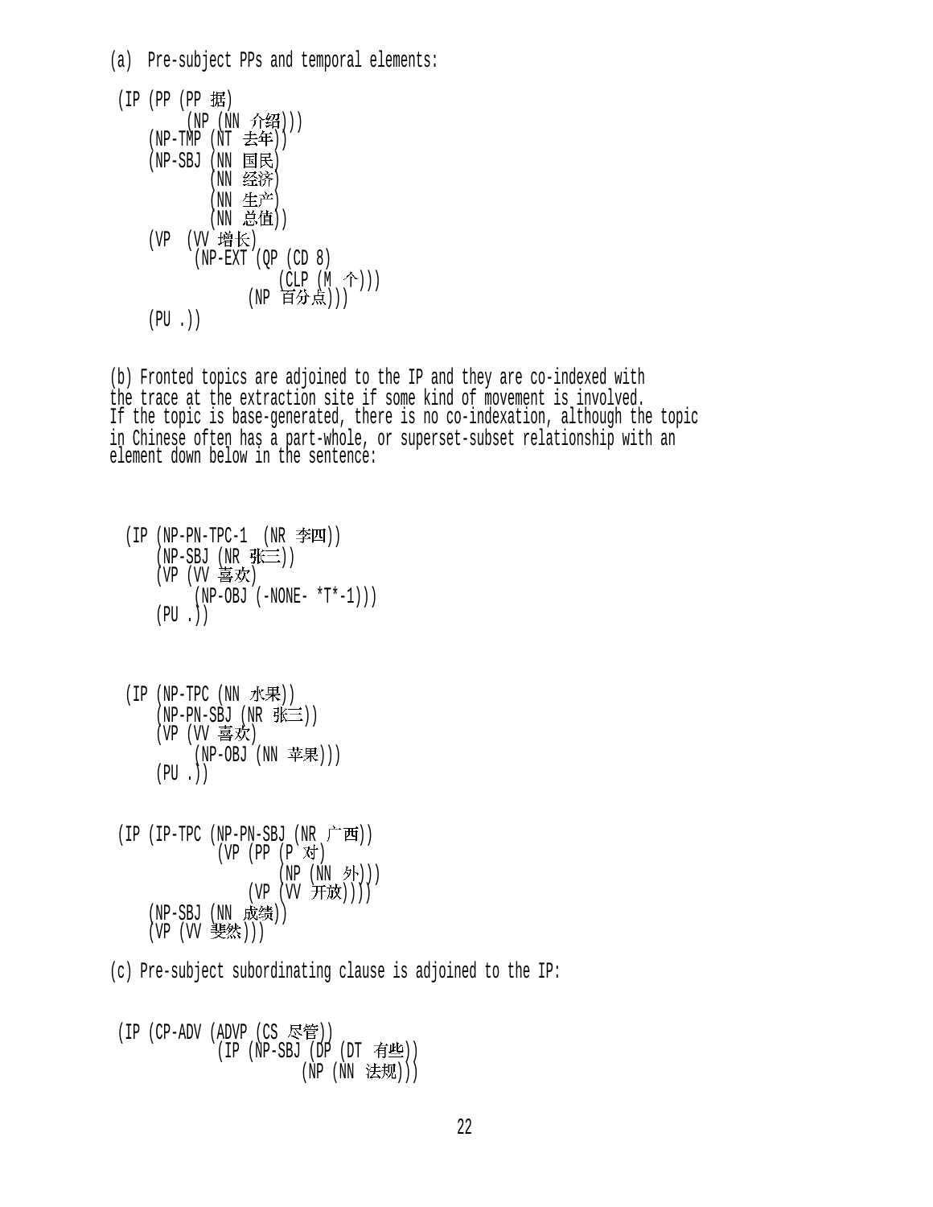(a)  Pre-subject PPs and temporal elements:

```
 (IP (PP (PP 据)
         (NP (NN 介绍)))
     (NP-TMP (NT 去年))
     (NP-SBJ (NN 国民)
             (NN 经济)
             (NN 生产)
             (NN 总值))
     (VP  (VV 增长)
          (NP-EXT (QP (CD 8)
                      (CLP (M  个)))
                  (NP 百分点)))
     (PU .))
```

(b) Fronted topics are adjoined to the IP and they are co-indexed with the trace at the extraction site if some kind of movement is involved. If the topic is base-generated, there is no co-indexation, although the topic in Chinese often has a part-whole, or superset-subset relationship with an element down below in the sentence:

```
  (IP (NP-PN-TPC-1  (NR 李四))
      (NP-SBJ (NR 张三))
      (VP (VV 喜欢)
          (NP-OBJ (-NONE- *T*-1)))
      (PU .))
```

```
  (IP (NP-TPC (NN 水果))
      (NP-PN-SBJ (NR 张三))
      (VP (VV 喜欢)
          (NP-OBJ (NN 苹果)))
      (PU .))
```

```
 (IP (IP-TPC (NP-PN-SBJ (NR 广西))
             (VP (PP (P 对)
                     (NP (NN 外)))
                 (VP (VV 开放))))
     (NP-SBJ (NN 成绩))
     (VP (VV 斐然)))
```

(c) Pre-subject subordinating clause is adjoined to the IP:

```
 (IP (CP-ADV (ADVP (CS 尽管))
             (IP (NP-SBJ (DP (DT 有些))
                         (NP (NN 法规)))
```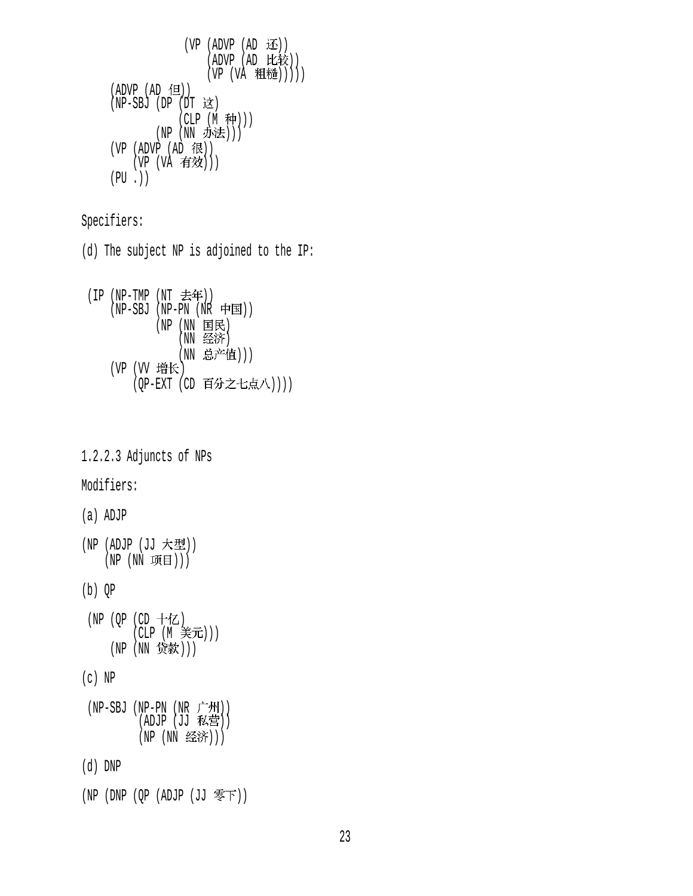```
              (VP (ADVP (AD 还))
                  (ADVP (AD 比较))
                  (VP (VA 粗糙)))))
    (ADVP (AD 但))
    (NP-SBJ (DP (DT 这)
                (CLP (M 种)))
            (NP (NN 办法)))
    (VP (ADVP (AD 很))
        (VP (VA 有效)))
    (PU .))
```

Specifiers:

(d) The subject NP is adjoined to the IP:

```
 (IP (NP-TMP (NT 去年))
     (NP-SBJ (NP-PN (NR 中国))
             (NP (NN 国民)
                 (NN 经济)
                 (NN 总产值)))
     (VP (VV 增长)
         (QP-EXT (CD 百分之七点八))))
```

1.2.2.3 Adjuncts of NPs

Modifiers:

(a) ADJP

```
(NP (ADJP (JJ 大型))
    (NP (NN 项目)))
```

(b) QP

```
 (NP (QP (CD 十亿)
         (CLP (M 美元)))
     (NP (NN 贷款)))
```

(c) NP

```
 (NP-SBJ (NP-PN (NR 广州))
         (ADJP (JJ 私营))
         (NP (NN 经济)))
```

(d) DNP

```
(NP (DNP (QP (ADJP (JJ 零下))
```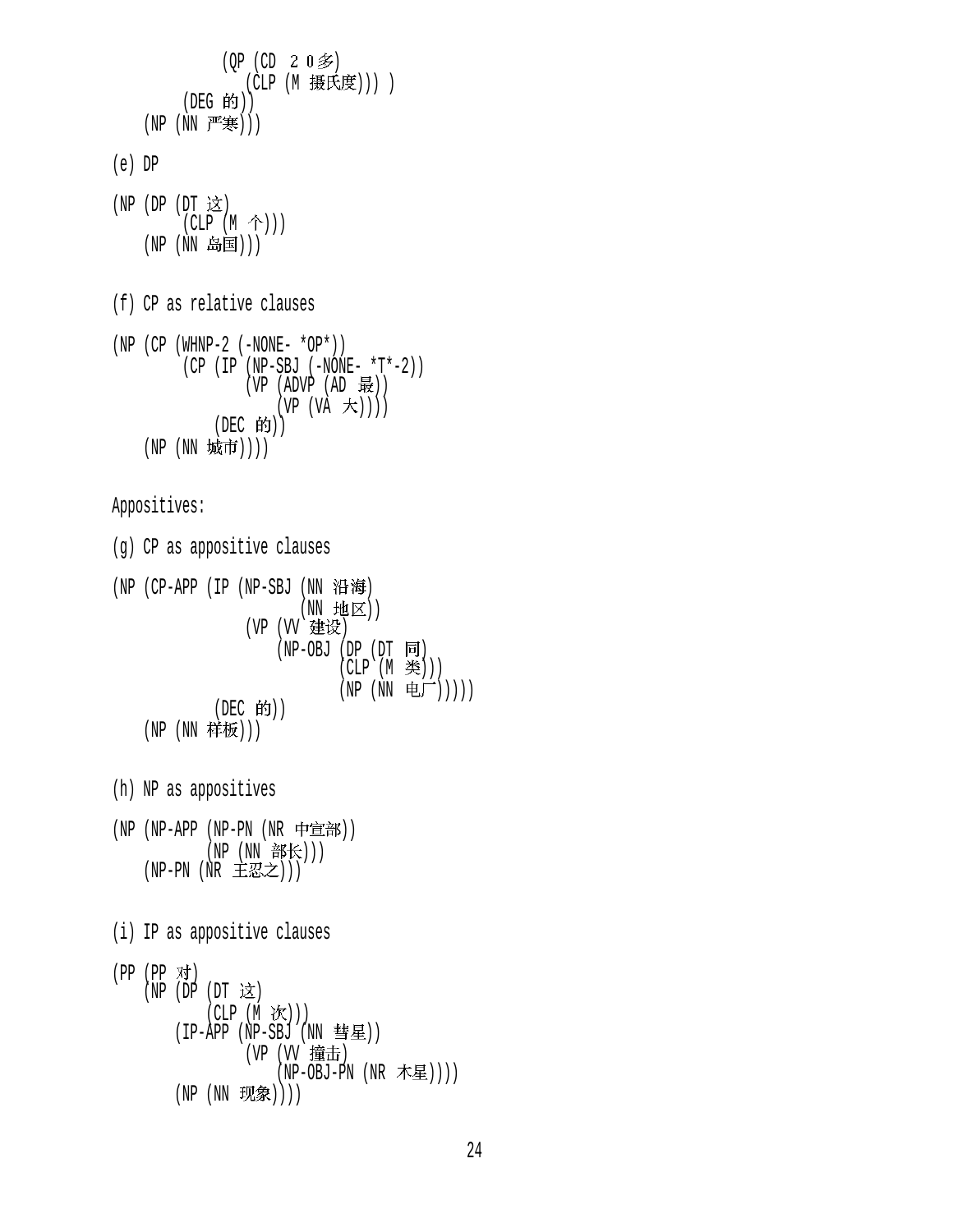```
            (QP (CD ２０多)
                (CLP (M 摄氏度))) )
        (DEG 的))
    (NP (NN 严寒)))
```

(e) DP

```
(NP (DP (DT 这)
        (CLP (M 个)))
    (NP (NN 岛国)))
```

(f) CP as relative clauses

```
(NP (CP (WHNP-2 (-NONE- *OP*))
        (CP (IP (NP-SBJ (-NONE- *T*-2))
                (VP (ADVP (AD 最))
                    (VP (VA 大))))
            (DEC 的)))
    (NP (NN 城市))))
```

Appositives:

(g) CP as appositive clauses

```
(NP (CP-APP (IP (NP-SBJ (NN 沿海)
                        (NN 地区))
                (VP (VV 建设)
                    (NP-OBJ (DP (DT 同)
                                (CLP (M 类)))
                            (NP (NN 电厂)))))
            (DEC 的))
    (NP (NN 样板)))
```

(h) NP as appositives

```
(NP (NP-APP (NP-PN (NR 中宣部))
            (NP (NN 部长)))
    (NP-PN (NR 王忍之)))
```

(i) IP as appositive clauses

```
(PP (PP 对)
    (NP (DP (DT 这)
            (CLP (M 次)))
        (IP-APP (NP-SBJ (NN 彗星))
                (VP (VV 撞击)
                    (NP-OBJ-PN (NR 木星))))
        (NP (NN 现象))))
```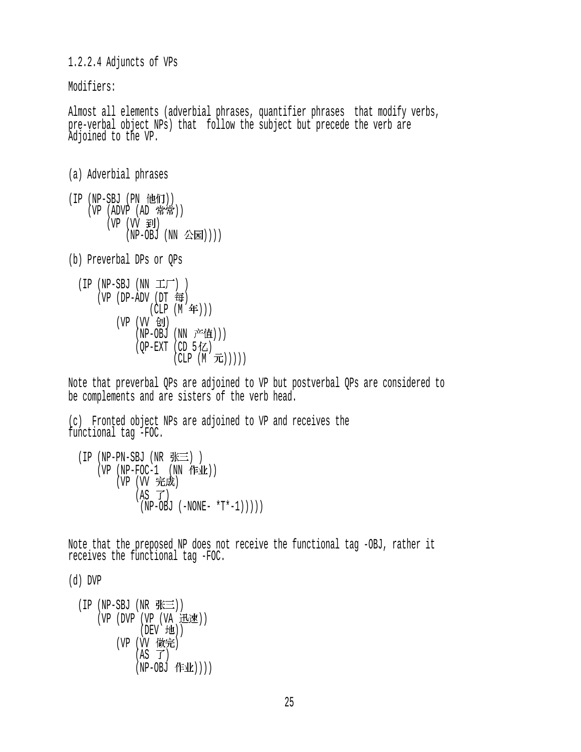1.2.2.4 Adjuncts of VPs

Modifiers:

Almost all elements (adverbial phrases, quantifier phrases  that modify verbs, pre-verbal object NPs) that  follow the subject but precede the verb are Adjoined to the VP.

(a) Adverbial phrases

```
(IP (NP-SBJ (PN 他们))
    (VP (ADVP (AD 常常))
        (VP (VV 到)
            (NP-OBJ (NN 公园))))
```

(b) Preverbal DPs or QPs

```
  (IP (NP-SBJ (NN 工厂) )
      (VP (DP-ADV (DT 每)
                 (CLP (M 年)))
          (VP (VV 创)
              (NP-OBJ (NN 产值)))
              (QP-EXT (CD 5亿)
                      (CLP (M 元)))))
```

Note that preverbal QPs are adjoined to VP but postverbal QPs are considered to be complements and are sisters of the verb head.

(c)  Fronted object NPs are adjoined to VP and receives the functional tag -FOC.

```
  (IP (NP-PN-SBJ (NR 张三) )
      (VP (NP-FOC-1  (NN 作业))
          (VP (VV 完成)
              (AS 了)
               (NP-OBJ (-NONE- *T*-1)))))
```

Note that the preposed NP does not receive the functional tag -OBJ, rather it receives the functional tag -FOC.

(d) DVP

```
  (IP (NP-SBJ (NR 张三))
      (VP (DVP (VP (VA 迅速))
               (DEV 地))
          (VP (VV 做完)
              (AS 了)
              (NP-OBJ 作业))))
```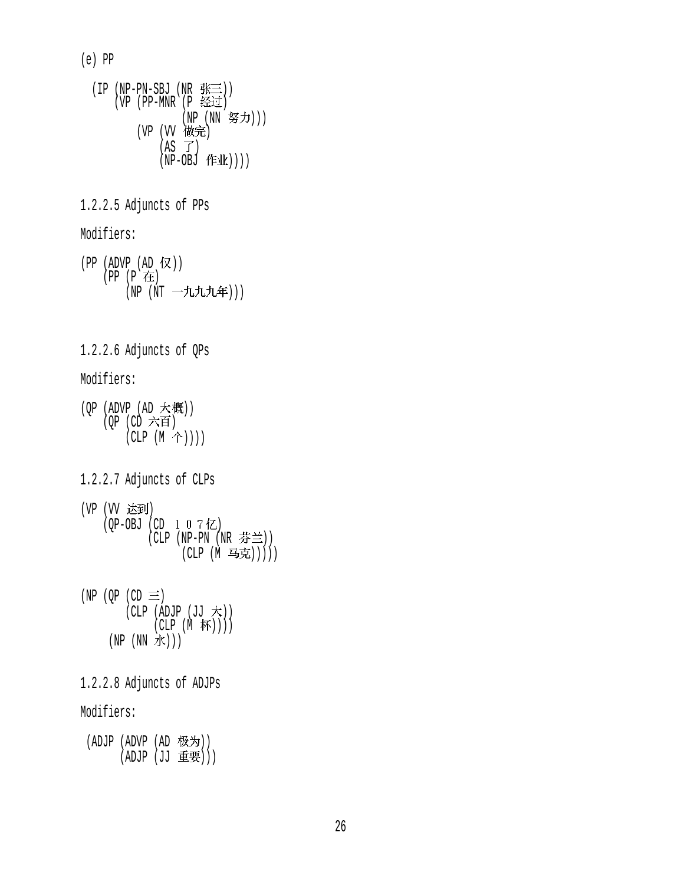(e) PP

```
  (IP (NP-PN-SBJ (NR 张三))
      (VP (PP-MNR (P 经过)
                  (NP (NN 努力)))
          (VP (VV 做完)
              (AS 了)
              (NP-OBJ 作业))))
```

1.2.2.5 Adjuncts of PPs

Modifiers:

```
(PP (ADVP (AD 仅))
    (PP (P 在)
        (NP (NT 一九九九年)))
```

1.2.2.6 Adjuncts of QPs

Modifiers:

```
(QP (ADVP (AD 大概))
    (QP (CD 六百)
        (CLP (M 个))))
```

1.2.2.7 Adjuncts of CLPs

```
(VP (VV 达到)
    (QP-OBJ (CD １０７亿)
            (CLP (NP-PN (NR 芬兰))
                 (CLP (M 马克)))))
```

```
(NP (QP (CD 三)
        (CLP (ADJP (JJ 大))
             (CLP (M 杯))))
     (NP (NN 水)))
```

1.2.2.8 Adjuncts of ADJPs

Modifiers:

```
 (ADJP (ADVP (AD 极为))
       (ADJP (JJ 重要)))
```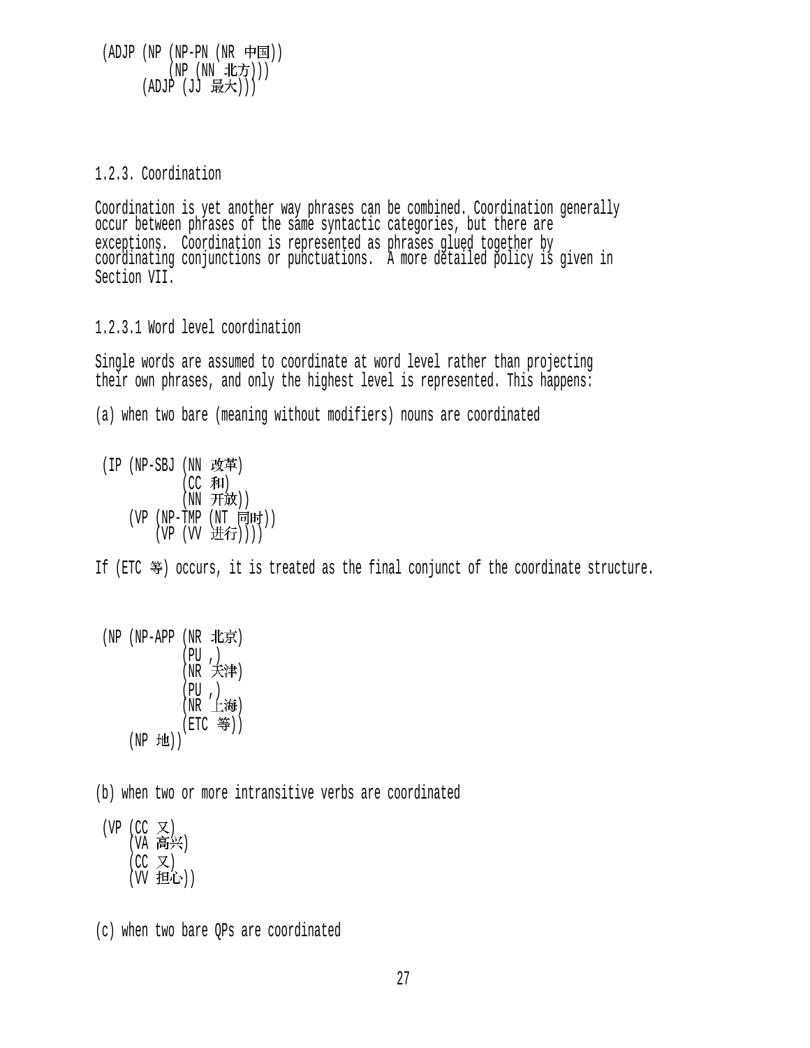```
(ADJP (NP (NP-PN (NR 中国))
          (NP (NN 北方)))
      (ADJP (JJ 最大)))
```

### 1.2.3. Coordination

Coordination is yet another way phrases can be combined. Coordination generally occur between phrases of the same syntactic categories, but there are exceptions. Coordination is represented as phrases glued together by coordinating conjunctions or punctuations. A more detailed policy is given in Section VII.

#### 1.2.3.1 Word level coordination

Single words are assumed to coordinate at word level rather than projecting their own phrases, and only the highest level is represented. This happens:

(a) when two bare (meaning without modifiers) nouns are coordinated

```
(IP (NP-SBJ (NN 改革)
            (CC 和)
            (NN 开放))
    (VP (NP-TMP (NT 同时))
        (VP (VV 进行))))
```

If (ETC 等) occurs, it is treated as the final conjunct of the coordinate structure.

```
(NP (NP-APP (NR 北京)
            (PU ,)
            (NR 天津)
            (PU ,)
            (NR 上海)
            (ETC 等))
    (NP 地))
```

(b) when two or more intransitive verbs are coordinated

```
(VP (CC 又)
    (VA 高兴)
    (CC 又)
    (VV 担心))
```

(c) when two bare QPs are coordinated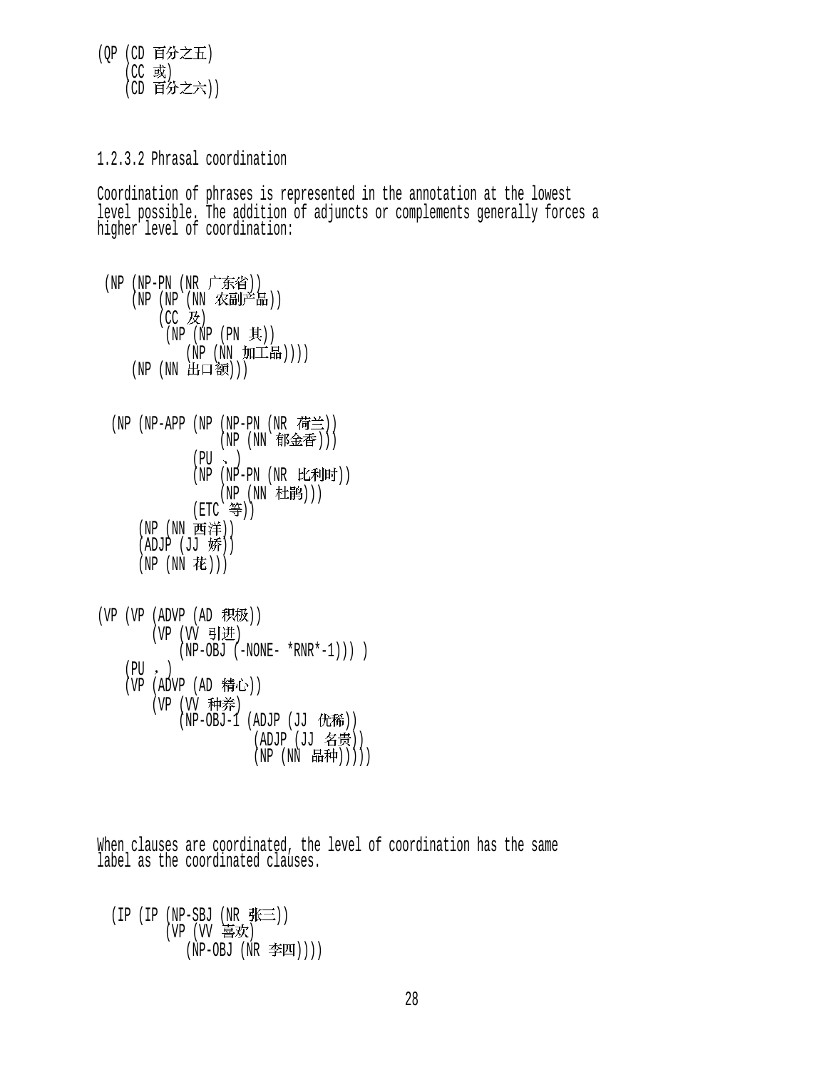```
(QP (CD 百分之五)
    (CC 或)
    (CD 百分之六))
```

1.2.3.2 Phrasal coordination

Coordination of phrases is represented in the annotation at the lowest level possible. The addition of adjuncts or complements generally forces a higher level of coordination:

```
 (NP (NP-PN (NR 广东省))
     (NP (NP (NN 农副产品))
         (CC 及)
          (NP (NP (PN 其))
              (NP (NN 加工品))))
     (NP (NN 出口额)))
```

```
  (NP (NP-APP (NP (NP-PN (NR 荷兰))
                  (NP (NN 郁金香)))
              (PU 、)
              (NP (NP-PN (NR 比利时))
                  (NP (NN 杜鹃)))
              (ETC 等))
      (NP (NN 西洋))
      (ADJP (JJ 娇))
      (NP (NN 花)))
```

```
(VP (VP (ADVP (AD 积极))
        (VP (VV 引进)
            (NP-OBJ (-NONE- *RNR*-1))) )
    (PU ，)
    (VP (ADVP (AD 精心))
        (VP (VV 种养)
            (NP-OBJ-1 (ADJP (JJ 优稀))
                      (ADJP (JJ 名贵))
                      (NP (NN 品种))))))
```

When clauses are coordinated, the level of coordination has the same label as the coordinated clauses.

```
  (IP (IP (NP-SBJ (NR 张三))
          (VP (VV 喜欢)
              (NP-OBJ (NR 李四))))
```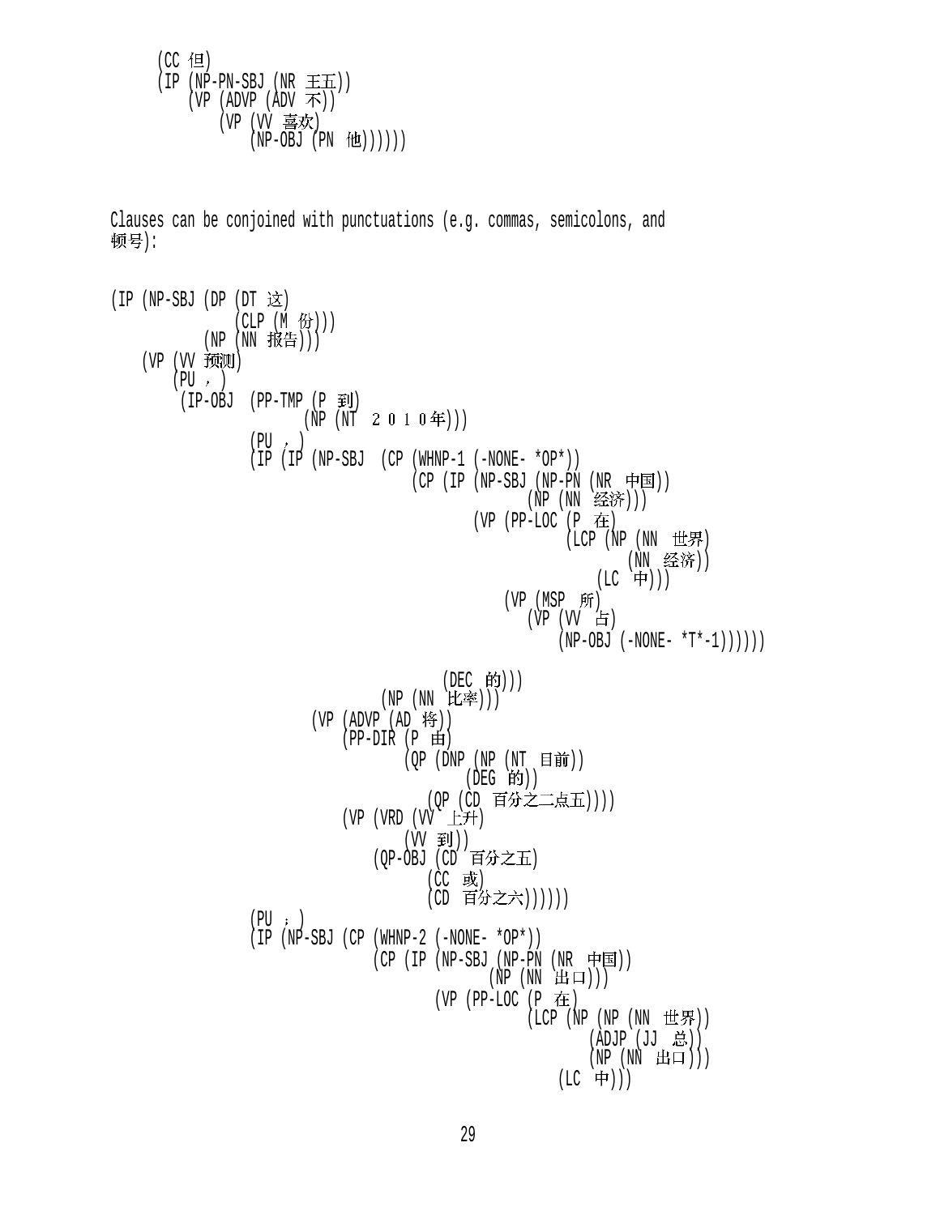```
      (CC 但)
      (IP (NP-PN-SBJ (NR 王五))
          (VP (ADVP (ADV 不))
              (VP (VV 喜欢)
                  (NP-OBJ (PN 他))))))
```

Clauses can be conjoined with punctuations (e.g. commas, semicolons, and 顿号):

```
(IP (NP-SBJ (DP (DT 这)
                (CLP (M 份)))
            (NP (NN 报告)))
    (VP (VV 预测)
        (PU ，)
         (IP-OBJ  (PP-TMP (P 到)
                          (NP (NT ２０１０年)))
                  (PU ，)
                  (IP (IP (NP-SBJ  (CP (WHNP-1 (-NONE- *OP*))
                                       (CP (IP (NP-SBJ (NP-PN (NR 中国))
                                                       (NP (NN 经济)))
                                               (VP (PP-LOC (P 在)
                                                           (LCP (NP (NN 世界)
                                                                    (NN 经济))
                                                                (LC 中)))
                                                   (VP (MSP 所)
                                                       (VP (VV 占)
                                                           (NP-OBJ (-NONE- *T*-1))))))

                                           (DEC 的)))
                                   (NP (NN 比率)))
                          (VP (ADVP (AD 将))
                              (PP-DIR (P 由)
                                      (QP (DNP (NP (NT 目前))
                                               (DEG 的))
                                          (QP (CD 百分之二点五))))
                              (VP (VRD (VV 上升)
                                       (VV 到))
                                  (QP-OBJ (CD 百分之五)
                                          (CC 或)
                                          (CD 百分之六))))))
                  (PU ；)
                  (IP (NP-SBJ (CP (WHNP-2 (-NONE- *OP*))
                                  (CP (IP (NP-SBJ (NP-PN (NR 中国))
                                                  (NP (NN 出口)))
                                          (VP (PP-LOC (P 在)
                                                      (LCP (NP (NP (NN 世界))
                                                               (ADJP (JJ 总))
                                                               (NP (NN 出口)))
                                                           (LC 中)))
```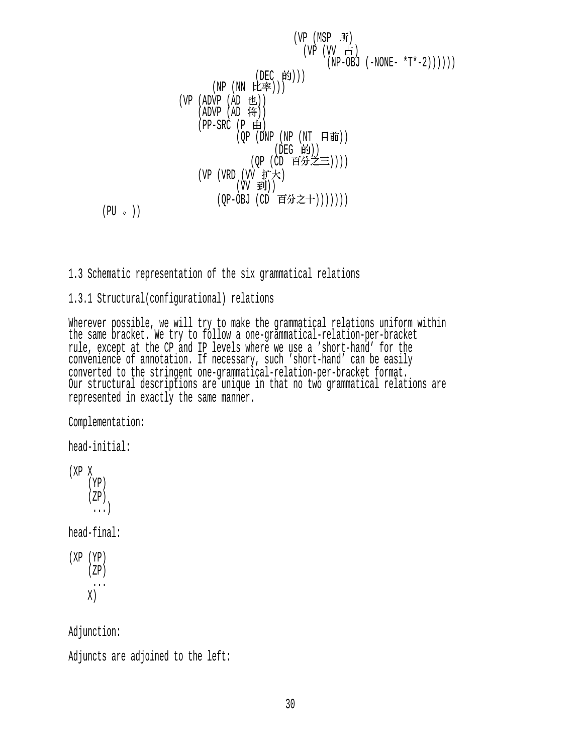```
                                        (VP (MSP 所)
                                            (VP (VV 占)
                                                (NP-OBJ (-NONE- *T*-2))))))
                                (DEC 的)))
                        (NP (NN 比率)))
                (VP (ADVP (AD 也))
                    (ADVP (AD 将))
                    (PP-SRC (P 由)
                            (QP (DNP (NP (NT 目前))
                                     (DEG 的))
                                (QP (CD 百分之三))))
                    (VP (VRD (VV 扩大)
                             (VV 到))
                        (QP-OBJ (CD 百分之十)))))))
        (PU 。))
```

1.3 Schematic representation of the six grammatical relations

1.3.1 Structural(configurational) relations

Wherever possible, we will try to make the grammatical relations uniform within the same bracket. We try to follow a one-grammatical-relation-per-bracket rule, except at the CP and IP levels where we use a 'short-hand' for the convenience of annotation. If necessary, such 'short-hand' can be easily converted to the stringent one-grammatical-relation-per-bracket format. Our structural descriptions are unique in that no two grammatical relations are represented in exactly the same manner.

Complementation:

head-initial:

```
(XP X
    (YP)
    (ZP)
     ...)
```

head-final:

```
(XP (YP)
    (ZP)
     ...
    X)
```

Adjunction:

Adjuncts are adjoined to the left: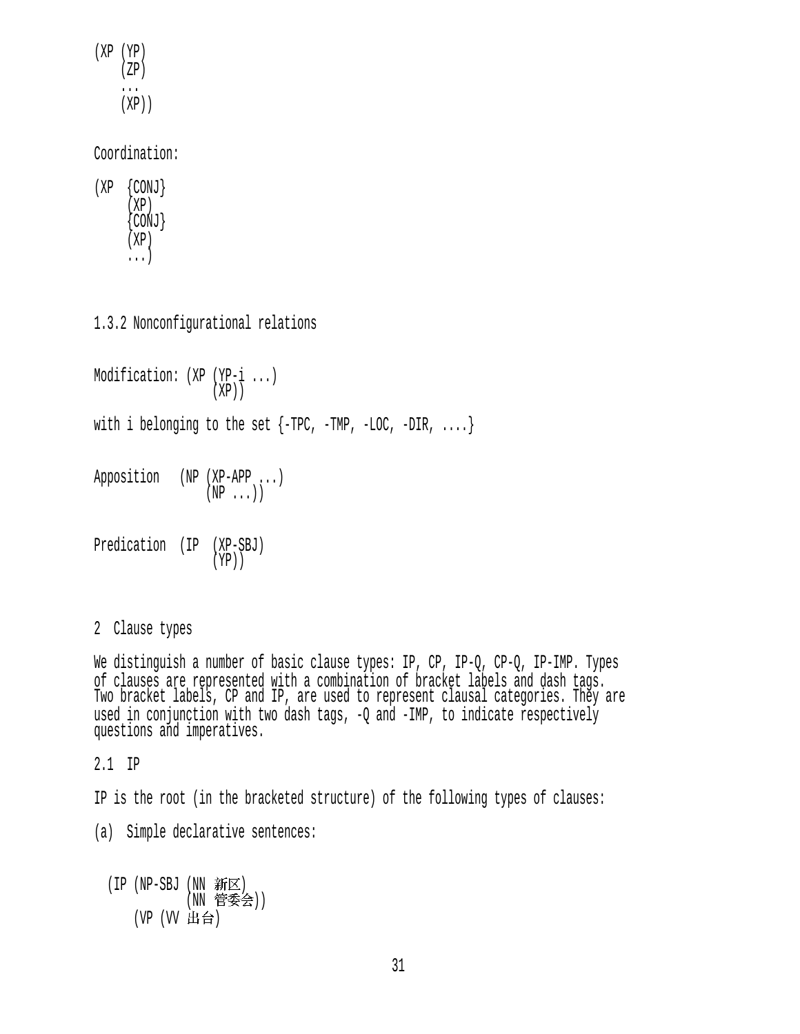```
(XP (YP)
    (ZP)
    ...
    (XP))
```

Coordination:

```
(XP  {CONJ}
     (XP)
     {CONJ}
     (XP)
     ...)
```

### 1.3.2 Nonconfigurational relations

```
Modification: (XP (YP-i ...)
                  (XP))
```

with i belonging to the set {-TPC, -TMP, -LOC, -DIR, ....}

```
Apposition   (NP (XP-APP ...)
                 (NP ...))
```

```
Predication  (IP  (XP-SBJ)
                  (YP))
```

## 2 Clause types

We distinguish a number of basic clause types: IP, CP, IP-Q, CP-Q, IP-IMP. Types of clauses are represented with a combination of bracket labels and dash tags. Two bracket labels, CP and IP, are used to represent clausal categories. They are used in conjunction with two dash tags, -Q and -IMP, to indicate respectively questions and imperatives.

### 2.1 IP

IP is the root (in the bracketed structure) of the following types of clauses:

(a) Simple declarative sentences:

```
  (IP (NP-SBJ (NN 新区)
              (NN 管委会))
      (VP (VV 出台)
```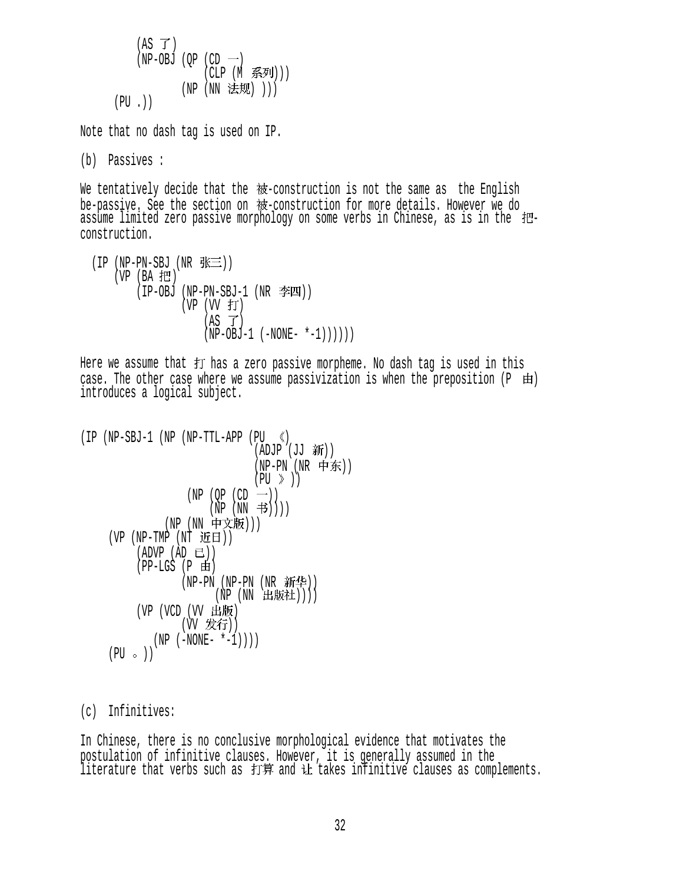```
        (AS 了)
        (NP-OBJ (QP (CD 一)
                    (CLP (M 系列)))
                (NP (NN 法规) )))
   (PU .))
```

Note that no dash tag is used on IP.

(b) Passives :

We tentatively decide that the 被-construction is not the same as the English be-passive. See the section on 被-construction for more details. However we do assume limited zero passive morphology on some verbs in Chinese, as is in the 把-construction.

```
 (IP (NP-PN-SBJ (NR 张三))
     (VP (BA 把)
         (IP-OBJ (NP-PN-SBJ-1 (NR 李四))
                 (VP (VV 打)
                     (AS 了)
                     (NP-OBJ-1 (-NONE- *-1))))))
```

Here we assume that 打 has a zero passive morpheme. No dash tag is used in this case. The other case where we assume passivization is when the preposition (P 由) introduces a logical subject.

```
(IP (NP-SBJ-1 (NP (NP-TTL-APP (PU 《)
                              (ADJP (JJ 新))
                              (NP-PN (NR 中东))
                              (PU 》))
                  (NP (QP (CD 一))
                      (NP (NN 书))))
              (NP (NN 中文版)))
    (VP (NP-TMP (NT 近日))
        (ADVP (AD 已))
        (PP-LGS (P 由)
                (NP-PN (NP-PN (NR 新华))
                       (NP (NN 出版社))))
        (VP (VCD (VV 出版)
                 (VV 发行))
            (NP (-NONE- *-1))))
    (PU 。))
```

(c) Infinitives:

In Chinese, there is no conclusive morphological evidence that motivates the postulation of infinitive clauses. However, it is generally assumed in the literature that verbs such as 打算 and 让 takes infinitive clauses as complements.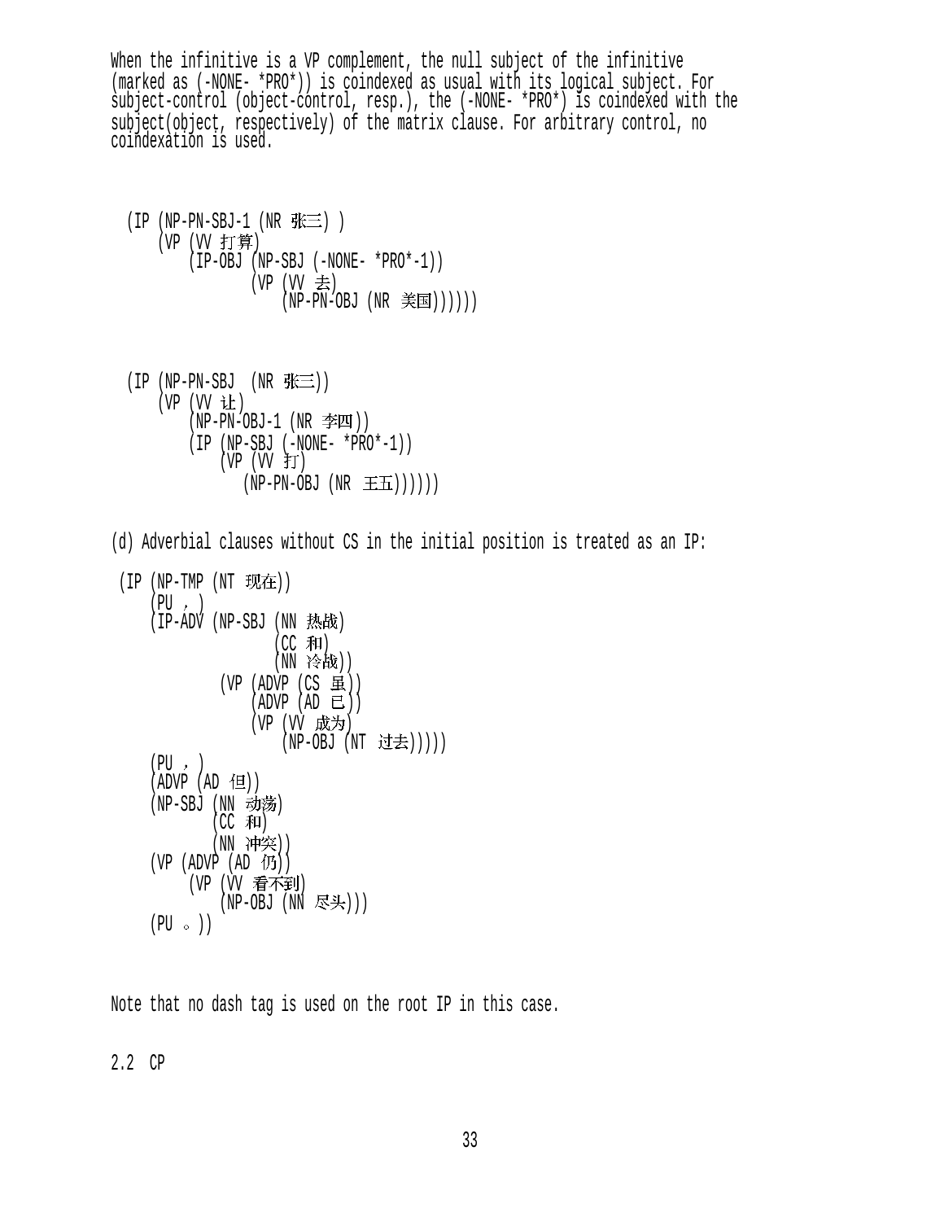When the infinitive is a VP complement, the null subject of the infinitive (marked as (-NONE- *PRO*)) is coindexed as usual with its logical subject. For subject-control (object-control, resp.), the (-NONE- *PRO*) is coindexed with the subject(object, respectively) of the matrix clause. For arbitrary control, no coindexation is used.

```
(IP (NP-PN-SBJ-1 (NR 张三) )
    (VP (VV 打算)
        (IP-OBJ (NP-SBJ (-NONE- *PRO*-1))
                (VP (VV 去)
                    (NP-PN-OBJ (NR 美国))))))
```

```
(IP (NP-PN-SBJ  (NR 张三))
    (VP (VV 让)
        (NP-PN-OBJ-1 (NR 李四))
        (IP (NP-SBJ (-NONE- *PRO*-1))
            (VP (VV 打)
               (NP-PN-OBJ (NR 王五))))))
```

(d) Adverbial clauses without CS in the initial position is treated as an IP:

```
(IP (NP-TMP (NT 现在))
    (PU ，)
    (IP-ADV (NP-SBJ (NN 热战)
                    (CC 和)
                    (NN 冷战))
            (VP (ADVP (CS 虽))
                (ADVP (AD 已))
                (VP (VV 成为)
                    (NP-OBJ (NT 过去)))))
    (PU ，)
    (ADVP (AD 但))
    (NP-SBJ (NN 动荡)
            (CC 和)
            (NN 冲突))
    (VP (ADVP (AD 仍))
        (VP (VV 看不到)
            (NP-OBJ (NN 尽头)))
    (PU 。))
```

Note that no dash tag is used on the root IP in this case.

## 2.2 CP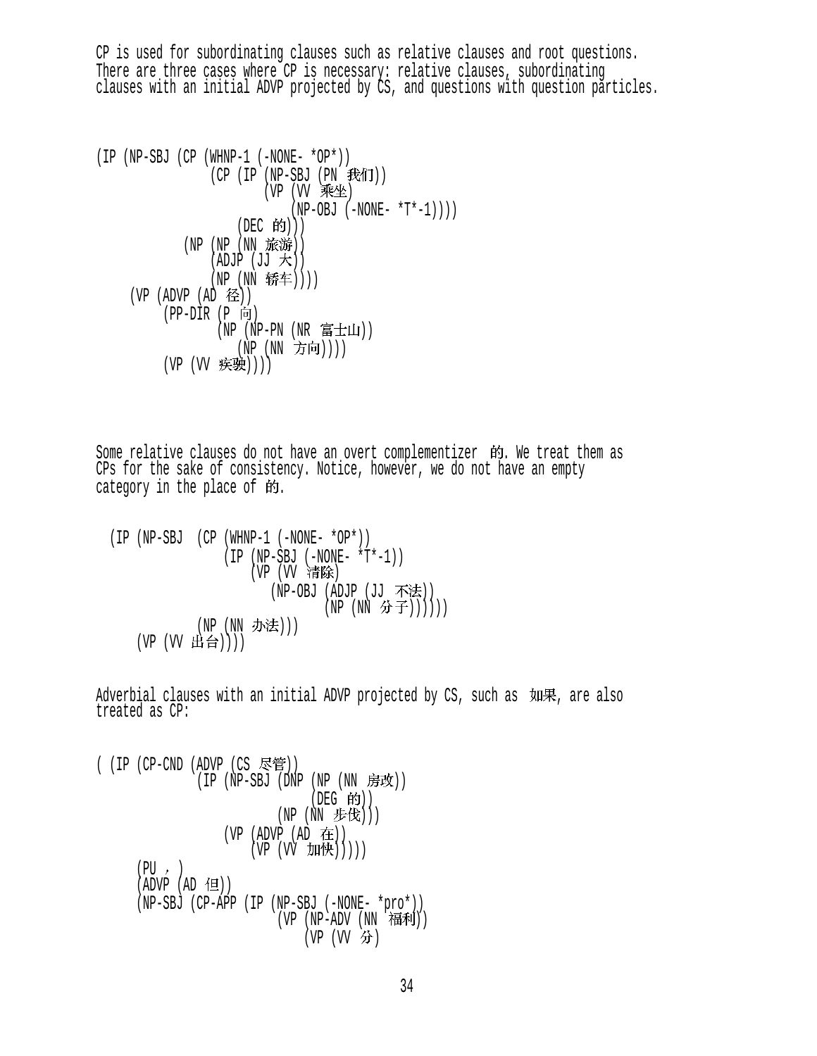CP is used for subordinating clauses such as relative clauses and root questions. There are three cases where CP is necessary: relative clauses, subordinating clauses with an initial ADVP projected by CS, and questions with question particles.

```
(IP (NP-SBJ (CP (WHNP-1 (-NONE- *OP*))
                (CP (IP (NP-SBJ (PN 我们))
                        (VP (VV 乘坐)
                            (NP-OBJ (-NONE- *T*-1))))
                    (DEC 的)))
            (NP (NP (NN 旅游))
                (ADJP (JJ 大))
                (NP (NN 轿车))))
    (VP (ADVP (AD 径))
        (PP-DIR (P 向)
                (NP (NP-PN (NR 富士山))
                    (NP (NN 方向))))
        (VP (VV 疾驶))))
```

Some relative clauses do not have an overt complementizer 的. We treat them as CPs for the sake of consistency. Notice, however, we do not have an empty category in the place of 的.

```
  (IP (NP-SBJ  (CP (WHNP-1 (-NONE- *OP*))
                   (IP (NP-SBJ (-NONE- *T*-1))
                       (VP (VV 清除)
                           (NP-OBJ (ADJP (JJ 不法))
                                   (NP (NN 分子))))))
               (NP (NN 办法)))
      (VP (VV 出台))))
```

Adverbial clauses with an initial ADVP projected by CS, such as 如果, are also treated as CP:

```
( (IP (CP-CND (ADVP (CS 尽管))
              (IP (NP-SBJ (DNP (NP (NN 房改))
                               (DEG 的))
                          (NP (NN 步伐)))
                  (VP (ADVP (AD 在))
                      (VP (VV 加快)))))
      (PU ，)
      (ADVP (AD 但))
      (NP-SBJ (CP-APP (IP (NP-SBJ (-NONE- *pro*))
                          (VP (NP-ADV (NN 福利))
                              (VP (VV 分)
```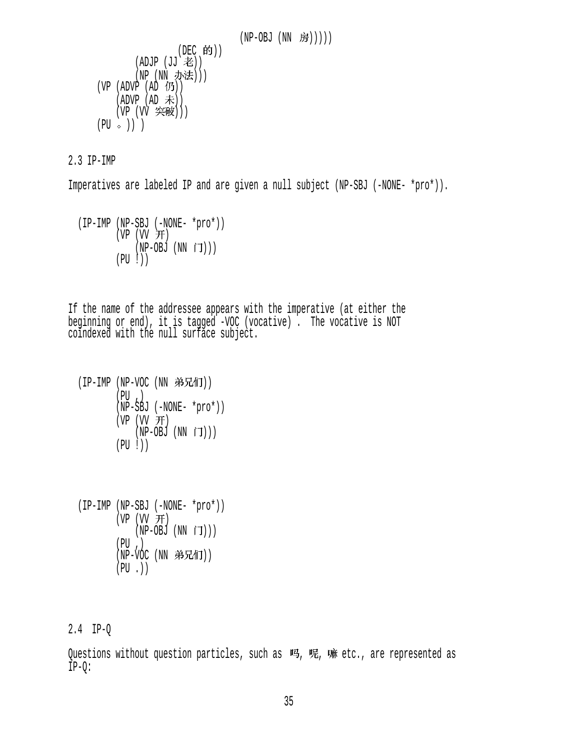```
                                    (NP-OBJ (NN 房)))))
                     (DEC 的))
               (ADJP (JJ 老))
               (NP (NN 办法)))
     (VP (ADVP (AD 仍))
         (ADVP (AD 未))
         (VP (VV 突破)))
     (PU 。)) )
```

2.3 IP-IMP

Imperatives are labeled IP and are given a null subject (NP-SBJ (-NONE- *pro*)).

```
  (IP-IMP (NP-SBJ (-NONE- *pro*))
          (VP (VV 开)
              (NP-OBJ (NN 门)))
          (PU !))
```

If the name of the addressee appears with the imperative (at either the beginning or end), it is tagged -VOC (vocative) . The vocative is NOT coindexed with the null surface subject.

```
  (IP-IMP (NP-VOC (NN 弟兄们))
          (PU ,)
          (NP-SBJ (-NONE- *pro*))
          (VP (VV 开)
              (NP-OBJ (NN 门)))
          (PU !))
```

```
  (IP-IMP (NP-SBJ (-NONE- *pro*))
          (VP (VV 开)
              (NP-OBJ (NN 门)))
          (PU ,)
          (NP-VOC (NN 弟兄们))
          (PU .))
```

2.4 IP-Q

Questions without question particles, such as 吗, 呢, 嘛 etc., are represented as IP-Q: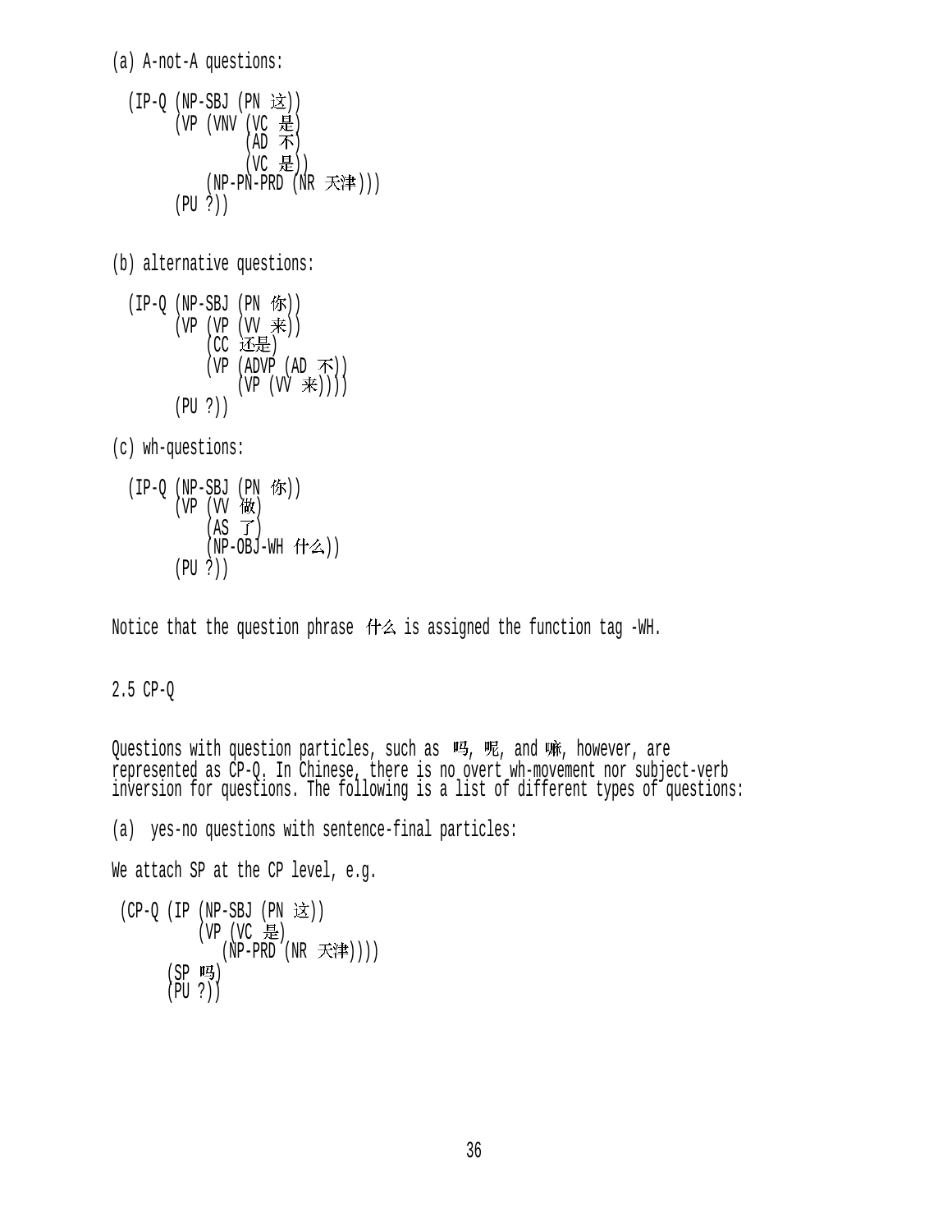(a) A-not-A questions:

```
(IP-Q (NP-SBJ (PN 这))
      (VP (VNV (VC 是)
               (AD 不)
               (VC 是))
          (NP-PN-PRD (NR 天津)))
      (PU ?))
```

(b) alternative questions:

```
(IP-Q (NP-SBJ (PN 你))
      (VP (VP (VV 来))
          (CC 还是)
          (VP (ADVP (AD 不))
              (VP (VV 来))))
      (PU ?))
```

(c) wh-questions:

```
(IP-Q (NP-SBJ (PN 你))
      (VP (VV 做)
          (AS 了)
          (NP-OBJ-WH 什么))
      (PU ?))
```

Notice that the question phrase 什么 is assigned the function tag -WH.

## 2.5 CP-Q

Questions with question particles, such as 吗, 呢, and 嘛, however, are represented as CP-Q. In Chinese, there is no overt wh-movement nor subject-verb inversion for questions. The following is a list of different types of questions:

(a) yes-no questions with sentence-final particles:

We attach SP at the CP level, e.g.

```
(CP-Q (IP (NP-SBJ (PN 这))
          (VP (VC 是)
              (NP-PRD (NR 天津))))
      (SP 吗)
      (PU ?))
```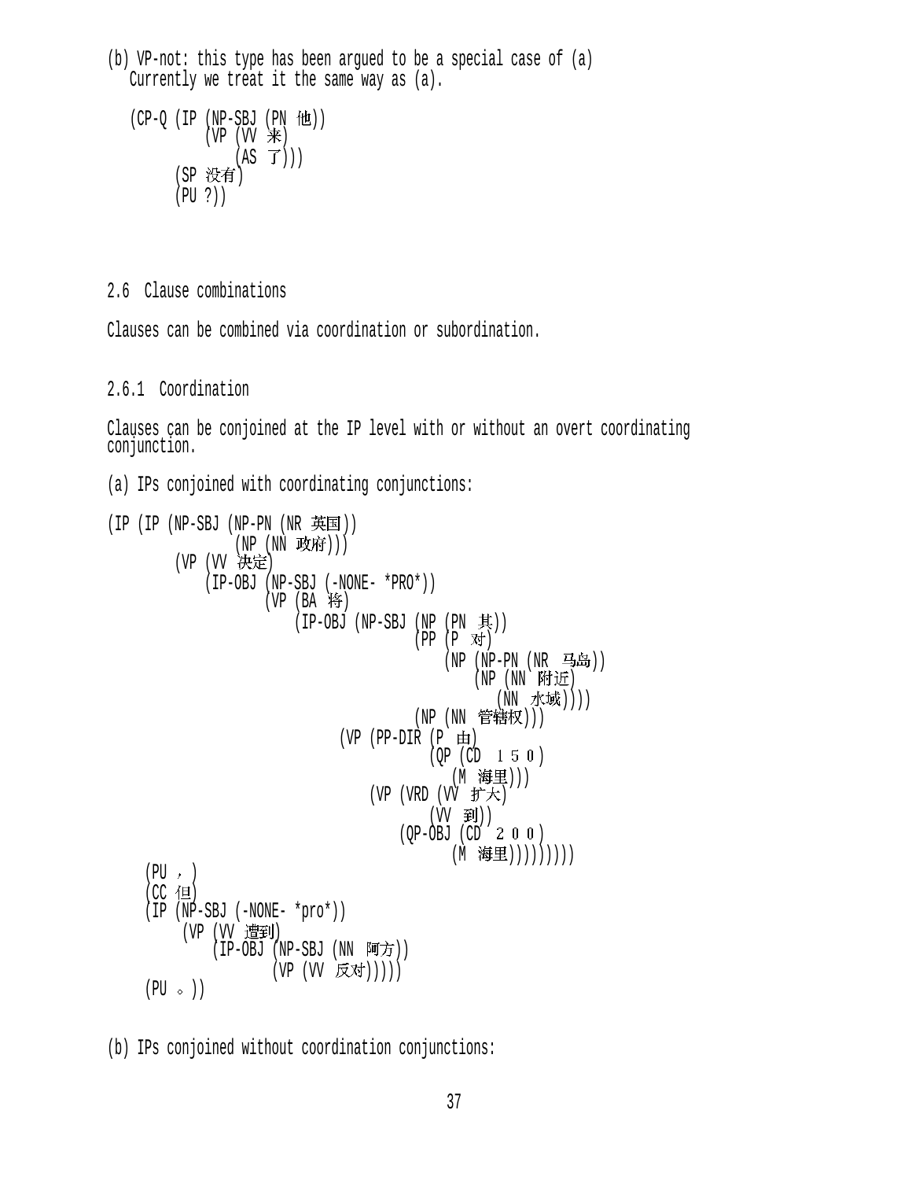(b) VP-not: this type has been argued to be a special case of (a)
   Currently we treat it the same way as (a).

```
   (CP-Q (IP (NP-SBJ (PN 他))
             (VP (VV 来)
                 (AS 了)))
         (SP 没有)
         (PU ?))
```

## 2.6 Clause combinations

Clauses can be combined via coordination or subordination.

### 2.6.1 Coordination

Clauses can be conjoined at the IP level with or without an overt coordinating conjunction.

(a) IPs conjoined with coordinating conjunctions:

```
(IP (IP (NP-SBJ (NP-PN (NR 英国))
                (NP (NN 政府)))
        (VP (VV 决定)
            (IP-OBJ (NP-SBJ (-NONE- *PRO*))
                    (VP (BA 将)
                        (IP-OBJ (NP-SBJ (NP (PN 其))
                                        (PP (P 对)
                                            (NP (NP-PN (NR 马岛))
                                                (NP (NN 附近)
                                                    (NN 水域))))
                                        (NP (NN 管辖权)))
                                (VP (PP-DIR (P 由)
                                            (QP (CD １５０)
                                                (M 海里)))
                                    (VP (VRD (VV 扩大)
                                             (VV 到))
                                        (QP-OBJ (CD ２００)
                                                (M 海里)))))))))
    (PU ，)
    (CC 但)
    (IP (NP-SBJ (-NONE- *pro*))
        (VP (VV 遭到)
            (IP-OBJ (NP-SBJ (NN 阿方))
                    (VP (VV 反对)))))
    (PU 。))
```

(b) IPs conjoined without coordination conjunctions: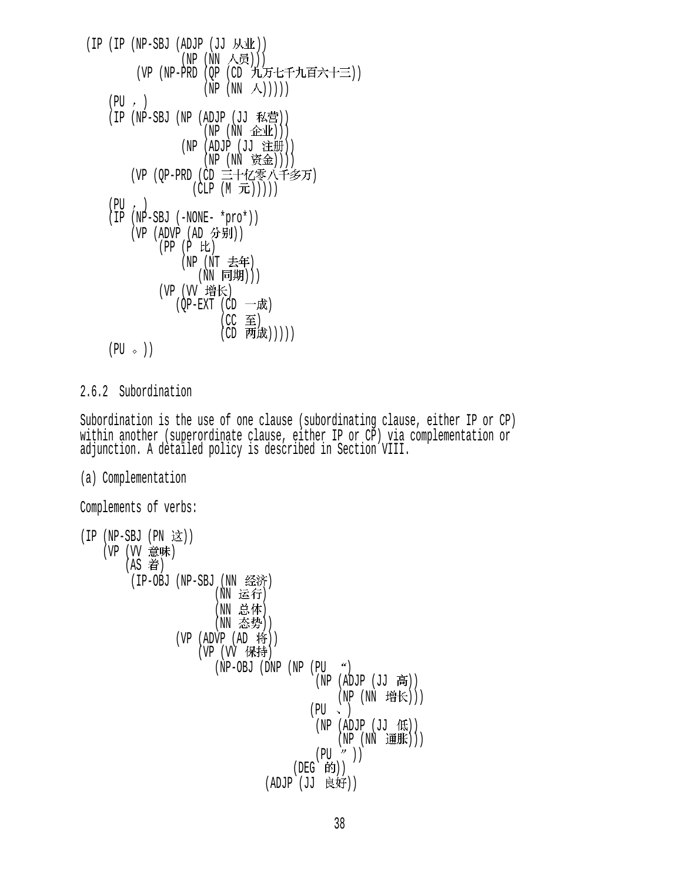```
(IP (IP (NP-SBJ (ADJP (JJ 从业))
                (NP (NN 人员)))
        (VP (NP-PRD (QP (CD 九万七千九百六十三))
                    (NP (NN 人)))))
    (PU ，)
    (IP (NP-SBJ (NP (ADJP (JJ 私营))
                    (NP (NN 企业)))
                (NP (ADJP (JJ 注册))
                    (NP (NN 资金))))
        (VP (QP-PRD (CD 三十亿零八千多万)
                    (CLP (M 元)))))
    (PU ，)
    (IP (NP-SBJ (-NONE- *pro*))
        (VP (ADVP (AD 分别))
            (PP (P 比)
                (NP (NT 去年)
                    (NN 同期)))
            (VP (VV 增长)
                (QP-EXT (CD 一成)
                        (CC 至)
                        (CD 两成)))))
    (PU 。))
```

## 2.6.2 Subordination

Subordination is the use of one clause (subordinating clause, either IP or CP) within another (superordinate clause, either IP or CP) via complementation or adjunction. A detailed policy is described in Section VIII.

(a) Complementation

Complements of verbs:

```
(IP (NP-SBJ (PN 这))
    (VP (VV 意味)
        (AS 着)
        (IP-OBJ (NP-SBJ (NN 经济)
                        (NN 运行)
                        (NN 总体)
                        (NN 态势))
                (VP (ADVP (AD 将))
                    (VP (VV 保持)
                        (NP-OBJ (DNP (NP (PU “)
                                         (NP (ADJP (JJ 高))
                                             (NP (NN 增长)))
                                         (PU 、)
                                         (NP (ADJP (JJ 低))
                                             (NP (NN 通胀)))
                                         (PU ”))
                                     (DEG 的))
                                (ADJP (JJ 良好))
```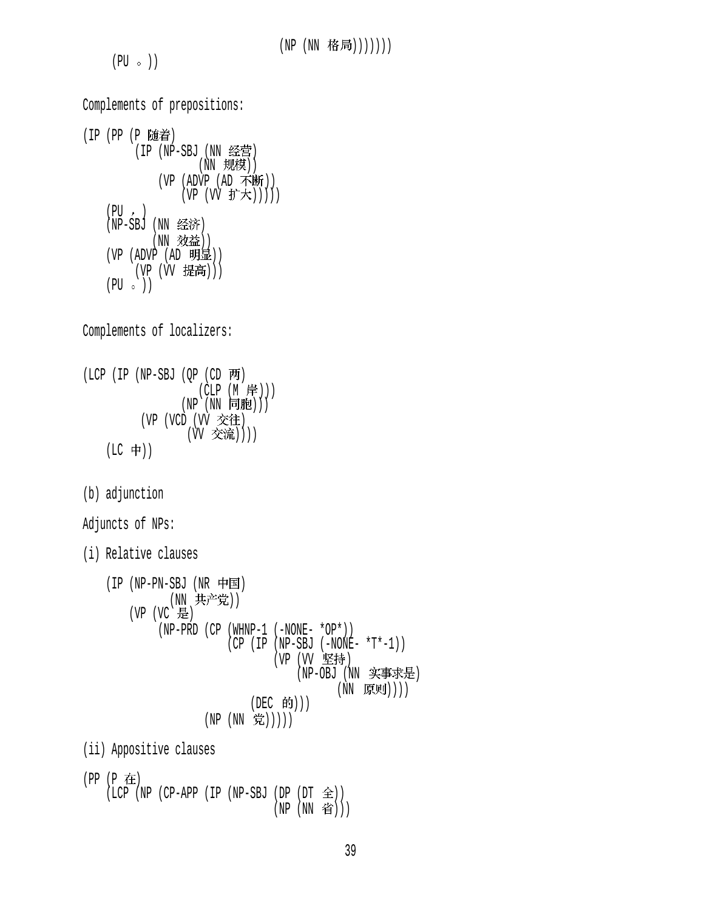```
                                (NP (NN 格局)))))))
     (PU 。))
```

Complements of prepositions:

```
(IP (PP (P 随着)
        (IP (NP-SBJ (NN 经营)
                    (NN 规模))
            (VP (ADVP (AD 不断))
                (VP (VV 扩大)))))
    (PU ，)
    (NP-SBJ (NN 经济)
            (NN 效益))
    (VP (ADVP (AD 明显))
        (VP (VV 提高)))
    (PU 。))
```

Complements of localizers:

```
(LCP (IP (NP-SBJ (QP (CD 两)
                     (CLP (M 岸)))
                 (NP (NN 同胞)))
         (VP (VCD (VV 交往)
                  (VV 交流))))
    (LC 中))
```

(b) adjunction

Adjuncts of NPs:

(i) Relative clauses

```
    (IP (NP-PN-SBJ (NR 中国)
               (NN 共产党))
        (VP (VC 是)
            (NP-PRD (CP (WHNP-1 (-NONE- *OP*))
                        (CP (IP (NP-SBJ (-NONE- *T*-1))
                                (VP (VV 坚持)
                                    (NP-OBJ (NN 实事求是)
                                            (NN 原则))))
                            (DEC 的)))
                    (NP (NN 党)))))
```

(ii) Appositive clauses

```
(PP (P 在)
    (LCP (NP (CP-APP (IP (NP-SBJ (DP (DT 全))
                                 (NP (NN 省)))
```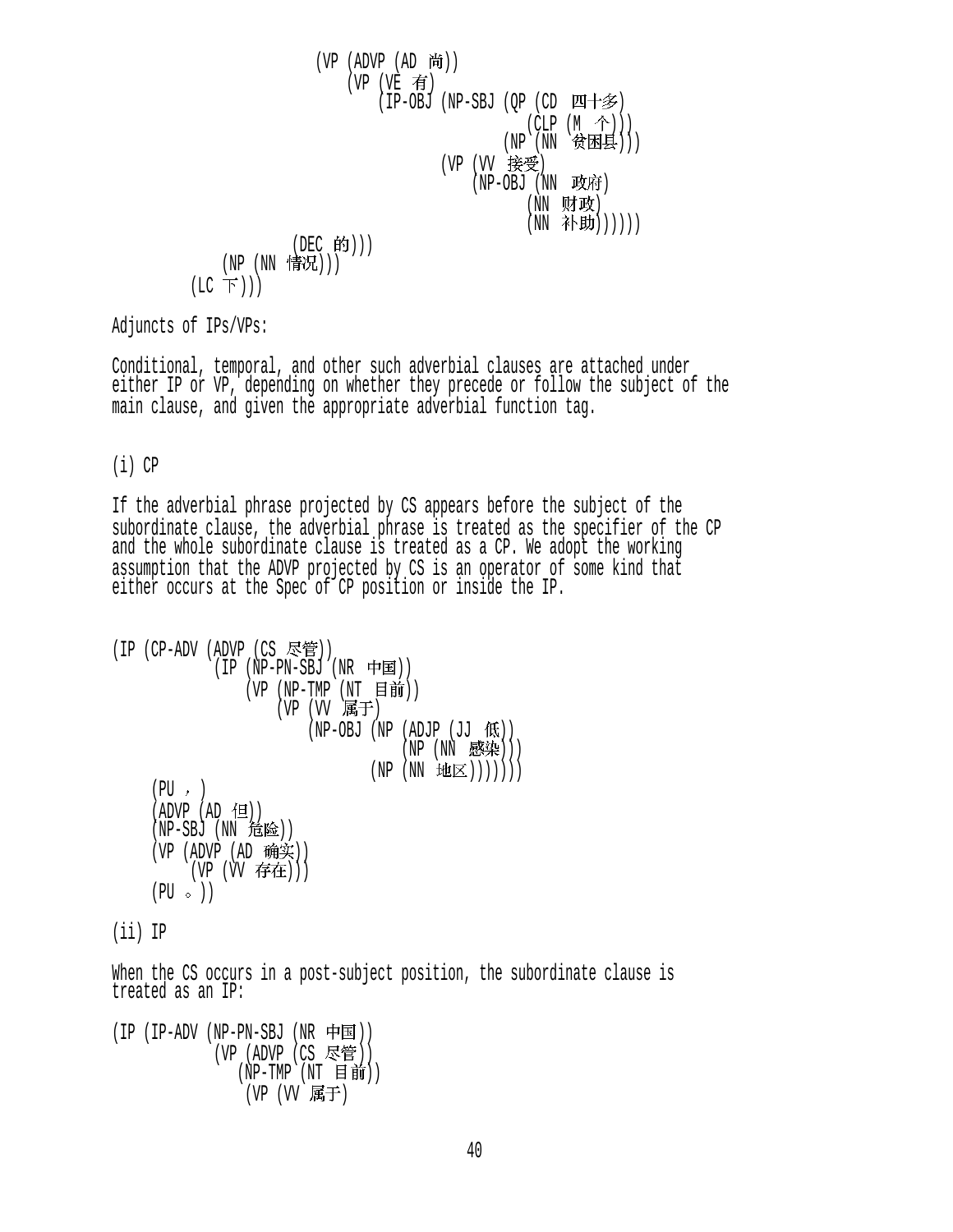```
                      (VP (ADVP (AD 尚))
                          (VP (VE 有)
                              (IP-OBJ (NP-SBJ (QP (CD 四十多)
                                                  (CLP (M 个)))
                                              (NP (NN 贫困县)))
                                      (VP (VV 接受)
                                          (NP-OBJ (NN 政府)
                                                  (NN 财政)
                                                  (NN 补助))))))
                  (DEC 的)))
             (NP (NN 情况)))
         (LC 下)))
```

Adjuncts of IPs/VPs:

Conditional, temporal, and other such adverbial clauses are attached under either IP or VP, depending on whether they precede or follow the subject of the main clause, and given the appropriate adverbial function tag.

(i) CP

If the adverbial phrase projected by CS appears before the subject of the subordinate clause, the adverbial phrase is treated as the specifier of the CP and the whole subordinate clause is treated as a CP. We adopt the working assumption that the ADVP projected by CS is an operator of some kind that either occurs at the Spec of CP position or inside the IP.

```
(IP (CP-ADV (ADVP (CS 尽管))
            (IP (NP-PN-SBJ (NR 中国))
                (VP (NP-TMP (NT 目前))
                    (VP (VV 属于)
                        (NP-OBJ (NP (ADJP (JJ 低))
                                    (NP (NN 感染)))
                                (NP (NN 地区)))))))
    (PU ，)
    (ADVP (AD 但))
    (NP-SBJ (NN 危险))
    (VP (ADVP (AD 确实))
        (VP (VV 存在)))
    (PU 。))
```

(ii) IP

When the CS occurs in a post-subject position, the subordinate clause is treated as an IP:

```
(IP (IP-ADV (NP-PN-SBJ (NR 中国))
            (VP (ADVP (CS 尽管))
               (NP-TMP (NT 目前))
                (VP (VV 属于)
```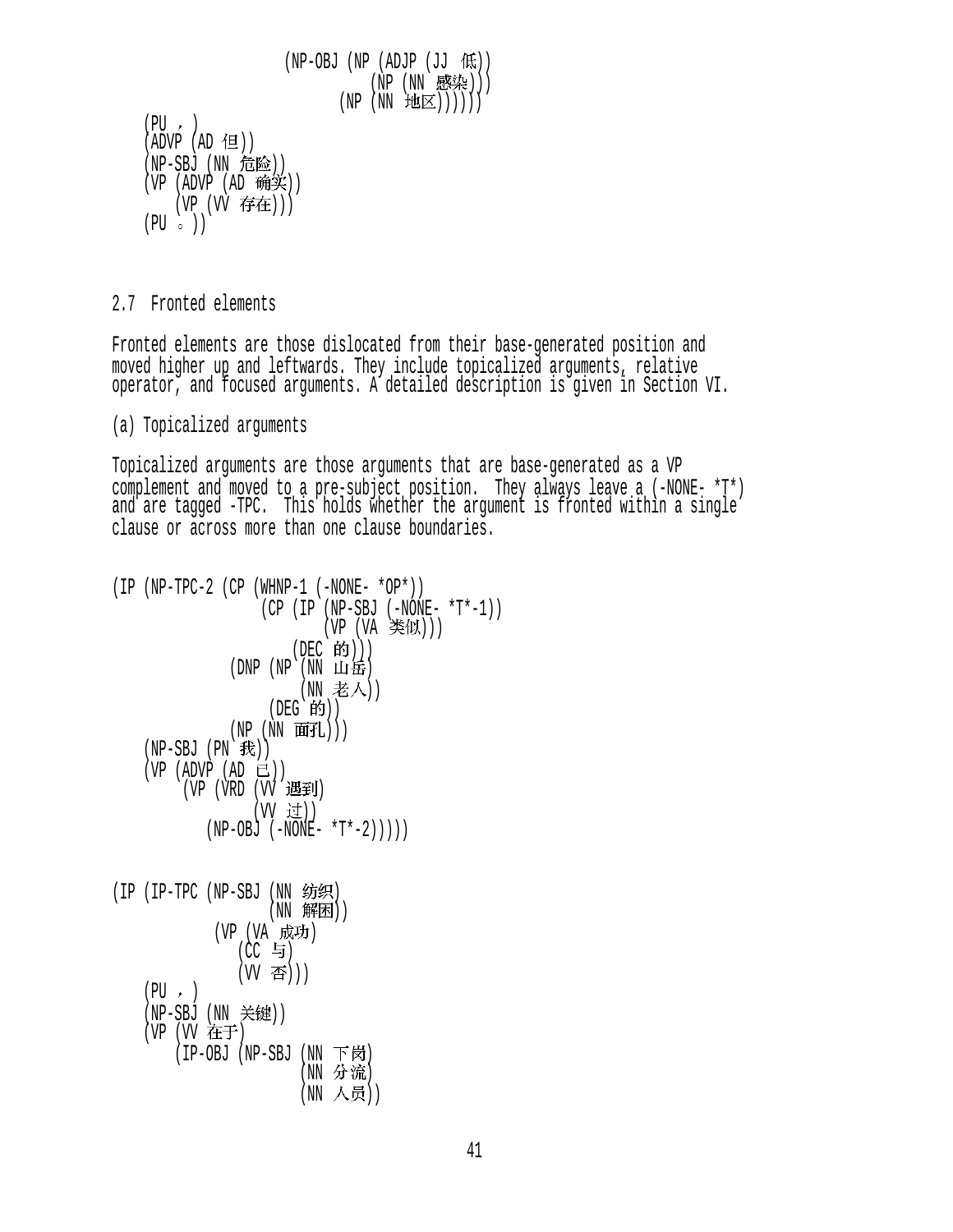```
                  (NP-OBJ (NP (ADJP (JJ 低))
                               (NP (NN 感染)))
                           (NP (NN 地区))))))
    (PU ，)
    (ADVP (AD 但))
    (NP-SBJ (NN 危险))
    (VP (ADVP (AD 确实))
        (VP (VV 存在)))
    (PU 。))
```

2.7 Fronted elements

Fronted elements are those dislocated from their base-generated position and moved higher up and leftwards. They include topicalized arguments, relative operator, and focused arguments. A detailed description is given in Section VI.

(a) Topicalized arguments

Topicalized arguments are those arguments that are base-generated as a VP complement and moved to a pre-subject position. They always leave a (-NONE- *T*) and are tagged -TPC. This holds whether the argument is fronted within a single clause or across more than one clause boundaries.

```
(IP (NP-TPC-2 (CP (WHNP-1 (-NONE- *OP*))
                  (CP (IP (NP-SBJ (-NONE- *T*-1))
                          (VP (VA 类似)))
                      (DEC 的)))
              (DNP (NP (NN 山岳)
                       (NN 老人))
                   (DEG 的))
              (NP (NN 面孔)))
    (NP-SBJ (PN 我))
    (VP (ADVP (AD 已))
        (VP (VRD (VV 遇到)
                 (VV 过))
            (NP-OBJ (-NONE- *T*-2)))))


(IP (IP-TPC (NP-SBJ (NN 纺织)
                    (NN 解困))
            (VP (VA 成功)
                (CC 与)
                (VV 否)))
    (PU ，)
    (NP-SBJ (NN 关键))
    (VP (VV 在于)
        (IP-OBJ (NP-SBJ (NN 下岗)
                        (NN 分流)
                        (NN 人员))
```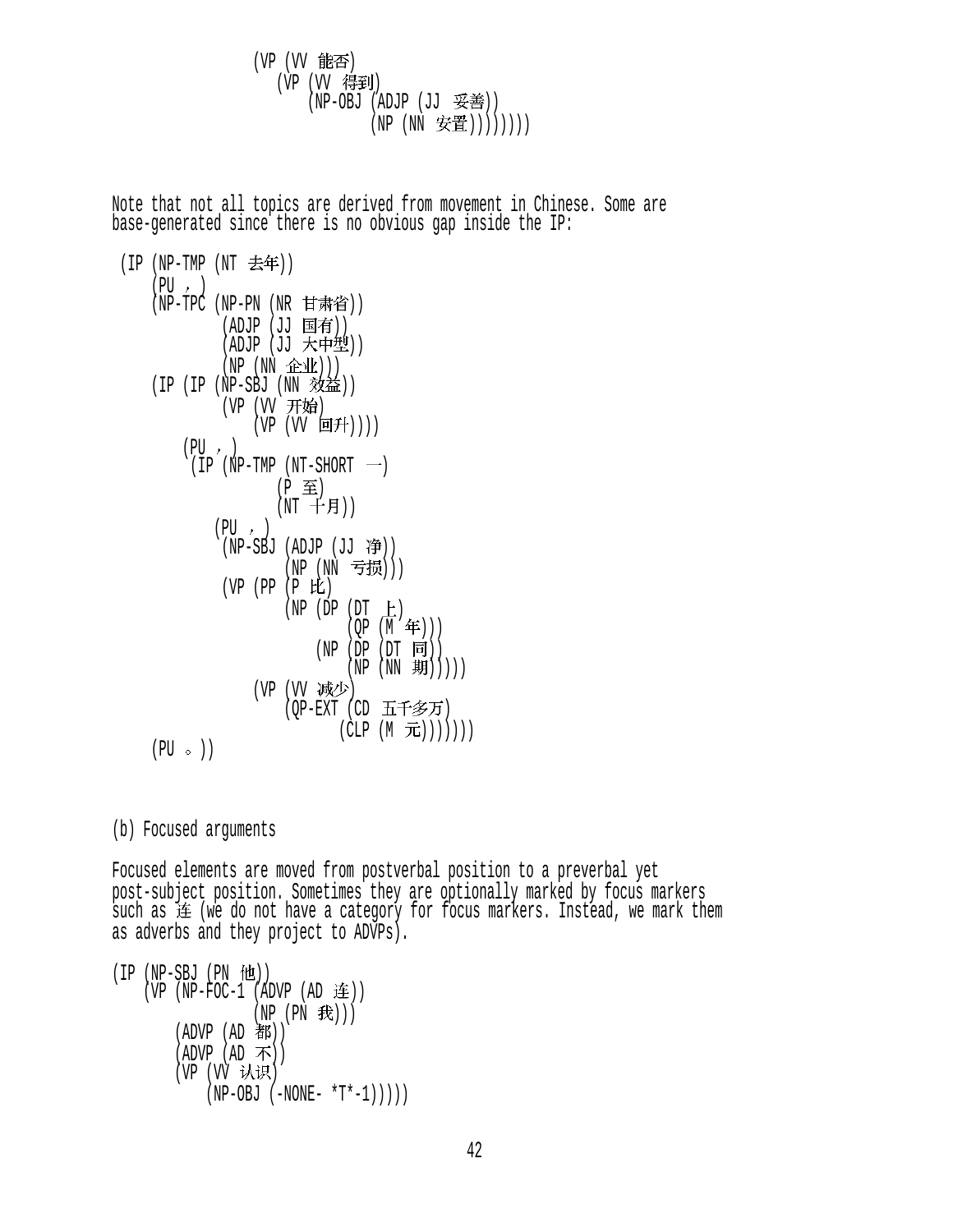```
              (VP (VV 能否)
                 (VP (VV 得到)
                     (NP-OBJ (ADJP (JJ 妥善))
                             (NP (NN 安置))))))))
```

Note that not all topics are derived from movement in Chinese. Some are base-generated since there is no obvious gap inside the IP:

```
 (IP (NP-TMP (NT 去年))
     (PU ，)
     (NP-TPC (NP-PN (NR 甘肃省))
             (ADJP (JJ 国有))
             (ADJP (JJ 大中型))
             (NP (NN 企业)))
     (IP (IP (NP-SBJ (NN 效益))
             (VP (VV 开始)
                 (VP (VV 回升))))
         (PU ，)
          (IP (NP-TMP (NT-SHORT 一)
                      (P 至)
                      (NT 十月))
             (PU ，)
             (NP-SBJ (ADJP (JJ 净))
                     (NP (NN 亏损)))
             (VP (PP (P 比)
                     (NP (DP (DT 上)
                             (QP (M 年)))
                         (NP (DP (DT 同))
                             (NP (NN 期)))))
                 (VP (VV 减少)
                     (QP-EXT (CD 五千多万)
                             (CLP (M 元)))))))
     (PU 。))
```

(b) Focused arguments

Focused elements are moved from postverbal position to a preverbal yet post-subject position. Sometimes they are optionally marked by focus markers such as 连 (we do not have a category for focus markers. Instead, we mark them as adverbs and they project to ADVPs).

```
(IP (NP-SBJ (PN 他))
    (VP (NP-FOC-1 (ADVP (AD 连))
                  (NP (PN 我)))
        (ADVP (AD 都))
        (ADVP (AD 不))
        (VP (VV 认识)
            (NP-OBJ (-NONE- *T*-1)))))
```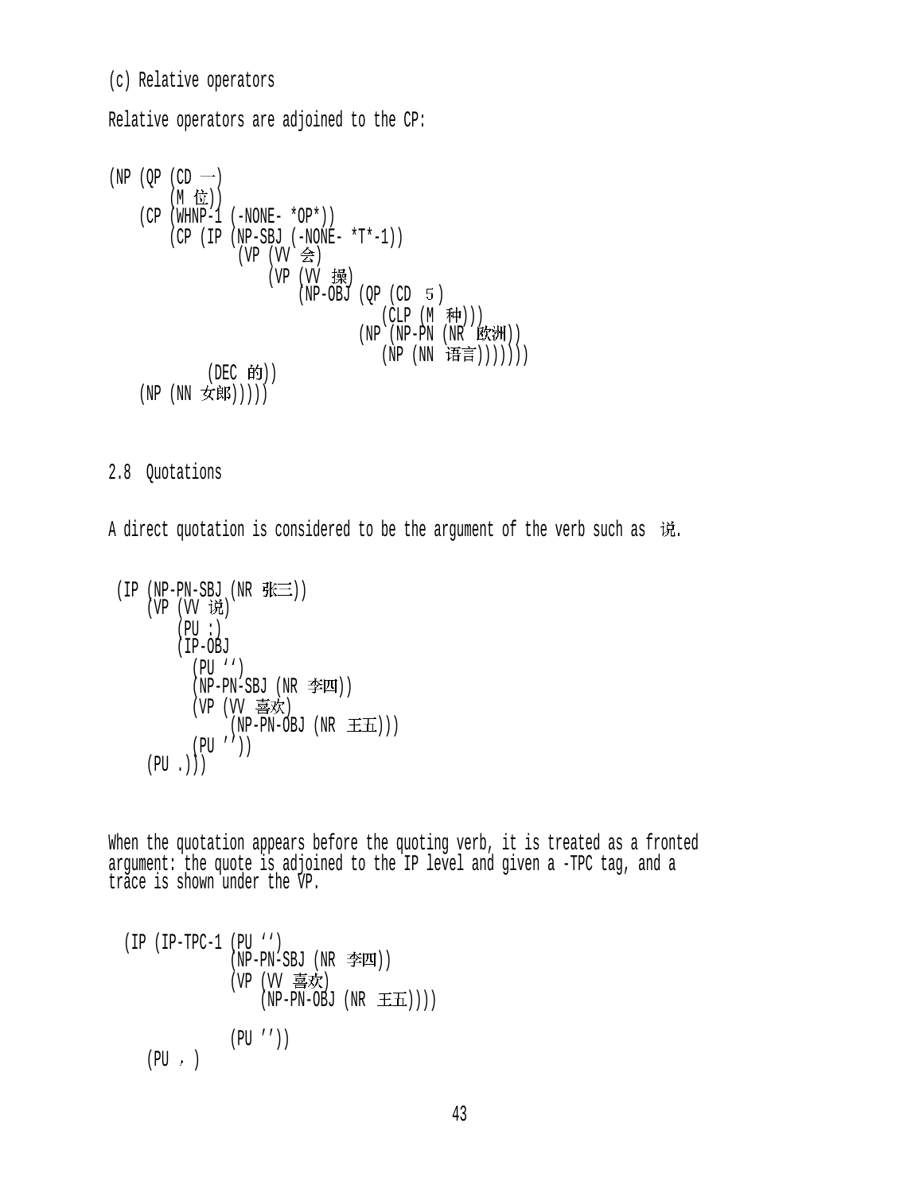(c) Relative operators

Relative operators are adjoined to the CP:

```
(NP (QP (CD 一)
        (M 位))
    (CP (WHNP-1 (-NONE- *OP*))
        (CP (IP (NP-SBJ (-NONE- *T*-1))
                (VP (VV 会)
                    (VP (VV 操)
                        (NP-OBJ (QP (CD ５)
                                    (CLP (M 种)))
                                (NP (NP-PN (NR 欧洲))
                                    (NP (NN 语言)))))))
            (DEC 的))
    (NP (NN 女郎)))))
```

2.8 Quotations

A direct quotation is considered to be the argument of the verb such as 说.

```
(IP (NP-PN-SBJ (NR 张三))
    (VP (VV 说)
        (PU :)
        (IP-OBJ
          (PU ‘‘)
          (NP-PN-SBJ (NR 李四))
          (VP (VV 喜欢)
              (NP-PN-OBJ (NR 王五)))
          (PU ’’))
    (PU .)))
```

When the quotation appears before the quoting verb, it is treated as a fronted argument: the quote is adjoined to the IP level and given a -TPC tag, and a trace is shown under the VP.

```
(IP (IP-TPC-1 (PU ‘‘)
              (NP-PN-SBJ (NR 李四))
              (VP (VV 喜欢)
                  (NP-PN-OBJ (NR 王五))))

              (PU ’’))
    (PU ，)
```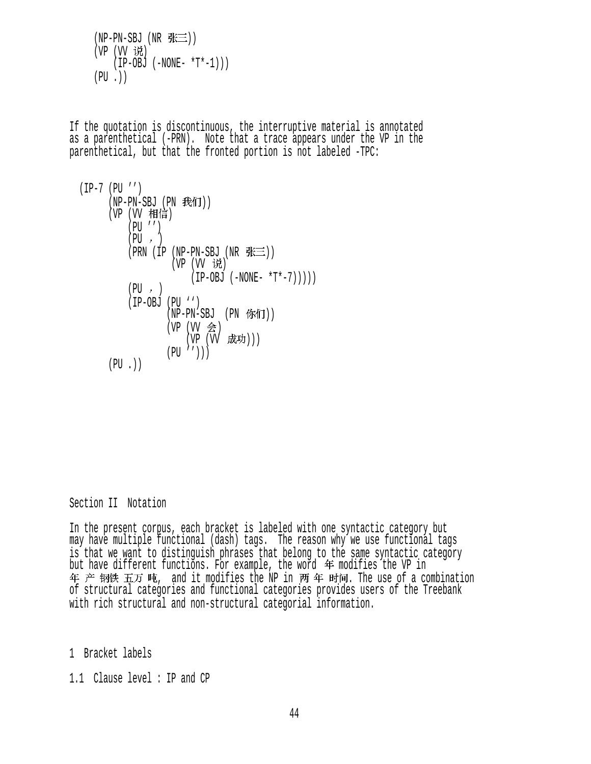```
     (NP-PN-SBJ (NR 张三))
     (VP (VV 说)
         (IP-OBJ (-NONE- *T*-1)))
     (PU .))
```

If the quotation is discontinuous, the interruptive material is annotated as a parenthetical (-PRN). Note that a trace appears under the VP in the parenthetical, but that the fronted portion is not labeled -TPC:

```
  (IP-7 (PU '')
        (NP-PN-SBJ (PN 我们))
        (VP (VV 相信)
            (PU '')
            (PU ，)
            (PRN (IP (NP-PN-SBJ (NR 张三))
                     (VP (VV 说)
                         (IP-OBJ (-NONE- *T*-7)))))
            (PU ，)
            (IP-OBJ (PU ‘‘)
                    (NP-PN-SBJ  (PN 你们))
                    (VP (VV 会)
                        (VP (VV 成功)))
                    (PU '')))
        (PU .))
```

## Section II Notation

In the present corpus, each bracket is labeled with one syntactic category but may have multiple functional (dash) tags. The reason why we use functional tags is that we want to distinguish phrases that belong to the same syntactic category but have different functions. For example, the word 年 modifies the VP in 年 产 钢铁 五万 吨, and it modifies the NP in 两 年 时间. The use of a combination of structural categories and functional categories provides users of the Treebank with rich structural and non-structural categorial information.

### 1 Bracket labels

#### 1.1 Clause level : IP and CP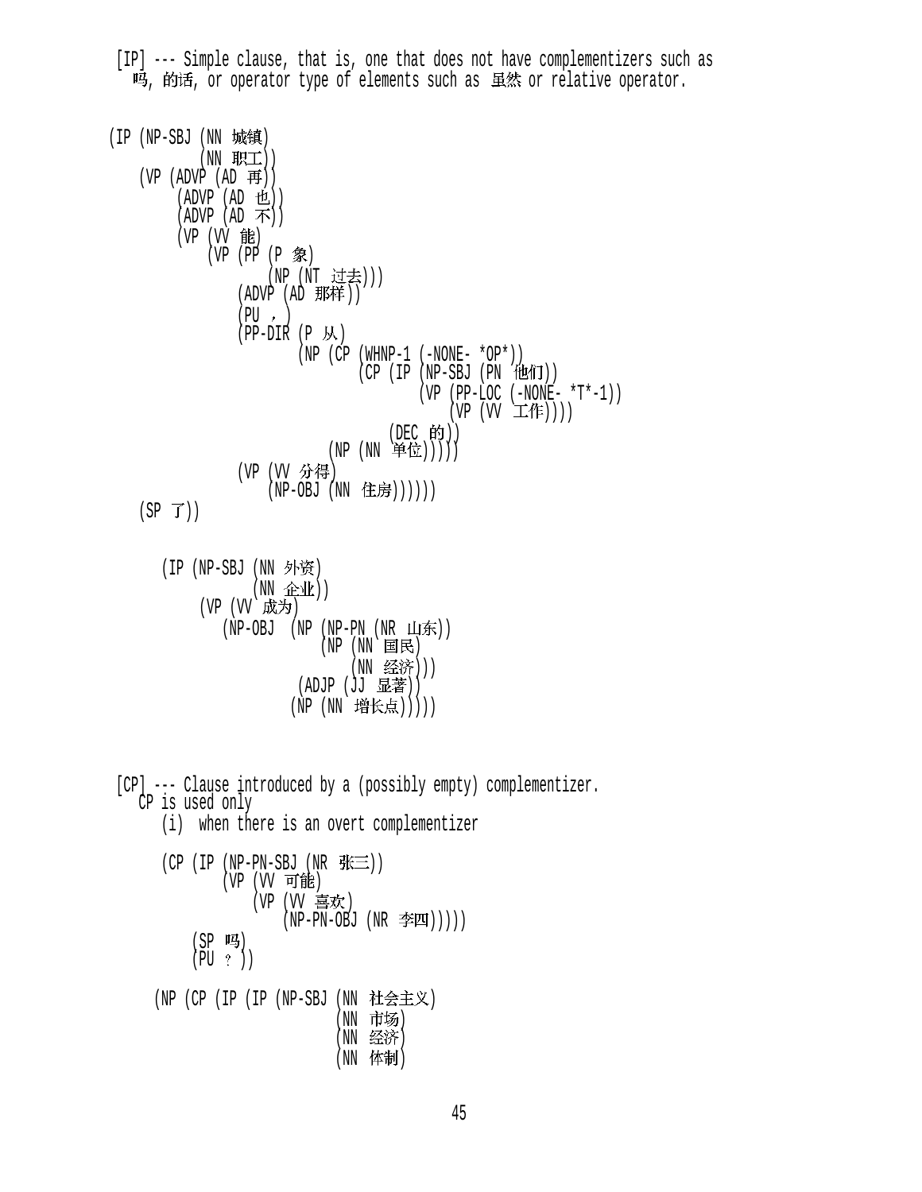[IP] --- Simple clause, that is, one that does not have complementizers such as 吗, 的话, or operator type of elements such as 虽然 or relative operator.

```
(IP (NP-SBJ (NN 城镇)
            (NN 职工))
    (VP (ADVP (AD 再))
        (ADVP (AD 也))
        (ADVP (AD 不))
        (VP (VV 能)
            (VP (PP (P 象)
                    (NP (NT 过去)))
                (ADVP (AD 那样))
                (PU ，)
                (PP-DIR (P 从)
                        (NP (CP (WHNP-1 (-NONE- *OP*))
                                (CP (IP (NP-SBJ (PN 他们))
                                        (VP (PP-LOC (-NONE- *T*-1))
                                            (VP (VV 工作))))
                                    (DEC 的)))
                            (NP (NN 单位)))))
                (VP (VV 分得)
                    (NP-OBJ (NN 住房))))))
    (SP 了))


      (IP (NP-SBJ (NN 外资)
                  (NN 企业))
          (VP (VV 成为)
             (NP-OBJ  (NP (NP-PN (NR 山东))
                          (NP (NN 国民)
                              (NN 经济)))
                      (ADJP (JJ 显著))
                      (NP (NN 增长点)))))
```

[CP] --- Clause introduced by a (possibly empty) complementizer.
CP is used only
(i) when there is an overt complementizer

```
      (CP (IP (NP-PN-SBJ (NR 张三))
              (VP (VV 可能)
                  (VP (VV 喜欢)
                      (NP-PN-OBJ (NR 李四)))))
          (SP 吗)
          (PU ？))

     (NP (CP (IP (IP (NP-SBJ (NN 社会主义)
                             (NN 市场)
                             (NN 经济)
                             (NN 体制)
```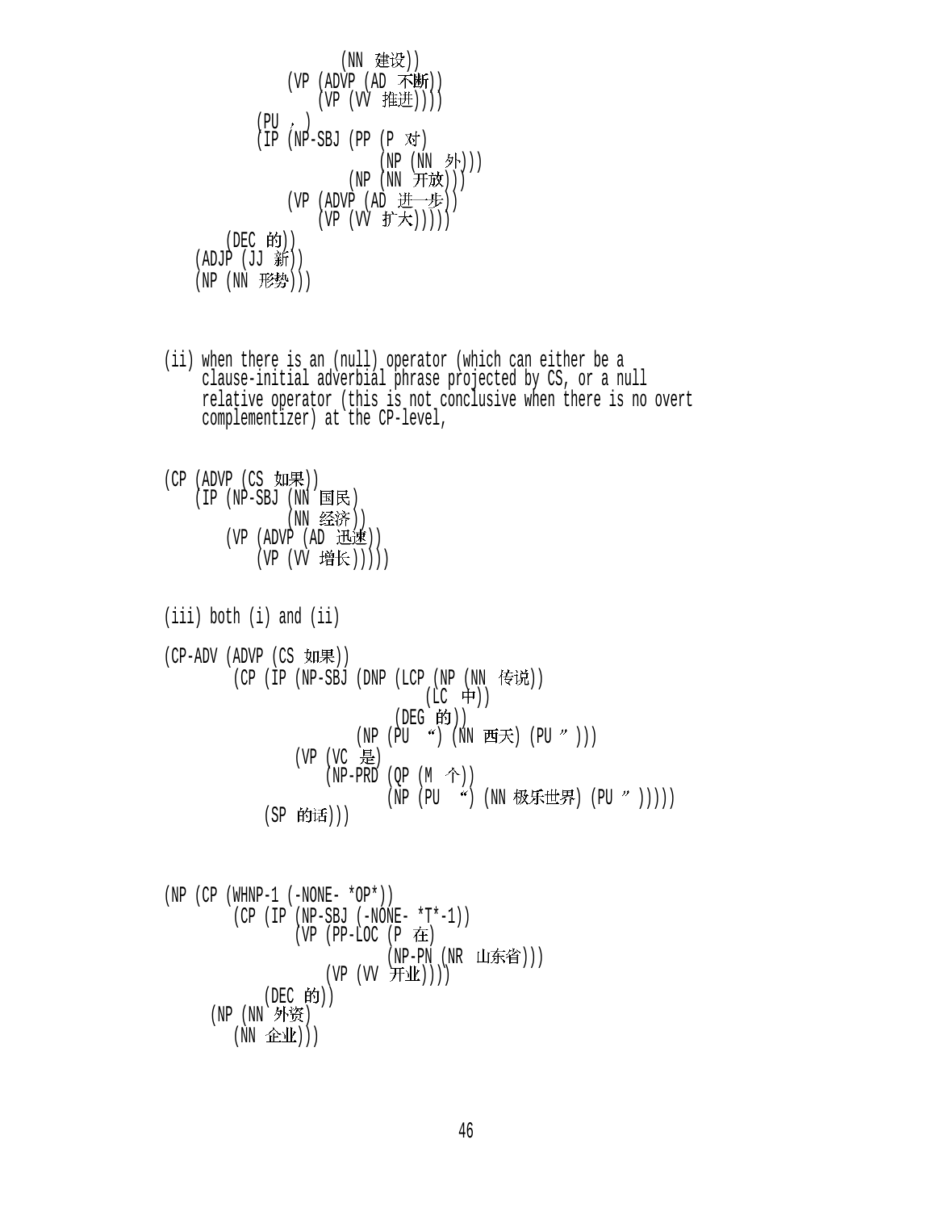```
                  (NN 建设))
              (VP (ADVP (AD 不断))
                  (VP (VV 推进))))
           (PU ，)
           (IP (NP-SBJ (PP (P 对)
                           (NP (NN 外)))
                       (NP (NN 开放)))
              (VP (ADVP (AD 进一步))
                  (VP (VV 扩大)))))
        (DEC 的))
    (ADJP (JJ 新))
    (NP (NN 形势)))
```

(ii) when there is an (null) operator (which can either be a clause-initial adverbial phrase projected by CS, or a null relative operator (this is not conclusive when there is no overt complementizer) at the CP-level,

```
(CP (ADVP (CS 如果))
    (IP (NP-SBJ (NN 国民)
                (NN 经济))
        (VP (ADVP (AD 迅速))
            (VP (VV 增长)))))
```

(iii) both (i) and (ii)

```
(CP-ADV (ADVP (CS 如果))
        (CP (IP (NP-SBJ (DNP (LCP (NP (NN 传说))
                                  (LC 中))
                             (DEG 的))
                        (NP (PU “) (NN 西天) (PU ”)))
                (VP (VC 是)
                    (NP-PRD (QP (M 个))
                            (NP (PU “) (NN 极乐世界) (PU ”)))))
            (SP 的话)))
```

```
(NP (CP (WHNP-1 (-NONE- *OP*))
        (CP (IP (NP-SBJ (-NONE- *T*-1))
                (VP (PP-LOC (P 在)
                            (NP-PN (NR 山东省)))
                    (VP (VV 开业))))
            (DEC 的)))
      (NP (NN 外资)
          (NN 企业)))
```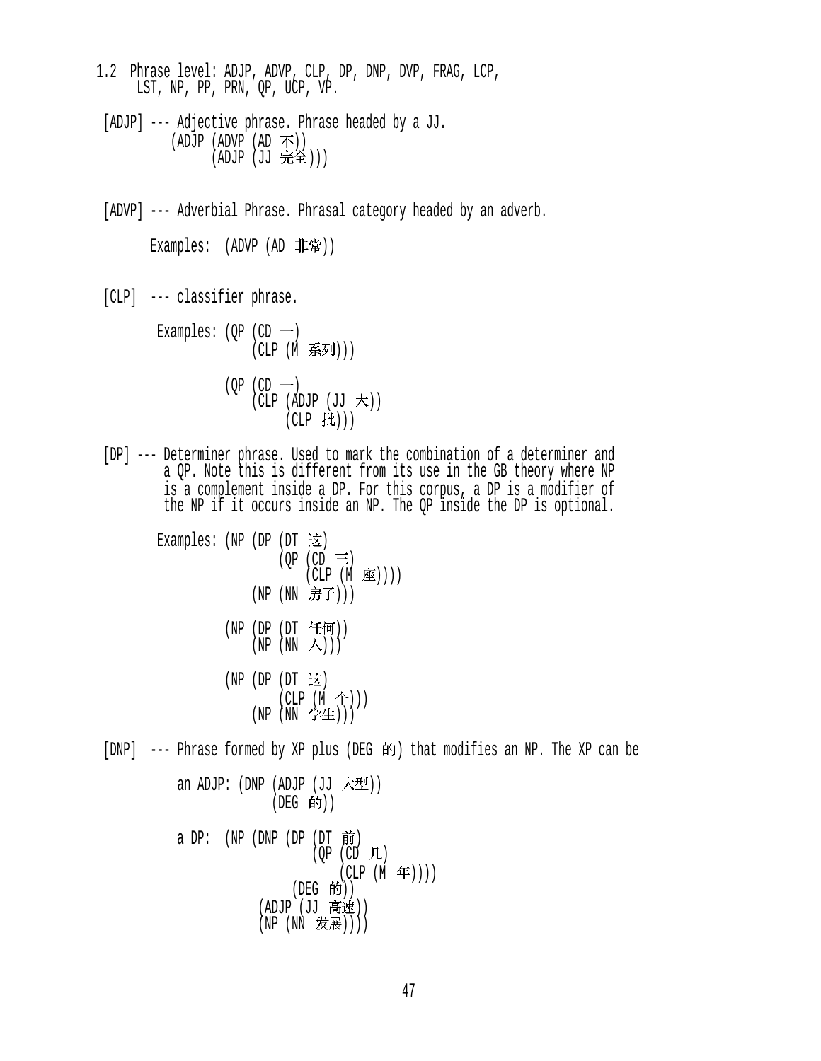1.2 Phrase level: ADJP, ADVP, CLP, DP, DNP, DVP, FRAG, LCP,
    LST, NP, PP, PRN, QP, UCP, VP.

[ADJP] --- Adjective phrase. Phrase headed by a JJ.

```
        (ADJP (ADVP (AD 不))
              (ADJP (JJ 完全)))
```

[ADVP] --- Adverbial Phrase. Phrasal category headed by an adverb.

```
      Examples:  (ADVP (AD 非常))
```

[CLP] --- classifier phrase.

```
       Examples: (QP (CD 一)
                     (CLP (M 系列)))

                 (QP (CD 一)
                     (CLP (ADJP (JJ 大))
                          (CLP 批)))
```

[DP] --- Determiner phrase. Used to mark the combination of a determiner and a QP. Note this is different from its use in the GB theory where NP is a complement inside a DP. For this corpus, a DP is a modifier of the NP if it occurs inside an NP. The QP inside the DP is optional.

```
       Examples: (NP (DP (DT 这)
                         (QP (CD 三)
                             (CLP (M 座))))
                     (NP (NN 房子)))

                 (NP (DP (DT 任何))
                     (NP (NN 人)))

                 (NP (DP (DT 这)
                         (CLP (M 个)))
                     (NP (NN 学生)))
```

[DNP] --- Phrase formed by XP plus (DEG 的) that modifies an NP. The XP can be

```
          an ADJP: (DNP (ADJP (JJ 大型))
                        (DEG 的))

          a DP:  (NP (DNP (DP (DT 前)
                              (QP (CD 几)
                                  (CLP (M 年))))
                          (DEG 的))
                     (ADJP (JJ 高速))
                     (NP (NN 发展))))
```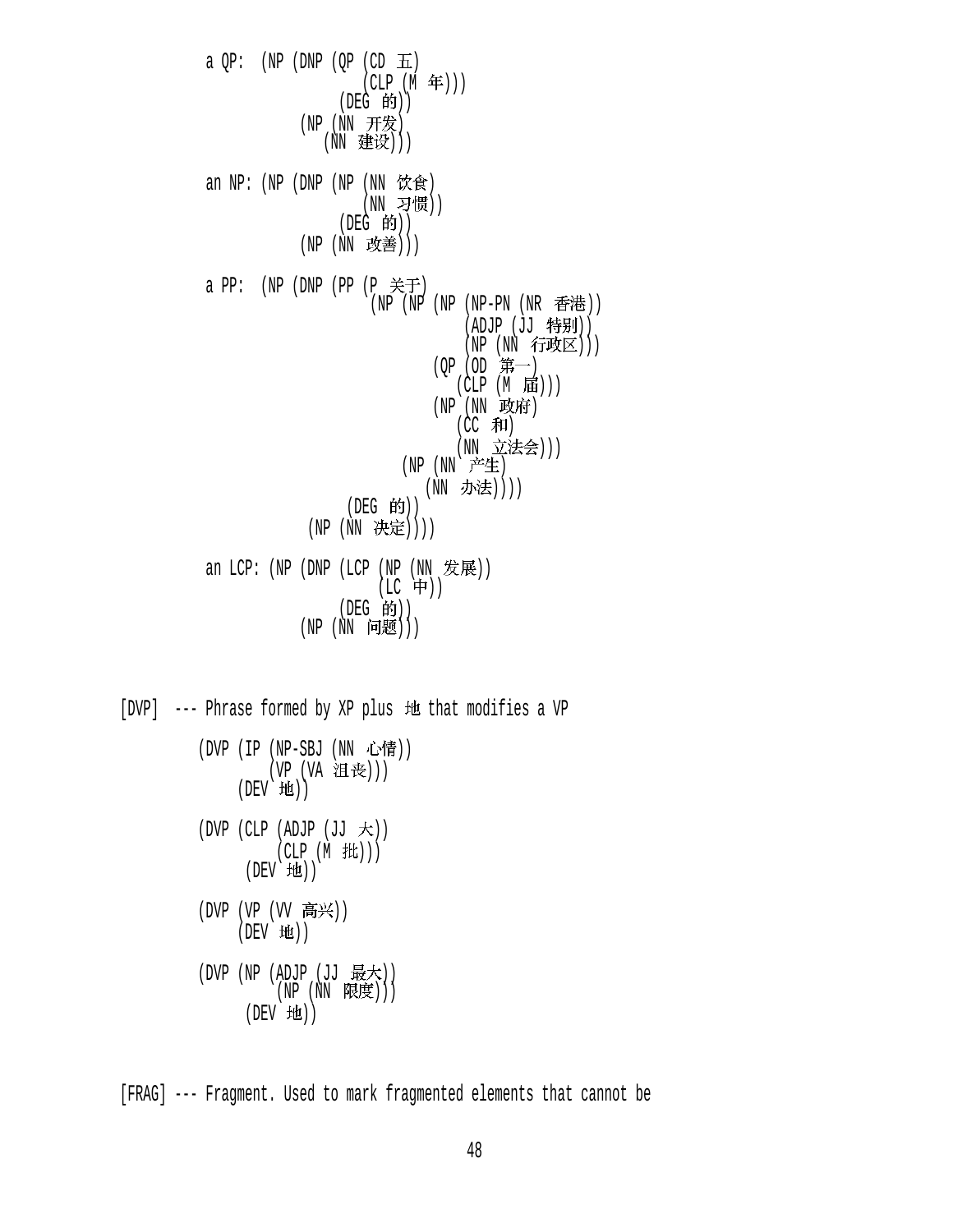```
a QP:  (NP (DNP (QP (CD 五)
                    (CLP (M 年)))
                (DEG 的))
            (NP (NN 开发)
                (NN 建设)))

an NP: (NP (DNP (NP (NN 饮食)
                    (NN 习惯))
                (DEG 的))
            (NP (NN 改善)))

a PP:  (NP (DNP (PP (P 关于)
                    (NP (NP (NP (NP-PN (NR 香港))
                                (ADJP (JJ 特别))
                                (NP (NN 行政区)))
                            (QP (OD 第一)
                                (CLP (M 届)))
                            (NP (NN 政府)
                                (CC 和)
                                (NN 立法会)))
                        (NP (NN 产生)
                            (NN 办法))))
                (DEG 的))
            (NP (NN 决定))))

an LCP: (NP (DNP (LCP (NP (NN 发展))
                      (LC 中))
                 (DEG 的))
             (NP (NN 问题)))
```

[DVP] --- Phrase formed by XP plus 地 that modifies a VP

```
(DVP (IP (NP-SBJ (NN 心情))
         (VP (VA 沮丧)))
     (DEV 地))

(DVP (CLP (ADJP (JJ 大))
          (CLP (M 批)))
     (DEV 地))

(DVP (VP (VV 高兴))
     (DEV 地))

(DVP (NP (ADJP (JJ 最大))
         (NP (NN 限度)))
     (DEV 地))
```

[FRAG] --- Fragment. Used to mark fragmented elements that cannot be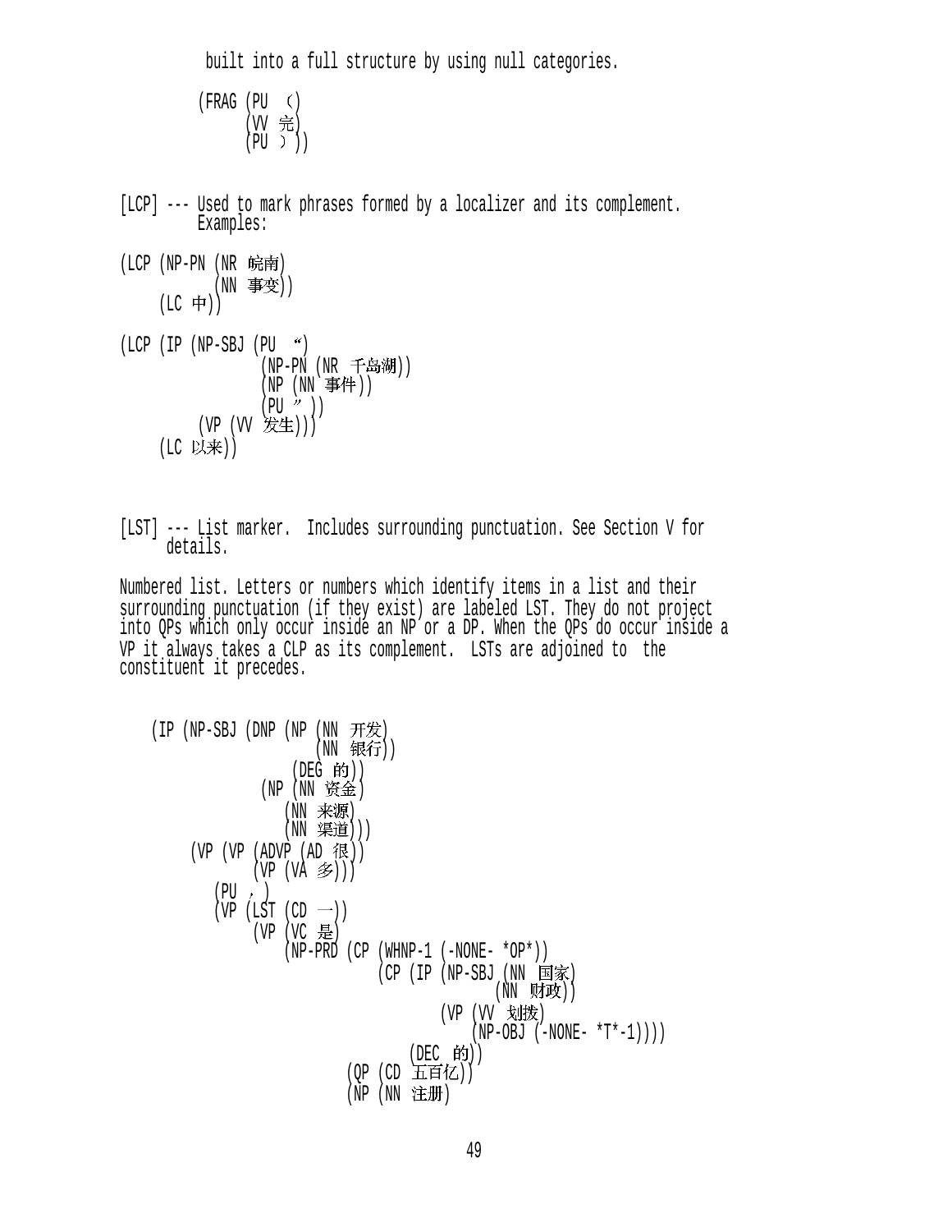built into a full structure by using null categories.

```
(FRAG (PU （)
      (VV 完)
      (PU ）))
```

[LCP] --- Used to mark phrases formed by a localizer and its complement. Examples:

```
(LCP (NP-PN (NR 皖南)
            (NN 事变))
     (LC 中))

(LCP (IP (NP-SBJ (PU “)
                 (NP-PN (NR 千岛湖))
                 (NP (NN 事件))
                 (PU ”))
         (VP (VV 发生)))
     (LC 以来))
```

[LST] --- List marker. Includes surrounding punctuation. See Section V for details.

Numbered list. Letters or numbers which identify items in a list and their surrounding punctuation (if they exist) are labeled LST. They do not project into QPs which only occur inside an NP or a DP. When the QPs do occur inside a VP it always takes a CLP as its complement. LSTs are adjoined to the constituent it precedes.

```
(IP (NP-SBJ (DNP (NP (NN 开发)
                     (NN 银行))
                 (DEG 的))
            (NP (NN 资金)
                (NN 来源)
                (NN 渠道)))
    (VP (VP (ADVP (AD 很))
            (VP (VA 多)))
        (PU ，)
        (VP (LST (CD 一))
            (VP (VC 是)
                (NP-PRD (CP (WHNP-1 (-NONE- *OP*))
                            (CP (IP (NP-SBJ (NN 国家)
                                            (NN 财政))
                                    (VP (VV 划拨)
                                        (NP-OBJ (-NONE- *T*-1))))
                                (DEC 的)))
                        (QP (CD 五百亿))
                        (NP (NN 注册)
```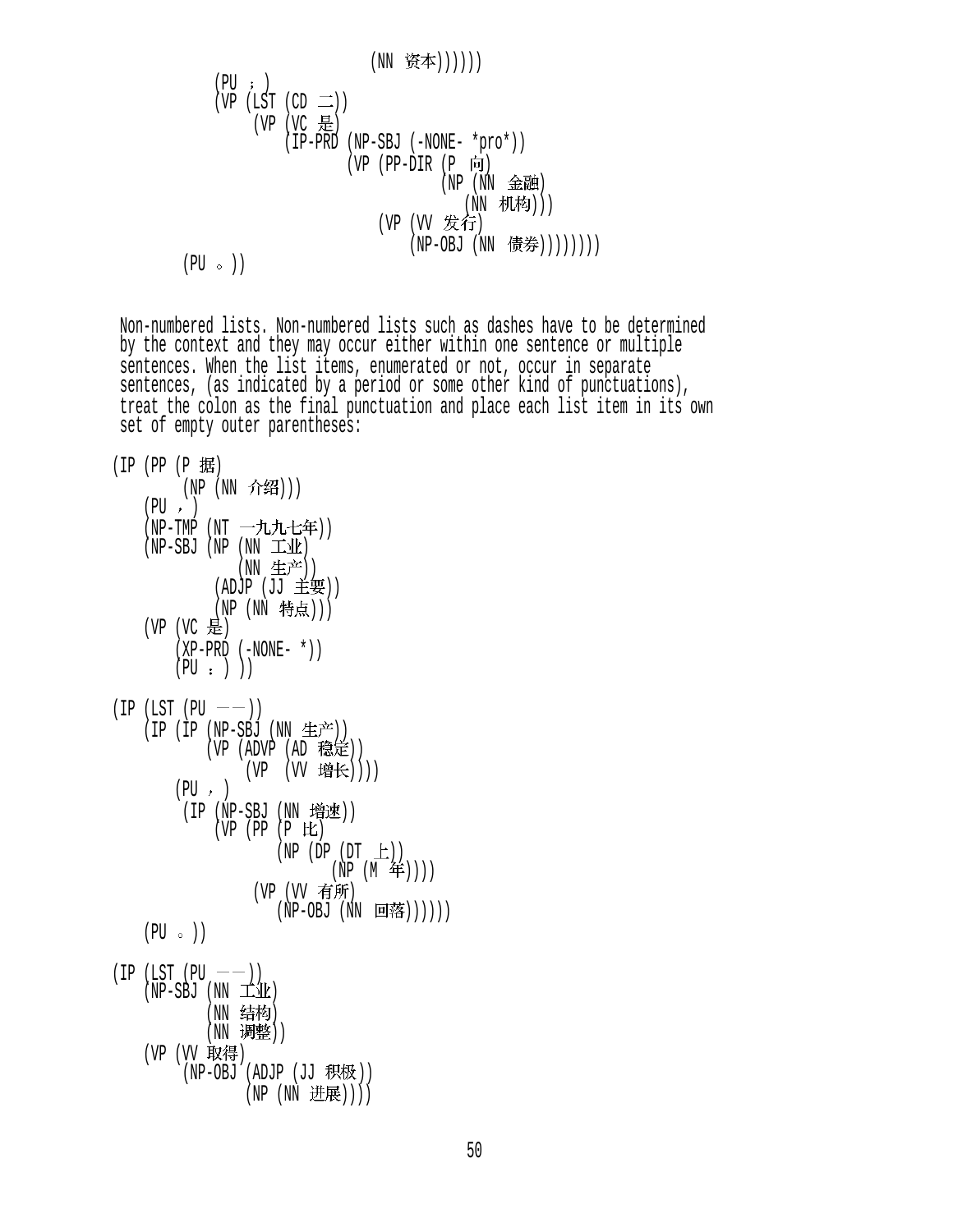```
                              (NN 资本))))))
           (PU ；)
           (VP (LST (CD 二))
               (VP (VC 是)
                   (IP-PRD (NP-SBJ (-NONE- *pro*))
                           (VP (PP-DIR (P 向)
                                       (NP (NN 金融)
                                           (NN 机构)))
                               (VP (VV 发行)
                                   (NP-OBJ (NN 债券))))))))
        (PU 。))
```

Non-numbered lists. Non-numbered lists such as dashes have to be determined by the context and they may occur either within one sentence or multiple sentences. When the list items, enumerated or not, occur in separate sentences, (as indicated by a period or some other kind of punctuations), treat the colon as the final punctuation and place each list item in its own set of empty outer parentheses:

```
(IP (PP (P 据)
        (NP (NN 介绍)))
    (PU ，)
    (NP-TMP (NT 一九九七年))
    (NP-SBJ (NP (NN 工业)
                (NN 生产))
            (ADJP (JJ 主要))
            (NP (NN 特点)))
    (VP (VC 是)
        (XP-PRD (-NONE- *))
        (PU ：) ))

(IP (LST (PU ——))
    (IP (IP (NP-SBJ (NN 生产))
            (VP (ADVP (AD 稳定))
                (VP  (VV 增长))))
        (PU ，)
         (IP (NP-SBJ (NN 增速))
            (VP (PP (P 比)
                    (NP (DP (DT 上))
                        (NP (M 年))))
                (VP (VV 有所)
                    (NP-OBJ (NN 回落))))))
    (PU 。))

(IP (LST (PU ——))
    (NP-SBJ (NN 工业)
            (NN 结构)
            (NN 调整))
    (VP (VV 取得)
        (NP-OBJ (ADJP (JJ 积极))
                (NP (NN 进展))))
```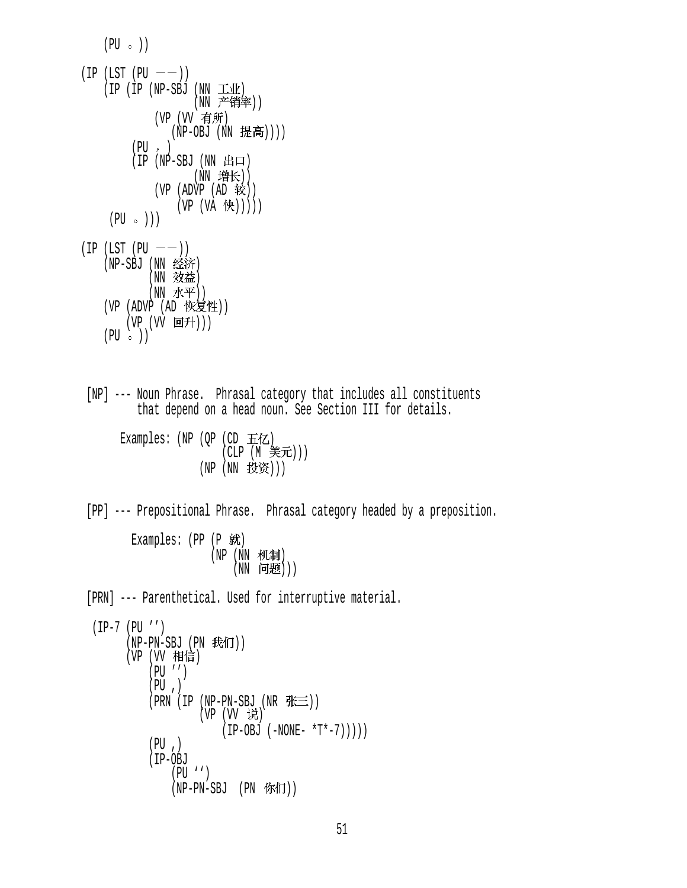```
    (PU 。))

(IP (LST (PU ——))
    (IP (IP (NP-SBJ (NN 工业)
                    (NN 产销率))
            (VP (VV 有所)
               (NP-OBJ (NN 提高))))
        (PU ，)
        (IP (NP-SBJ (NN 出口)
                    (NN 增长))
            (VP (ADVP (AD 较))
                (VP (VA 快)))))
     (PU 。)))

(IP (LST (PU ——))
    (NP-SBJ (NN 经济)
            (NN 效益)
            (NN 水平))
    (VP (ADVP (AD 恢复性))
        (VP (VV 回升)))
    (PU 。))
```

```
[NP] --- Noun Phrase.  Phrasal category that includes all constituents
         that depend on a head noun. See Section III for details.

      Examples: (NP (QP (CD 五亿)
                        (CLP (M 美元)))
                    (NP (NN 投资)))


[PP] --- Prepositional Phrase.  Phrasal category headed by a preposition.

        Examples: (PP (P 就)
                      (NP (NN 机制)
                          (NN 问题)))

[PRN] --- Parenthetical. Used for interruptive material.

 (IP-7 (PU '')
       (NP-PN-SBJ (PN 我们))
       (VP (VV 相信)
           (PU '')
           (PU ,)
           (PRN (IP (NP-PN-SBJ (NR 张三))
                    (VP (VV 说)
                        (IP-OBJ (-NONE- *T*-7)))))
           (PU ,)
           (IP-OBJ
               (PU '')
               (NP-PN-SBJ  (PN  你们))
```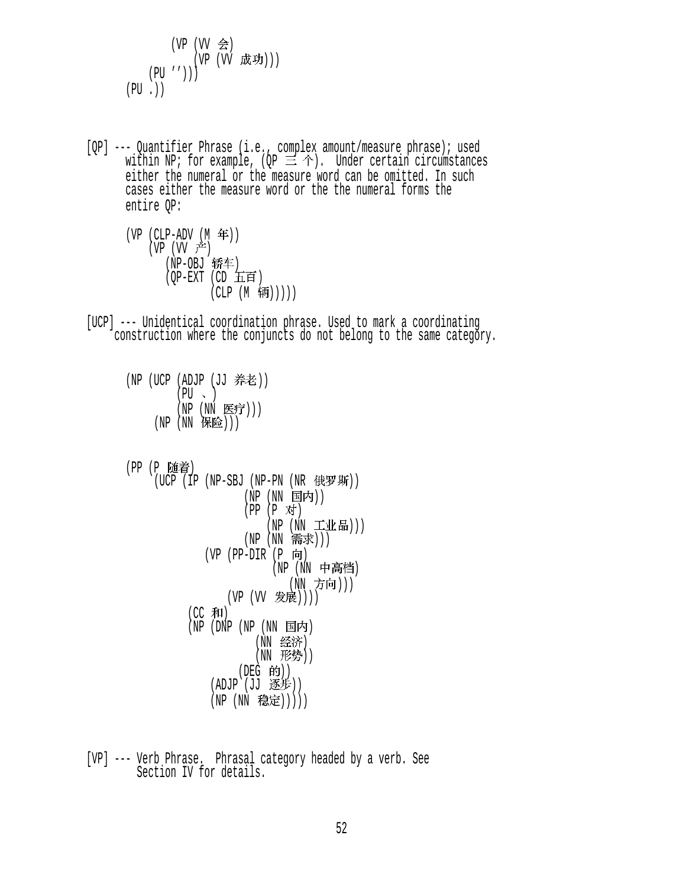```
            (VP (VV 会)
                (VP (VV 成功)))
        (PU ''))
    (PU .))
```

[QP] --- Quantifier Phrase (i.e., complex amount/measure phrase); used within NP; for example, (QP 三 个). Under certain circumstances either the numeral or the measure word can be omitted. In such cases either the measure word or the the numeral forms the entire QP:

```
    (VP (CLP-ADV (M 年))
        (VP (VV 产)
            (NP-OBJ 轿车)
            (QP-EXT (CD 五百)
                    (CLP (M 辆)))))
```

[UCP] --- Unidentical coordination phrase. Used to mark a coordinating construction where the conjuncts do not belong to the same category.

```
    (NP (UCP (ADJP (JJ 养老))
             (PU 、)
             (NP (NN 医疗)))
        (NP (NN 保险)))


    (PP (P 随着)
        (UCP (IP (NP-SBJ (NP-PN (NR 俄罗斯))
                         (NP (NN 国内))
                         (PP (P 对)
                             (NP (NN 工业品)))
                         (NP (NN 需求)))
                 (VP (PP-DIR (P 向)
                             (NP (NN 中高档)
                                 (NN 方向)))
                     (VP (VV 发展))))
             (CC 和)
             (NP (DNP (NP (NN 国内)
                          (NN 经济)
                          (NN 形势))
                      (DEG 的))
                 (ADJP (JJ 逐步))
                 (NP (NN 稳定)))))
```

[VP] --- Verb Phrase. Phrasal category headed by a verb. See Section IV for details.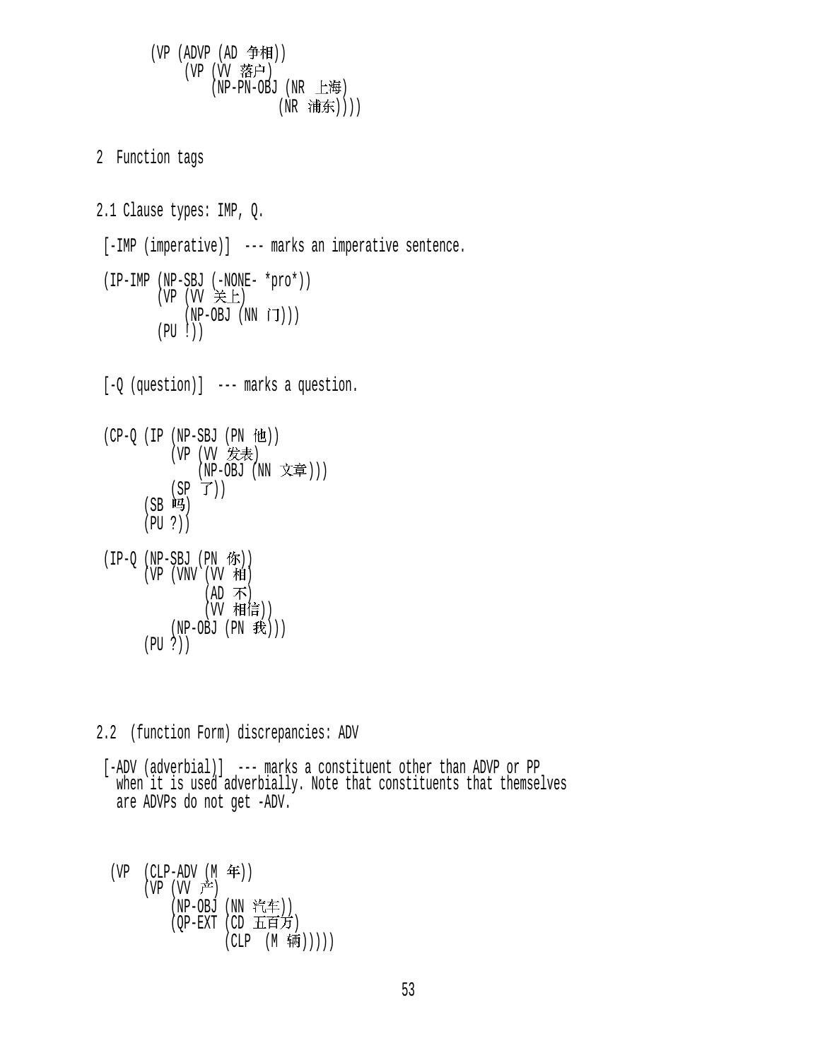```
(VP (ADVP (AD 争相))
    (VP (VV 落户)
        (NP-PN-OBJ (NR 上海)
                   (NR 浦东))))
```

## 2 Function tags

### 2.1 Clause types: IMP, Q.

[-IMP (imperative)] --- marks an imperative sentence.

```
(IP-IMP (NP-SBJ (-NONE- *pro*))
        (VP (VV 关上)
            (NP-OBJ (NN 门)))
        (PU !))
```

[-Q (question)] --- marks a question.

```
(CP-Q (IP (NP-SBJ (PN 他))
          (VP (VV 发表)
              (NP-OBJ (NN 文章)))
          (SP 了))
      (SB 吗)
      (PU ?))

(IP-Q (NP-SBJ (PN 你))
      (VP (VNV (VV 相)
               (AD 不)
               (VV 相信))
          (NP-OBJ (PN 我)))
      (PU ?))
```

### 2.2 (function Form) discrepancies: ADV

[-ADV (adverbial)] --- marks a constituent other than ADVP or PP when it is used adverbially. Note that constituents that themselves are ADVPs do not get -ADV.

```
(VP (CLP-ADV (M 年))
    (VP (VV 产)
        (NP-OBJ (NN 汽车))
        (QP-EXT (CD 五百万)
                (CLP (M 辆)))))
```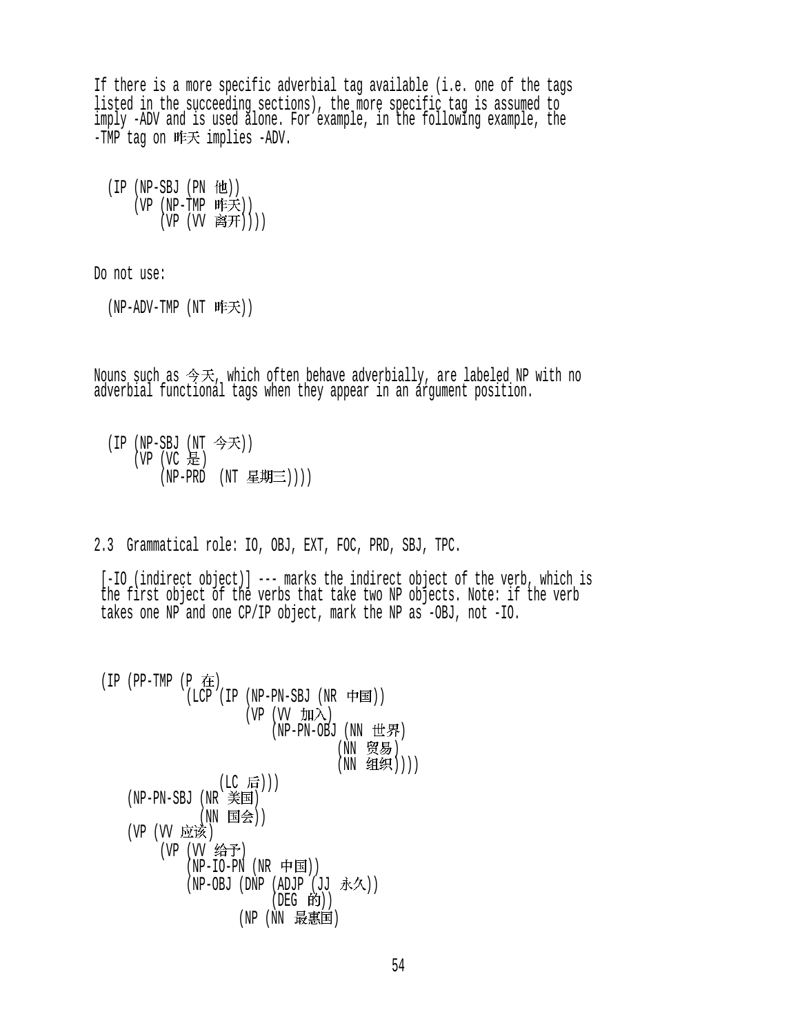If there is a more specific adverbial tag available (i.e. one of the tags listed in the succeeding sections), the more specific tag is assumed to imply -ADV and is used alone. For example, in the following example, the -TMP tag on 昨天 implies -ADV.

```
  (IP (NP-SBJ (PN 他))
      (VP (NP-TMP 昨天))
          (VP (VV 离开))))
```

Do not use:

```
  (NP-ADV-TMP (NT 昨天))
```

Nouns such as 今天, which often behave adverbially, are labeled NP with no adverbial functional tags when they appear in an argument position.

```
  (IP (NP-SBJ (NT 今天))
      (VP (VC 是)
          (NP-PRD  (NT 星期三))))
```

2.3  Grammatical role: IO, OBJ, EXT, FOC, PRD, SBJ, TPC.

[-IO (indirect object)] --- marks the indirect object of the verb, which is the first object of the verbs that take two NP objects. Note: if the verb takes one NP and one CP/IP object, mark the NP as -OBJ, not -IO.

```
 (IP (PP-TMP (P 在)
             (LCP (IP (NP-PN-SBJ (NR 中国))
                      (VP (VV 加入)
                          (NP-PN-OBJ (NN 世界)
                                     (NN 贸易)
                                     (NN 组织))))
                  (LC 后)))
     (NP-PN-SBJ (NR 美国)
                (NN 国会))
     (VP (VV 应该)
         (VP (VV 给予)
             (NP-IO-PN (NR 中国))
             (NP-OBJ (DNP (ADJP (JJ 永久))
                          (DEG 的))
                     (NP (NN 最惠国)
```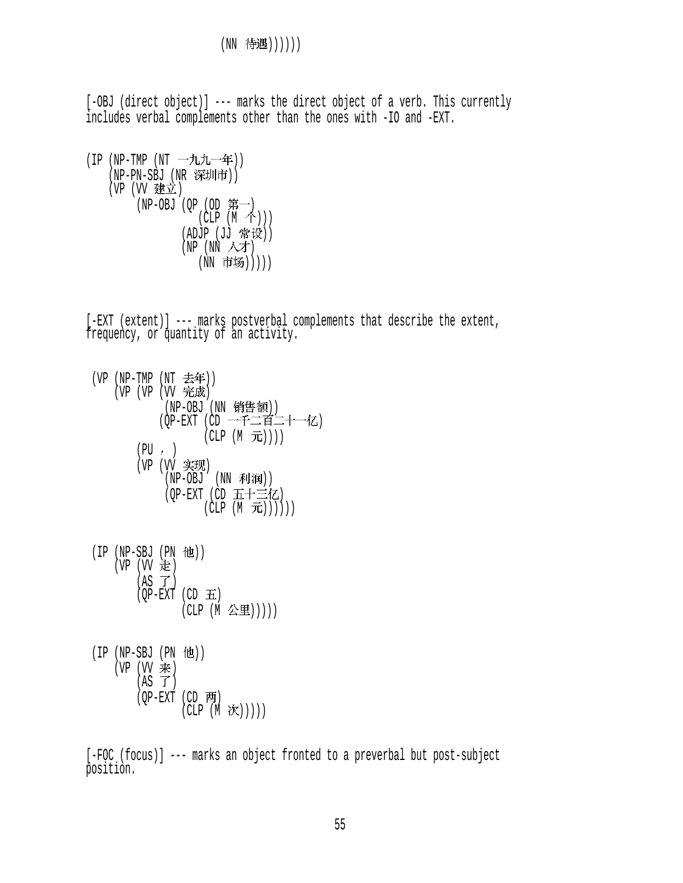```
                    (NN 待遇))))))
```

[-OBJ (direct object)] --- marks the direct object of a verb. This currently includes verbal complements other than the ones with -IO and -EXT.

```
(IP (NP-TMP (NT 一九九一年))
    (NP-PN-SBJ (NR 深圳市))
    (VP (VV 建立)
        (NP-OBJ (QP (OD 第一)
                    (CLP (M 个)))
                (ADJP (JJ 常设))
                (NP (NN 人才)
                    (NN 市场)))))
```

[-EXT (extent)] --- marks postverbal complements that describe the extent, frequency, or quantity of an activity.

```
 (VP (NP-TMP (NT 去年))
     (VP (VP (VV 完成)
             (NP-OBJ (NN 销售额))
            (QP-EXT (CD 一千二百二十一亿)
                    (CLP (M 元))))
         (PU ，)
         (VP (VV 实现)
             (NP-OBJ  (NN 利润))
             (QP-EXT (CD 五十三亿)
                     (CLP (M 元))))))


 (IP (NP-SBJ (PN 他))
     (VP (VV 走)
         (AS 了)
         (QP-EXT (CD 五)
                 (CLP (M 公里)))))


 (IP (NP-SBJ (PN 他))
     (VP (VV 来)
         (AS 了)
         (QP-EXT (CD 两)
                 (CLP (M 次)))))
```

[-FOC (focus)] --- marks an object fronted to a preverbal but post-subject position.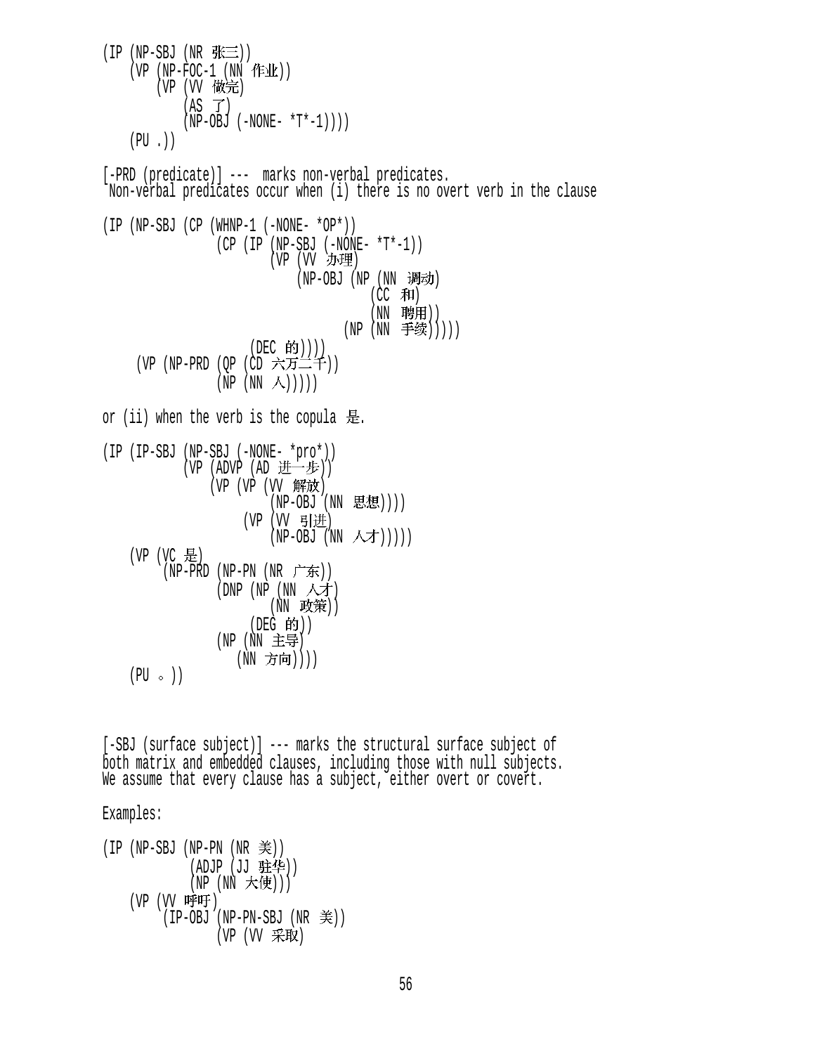```
(IP (NP-SBJ (NR 张三))
    (VP (NP-FOC-1 (NN 作业))
        (VP (VV 做完)
            (AS 了)
            (NP-OBJ (-NONE- *T*-1))))
    (PU .))
```

[-PRD (predicate)] --- marks non-verbal predicates.
Non-verbal predicates occur when (i) there is no overt verb in the clause

```
(IP (NP-SBJ (CP (WHNP-1 (-NONE- *OP*))
                (CP (IP (NP-SBJ (-NONE- *T*-1))
                        (VP (VV 办理)
                            (NP-OBJ (NP (NN 调动)
                                        (CC 和)
                                        (NN 聘用))
                                    (NP (NN 手续)))))
                    (DEC 的))))
     (VP (NP-PRD (QP (CD 六万二千))
                 (NP (NN 人)))))
```

or (ii) when the verb is the copula 是.

```
(IP (IP-SBJ (NP-SBJ (-NONE- *pro*))
            (VP (ADVP (AD 进一步))
                (VP (VP (VV 解放)
                        (NP-OBJ (NN 思想))))
                    (VP (VV 引进)
                        (NP-OBJ (NN 人才)))))
    (VP (VC 是)
        (NP-PRD (NP-PN (NR 广东))
                (DNP (NP (NN 人才)
                         (NN 政策))
                     (DEG 的))
                (NP (NN 主导)
                    (NN 方向))))
    (PU 。))
```

[-SBJ (surface subject)] --- marks the structural surface subject of
both matrix and embedded clauses, including those with null subjects.
We assume that every clause has a subject, either overt or covert.

Examples:

```
(IP (NP-SBJ (NP-PN (NR 美))
            (ADJP (JJ 驻华))
            (NP (NN 大使)))
    (VP (VV 呼吁)
        (IP-OBJ (NP-PN-SBJ (NR 美))
                (VP (VV 采取)
```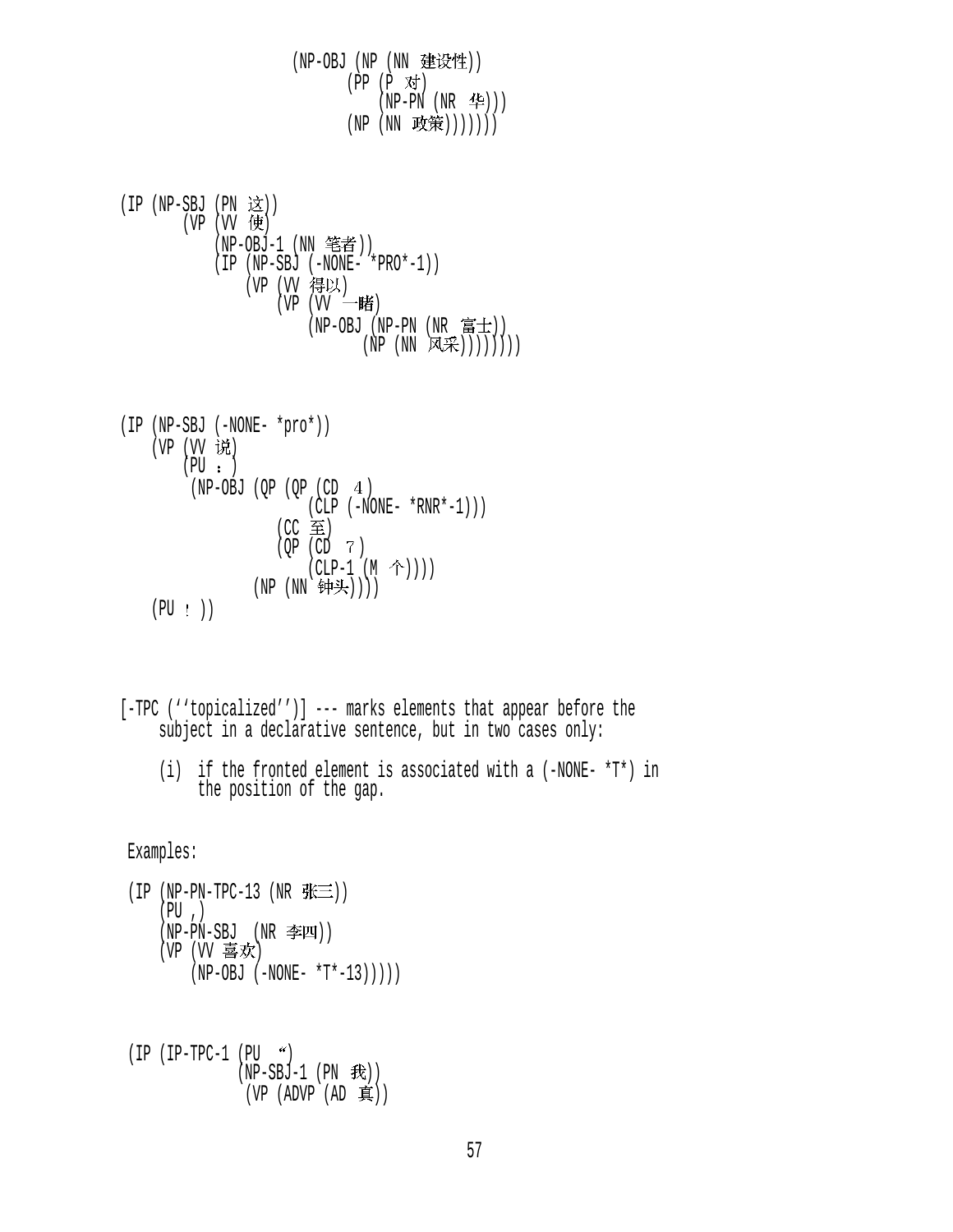```
                    (NP-OBJ (NP (NN 建设性))
                            (PP (P 对)
                                (NP-PN (NR 华)))
                            (NP (NN 政策)))))))
```

```
(IP (NP-SBJ (PN 这))
    (VP (VV 使)
        (NP-OBJ-1 (NN 笔者))
        (IP (NP-SBJ (-NONE- *PRO*-1))
            (VP (VV 得以)
                (VP (VV 一睹)
                    (NP-OBJ (NP-PN (NR 富士))
                            (NP (NN 风采)))))))
```

```
(IP (NP-SBJ (-NONE- *pro*))
    (VP (VV 说)
        (PU ：)
        (NP-OBJ (QP (QP (CD ４)
                        (CLP (-NONE- *RNR*-1)))
                    (CC 至)
                    (QP (CD ７)
                        (CLP-1 (M 个))))
                (NP (NN 钟头))))
    (PU ！))
```

[-TPC (''topicalized'')] --- marks elements that appear before the subject in a declarative sentence, but in two cases only:

(i) if the fronted element is associated with a (-NONE- *T*) in the position of the gap.

Examples:

```
(IP (NP-PN-TPC-13 (NR 张三))
    (PU ,)
    (NP-PN-SBJ  (NR 李四))
    (VP (VV 喜欢)
        (NP-OBJ (-NONE- *T*-13)))))
```

```
(IP (IP-TPC-1 (PU “)
              (NP-SBJ-1 (PN 我))
               (VP (ADVP (AD 真))
```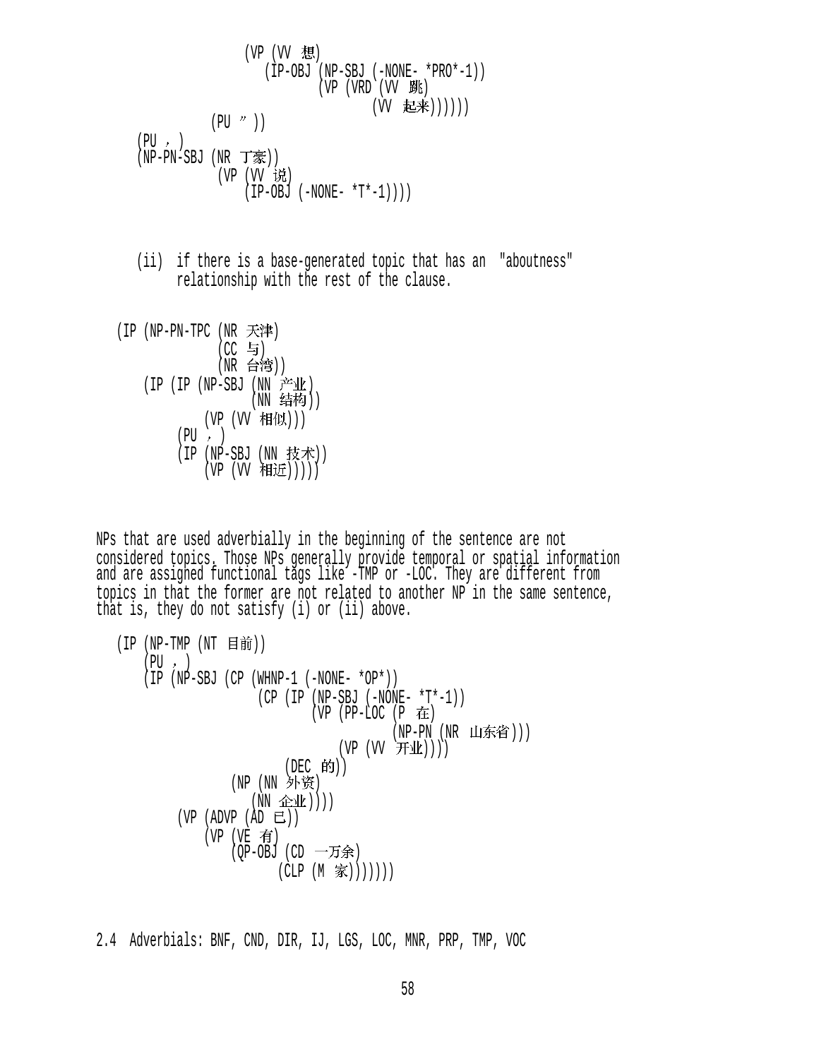```
                  (VP (VV 想)
                     (IP-OBJ (NP-SBJ (-NONE- *PRO*-1))
                             (VP (VRD (VV 跳)
                                      (VV 起来))))))
              (PU ” ))
    (PU ，)
    (NP-PN-SBJ (NR 丁豪))
               (VP (VV 说)
                   (IP-OBJ (-NONE- *T*-1))))
```

(ii) if there is a base-generated topic that has an "aboutness" relationship with the rest of the clause.

```
(IP (NP-PN-TPC (NR 天津)
               (CC 与)
               (NR 台湾))
    (IP (IP (NP-SBJ (NN 产业)
                    (NN 结构))
            (VP (VV 相似)))
        (PU ，)
        (IP (NP-SBJ (NN 技术))
            (VP (VV 相近)))))
```

NPs that are used adverbially in the beginning of the sentence are not considered topics. Those NPs generally provide temporal or spatial information and are assigned functional tags like -TMP or -LOC. They are different from topics in that the former are not related to another NP in the same sentence, that is, they do not satisfy (i) or (ii) above.

```
(IP (NP-TMP (NT 目前))
    (PU ，)
    (IP (NP-SBJ (CP (WHNP-1 (-NONE- *OP*))
                    (CP (IP (NP-SBJ (-NONE- *T*-1))
                            (VP (PP-LOC (P 在)
                                        (NP-PN (NR 山东省)))
                                (VP (VV 开业))))
                        (DEC 的)))
                (NP (NN 外资)
                    (NN 企业))))
        (VP (ADVP (AD 已))
            (VP (VE 有)
                (QP-OBJ (CD 一万余)
                        (CLP (M 家)))))))
```

## 2.4 Adverbials: BNF, CND, DIR, IJ, LGS, LOC, MNR, PRP, TMP, VOC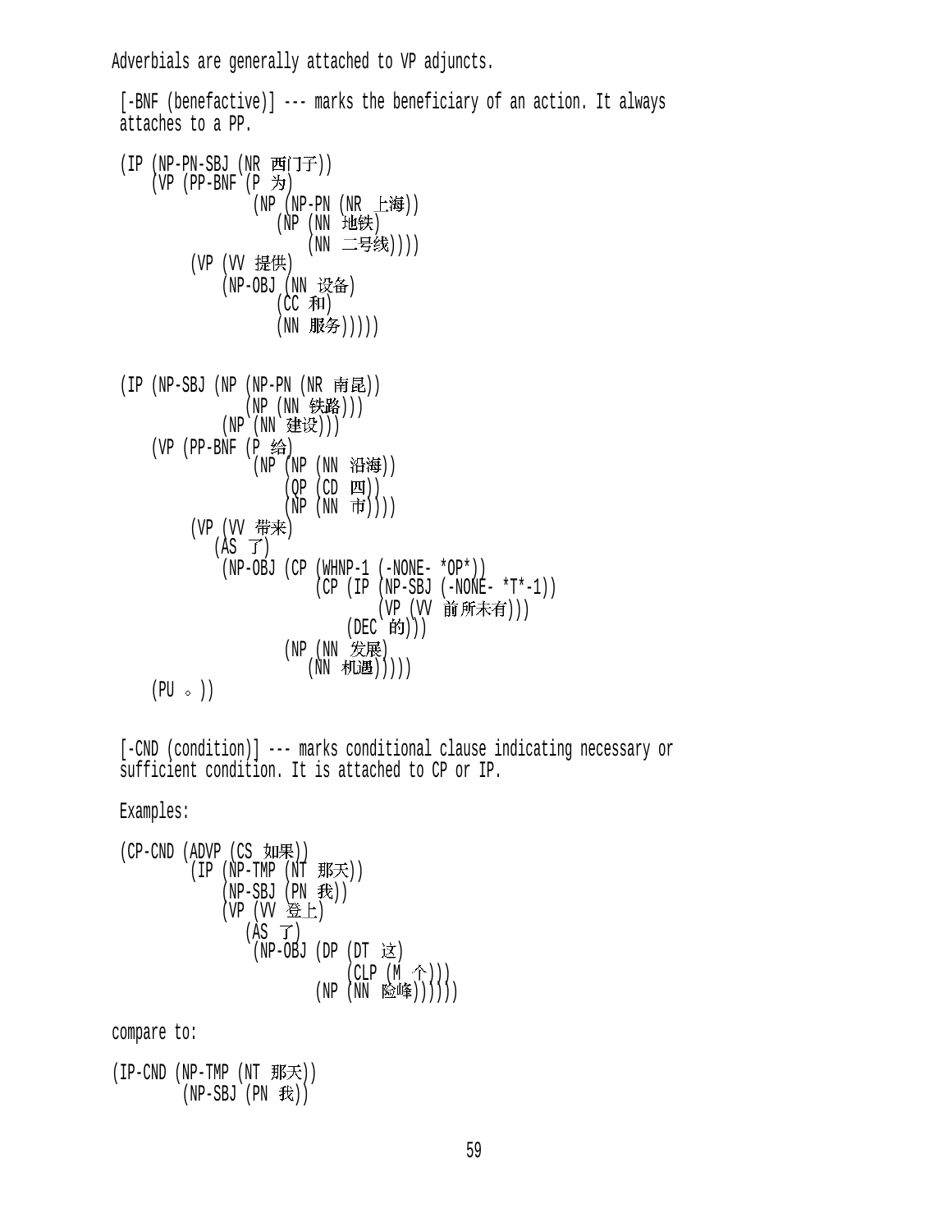Adverbials are generally attached to VP adjuncts.

[-BNF (benefactive)] --- marks the beneficiary of an action. It always attaches to a PP.

```
(IP (NP-PN-SBJ (NR 西门子))
    (VP (PP-BNF (P 为)
                (NP (NP-PN (NR 上海))
                   (NP (NN 地铁)
                       (NN 二号线))))
        (VP (VV 提供)
            (NP-OBJ (NN 设备)
                   (CC 和)
                   (NN 服务)))))
```

```
(IP (NP-SBJ (NP (NP-PN (NR 南昆))
               (NP (NN 铁路)))
            (NP (NN 建设)))
    (VP (PP-BNF (P 给)
                (NP (NP (NN 沿海))
                    (QP (CD 四))
                    (NP (NN 市))))
        (VP (VV 带来)
           (AS 了)
            (NP-OBJ (CP (WHNP-1 (-NONE- *OP*))
                        (CP (IP (NP-SBJ (-NONE- *T*-1))
                                (VP (VV 前所未有)))
                            (DEC 的)))
                    (NP (NN 发展)
                        (NN 机遇)))))
    (PU 。))
```

[-CND (condition)] --- marks conditional clause indicating necessary or sufficient condition. It is attached to CP or IP.

Examples:

```
(CP-CND (ADVP (CS 如果))
        (IP (NP-TMP (NT 那天))
            (NP-SBJ (PN 我))
            (VP (VV 登上)
               (AS 了)
                (NP-OBJ (DP (DT 这)
                            (CLP (M 个)))
                        (NP (NN 险峰))))))
```

compare to:

```
(IP-CND (NP-TMP (NT 那天))
        (NP-SBJ (PN 我))
```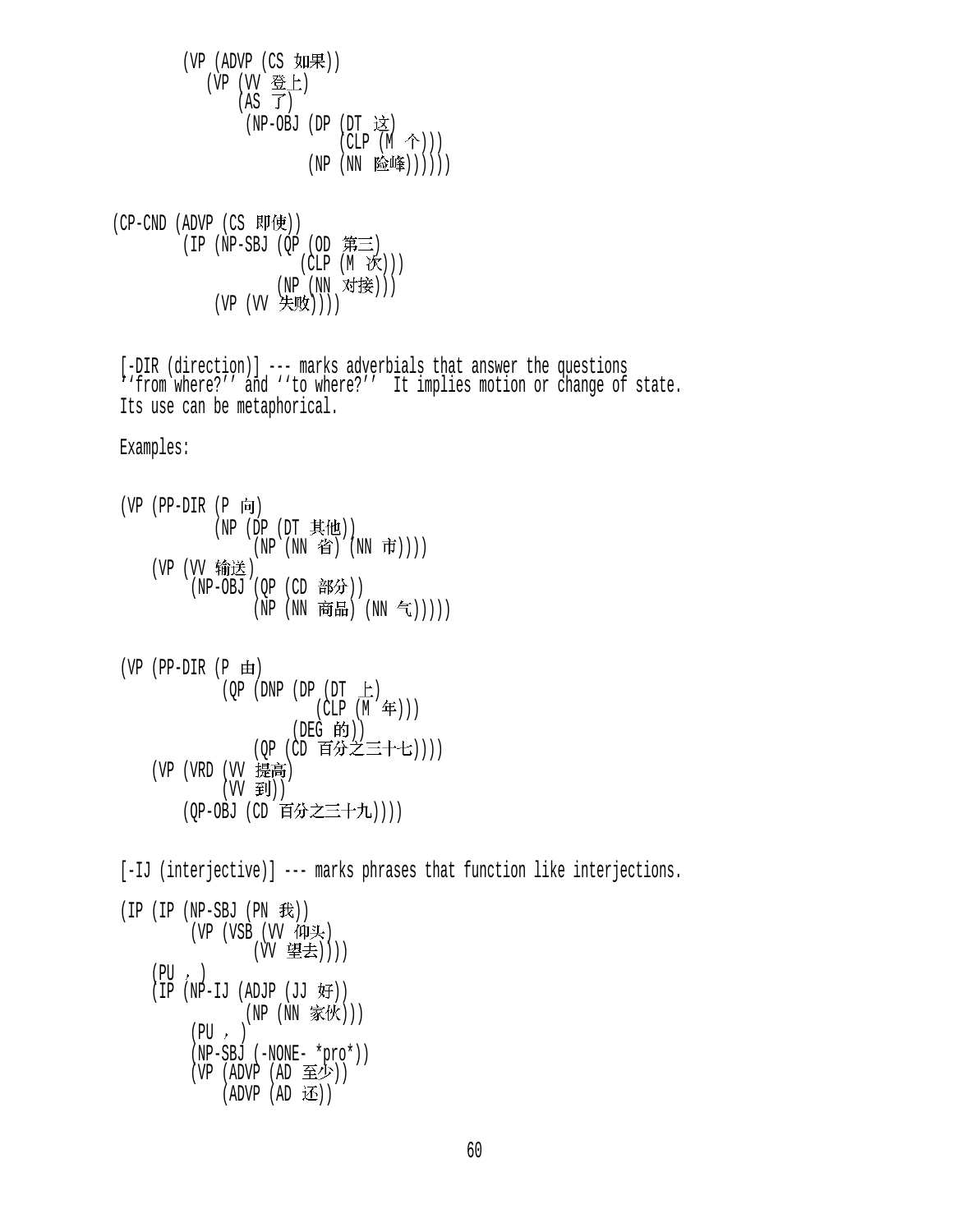```
        (VP (ADVP (CS 如果))
            (VP (VV 登上)
                (AS 了)
                 (NP-OBJ (DP (DT 这)
                             (CLP (M 个)))
                         (NP (NN 险峰))))))


 (CP-CND (ADVP (CS 即使))
         (IP (NP-SBJ (QP (OD 第三)
                         (CLP (M 次)))
                     (NP (NN 对接)))
             (VP (VV 失败))))
```

[-DIR (direction)] --- marks adverbials that answer the questions ''from where?'' and ''to where?'' It implies motion or change of state. Its use can be metaphorical.

Examples:

```
 (VP (PP-DIR (P 向)
             (NP (DP (DT 其他))
                 (NP (NN 省) (NN 市))))
     (VP (VV 输送)
         (NP-OBJ (QP (CD 部分))
                 (NP (NN 商品) (NN 气)))))


 (VP (PP-DIR (P 由)
             (QP (DNP (DP (DT 上)
                          (CLP (M 年)))
                      (DEG 的))
                 (QP (CD 百分之三十七))))
     (VP (VRD (VV 提高)
              (VV 到))
         (QP-OBJ (CD 百分之三十九))))
```

[-IJ (interjective)] --- marks phrases that function like interjections.

```
 (IP (IP (NP-SBJ (PN 我))
         (VP (VSB (VV 仰头)
                  (VV 望去))))
     (PU , )
     (IP (NP-IJ (ADJP (JJ 好))
                (NP (NN 家伙)))
         (PU , )
         (NP-SBJ (-NONE- *pro*))
         (VP (ADVP (AD 至少))
             (ADVP (AD 还))
```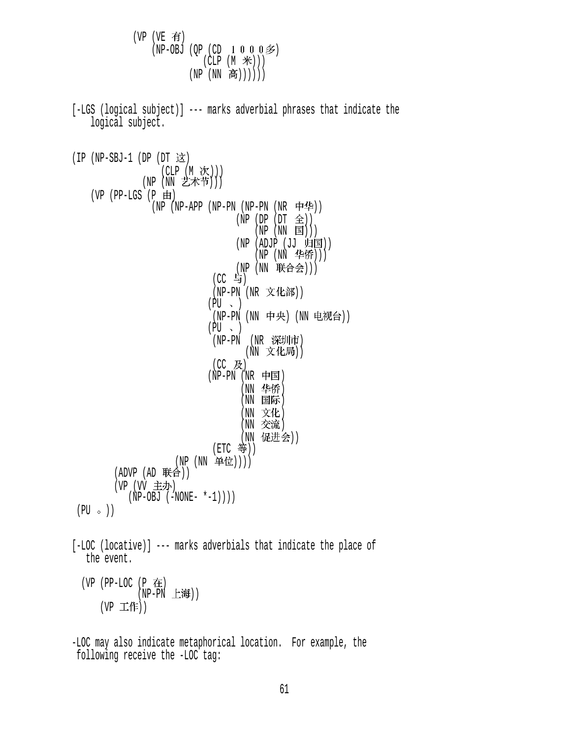```
            (VP (VE 有)
                (NP-OBJ (QP (CD １０００多)
                            (CLP (M 米)))
                        (NP (NN 高))))))
```

[-LGS (logical subject)] --- marks adverbial phrases that indicate the logical subject.

```
(IP (NP-SBJ-1 (DP (DT 这)
                  (CLP (M 次)))
              (NP (NN 艺术节)))
    (VP (PP-LGS (P 由)
                (NP (NP-APP (NP-PN (NP-PN (NR 中华))
                                   (NP (DP (DT 全))
                                       (NP (NN 国)))
                                   (NP (ADJP (JJ 归国))
                                       (NP (NN 华侨)))
                                   (NP (NN 联合会)))
                            (CC 与)
                            (NP-PN (NR 文化部))
                            (PU 、)
                            (NP-PN (NN 中央) (NN 电视台))
                            (PU 、)
                            (NP-PN (NR 深圳市)
                                   (NN 文化局))
                            (CC 及)
                            (NP-PN (NR 中国)
                                   (NN 华侨)
                                   (NN 国际)
                                   (NN 文化)
                                   (NN 交流)
                                   (NN 促进会))
                            (ETC 等))
                    (NP (NN 单位))))
        (ADVP (AD 联合))
        (VP (VV 主办)
            (NP-OBJ (-NONE- *-1))))
 (PU 。))
```

[-LOC (locative)] --- marks adverbials that indicate the place of the event.

```
  (VP (PP-LOC (P 在)
              (NP-PN 上海))
      (VP 工作))
```

-LOC may also indicate metaphorical location. For example, the following receive the -LOC tag: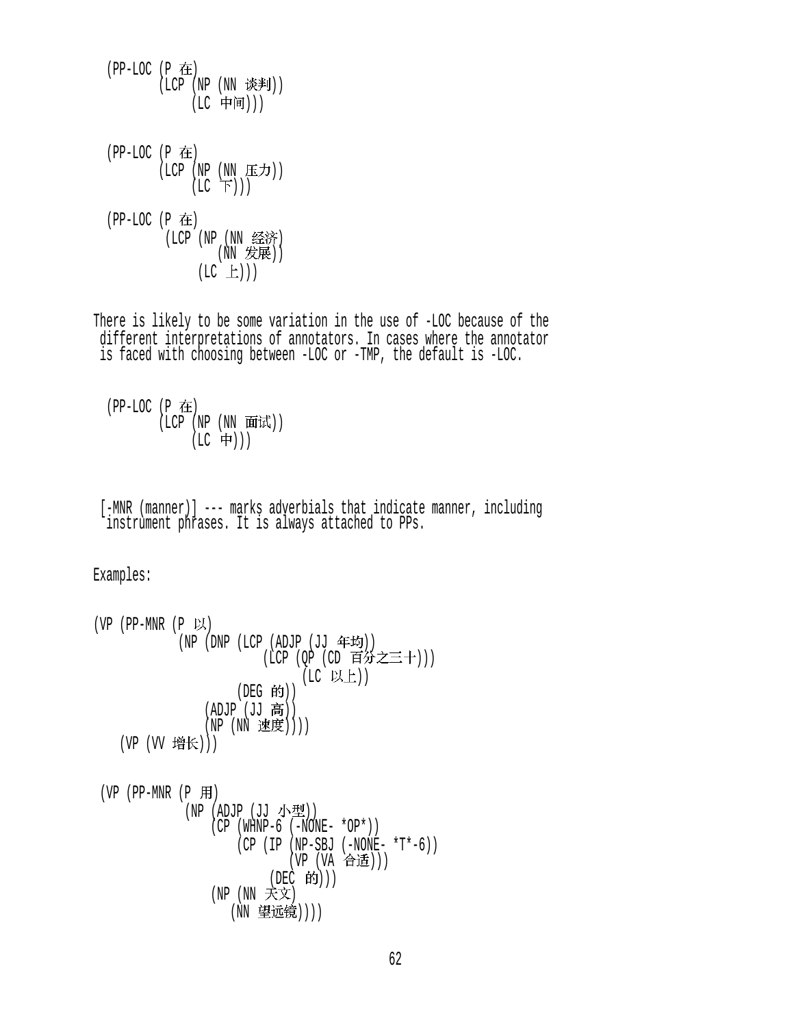```
(PP-LOC (P 在)
        (LCP (NP (NN 谈判))
             (LC 中间)))
```

```
(PP-LOC (P 在)
        (LCP (NP (NN 压力))
             (LC 下)))
```

```
(PP-LOC (P 在)
         (LCP (NP (NN 经济)
                  (NN 发展))
              (LC 上)))
```

There is likely to be some variation in the use of -LOC because of the different interpretations of annotators. In cases where the annotator is faced with choosing between -LOC or -TMP, the default is -LOC.

```
(PP-LOC (P 在)
        (LCP (NP (NN 面试))
             (LC 中)))
```

[-MNR (manner)] --- marks adverbials that indicate manner, including instrument phrases. It is always attached to PPs.

Examples:

```
(VP (PP-MNR (P 以)
            (NP (DNP (LCP (ADJP (JJ 年均))
                          (LCP (QP (CD 百分之三十)))
                               (LC 以上))
                     (DEG 的))
                (ADJP (JJ 高))
                (NP (NN 速度))))
    (VP (VV 增长)))
```

```
(VP (PP-MNR (P 用)
            (NP (ADJP (JJ 小型))
                (CP (WHNP-6 (-NONE- *OP*))
                    (CP (IP (NP-SBJ (-NONE- *T*-6))
                            (VP (VA 合适)))
                        (DEC 的)))
                (NP (NN 天文)
                    (NN 望远镜))))
```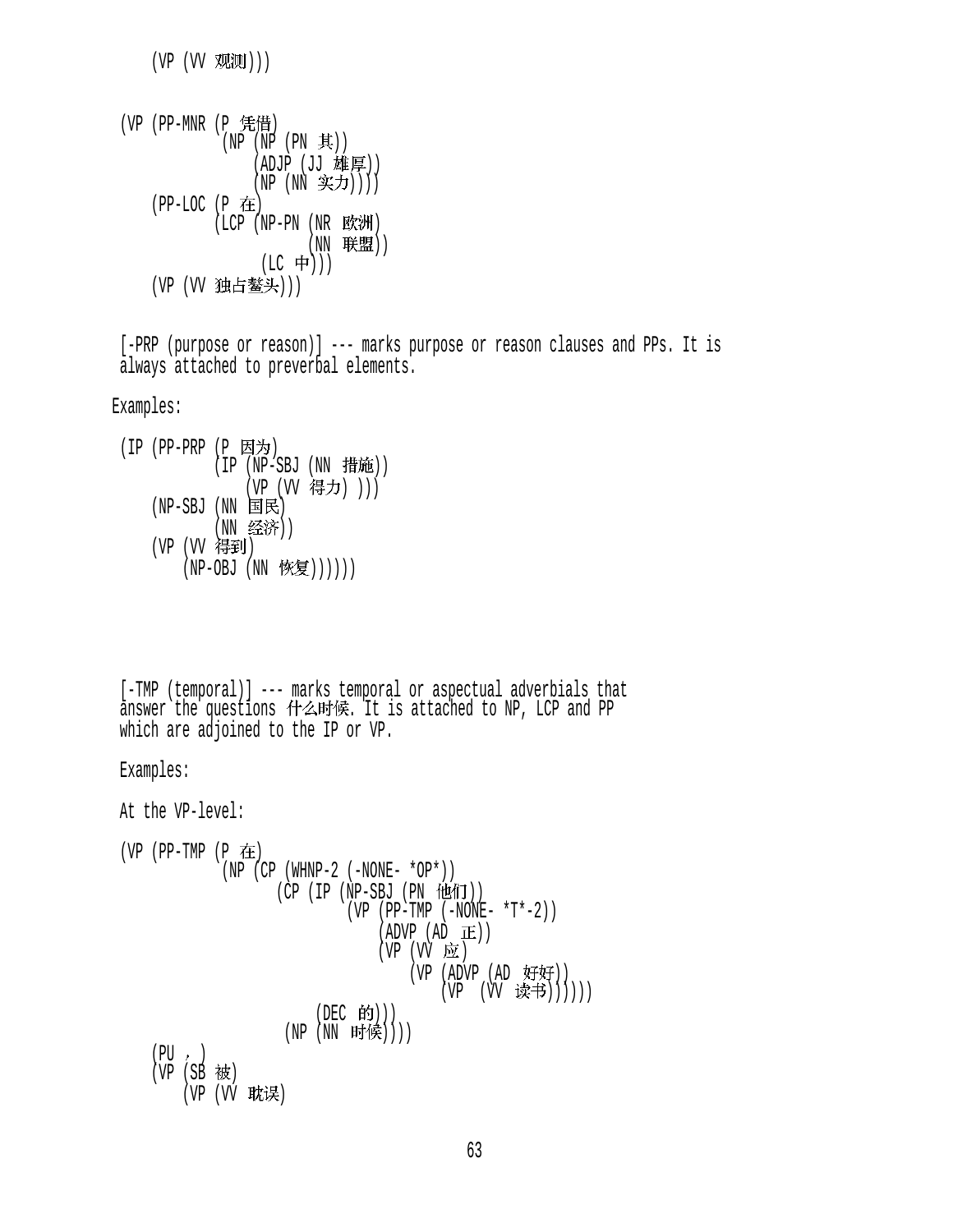```
    (VP (VV 观测)))
```

```
(VP (PP-MNR (P 凭借)
            (NP (NP (PN 其))
                (ADJP (JJ 雄厚))
                (NP (NN 实力))))
    (PP-LOC (P 在)
            (LCP (NP-PN (NR 欧洲)
                        (NN 联盟))
                 (LC 中)))
    (VP (VV 独占鳌头)))
```

[-PRP (purpose or reason)] --- marks purpose or reason clauses and PPs. It is always attached to preverbal elements.

Examples:

```
(IP (PP-PRP (P 因为)
            (IP (NP-SBJ (NN 措施))
                (VP (VV 得力) )))
    (NP-SBJ (NN 国民)
            (NN 经济))
    (VP (VV 得到)
        (NP-OBJ (NN 恢复))))))
```

[-TMP (temporal)] --- marks temporal or aspectual adverbials that answer the questions 什么时候. It is attached to NP, LCP and PP which are adjoined to the IP or VP.

Examples:

At the VP-level:

```
(VP (PP-TMP (P 在)
            (NP (CP (WHNP-2 (-NONE- *OP*))
                    (CP (IP (NP-SBJ (PN 他们))
                            (VP (PP-TMP (-NONE- *T*-2))
                                (ADVP (AD 正))
                                (VP (VV 应)
                                    (VP (ADVP (AD 好好))
                                        (VP (VV 读书))))))
                        (DEC 的)))
                (NP (NN 时候))))
    (PU , )
    (VP (SB 被)
        (VP (VV 耽误)
```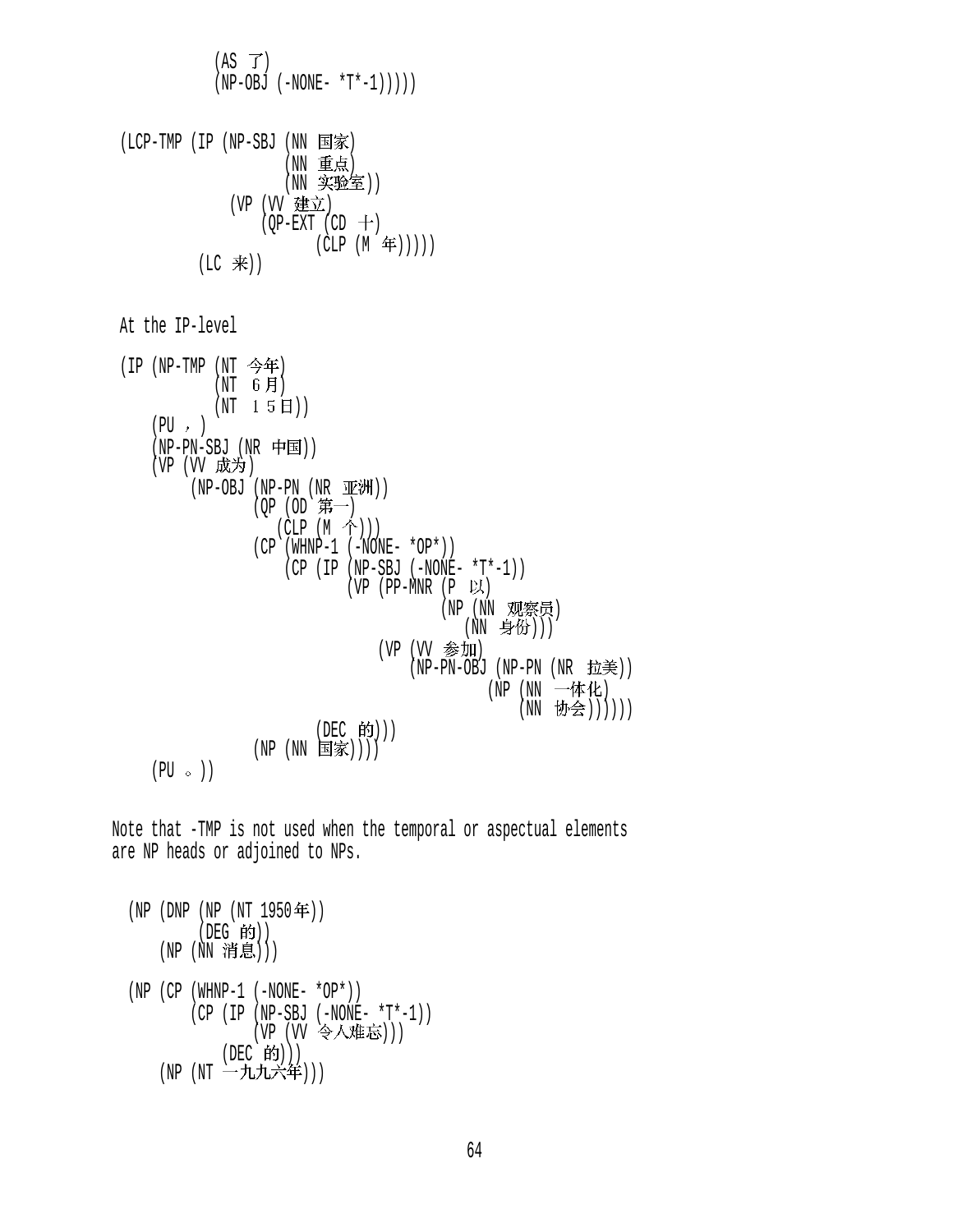```
            (AS 了)
            (NP-OBJ (-NONE- *T*-1)))))
```

```
(LCP-TMP (IP (NP-SBJ (NN 国家)
                     (NN 重点)
                     (NN 实验室))
             (VP (VV 建立)
                 (QP-EXT (CD 十)
                         (CLP (M 年)))))
         (LC 来))
```

At the IP-level

```
(IP (NP-TMP (NT 今年)
            (NT 6月)
            (NT 15日))
    (PU ，)
    (NP-PN-SBJ (NR 中国))
    (VP (VV 成为)
        (NP-OBJ (NP-PN (NR 亚洲))
                (QP (OD 第一)
                    (CLP (M 个)))
                (CP (WHNP-1 (-NONE- *OP*))
                    (CP (IP (NP-SBJ (-NONE- *T*-1))
                            (VP (PP-MNR (P 以)
                                        (NP (NN 观察员)
                                            (NN 身份)))
                                (VP (VV 参加)
                                    (NP-PN-OBJ (NP-PN (NR 拉美))
                                               (NP (NN 一体化)
                                                   (NN 协会))))))
                        (DEC 的)))
                (NP (NN 国家))))
    (PU 。))
```

Note that -TMP is not used when the temporal or aspectual elements are NP heads or adjoined to NPs.

```
(NP (DNP (NP (NT 1950年))
         (DEG 的))
    (NP (NN 消息)))

(NP (CP (WHNP-1 (-NONE- *OP*))
        (CP (IP (NP-SBJ (-NONE- *T*-1))
                (VP (VV 令人难忘)))
            (DEC 的)))
    (NP (NT 一九九六年)))
```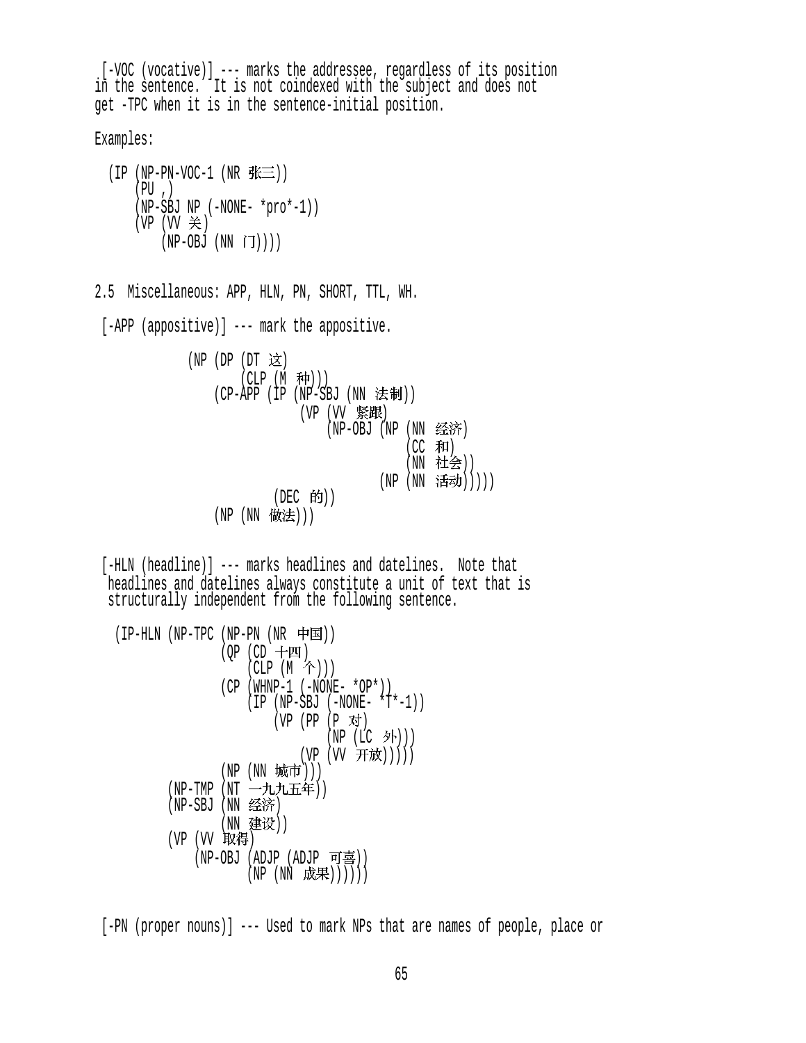[-VOC (vocative)] --- marks the addressee, regardless of its position in the sentence.  It is not coindexed with the subject and does not get -TPC when it is in the sentence-initial position.

Examples:

```
  (IP (NP-PN-VOC-1 (NR 张三))
      (PU ,)
      (NP-SBJ NP (-NONE- *pro*-1))
      (VP (VV 关)
          (NP-OBJ (NN 门))))
```

2.5  Miscellaneous: APP, HLN, PN, SHORT, TTL, WH.

[-APP (appositive)] --- mark the appositive.

```
             (NP (DP (DT 这)
                     (CLP (M 种)))
                 (CP-APP (IP (NP-SBJ (NN 法制))
                             (VP (VV 紧跟)
                                 (NP-OBJ (NP (NN 经济)
                                             (CC 和)
                                             (NN 社会))
                                         (NP (NN 活动)))))
                         (DEC 的))
                 (NP (NN 做法)))
```

[-HLN (headline)] --- marks headlines and datelines.  Note that headlines and datelines always constitute a unit of text that is structurally independent from the following sentence.

```
   (IP-HLN (NP-TPC (NP-PN (NR 中国))
                   (QP (CD 十四)
                       (CLP (M 个)))
                   (CP (WHNP-1 (-NONE- *OP*))
                       (IP (NP-SBJ (-NONE- *T*-1))
                           (VP (PP (P 对)
                                   (NP (LC 外)))
                               (VP (VV 开放)))))
                   (NP (NN 城市)))
           (NP-TMP (NT 一九九五年))
           (NP-SBJ (NN 经济)
                   (NN 建设))
           (VP (VV 取得)
               (NP-OBJ (ADJP (ADJP 可喜))
                       (NP (NN 成果))))))
```

[-PN (proper nouns)] --- Used to mark NPs that are names of people, place or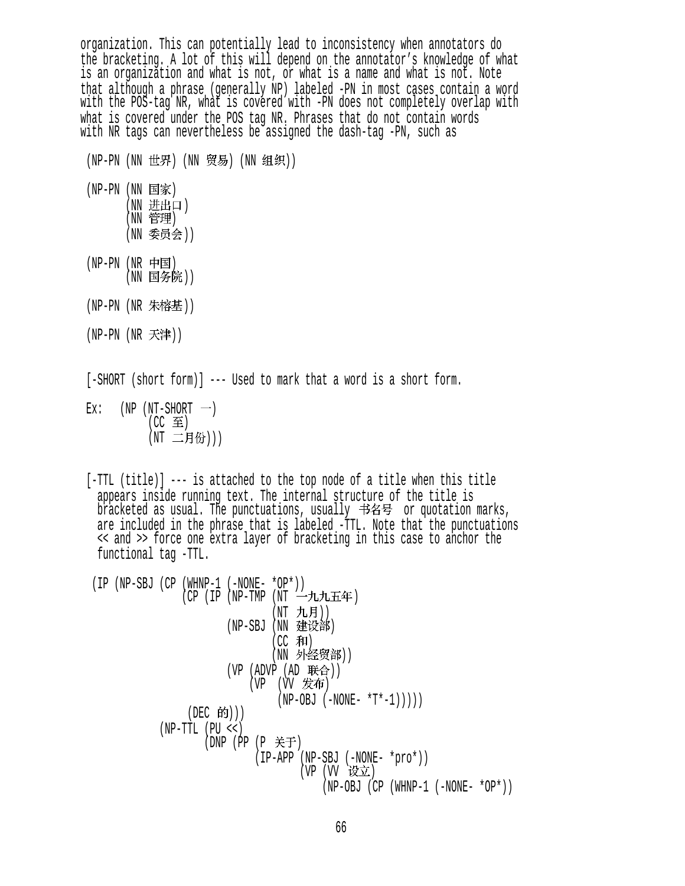organization. This can potentially lead to inconsistency when annotators do the bracketing. A lot of this will depend on the annotator's knowledge of what is an organization and what is not, or what is a name and what is not. Note that although a phrase (generally NP) labeled -PN in most cases contain a word with the POS-tag NR, what is covered with -PN does not completely overlap with what is covered under the POS tag NR. Phrases that do not contain words with NR tags can nevertheless be assigned the dash-tag -PN, such as

```
(NP-PN (NN 世界) (NN 贸易) (NN 组织))

(NP-PN (NN 国家)
       (NN 进出口)
       (NN 管理)
       (NN 委员会))

(NP-PN (NR 中国)
       (NN 国务院))

(NP-PN (NR 朱榕基))

(NP-PN (NR 天津))
```

[-SHORT (short form)] --- Used to mark that a word is a short form.

```
Ex:   (NP (NT-SHORT 一)
          (CC 至)
          (NT 二月份)))
```

[-TTL (title)] --- is attached to the top node of a title when this title appears inside running text. The internal structure of the title is bracketed as usual. The punctuations, usually 书名号 or quotation marks, are included in the phrase that is labeled -TTL. Note that the punctuations << and >> force one extra layer of bracketing in this case to anchor the functional tag -TTL.

```
(IP (NP-SBJ (CP (WHNP-1 (-NONE- *OP*))
                (CP (IP (NP-TMP (NT 一九九五年)
                                (NT 九月))
                        (NP-SBJ (NN 建设部)
                                (CC 和)
                                (NN 外经贸部))
                        (VP (ADVP (AD 联合))
                            (VP (VV 发布)
                                (NP-OBJ (-NONE- *T*-1)))))
                    (DEC 的)))
            (NP-TTL (PU <<)
                    (DNP (PP (P 关于)
                             (IP-APP (NP-SBJ (-NONE- *pro*))
                                     (VP (VV 设立)
                                         (NP-OBJ (CP (WHNP-1 (-NONE- *OP*))
```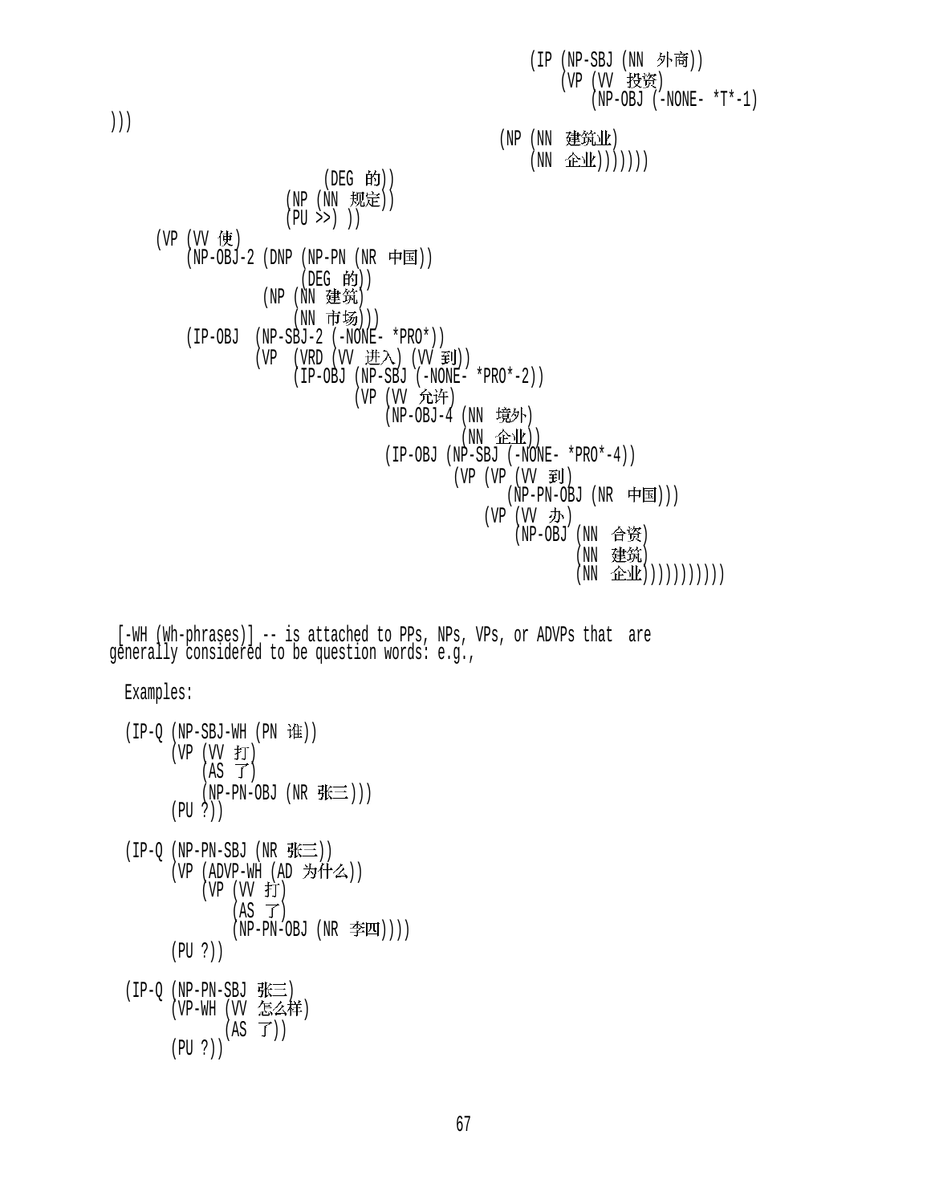```
                                                  (IP (NP-SBJ (NN 外商))
                                                      (VP (VV 投资)
                                                          (NP-OBJ (-NONE- *T*-1)
)))
                                               (NP (NN 建筑业)
                                                   (NN 企业)))))))
                         (DEG 的))
                     (NP (NN 规定))
                     (PU >>) ))
     (VP (VV 使)
         (NP-OBJ-2 (DNP (NP-PN (NR 中国))
                        (DEG 的))
                   (NP (NN 建筑)
                       (NN 市场)))
         (IP-OBJ  (NP-SBJ-2 (-NONE- *PRO*))
                  (VP  (VRD (VV 进入) (VV 到))
                       (IP-OBJ (NP-SBJ (-NONE- *PRO*-2))
                             (VP (VV 允许)
                                 (NP-OBJ-4 (NN 境外)
                                           (NN 企业))
                                 (IP-OBJ (NP-SBJ (-NONE- *PRO*-4))
                                         (VP (VP (VV 到)
                                                 (NP-PN-OBJ (NR 中国)))
                                             (VP (VV 办)
                                                 (NP-OBJ (NN 合资)
                                                         (NN 建筑)
                                                         (NN 企业)))))))))))
```

[-WH (Wh-phrases)] -- is attached to PPs, NPs, VPs, or ADVPs that are generally considered to be question words: e.g.,

Examples:

```
(IP-Q (NP-SBJ-WH (PN 谁))
      (VP (VV 打)
          (AS 了)
          (NP-PN-OBJ (NR 张三)))
      (PU ?))

(IP-Q (NP-PN-SBJ (NR 张三))
      (VP (ADVP-WH (AD 为什么))
          (VP (VV 打)
              (AS 了)
              (NP-PN-OBJ (NR 李四))))
      (PU ?))

(IP-Q (NP-PN-SBJ 张三)
      (VP-WH (VV 怎么样)
             (AS 了))
      (PU ?))
```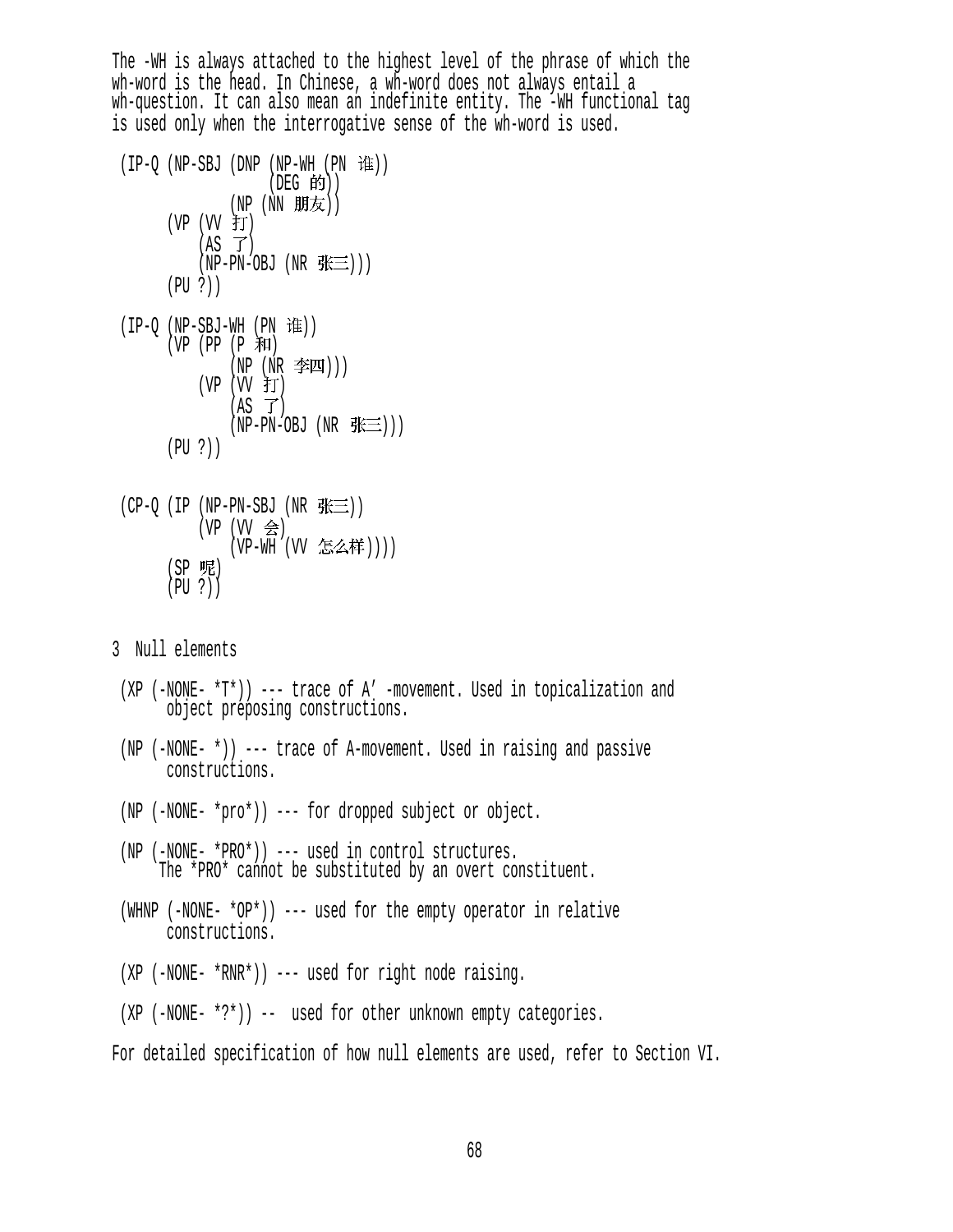The -WH is always attached to the highest level of the phrase of which the wh-word is the head. In Chinese, a wh-word does not always entail a wh-question. It can also mean an indefinite entity. The -WH functional tag is used only when the interrogative sense of the wh-word is used.

```
(IP-Q (NP-SBJ (DNP (NP-WH (PN 谁))
                   (DEG 的))
              (NP (NN 朋友))
      (VP (VV 打)
          (AS 了)
          (NP-PN-OBJ (NR 张三)))
      (PU ?))

(IP-Q (NP-SBJ-WH (PN 谁))
      (VP (PP (P 和)
              (NP (NR 李四)))
          (VP (VV 打)
              (AS 了)
              (NP-PN-OBJ (NR 张三)))
      (PU ?))

(CP-Q (IP (NP-PN-SBJ (NR 张三))
          (VP (VV 会)
              (VP-WH (VV 怎么样))))
      (SP 呢)
      (PU ?))
```

## 3 Null elements

(XP (-NONE- *T*)) --- trace of A′ -movement. Used in topicalization and object preposing constructions.

(NP (-NONE- *)) --- trace of A-movement. Used in raising and passive constructions.

(NP (-NONE- *pro*)) --- for dropped subject or object.

(NP (-NONE- *PRO*)) --- used in control structures. The *PRO* cannot be substituted by an overt constituent.

(WHNP (-NONE- *OP*)) --- used for the empty operator in relative constructions.

(XP (-NONE- *RNR*)) --- used for right node raising.

(XP (-NONE- *?*)) -- used for other unknown empty categories.

For detailed specification of how null elements are used, refer to Section VI.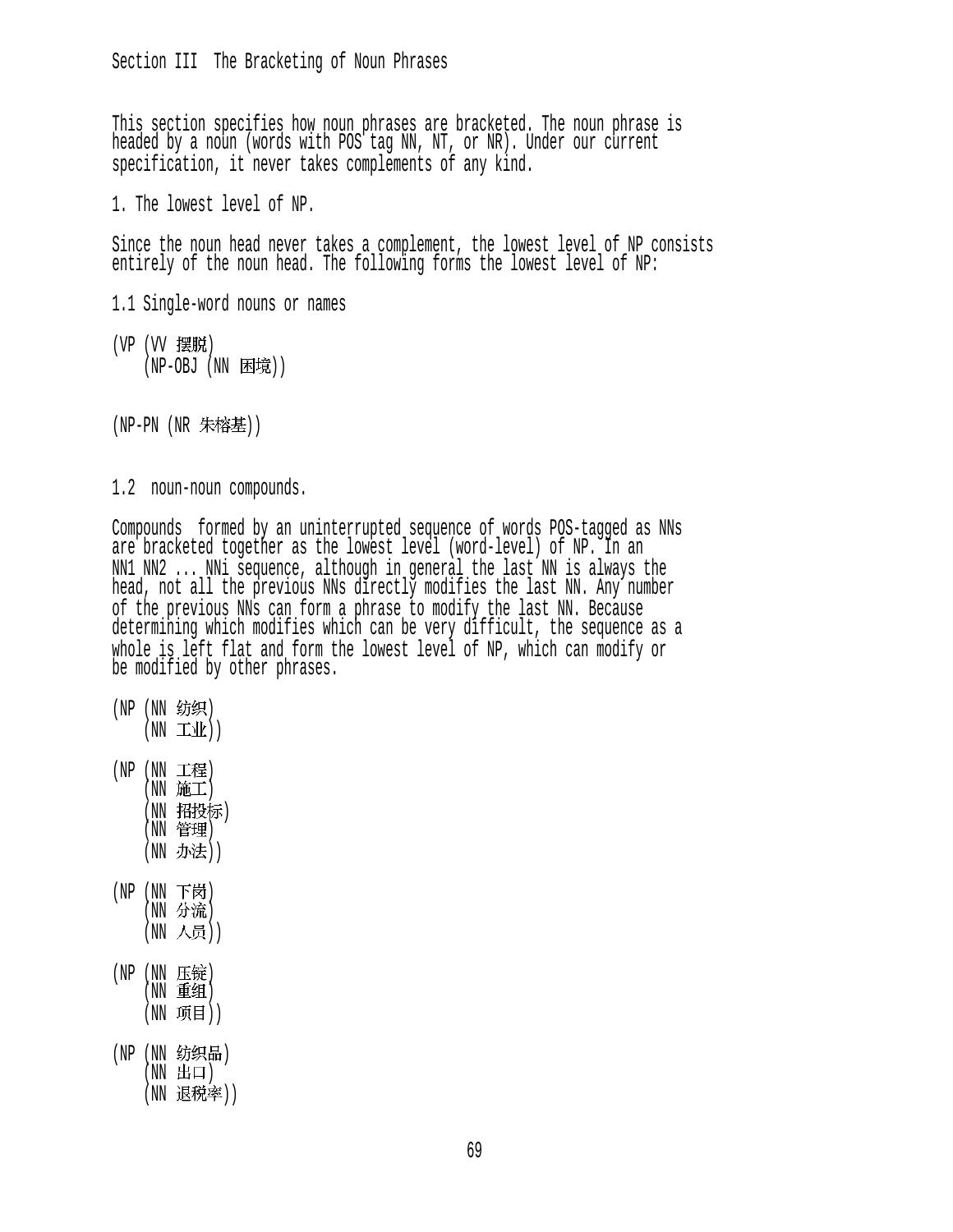# Section III The Bracketing of Noun Phrases

This section specifies how noun phrases are bracketed. The noun phrase is headed by a noun (words with POS tag NN, NT, or NR). Under our current specification, it never takes complements of any kind.

## 1. The lowest level of NP.

Since the noun head never takes a complement, the lowest level of NP consists entirely of the noun head. The following forms the lowest level of NP:

### 1.1 Single-word nouns or names

```
(VP (VV 摆脱)
    (NP-OBJ (NN 困境))
```

```
(NP-PN (NR 朱榕基))
```

### 1.2 noun-noun compounds.

Compounds formed by an uninterrupted sequence of words POS-tagged as NNs are bracketed together as the lowest level (word-level) of NP. In an NN1 NN2 ... NNi sequence, although in general the last NN is always the head, not all the previous NNs directly modifies the last NN. Any number of the previous NNs can form a phrase to modify the last NN. Because determining which modifies which can be very difficult, the sequence as a whole is left flat and form the lowest level of NP, which can modify or be modified by other phrases.

```
(NP (NN 纺织)
    (NN 工业))

(NP (NN 工程)
    (NN 施工)
    (NN 招投标)
    (NN 管理)
    (NN 办法))

(NP (NN 下岗)
    (NN 分流)
    (NN 人员))

(NP (NN 压锭)
    (NN 重组)
    (NN 项目))

(NP (NN 纺织品)
    (NN 出口)
    (NN 退税率))
```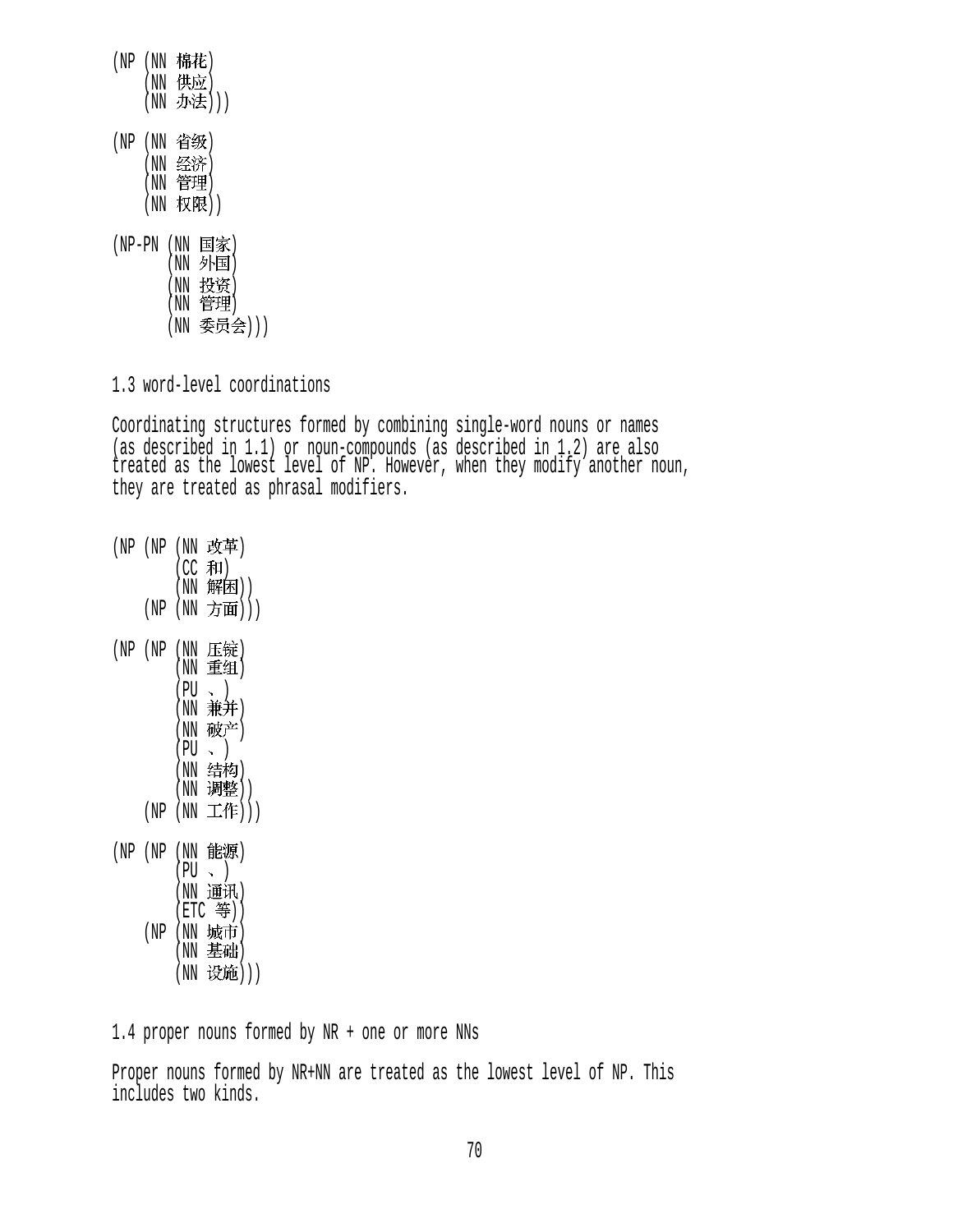```
(NP (NN 棉花)
    (NN 供应)
    (NN 办法)))

(NP (NN 省级)
    (NN 经济)
    (NN 管理)
    (NN 权限))

(NP-PN (NN 国家)
       (NN 外国)
       (NN 投资)
       (NN 管理)
       (NN 委员会)))
```

1.3 word-level coordinations

Coordinating structures formed by combining single-word nouns or names (as described in 1.1) or noun-compounds (as described in 1.2) are also treated as the lowest level of NP. However, when they modify another noun, they are treated as phrasal modifiers.

```
(NP (NP (NN 改革)
        (CC 和)
        (NN 解困))
    (NP (NN 方面)))

(NP (NP (NN 压锭)
        (NN 重组)
        (PU 、)
        (NN 兼并)
        (NN 破产)
        (PU 、)
        (NN 结构)
        (NN 调整))
    (NP (NN 工作)))

(NP (NP (NN 能源)
        (PU 、)
        (NN 通讯)
        (ETC 等))
    (NP (NN 城市)
        (NN 基础)
        (NN 设施)))
```

1.4 proper nouns formed by NR + one or more NNs

Proper nouns formed by NR+NN are treated as the lowest level of NP. This includes two kinds.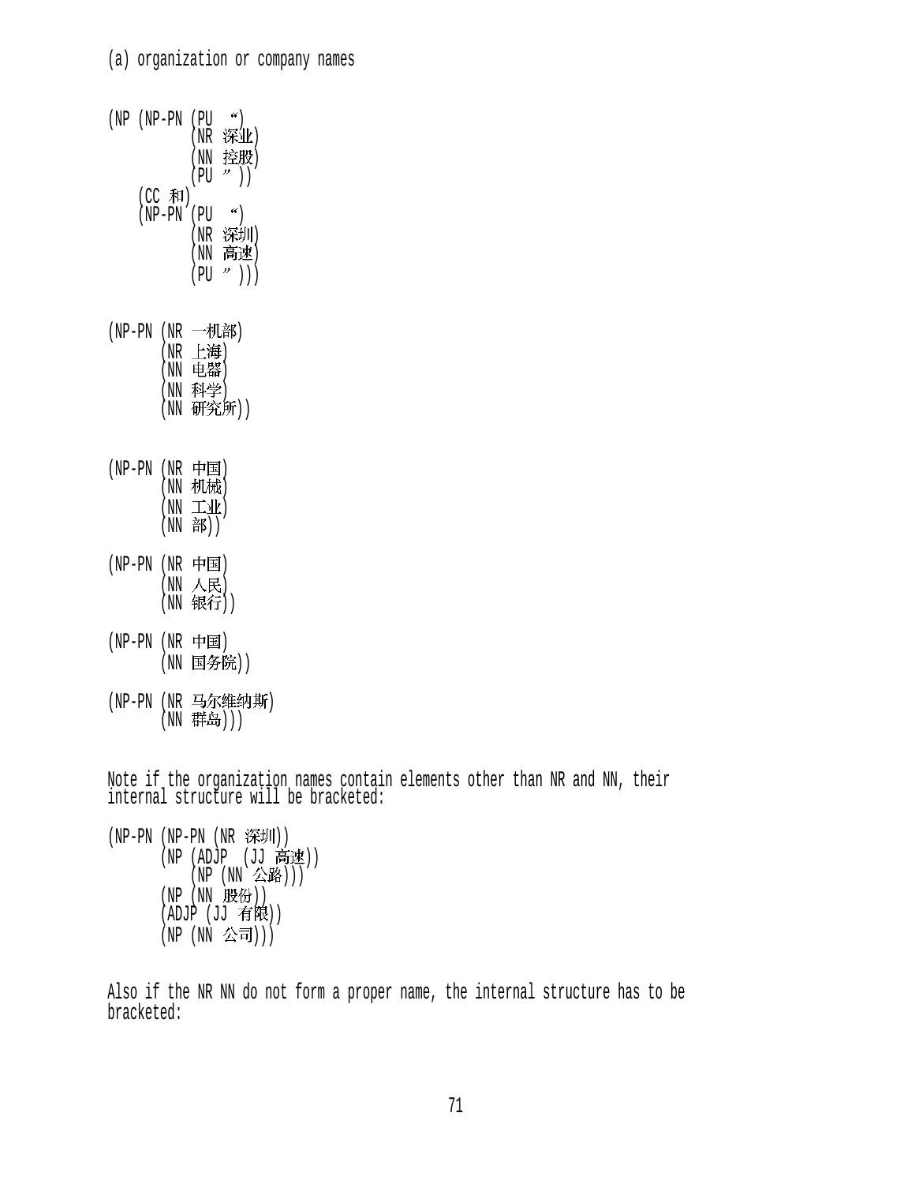(a) organization or company names

```
(NP (NP-PN (PU “)
           (NR 深业)
           (NN 控股)
           (PU ”))
    (CC 和)
    (NP-PN (PU “)
           (NR 深圳)
           (NN 高速)
           (PU ”)))


(NP-PN (NR 一机部)
       (NR 上海)
       (NN 电器)
       (NN 科学)
       (NN 研究所))


(NP-PN (NR 中国)
       (NN 机械)
       (NN 工业)
       (NN 部))

(NP-PN (NR 中国)
       (NN 人民)
       (NN 银行))

(NP-PN (NR 中国)
       (NN 国务院))

(NP-PN (NR 马尔维纳斯)
       (NN 群岛)))
```

Note if the organization names contain elements other than NR and NN, their internal structure will be bracketed:

```
(NP-PN (NP-PN (NR 深圳))
       (NP (ADJP  (JJ 高速))
           (NP (NN 公路)))
       (NP (NN 股份))
       (ADJP (JJ 有限))
       (NP (NN 公司)))
```

Also if the NR NN do not form a proper name, the internal structure has to be bracketed: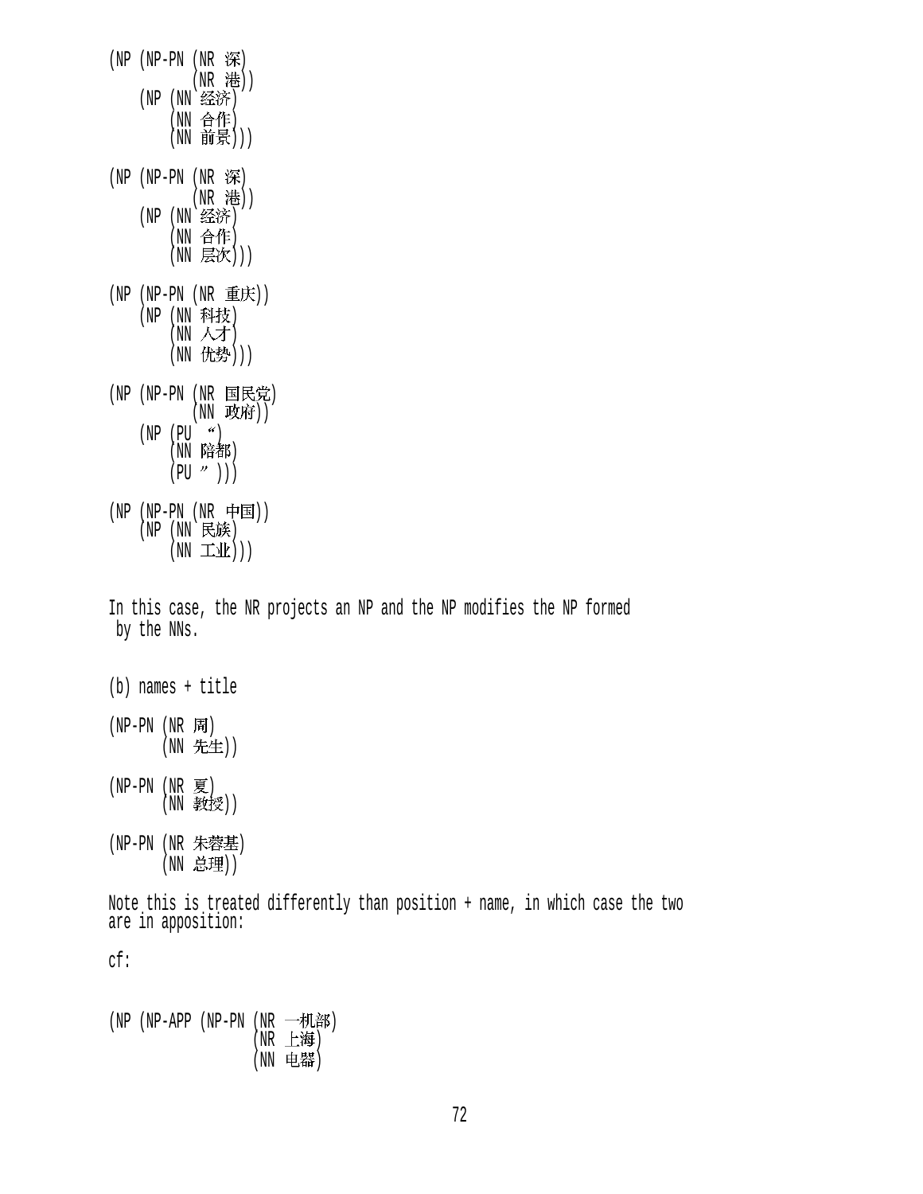```
(NP (NP-PN (NR 深)
           (NR 港))
    (NP (NN 经济)
        (NN 合作)
        (NN 前景)))

(NP (NP-PN (NR 深)
           (NR 港))
    (NP (NN 经济)
        (NN 合作)
        (NN 层次)))

(NP (NP-PN (NR 重庆))
    (NP (NN 科技)
        (NN 人才)
        (NN 优势)))

(NP (NP-PN (NR 国民党)
           (NN 政府))
    (NP (PU “)
        (NN 陪都)
        (PU ”)))

(NP (NP-PN (NR 中国))
    (NP (NN 民族)
        (NN 工业)))
```

In this case, the NR projects an NP and the NP modifies the NP formed by the NNs.

(b) names + title

```
(NP-PN (NR 周)
       (NN 先生))

(NP-PN (NR 夏)
       (NN 教授))

(NP-PN (NR 朱蓉基)
       (NN 总理))
```

Note this is treated differently than position + name, in which case the two are in apposition:

cf:

```
(NP (NP-APP (NP-PN (NR 一机部)
                   (NR 上海)
                   (NN 电器)
```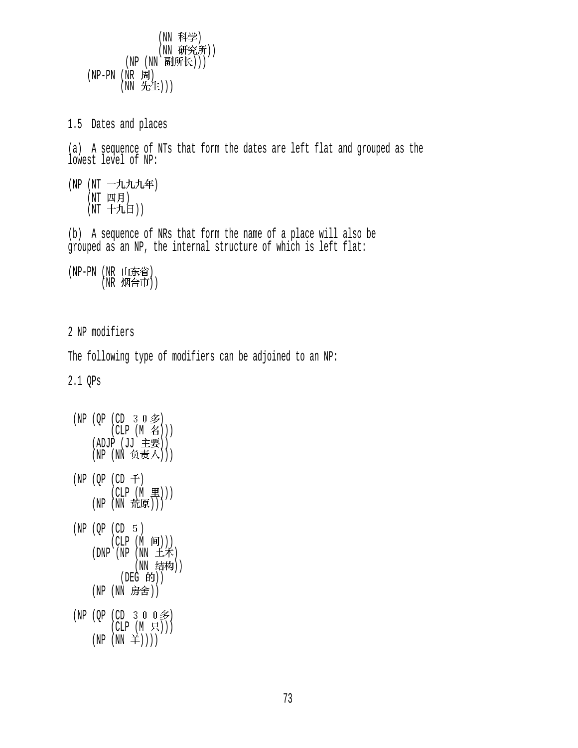```
                 (NN 科学)
                 (NN 研究所))
             (NP (NN 副所长)))
    (NP-PN (NR 周)
           (NN 先生)))
```

1.5 Dates and places

(a) A sequence of NTs that form the dates are left flat and grouped as the lowest level of NP:

```
(NP (NT 一九九九年)
    (NT 四月)
    (NT 十九日))
```

(b) A sequence of NRs that form the name of a place will also be grouped as an NP, the internal structure of which is left flat:

```
(NP-PN (NR 山东省)
       (NR 烟台市))
```

2 NP modifiers

The following type of modifiers can be adjoined to an NP:

2.1 QPs

```
(NP (QP (CD ３０多)
        (CLP (M 名)))
    (ADJP (JJ 主要))
    (NP (NN 负责人)))

(NP (QP (CD 千)
        (CLP (M 里)))
    (NP (NN 荒原)))

(NP (QP (CD ５)
        (CLP (M 间)))
    (DNP (NP (NN 土木)
             (NN 结构))
         (DEG 的))
    (NP (NN 房舍))

(NP (QP (CD ３００多)
        (CLP (M 只)))
    (NP (NN 羊))))
```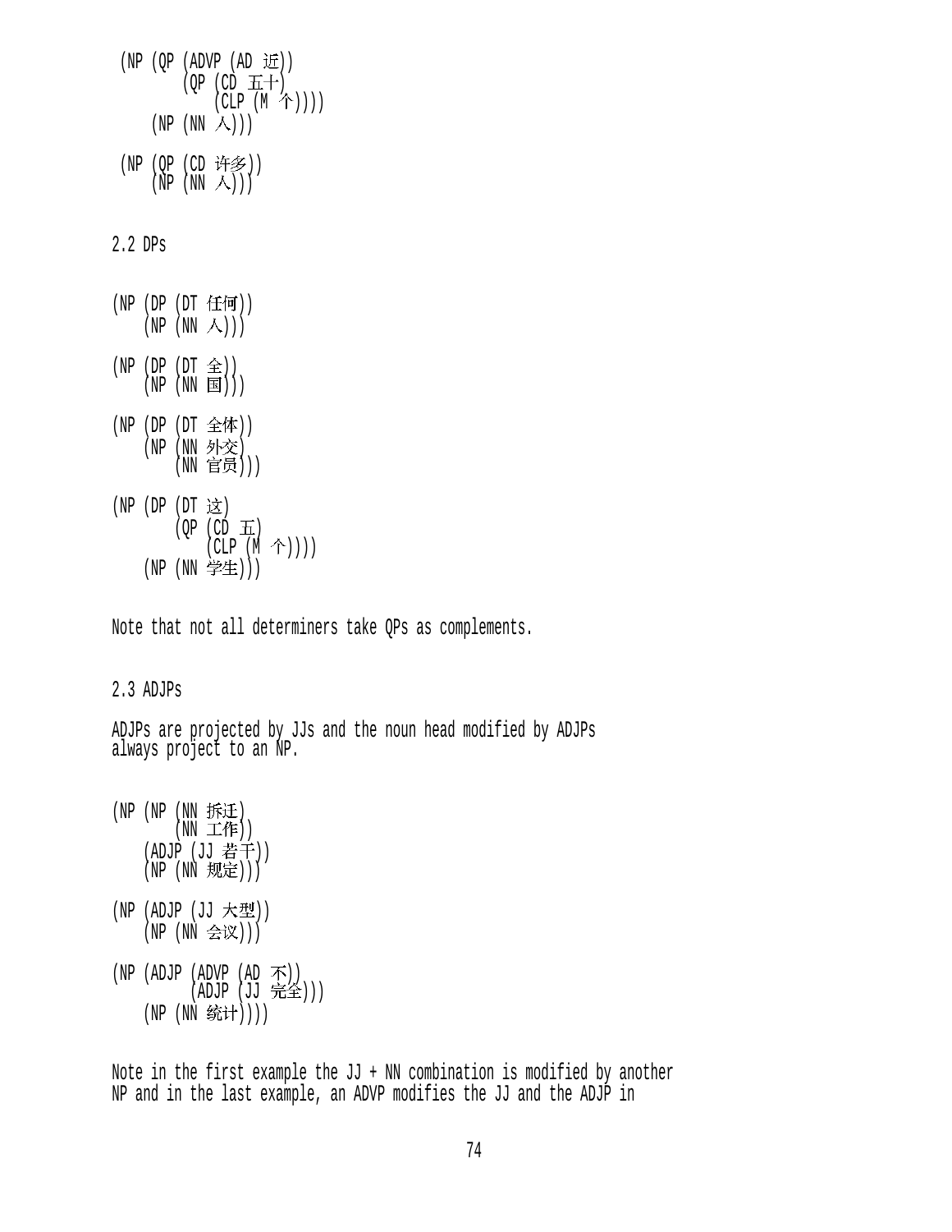```
(NP (QP (ADVP (AD 近))
        (QP (CD 五十)
            (CLP (M 个))))
    (NP (NN 人)))

(NP (QP (CD 许多))
    (NP (NN 人)))
```

2.2 DPs

```
(NP (DP (DT 任何))
    (NP (NN 人)))

(NP (DP (DT 全))
    (NP (NN 国)))

(NP (DP (DT 全体))
    (NP (NN 外交)
        (NN 官员)))

(NP (DP (DT 这)
        (QP (CD 五)
            (CLP (M 个))))
    (NP (NN 学生)))
```

Note that not all determiners take QPs as complements.

2.3 ADJPs

ADJPs are projected by JJs and the noun head modified by ADJPs always project to an NP.

```
(NP (NP (NN 拆迁)
        (NN 工作))
    (ADJP (JJ 若干))
    (NP (NN 规定)))

(NP (ADJP (JJ 大型))
    (NP (NN 会议)))

(NP (ADJP (ADVP (AD 不))
          (ADJP (JJ 完全)))
    (NP (NN 统计))))
```

Note in the first example the JJ + NN combination is modified by another NP and in the last example, an ADVP modifies the JJ and the ADJP in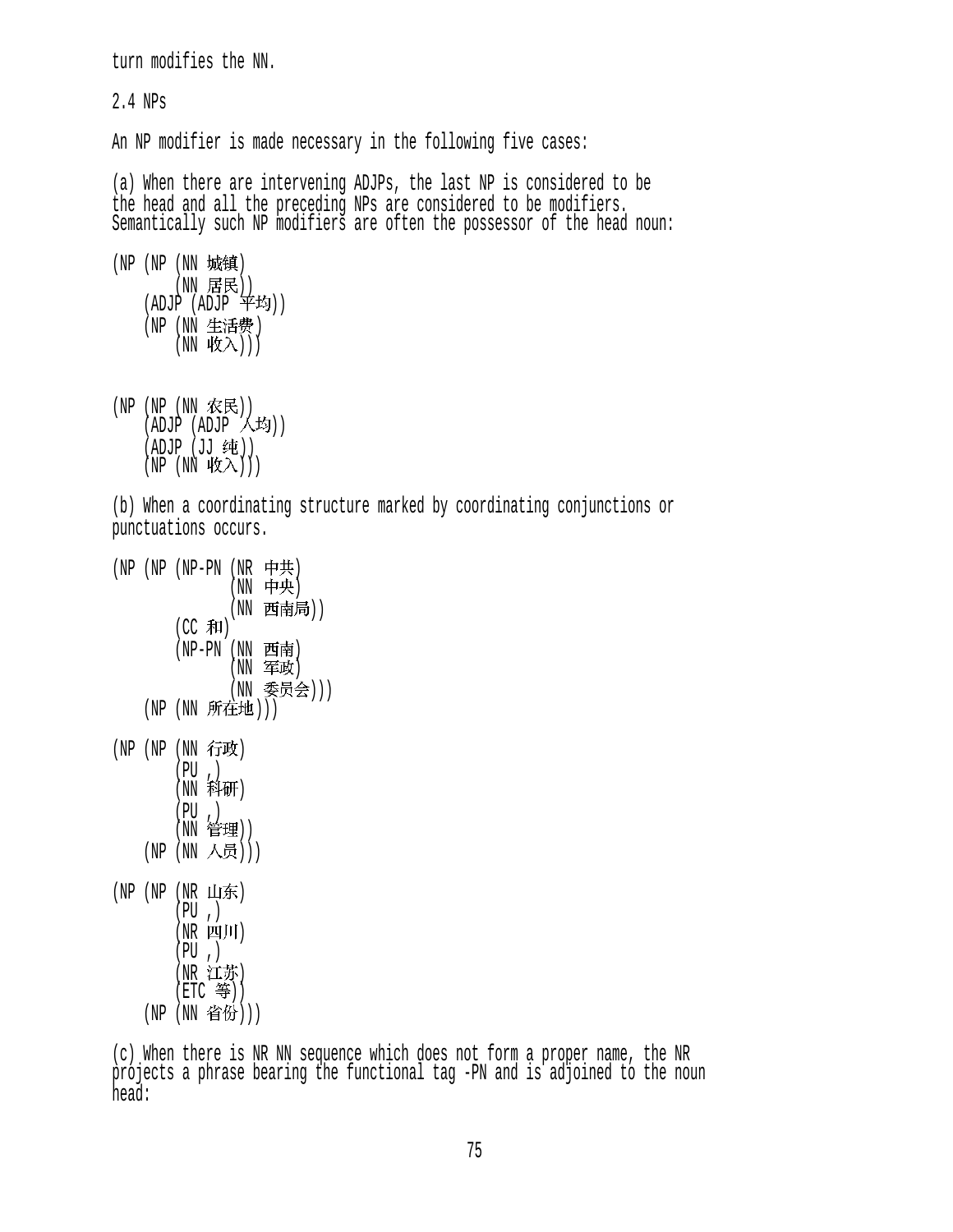turn modifies the NN.

2.4 NPs

An NP modifier is made necessary in the following five cases:

(a) When there are intervening ADJPs, the last NP is considered to be the head and all the preceding NPs are considered to be modifiers. Semantically such NP modifiers are often the possessor of the head noun:

```
(NP (NP (NN 城镇)
        (NN 居民))
    (ADJP (ADJP 平均))
    (NP (NN 生活费)
        (NN 收入)))


(NP (NP (NN 农民))
    (ADJP (ADJP 人均))
    (ADJP (JJ 纯))
    (NP (NN 收入)))
```

(b) When a coordinating structure marked by coordinating conjunctions or punctuations occurs.

```
(NP (NP (NP-PN (NR 中共)
               (NN 中央)
               (NN 西南局))
        (CC 和)
        (NP-PN (NN 西南)
               (NN 军政)
               (NN 委员会)))
    (NP (NN 所在地)))

(NP (NP (NN 行政)
        (PU ,)
        (NN 科研)
        (PU ,)
        (NN 管理))
    (NP (NN 人员)))

(NP (NP (NR 山东)
        (PU ,)
        (NR 四川)
        (PU ,)
        (NR 江苏)
        (ETC 等))
    (NP (NN 省份)))
```

(c) When there is NR NN sequence which does not form a proper name, the NR projects a phrase bearing the functional tag -PN and is adjoined to the noun head: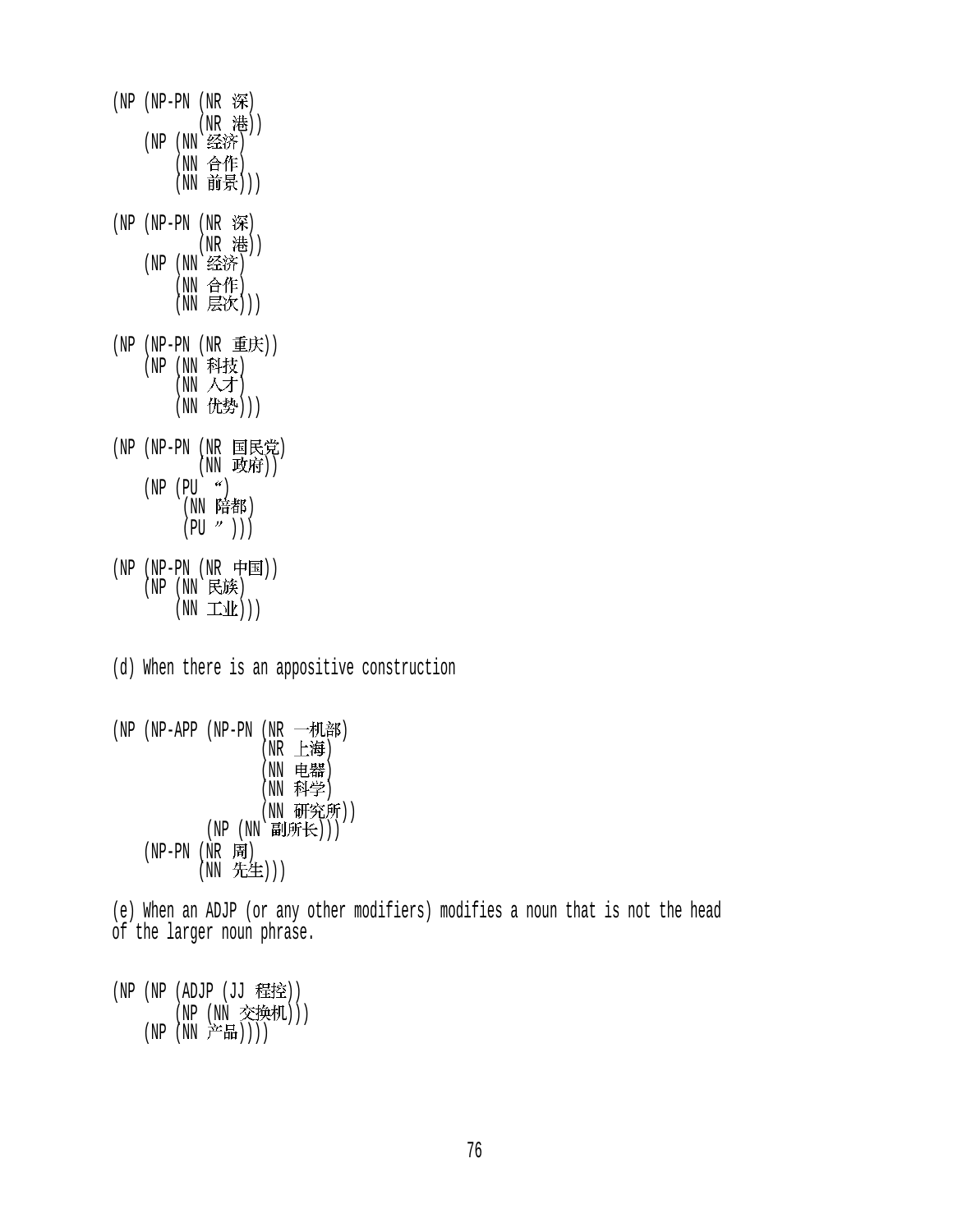```
(NP (NP-PN (NR 深)
           (NR 港))
    (NP (NN 经济)
        (NN 合作)
        (NN 前景)))

(NP (NP-PN (NR 深)
           (NR 港))
    (NP (NN 经济)
        (NN 合作)
        (NN 层次)))

(NP (NP-PN (NR 重庆))
    (NP (NN 科技)
        (NN 人才)
        (NN 优势)))

(NP (NP-PN (NR 国民党)
           (NN 政府))
    (NP (PU “)
         (NN 陪都)
         (PU ”)))

(NP (NP-PN (NR 中国))
    (NP (NN 民族)
        (NN 工业)))
```

(d) When there is an appositive construction

```
(NP (NP-APP (NP-PN (NR 一机部)
                   (NR 上海)
                   (NN 电器)
                   (NN 科学)
                   (NN 研究所))
            (NP (NN 副所长)))
    (NP-PN (NR 周)
           (NN 先生)))
```

(e) When an ADJP (or any other modifiers) modifies a noun that is not the head of the larger noun phrase.

```
(NP (NP (ADJP (JJ 程控))
        (NP (NN 交换机)))
    (NP (NN 产品))))
```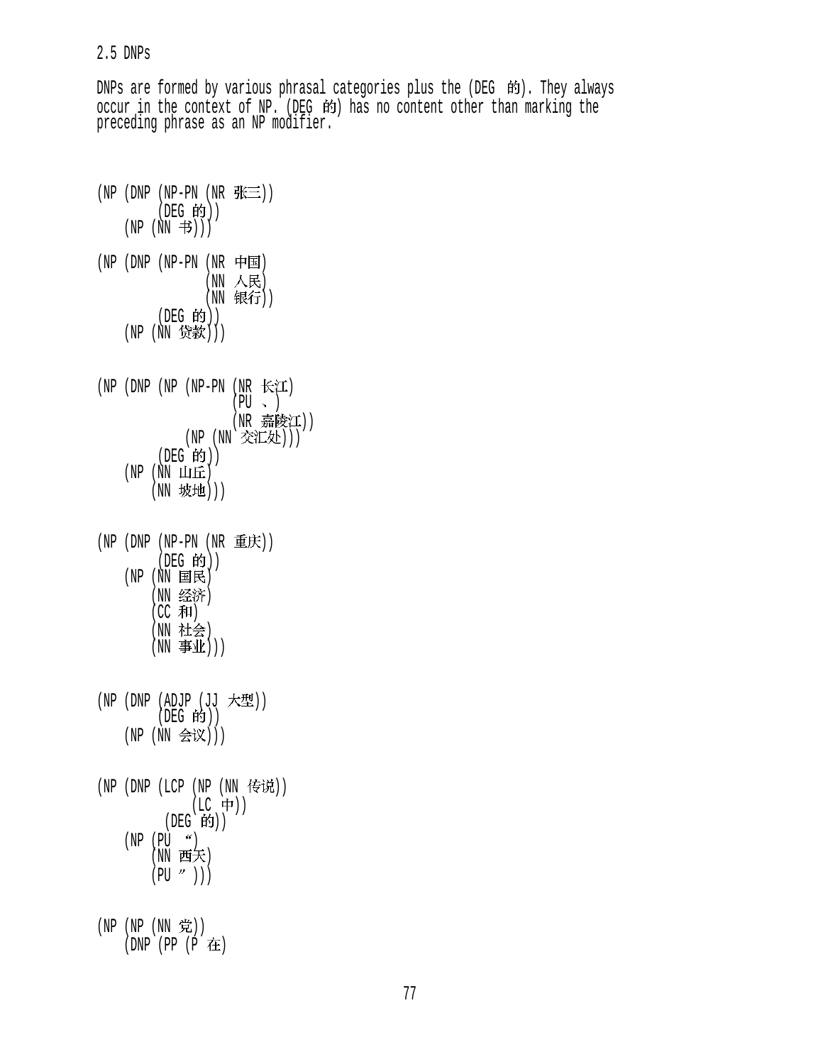2.5 DNPs

DNPs are formed by various phrasal categories plus the (DEG 的). They always occur in the context of NP. (DEG 的) has no content other than marking the preceding phrase as an NP modifier.

```
(NP (DNP (NP-PN (NR 张三))
         (DEG 的))
    (NP (NN 书)))

(NP (DNP (NP-PN (NR 中国)
                (NN 人民)
                (NN 银行))
         (DEG 的))
    (NP (NN 贷款)))


(NP (DNP (NP (NP-PN (NR 长江)
                    (PU 、)
                    (NR 嘉陵江))
             (NP (NN 交汇处)))
         (DEG 的))
    (NP (NN 山丘)
        (NN 坡地)))


(NP (DNP (NP-PN (NR 重庆))
         (DEG 的))
    (NP (NN 国民)
        (NN 经济)
        (CC 和)
        (NN 社会)
        (NN 事业)))


(NP (DNP (ADJP (JJ 大型))
         (DEG 的))
    (NP (NN 会议)))


(NP (DNP (LCP (NP (NN 传说))
              (LC 中))
          (DEG 的))
    (NP (PU “)
        (NN 西天)
        (PU ”)))


(NP (NP (NN 党))
    (DNP (PP (P 在)
```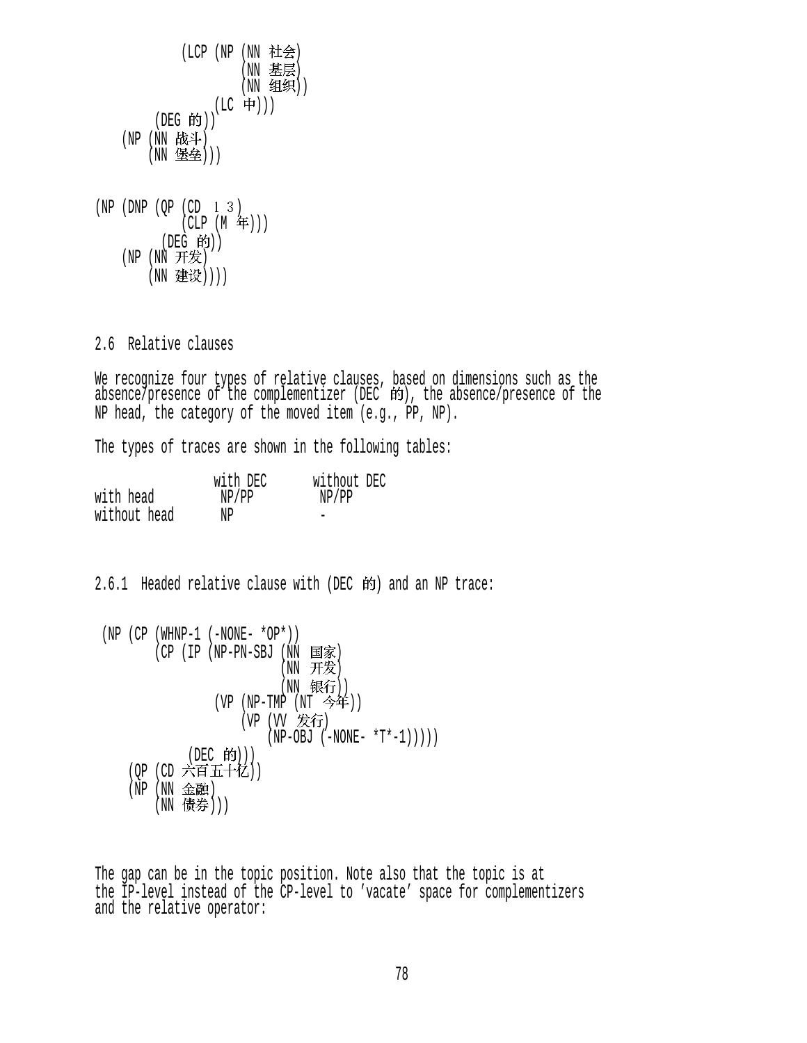```
            (LCP (NP (NN 社会)
                     (NN 基层)
                     (NN 组织))
                 (LC 中)))
         (DEG 的))
    (NP (NN 战斗)
        (NN 堡垒)))
```

```
(NP (DNP (QP (CD １３)
             (CLP (M 年)))
         (DEG 的))
    (NP (NN 开发)
        (NN 建设))))
```

## 2.6 Relative clauses

We recognize four types of relative clauses, based on dimensions such as the absence/presence of the complementizer (DEC 的), the absence/presence of the NP head, the category of the moved item (e.g., PP, NP).

The types of traces are shown in the following tables:

| | with DEC | without DEC |
|---|---|---|
| with head | NP/PP | NP/PP |
| without head | NP | - |

### 2.6.1 Headed relative clause with (DEC 的) and an NP trace:

```
 (NP (CP (WHNP-1 (-NONE- *OP*))
         (CP (IP (NP-PN-SBJ (NN 国家)
                            (NN 开发)
                            (NN 银行))
                 (VP (NP-TMP (NT 今年))
                     (VP (VV 发行)
                         (NP-OBJ (-NONE- *T*-1)))))
             (DEC 的)))
     (QP (CD 六百五十亿))
     (NP (NN 金融)
         (NN 债券)))
```

The gap can be in the topic position. Note also that the topic is at the IP-level instead of the CP-level to 'vacate' space for complementizers and the relative operator: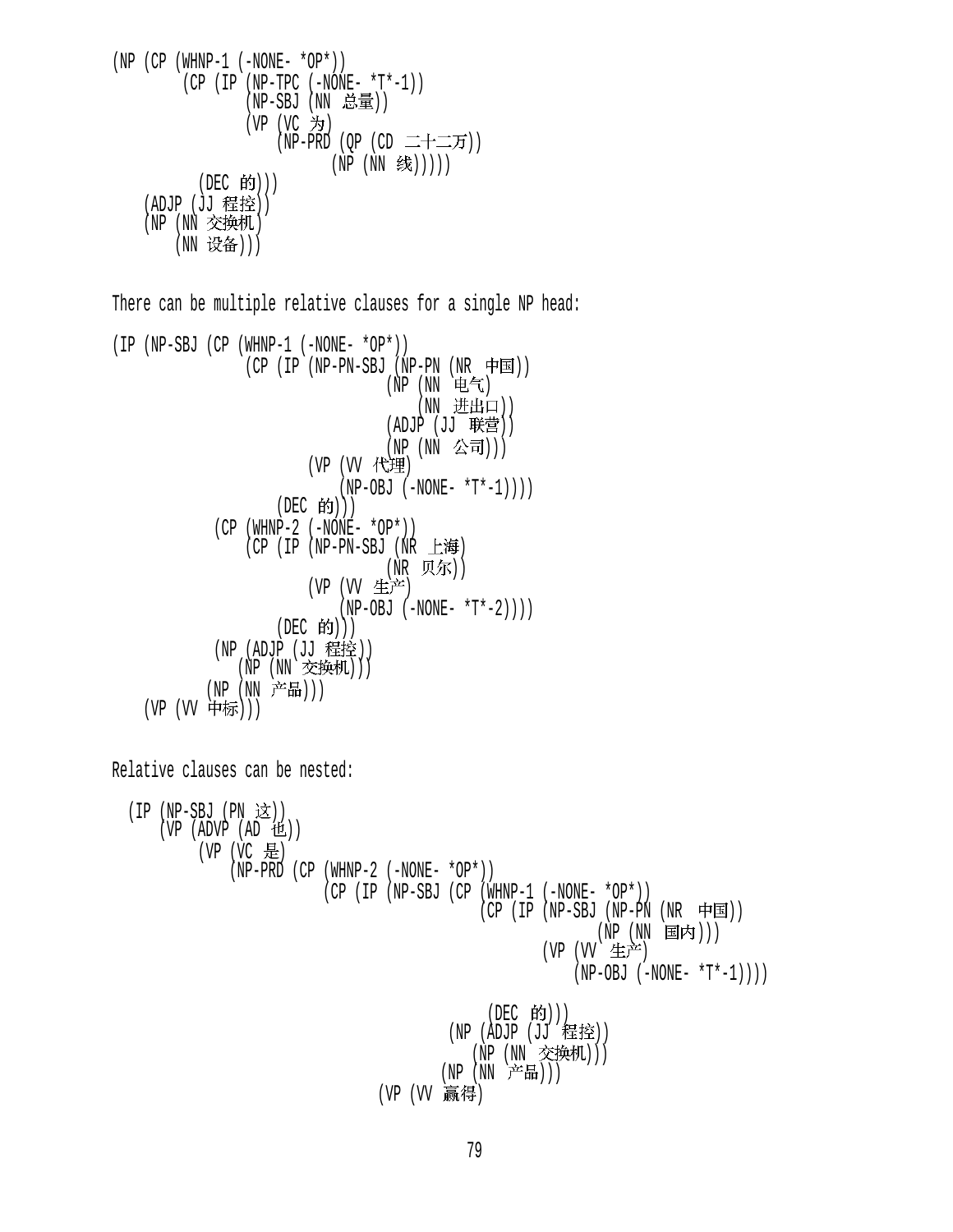```
(NP (CP (WHNP-1 (-NONE- *OP*))
        (CP (IP (NP-TPC (-NONE- *T*-1))
                (NP-SBJ (NN 总量))
                (VP (VC 为)
                    (NP-PRD (QP (CD 二十二万))
                            (NP (NN 线)))))
            (DEC 的)))
    (ADJP (JJ 程控))
    (NP (NN 交换机)
        (NN 设备)))
```

There can be multiple relative clauses for a single NP head:

```
(IP (NP-SBJ (CP (WHNP-1 (-NONE- *OP*))
                (CP (IP (NP-PN-SBJ (NP-PN (NR 中国))
                                   (NP (NN 电气)
                                       (NN 进出口))
                                   (ADJP (JJ 联营))
                                   (NP (NN 公司)))
                        (VP (VV 代理)
                            (NP-OBJ (-NONE- *T*-1))))
                    (DEC 的)))
            (CP (WHNP-2 (-NONE- *OP*))
                (CP (IP (NP-PN-SBJ (NR 上海)
                                   (NR 贝尔))
                        (VP (VV 生产)
                            (NP-OBJ (-NONE- *T*-2))))
                    (DEC 的)))
            (NP (ADJP (JJ 程控))
                (NP (NN 交换机)))
            (NP (NN 产品)))
    (VP (VV 中标)))
```

Relative clauses can be nested:

```
  (IP (NP-SBJ (PN 这))
      (VP (ADVP (AD 也))
          (VP (VC 是)
              (NP-PRD (CP (WHNP-2 (-NONE- *OP*))
                          (CP (IP (NP-SBJ (CP (WHNP-1 (-NONE- *OP*))
                                              (CP (IP (NP-SBJ (NP-PN (NR 中国))
                                                              (NP (NN 国内)))
                                                      (VP (VV 生产)
                                                          (NP-OBJ (-NONE- *T*-1))))

                                                  (DEC 的)))
                                          (NP (ADJP (JJ 程控))
                                              (NP (NN 交换机)))
                                          (NP (NN 产品)))
                                  (VP (VV 赢得)
```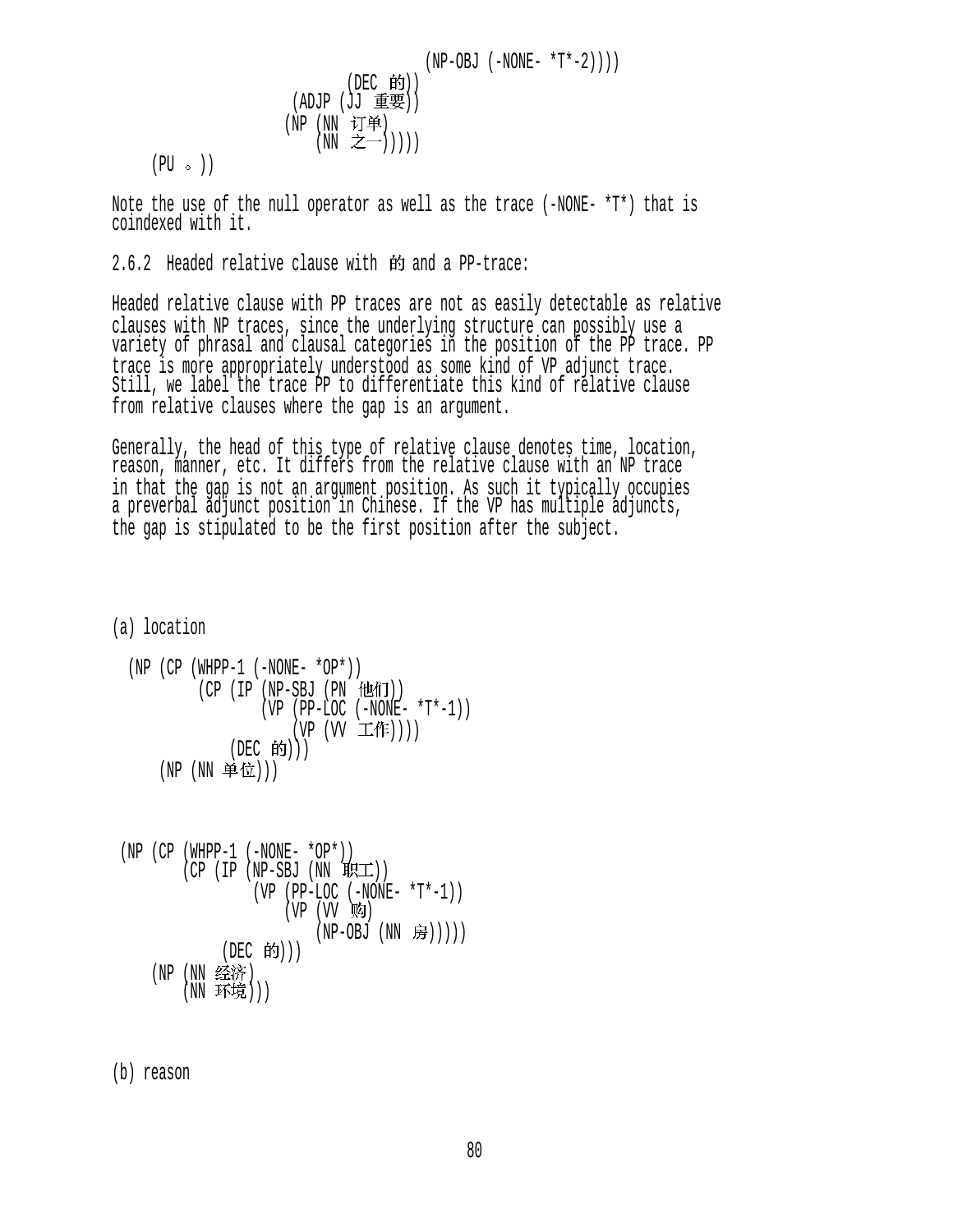```
                                        (NP-OBJ (-NONE- *T*-2))))
                              (DEC 的))
                         (ADJP (JJ 重要))
                        (NP (NN 订单)
                            (NN 之一)))))
    (PU 。))
```

Note the use of the null operator as well as the trace (-NONE- *T*) that is coindexed with it.

2.6.2 Headed relative clause with 的 and a PP-trace:

Headed relative clause with PP traces are not as easily detectable as relative clauses with NP traces, since the underlying structure can possibly use a variety of phrasal and clausal categories in the position of the PP trace. PP trace is more appropriately understood as some kind of VP adjunct trace. Still, we label the trace PP to differentiate this kind of relative clause from relative clauses where the gap is an argument.

Generally, the head of this type of relative clause denotes time, location, reason, manner, etc. It differs from the relative clause with an NP trace in that the gap is not an argument position. As such it typically occupies a preverbal adjunct position in Chinese. If the VP has multiple adjuncts, the gap is stipulated to be the first position after the subject.

(a) location

```
 (NP (CP (WHPP-1 (-NONE- *OP*))
         (CP (IP (NP-SBJ (PN 他们))
                 (VP (PP-LOC (-NONE- *T*-1))
                     (VP (VV 工作))))
             (DEC 的)))
     (NP (NN 单位)))
```

```
(NP (CP (WHPP-1 (-NONE- *OP*))
        (CP (IP (NP-SBJ (NN 职工))
                (VP (PP-LOC (-NONE- *T*-1))
                    (VP (VV 购)
                        (NP-OBJ (NN 房)))))
            (DEC 的)))
    (NP (NN 经济)
        (NN 环境)))
```

(b) reason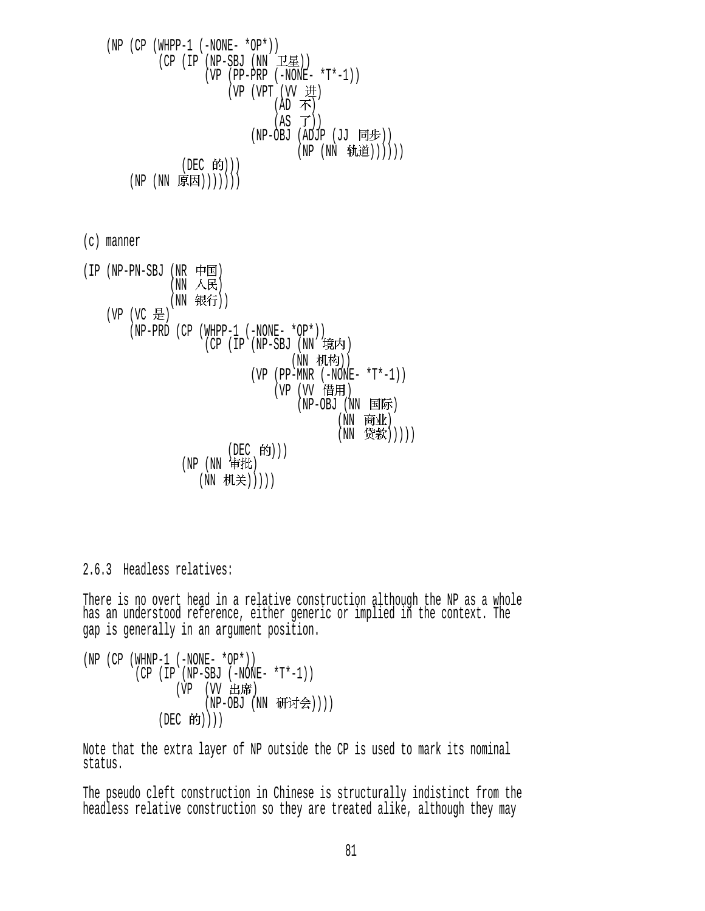```
    (NP (CP (WHPP-1 (-NONE- *OP*))
            (CP (IP (NP-SBJ (NN 卫星))
                    (VP (PP-PRP (-NONE- *T*-1))
                        (VP (VPT (VV 进)
                                 (AD 不)
                                 (AS 了))
                            (NP-OBJ (ADJP (JJ 同步))
                                    (NP (NN 轨道))))))
                (DEC 的)))
        (NP (NN 原因))))))
```

(c) manner

```
(IP (NP-PN-SBJ (NR 中国)
               (NN 人民)
               (NN 银行))
    (VP (VC 是)
        (NP-PRD (CP (WHPP-1 (-NONE- *OP*))
                    (CP (IP (NP-SBJ (NN 境内)
                                    (NN 机构))
                            (VP (PP-MNR (-NONE- *T*-1))
                                (VP (VV 借用)
                                    (NP-OBJ (NN 国际)
                                            (NN 商业)
                                            (NN 贷款)))))
                        (DEC 的)))
                (NP (NN 审批)
                    (NN 机关)))))
```

2.6.3 Headless relatives:

There is no overt head in a relative construction although the NP as a whole has an understood reference, either generic or implied in the context. The gap is generally in an argument position.

```
(NP (CP (WHNP-1 (-NONE- *OP*))
        (CP (IP (NP-SBJ (-NONE- *T*-1))
                (VP  (VV 出席)
                     (NP-OBJ (NN 研讨会))))
            (DEC 的))))
```

Note that the extra layer of NP outside the CP is used to mark its nominal status.

The pseudo cleft construction in Chinese is structurally indistinct from the headless relative construction so they are treated alike, although they may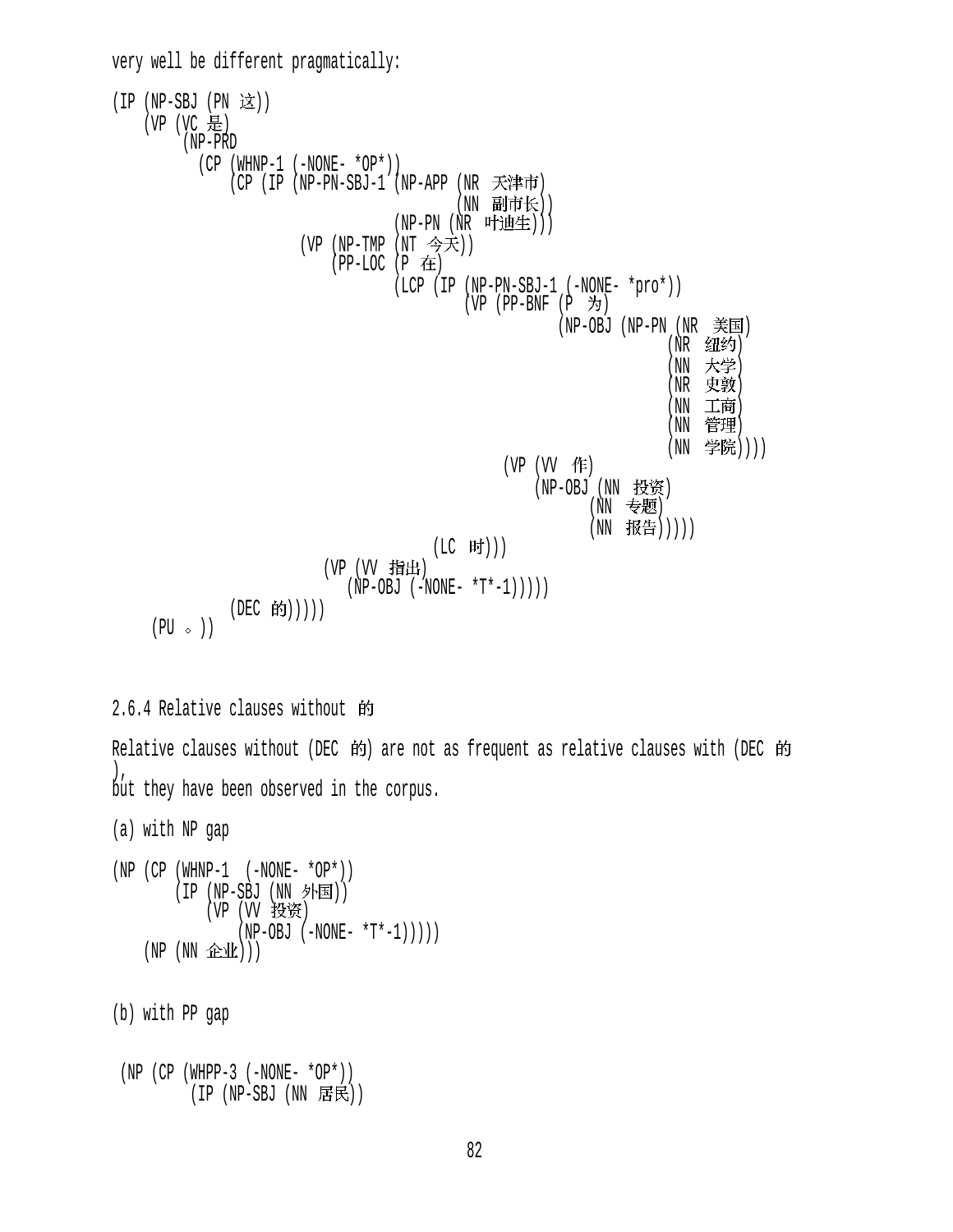very well be different pragmatically:

```
(IP (NP-SBJ (PN 这))
    (VP (VC 是)
        (NP-PRD
          (CP (WHNP-1 (-NONE- *OP*))
              (CP (IP (NP-PN-SBJ-1 (NP-APP (NR 天津市)
                                           (NN 副市长))
                                   (NP-PN (NR 叶迪生)))
                      (VP (NP-TMP (NT 今天))
                          (PP-LOC (P 在)
                                  (LCP (IP (NP-PN-SBJ-1 (-NONE- *pro*))
                                           (VP (PP-BNF (P 为)
                                                       (NP-OBJ (NP-PN (NR 美国)
                                                                      (NR 纽约)
                                                                      (NN 大学)
                                                                      (NR 史敦)
                                                                      (NN 工商)
                                                                      (NN 管理)
                                                                      (NN 学院))))
                                               (VP (VV 作)
                                                   (NP-OBJ (NN 投资)
                                                           (NN 专题)
                                                           (NN 报告)))))
                                       (LC 时)))
                          (VP (VV 指出)
                              (NP-OBJ (-NONE- *T*-1)))))
                  (DEC 的)))))
     (PU 。))
```

2.6.4 Relative clauses without 的

Relative clauses without (DEC 的) are not as frequent as relative clauses with (DEC 的 ), but they have been observed in the corpus.

(a) with NP gap

```
(NP (CP (WHNP-1  (-NONE- *OP*))
        (IP (NP-SBJ (NN 外国))
            (VP (VV 投资)
                (NP-OBJ (-NONE- *T*-1)))))
    (NP (NN 企业)))
```

(b) with PP gap

```
 (NP (CP (WHPP-3 (-NONE- *OP*))
         (IP (NP-SBJ (NN 居民))
```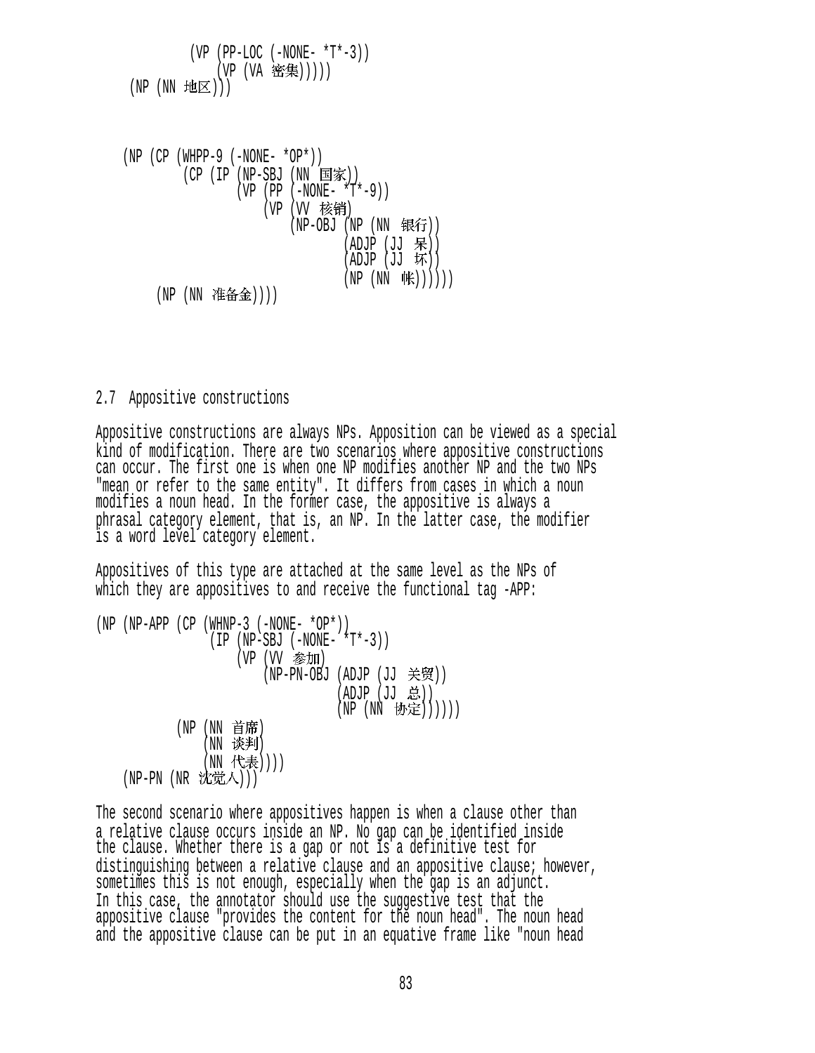```
          (VP (PP-LOC (-NONE- *T*-3))
              (VP (VA 密集)))))
    (NP (NN 地区)))
```

```
   (NP (CP (WHPP-9 (-NONE- *OP*))
           (CP (IP (NP-SBJ (NN 国家))
                   (VP (PP (-NONE- *T*-9))
                       (VP (VV 核销)
                           (NP-OBJ (NP (NN 银行))
                                   (ADJP (JJ 呆))
                                   (ADJP (JJ 坏))
                                   (NP (NN 帐)))))))
       (NP (NN 准备金))))
```

2.7  Appositive constructions

Appositive constructions are always NPs. Apposition can be viewed as a special kind of modification. There are two scenarios where appositive constructions can occur. The first one is when one NP modifies another NP and the two NPs "mean or refer to the same entity". It differs from cases in which a noun modifies a noun head. In the former case, the appositive is always a phrasal category element, that is, an NP. In the latter case, the modifier is a word level category element.

Appositives of this type are attached at the same level as the NPs of which they are appositives to and receive the functional tag -APP:

```
(NP (NP-APP (CP (WHNP-3 (-NONE- *OP*))
                (IP (NP-SBJ (-NONE- *T*-3))
                    (VP (VV 参加)
                        (NP-PN-OBJ (ADJP (JJ 关贸))
                                   (ADJP (JJ 总))
                                   (NP (NN 协定))))))
            (NP (NN 首席)
                (NN 谈判)
                (NN 代表))))
    (NP-PN (NR 沈觉人)))
```

The second scenario where appositives happen is when a clause other than a relative clause occurs inside an NP. No gap can be identified inside the clause. Whether there is a gap or not is a definitive test for distinguishing between a relative clause and an appositive clause; however, sometimes this is not enough, especially when the gap is an adjunct. In this case, the annotator should use the suggestive test that the appositive clause "provides the content for the noun head". The noun head and the appositive clause can be put in an equative frame like "noun head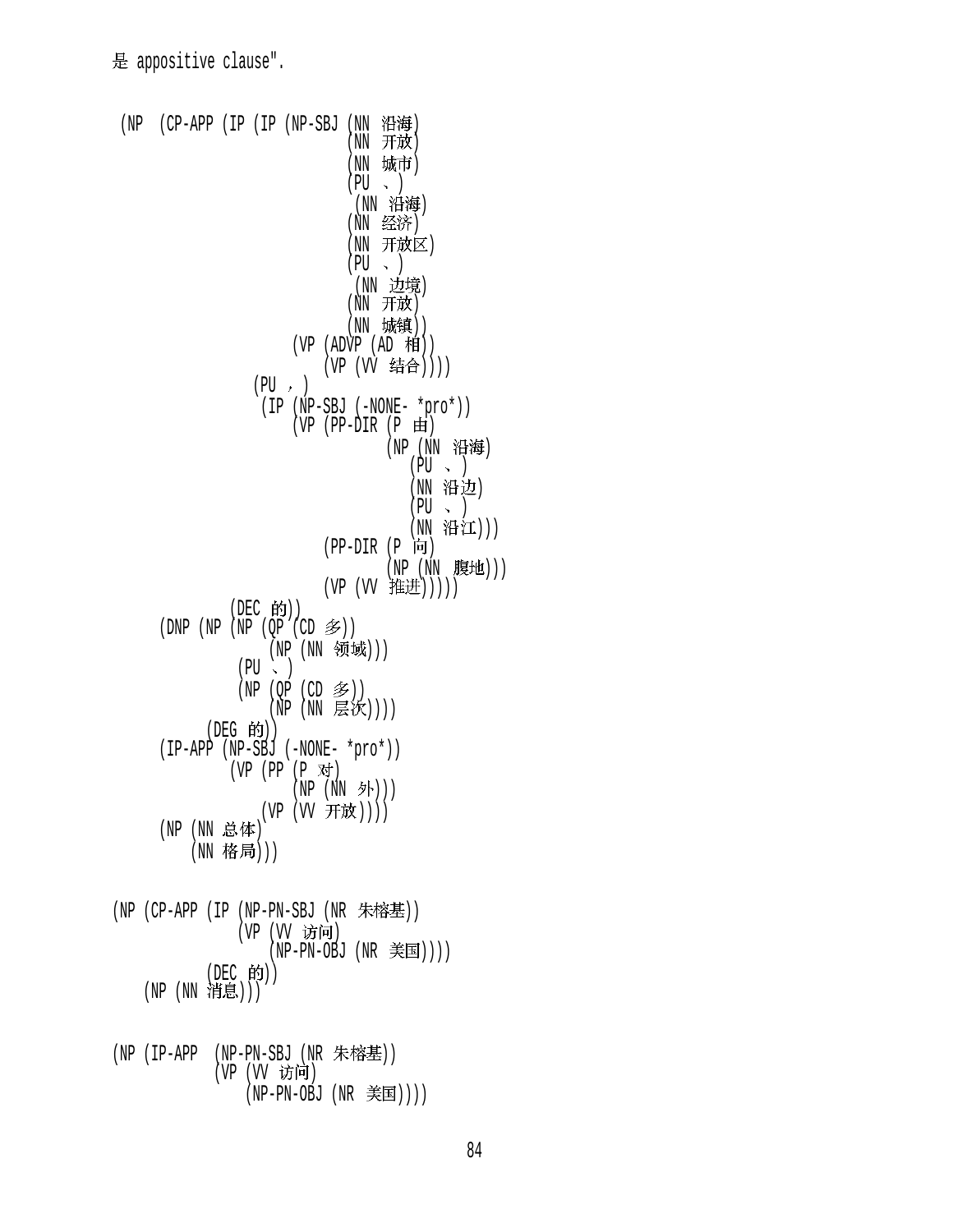是 appositive clause".

```
(NP  (CP-APP (IP (IP (NP-SBJ (NN 沿海)
                             (NN 开放)
                             (NN 城市)
                             (PU 、)
                             (NN 沿海)
                             (NN 经济)
                             (NN 开放区)
                             (PU 、)
                             (NN 边境)
                             (NN 开放)
                             (NN 城镇))
                     (VP (ADVP (AD 相))
                         (VP (VV 结合))))
                 (PU ，)
                 (IP (NP-SBJ (-NONE- *pro*))
                     (VP (PP-DIR (P 由)
                                 (NP (NN 沿海)
                                     (PU 、)
                                     (NN 沿边)
                                     (PU 、)
                                     (NN 沿江)))
                         (PP-DIR (P 向)
                                 (NP (NN 腹地)))
                         (VP (VV 推进)))))
             (DEC 的))
     (DNP (NP (NP (QP (CD 多))
                  (NP (NN 领域)))
              (PU 、)
              (NP (QP (CD 多))
                  (NP (NN 层次))))
          (DEG 的))
     (IP-APP (NP-SBJ (-NONE- *pro*))
             (VP (PP (P 对)
                     (NP (NN 外)))
                 (VP (VV 开放))))
     (NP (NN 总体)
         (NN 格局)))


(NP (CP-APP (IP (NP-PN-SBJ (NR 朱榕基))
                (VP (VV 访问)
                    (NP-PN-OBJ (NR 美国))))
            (DEC 的))
    (NP (NN 消息)))


(NP (IP-APP  (NP-PN-SBJ (NR 朱榕基))
             (VP (VV 访问)
                 (NP-PN-OBJ (NR 美国))))
```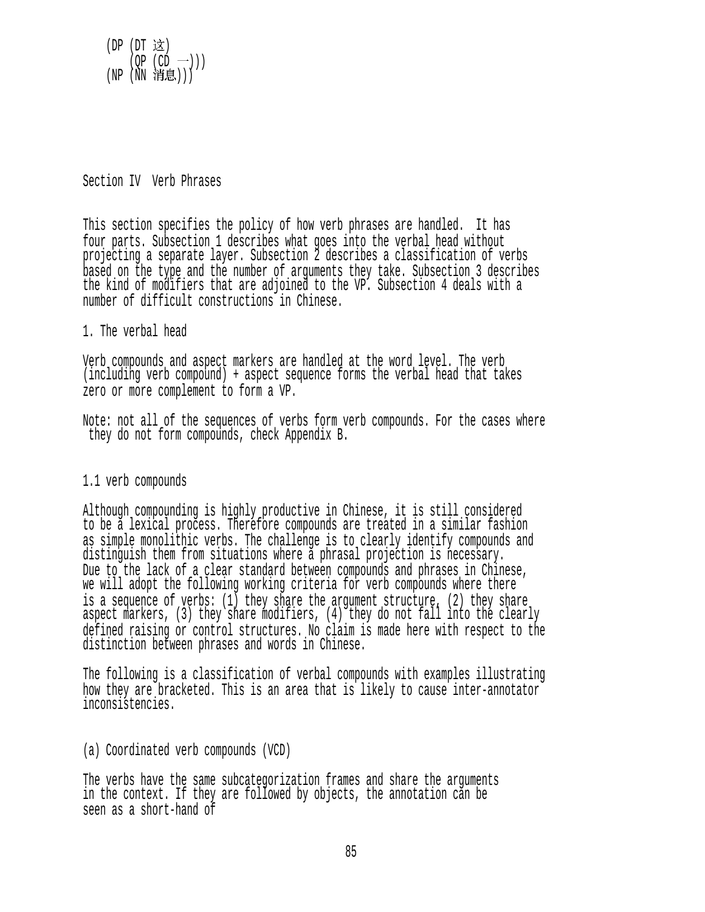```
(DP (DT 这)
    (QP (CD 一)))
(NP (NN 消息)))
```

## Section IV Verb Phrases

This section specifies the policy of how verb phrases are handled. It has four parts. Subsection 1 describes what goes into the verbal head without projecting a separate layer. Subsection 2 describes a classification of verbs based on the type and the number of arguments they take. Subsection 3 describes the kind of modifiers that are adjoined to the VP. Subsection 4 deals with a number of difficult constructions in Chinese.

### 1. The verbal head

Verb compounds and aspect markers are handled at the word level. The verb (including verb compound) + aspect sequence forms the verbal head that takes zero or more complement to form a VP.

Note: not all of the sequences of verbs form verb compounds. For the cases where they do not form compounds, check Appendix B.

#### 1.1 verb compounds

Although compounding is highly productive in Chinese, it is still considered to be a lexical process. Therefore compounds are treated in a similar fashion as simple monolithic verbs. The challenge is to clearly identify compounds and distinguish them from situations where a phrasal projection is necessary. Due to the lack of a clear standard between compounds and phrases in Chinese, we will adopt the following working criteria for verb compounds where there is a sequence of verbs: (1) they share the argument structure, (2) they share aspect markers, (3) they share modifiers, (4) they do not fall into the clearly defined raising or control structures. No claim is made here with respect to the distinction between phrases and words in Chinese.

The following is a classification of verbal compounds with examples illustrating how they are bracketed. This is an area that is likely to cause inter-annotator inconsistencies.

(a) Coordinated verb compounds (VCD)

The verbs have the same subcategorization frames and share the arguments in the context. If they are followed by objects, the annotation can be seen as a short-hand of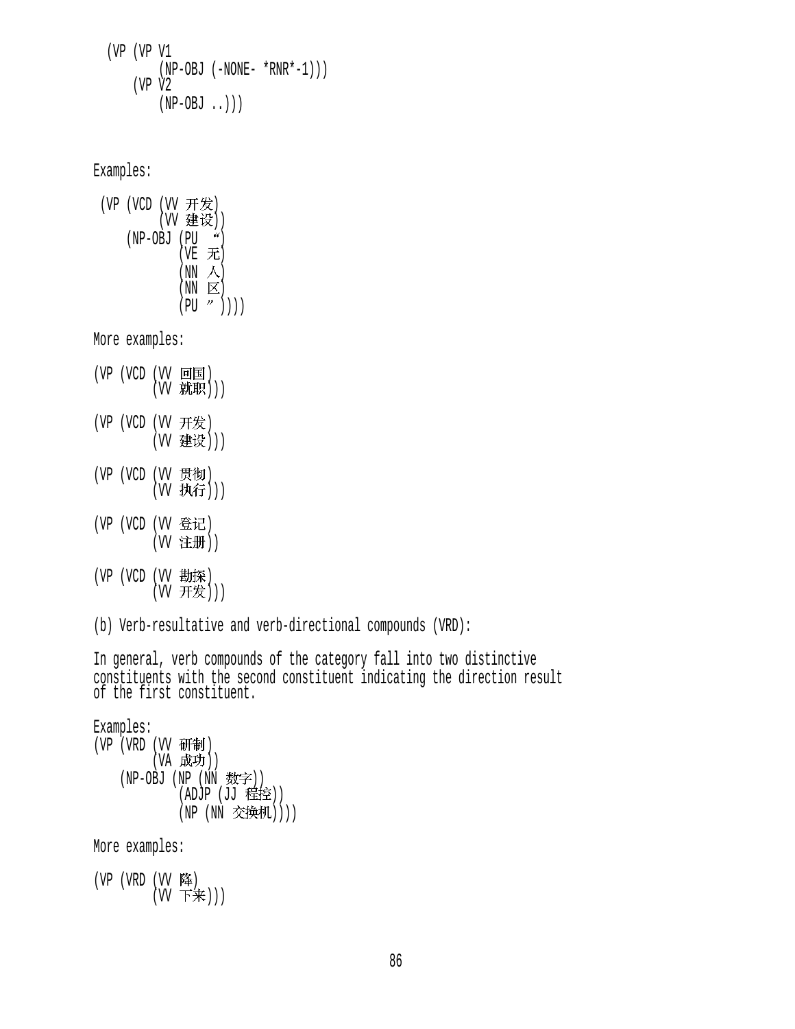```
(VP (VP V1
        (NP-OBJ (-NONE- *RNR*-1)))
    (VP V2
        (NP-OBJ ..)))
```

Examples:

```
(VP (VCD (VV 开发)
         (VV 建设))
    (NP-OBJ (PU “)
            (VE 无)
            (NN 人)
            (NN 区)
            (PU ”))))
```

More examples:

```
(VP (VCD (VV 回国)
         (VV 就职)))

(VP (VCD (VV 开发)
         (VV 建设)))

(VP (VCD (VV 贯彻)
         (VV 执行)))

(VP (VCD (VV 登记)
         (VV 注册))

(VP (VCD (VV 勘探)
         (VV 开发)))
```

(b) Verb-resultative and verb-directional compounds (VRD):

In general, verb compounds of the category fall into two distinctive constituents with the second constituent indicating the direction result of the first constituent.

Examples:

```
(VP (VRD (VV 研制)
         (VA 成功))
    (NP-OBJ (NP (NN 数字))
            (ADJP (JJ 程控))
            (NP (NN 交换机))))
```

More examples:

```
(VP (VRD (VV 降)
         (VV 下来)))
```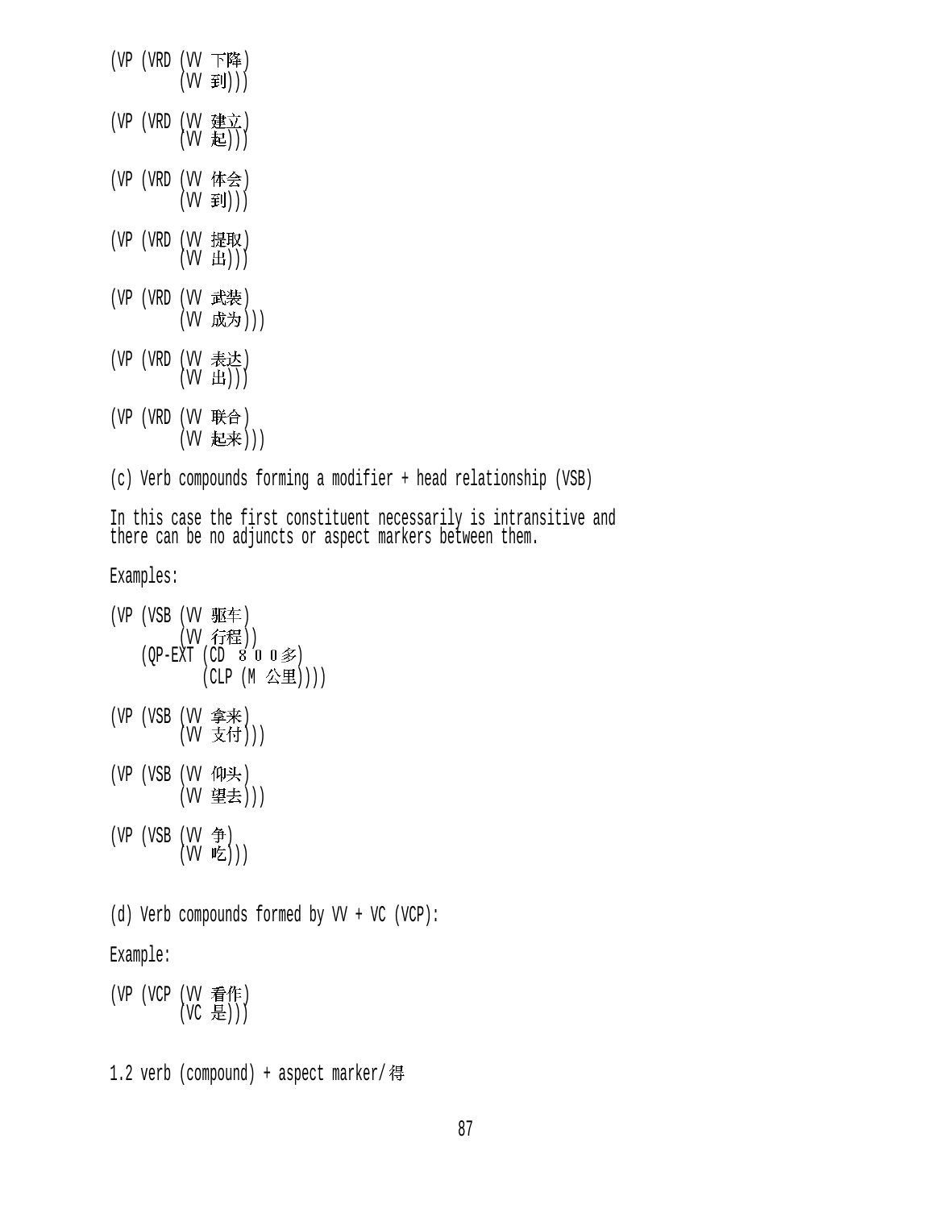```
(VP (VRD (VV 下降)
         (VV 到)))

(VP (VRD (VV 建立)
         (VV 起)))

(VP (VRD (VV 体会)
         (VV 到)))

(VP (VRD (VV 提取)
         (VV 出)))

(VP (VRD (VV 武装)
         (VV 成为)))

(VP (VRD (VV 表达)
         (VV 出)))

(VP (VRD (VV 联合)
         (VV 起来)))
```

(c) Verb compounds forming a modifier + head relationship (VSB)

In this case the first constituent necessarily is intransitive and there can be no adjuncts or aspect markers between them.

Examples:

```
(VP (VSB (VV 驱车)
         (VV 行程))
    (QP-EXT (CD ８００多)
            (CLP (M 公里))))

(VP (VSB (VV 拿来)
         (VV 支付)))

(VP (VSB (VV 仰头)
         (VV 望去)))

(VP (VSB (VV 争)
         (VV 吃)))
```

(d) Verb compounds formed by VV + VC (VCP):

Example:

```
(VP (VCP (VV 看作)
         (VC 是)))
```

1.2 verb (compound) + aspect marker/得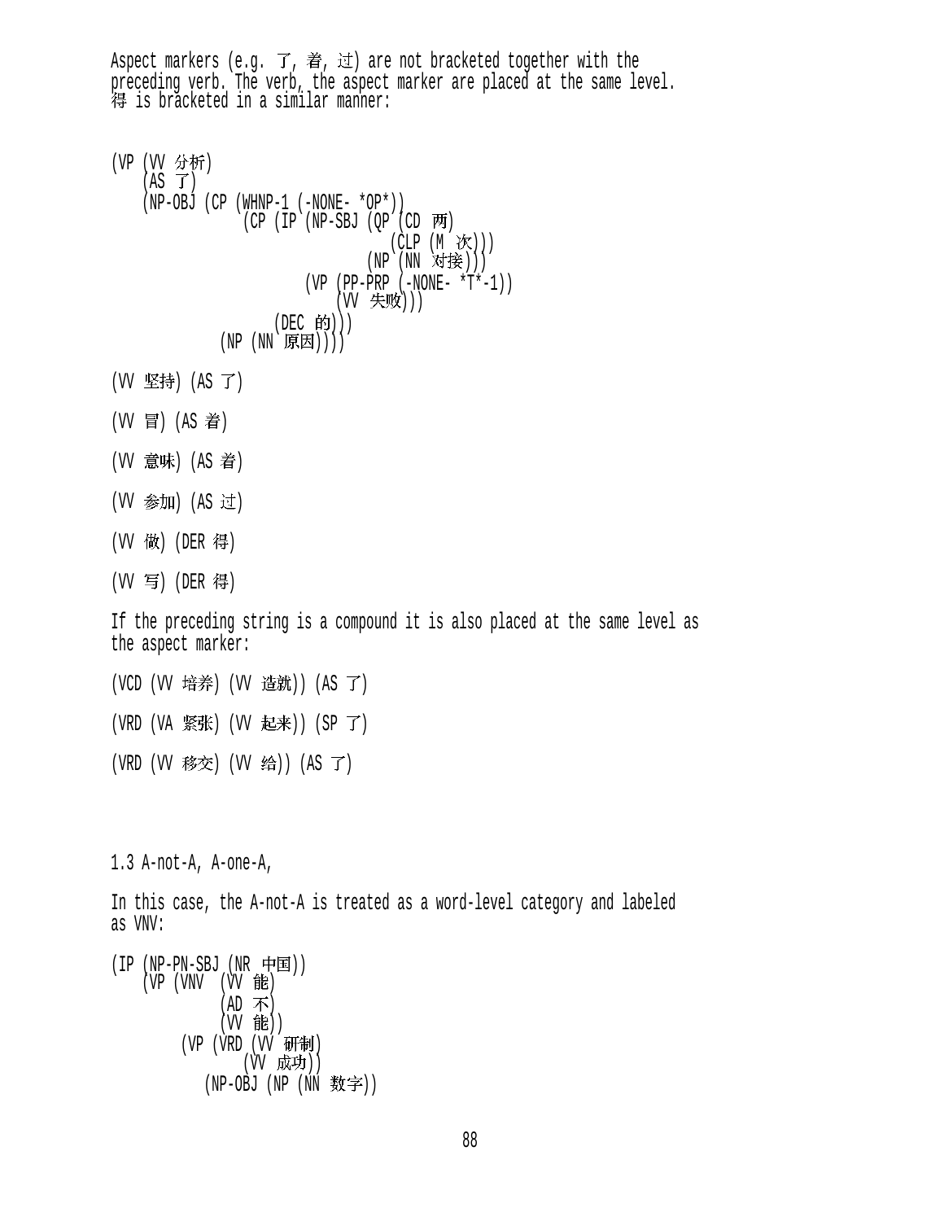Aspect markers (e.g. 了, 着, 过) are not bracketed together with the preceding verb. The verb, the aspect marker are placed at the same level. 得 is bracketed in a similar manner:

```
(VP (VV 分析)
    (AS 了)
    (NP-OBJ (CP (WHNP-1 (-NONE- *OP*))
                (CP (IP (NP-SBJ (QP (CD 两)
                                    (CLP (M 次)))
                                (NP (NN 对接)))
                        (VP (PP-PRP (-NONE- *T*-1))
                            (VV 失败)))
                    (DEC 的)))
            (NP (NN 原因))))
```

```
(VV 坚持) (AS 了)

(VV 冒) (AS 着)

(VV 意味) (AS 着)

(VV 参加) (AS 过)

(VV 做) (DER 得)

(VV 写) (DER 得)
```

If the preceding string is a compound it is also placed at the same level as the aspect marker:

```
(VCD (VV 培养) (VV 造就)) (AS 了)

(VRD (VA 紧张) (VV 起来)) (SP 了)

(VRD (VV 移交) (VV 给)) (AS 了)
```

1.3 A-not-A, A-one-A,

In this case, the A-not-A is treated as a word-level category and labeled as VNV:

```
(IP (NP-PN-SBJ (NR 中国))
    (VP (VNV  (VV 能)
              (AD 不)
              (VV 能))
        (VP (VRD (VV 研制)
                 (VV 成功))
            (NP-OBJ (NP (NN 数字))
```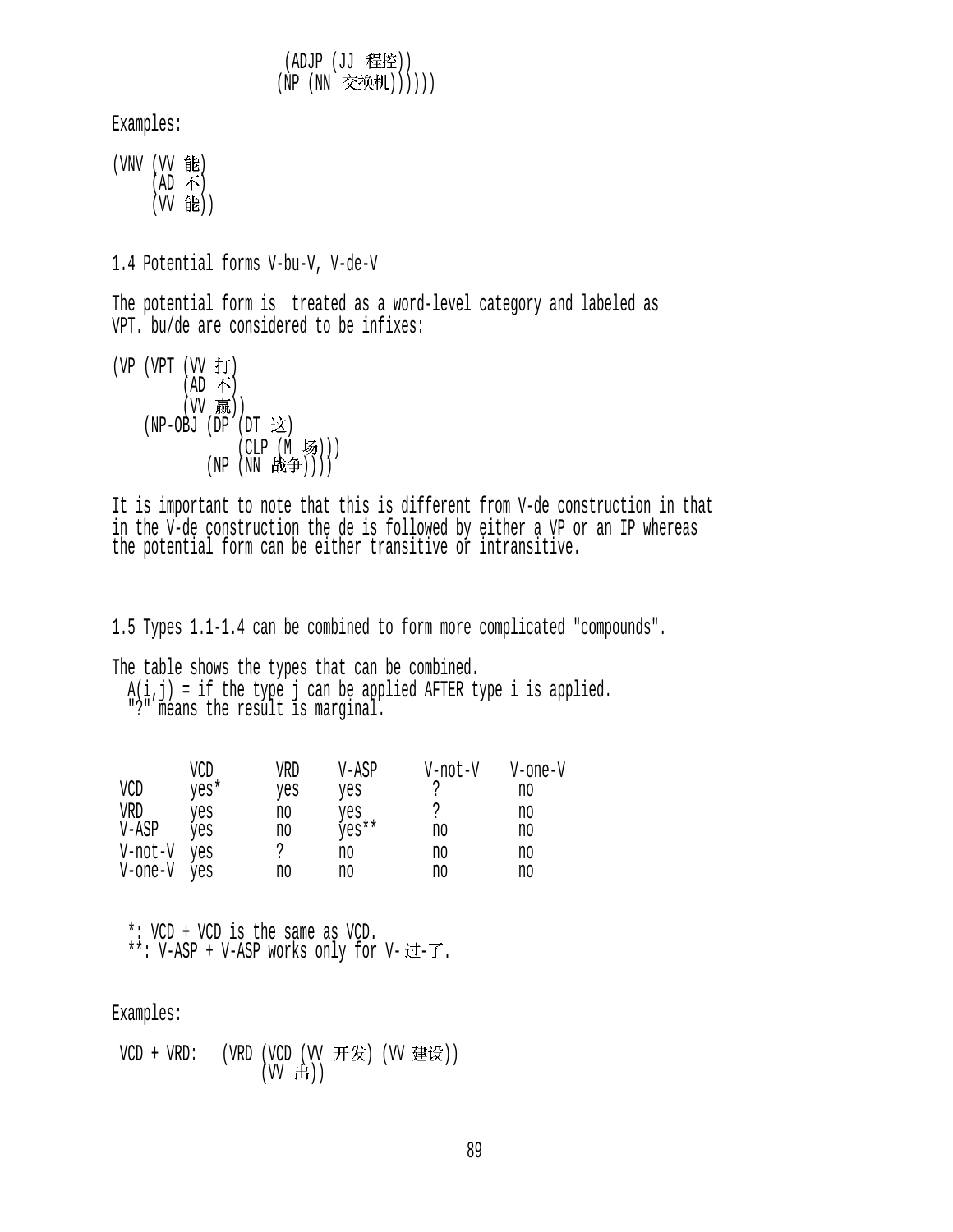```
                         (ADJP (JJ 程控))
                        (NP (NN 交换机))))))
```

Examples:

```
(VNV (VV 能)
     (AD 不)
     (VV 能))
```

1.4 Potential forms V-bu-V, V-de-V

The potential form is treated as a word-level category and labeled as VPT. bu/de are considered to be infixes:

```
(VP (VPT (VV 打)
         (AD 不)
         (VV 赢))
    (NP-OBJ (DP (DT 这)
                (CLP (M 场)))
            (NP (NN 战争))))
```

It is important to note that this is different from V-de construction in that in the V-de construction the de is followed by either a VP or an IP whereas the potential form can be either transitive or intransitive.

1.5 Types 1.1-1.4 can be combined to form more complicated "compounds".

The table shows the types that can be combined.
A(i,j) = if the type j can be applied AFTER type i is applied.
"?" means the result is marginal.

| | VCD | VRD | V-ASP | V-not-V | V-one-V |
|---|---|---|---|---|---|
| VCD | yes* | yes | yes | ? | no |
| VRD | yes | no | yes | ? | no |
| V-ASP | yes | no | yes** | no | no |
| V-not-V | yes | ? | no | no | no |
| V-one-V | yes | no | no | no | no |

*: VCD + VCD is the same as VCD.
**: V-ASP + V-ASP works only for V-过-了.

Examples:

```
VCD + VRD:   (VRD (VCD (VV 开发) (VV 建设))
                  (VV 出))
```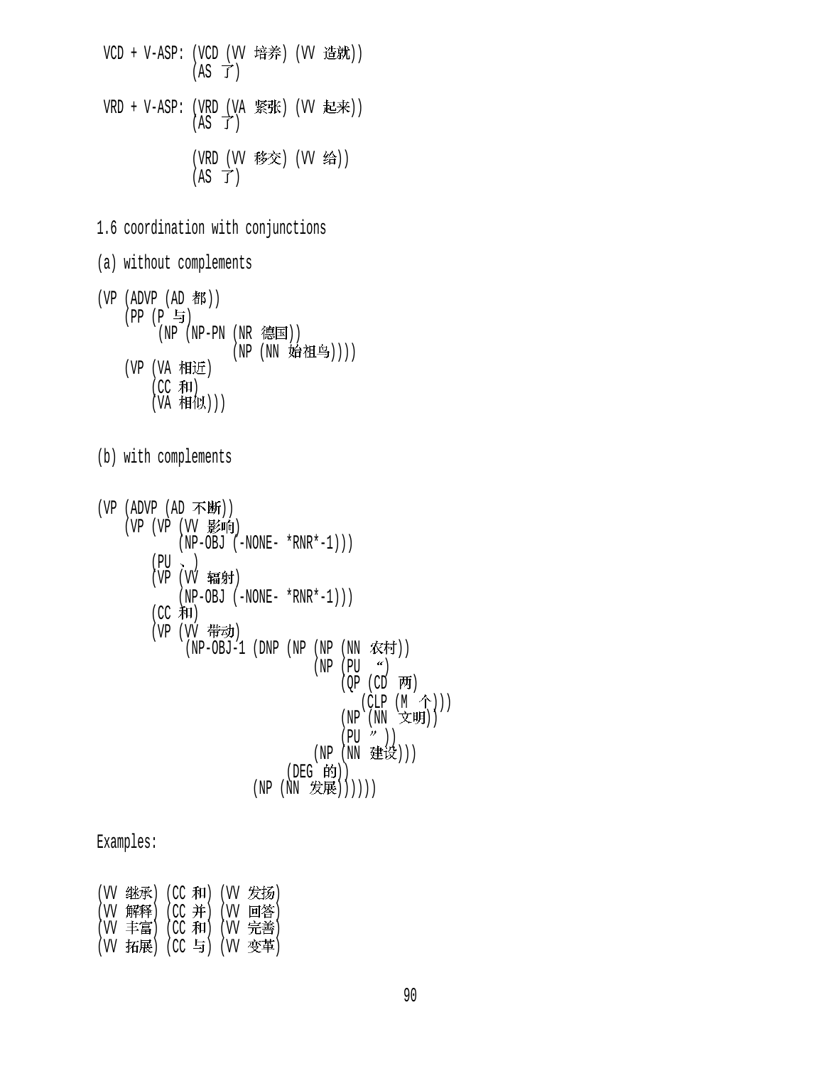```
VCD + V-ASP: (VCD (VV 培养) (VV 造就))
             (AS 了)

VRD + V-ASP: (VRD (VA 紧张) (VV 起来))
             (AS 了)

             (VRD (VV 移交) (VV 给))
             (AS 了)
```

1.6 coordination with conjunctions

(a) without complements

```
(VP (ADVP (AD 都))
    (PP (P 与)
        (NP (NP-PN (NR 德国))
                   (NP (NN 始祖鸟))))
    (VP (VA 相近)
        (CC 和)
        (VA 相似)))
```

(b) with complements

```
(VP (ADVP (AD 不断))
    (VP (VP (VV 影响)
            (NP-OBJ (-NONE- *RNR*-1)))
        (PU 、)
        (VP (VV 辐射)
            (NP-OBJ (-NONE- *RNR*-1)))
        (CC 和)
        (VP (VV 带动)
             (NP-OBJ-1 (DNP (NP (NP (NN 农村))
                                (NP (PU “)
                                    (QP (CD 两)
                                       (CLP (M 个)))
                                    (NP (NN 文明))
                                    (PU ”))
                                (NP (NN 建设)))
                            (DEG 的))
                       (NP (NN 发展))))))
```

Examples:

```
(VV 继承) (CC 和) (VV 发扬)
(VV 解释) (CC 并) (VV 回答)
(VV 丰富) (CC 和) (VV 完善)
(VV 拓展) (CC 与) (VV 变革)
```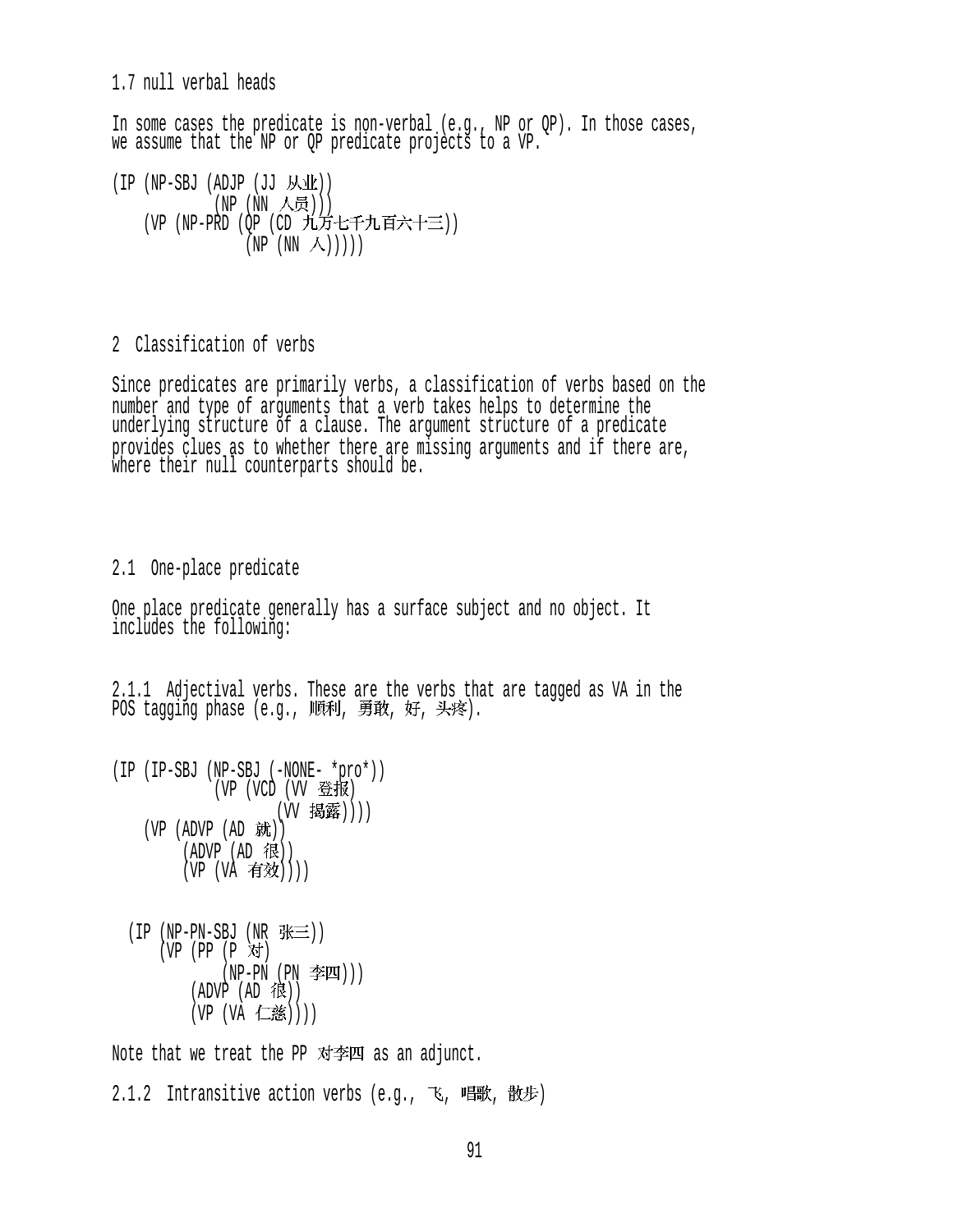### 1.7 null verbal heads

In some cases the predicate is non-verbal (e.g., NP or QP). In those cases, we assume that the NP or QP predicate projects to a VP.

```
(IP (NP-SBJ (ADJP (JJ 从业))
            (NP (NN 人员)))
    (VP (NP-PRD (QP (CD 九万七千九百六十三))
                (NP (NN 人)))))
```

## 2 Classification of verbs

Since predicates are primarily verbs, a classification of verbs based on the number and type of arguments that a verb takes helps to determine the underlying structure of a clause. The argument structure of a predicate provides clues as to whether there are missing arguments and if there are, where their null counterparts should be.

### 2.1 One-place predicate

One place predicate generally has a surface subject and no object. It includes the following:

2.1.1 Adjectival verbs. These are the verbs that are tagged as VA in the POS tagging phase (e.g., 顺利, 勇敢, 好, 头疼).

```
(IP (IP-SBJ (NP-SBJ (-NONE- *pro*))
            (VP (VCD (VV 登报)
                     (VV 揭露))))
    (VP (ADVP (AD 就))
        (ADVP (AD 很))
        (VP (VA 有效))))
```

```
  (IP (NP-PN-SBJ (NR 张三))
      (VP (PP (P 对)
              (NP-PN (PN 李四)))
          (ADVP (AD 很))
          (VP (VA 仁慈))))
```

Note that we treat the PP 对李四 as an adjunct.

2.1.2 Intransitive action verbs (e.g., 飞, 唱歌, 散步)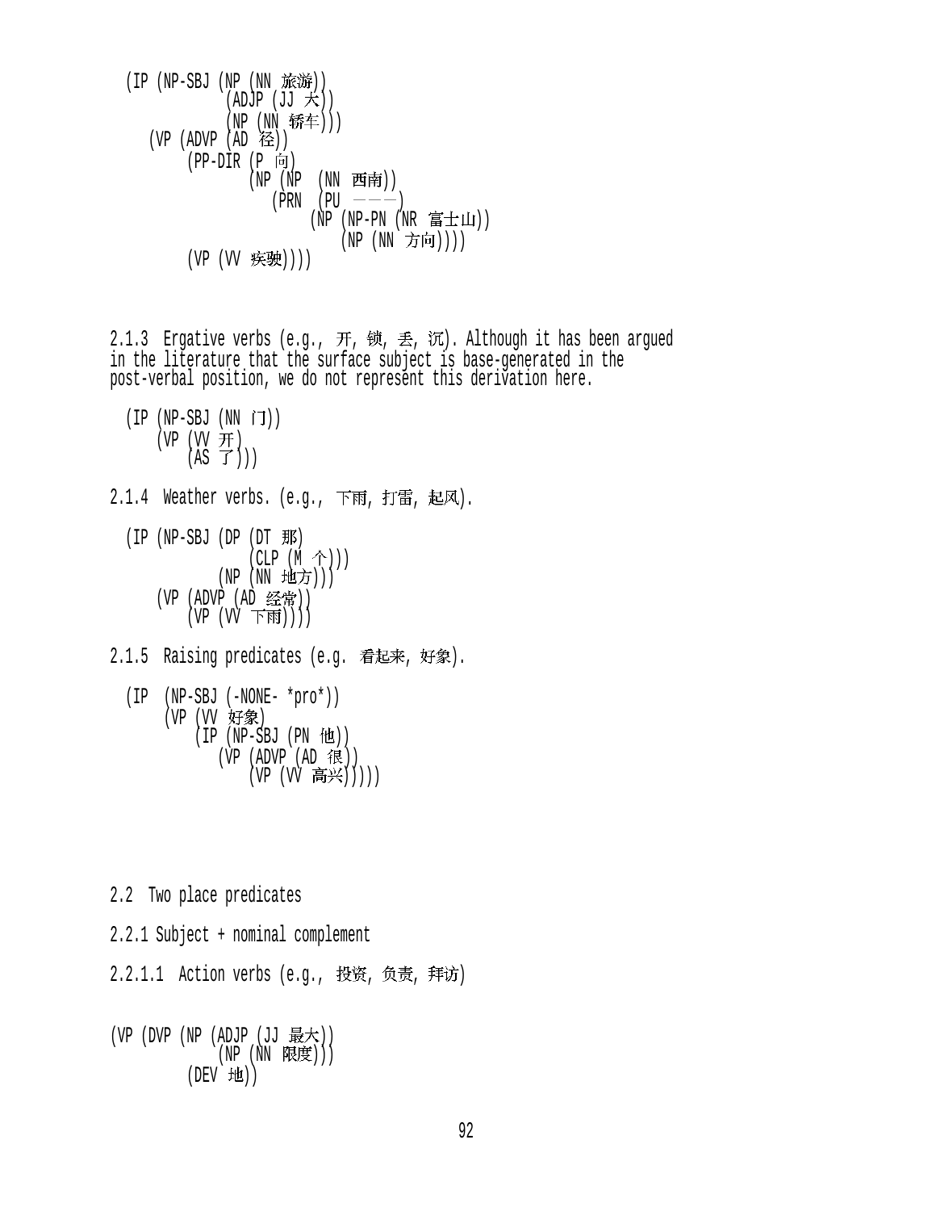```
(IP (NP-SBJ (NP (NN 旅游))
            (ADJP (JJ 大))
            (NP (NN 轿车)))
    (VP (ADVP (AD 径))
        (PP-DIR (P 向)
                (NP (NP  (NN 西南))
                    (PRN  (PU ———)
                          (NP (NP-PN (NR 富士山))
                              (NP (NN 方向))))
        (VP (VV 疾驶))))
```

2.1.3 Ergative verbs (e.g., 开, 锁, 丢, 沉). Although it has been argued in the literature that the surface subject is base-generated in the post-verbal position, we do not represent this derivation here.

```
(IP (NP-SBJ (NN 门))
    (VP (VV 开)
        (AS 了)))
```

2.1.4 Weather verbs. (e.g., 下雨, 打雷, 起风).

```
(IP (NP-SBJ (DP (DT 那)
                (CLP (M 个)))
            (NP (NN 地方)))
    (VP (ADVP (AD 经常))
        (VP (VV 下雨))))
```

2.1.5 Raising predicates (e.g. 看起来, 好象).

```
(IP  (NP-SBJ (-NONE- *pro*))
     (VP (VV 好象)
         (IP (NP-SBJ (PN 他))
            (VP (ADVP (AD 很))
                (VP (VV 高兴))))))
```

2.2 Two place predicates

2.2.1 Subject + nominal complement

2.2.1.1 Action verbs (e.g., 投资, 负责, 拜访)

```
(VP (DVP (NP (ADJP (JJ 最大))
             (NP (NN 限度)))
         (DEV 地))
```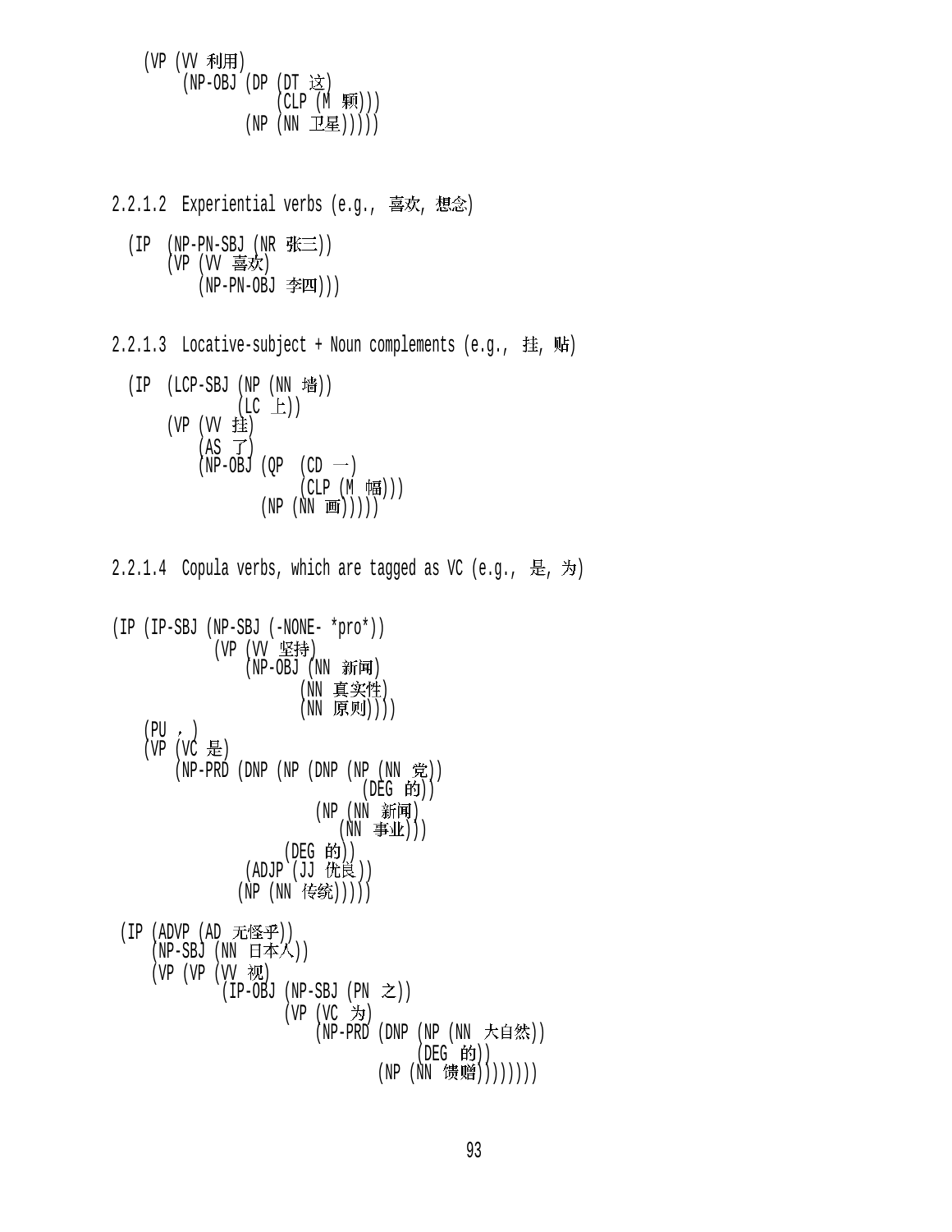```
    (VP (VV 利用)
        (NP-OBJ (DP (DT 这)
                    (CLP (M 颗)))
                (NP (NN 卫星)))))
```

2.2.1.2 Experiential verbs (e.g., 喜欢, 想念)

```
  (IP  (NP-PN-SBJ (NR 张三))
       (VP (VV 喜欢)
           (NP-PN-OBJ 李四)))
```

2.2.1.3 Locative-subject + Noun complements (e.g., 挂, 贴)

```
  (IP  (LCP-SBJ (NP (NN 墙))
                (LC 上))
       (VP (VV 挂)
           (AS 了)
           (NP-OBJ (QP  (CD 一)
                        (CLP (M 幅)))
                   (NP (NN 画)))))
```

2.2.1.4 Copula verbs, which are tagged as VC (e.g., 是, 为)

```
(IP (IP-SBJ (NP-SBJ (-NONE- *pro*))
            (VP (VV 坚持)
                (NP-OBJ (NN 新闻)
                        (NN 真实性)
                        (NN 原则))))
    (PU ，)
    (VP (VC 是)
        (NP-PRD (DNP (NP (DNP (NP (NN 党))
                              (DEG 的))
                         (NP (NN 新闻)
                             (NN 事业)))
                     (DEG 的))
                (ADJP (JJ 优良))
               (NP (NN 传统)))))

 (IP (ADVP (AD 无怪乎))
     (NP-SBJ (NN 日本人))
     (VP (VP (VV 视)
             (IP-OBJ (NP-SBJ (PN 之))
                     (VP (VC 为)
                         (NP-PRD (DNP (NP (NN 大自然))
                                      (DEG 的))
                                 (NP (NN 馈赠)))))))
```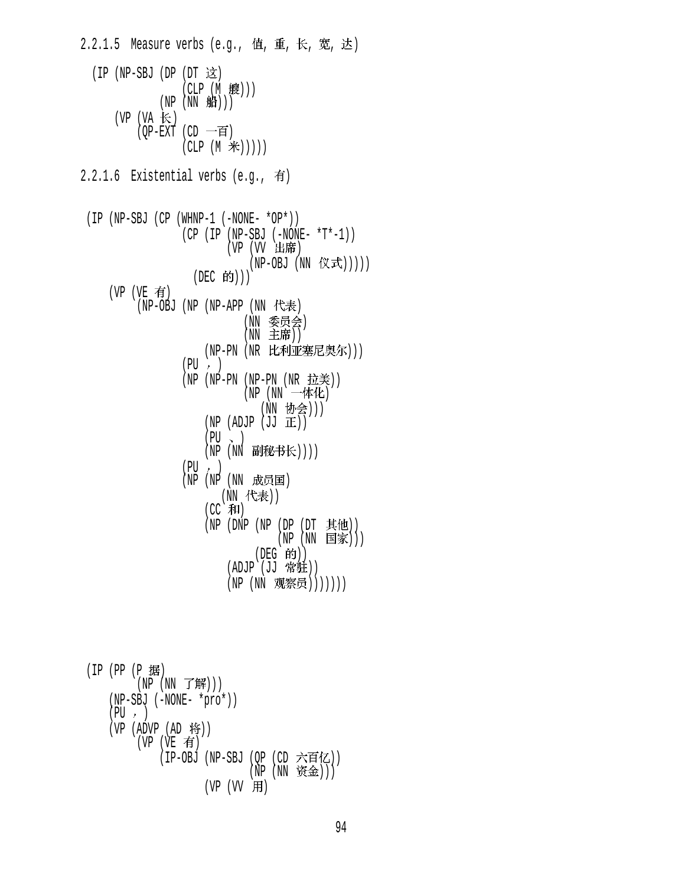2.2.1.5 Measure verbs (e.g., 值, 重, 长, 宽, 达)

```
(IP (NP-SBJ (DP (DT 这)
                (CLP (M 艘)))
            (NP (NN 船)))
    (VP (VA 长)
        (QP-EXT (CD 一百)
                (CLP (M 米)))))
```

2.2.1.6 Existential verbs (e.g., 有)

```
(IP (NP-SBJ (CP (WHNP-1 (-NONE- *OP*))
                (CP (IP (NP-SBJ (-NONE- *T*-1))
                        (VP (VV 出席)
                            (NP-OBJ (NN 仪式))))
                    (DEC 的)))
    (VP (VE 有)
        (NP-OBJ (NP (NP-APP (NN 代表)
                            (NN 委员会)
                            (NN 主席))
                    (NP-PN (NR 比利亚塞尼奥尔)))
                (PU ，)
                (NP (NP-PN (NP-PN (NR 拉美))
                           (NP (NN 一体化)
                               (NN 协会)))
                    (NP (ADJP (JJ 正))
                    (PU 、)
                    (NP (NN 副秘书长))))
                (PU ，)
                (NP (NP (NN 成员国)
                        (NN 代表))
                    (CC 和)
                    (NP (DNP (NP (DP (DT 其他))
                                 (NP (NN 国家)))
                             (DEG 的))
                        (ADJP (JJ 常驻))
                        (NP (NN 观察员)))))))
```

```
(IP (PP (P 据)
        (NP (NN 了解)))
    (NP-SBJ (-NONE- *pro*))
    (PU ，)
    (VP (ADVP (AD 将))
        (VP (VE 有)
            (IP-OBJ (NP-SBJ (QP (CD 六百亿))
                            (NP (NN 资金)))
                    (VP (VV 用)
```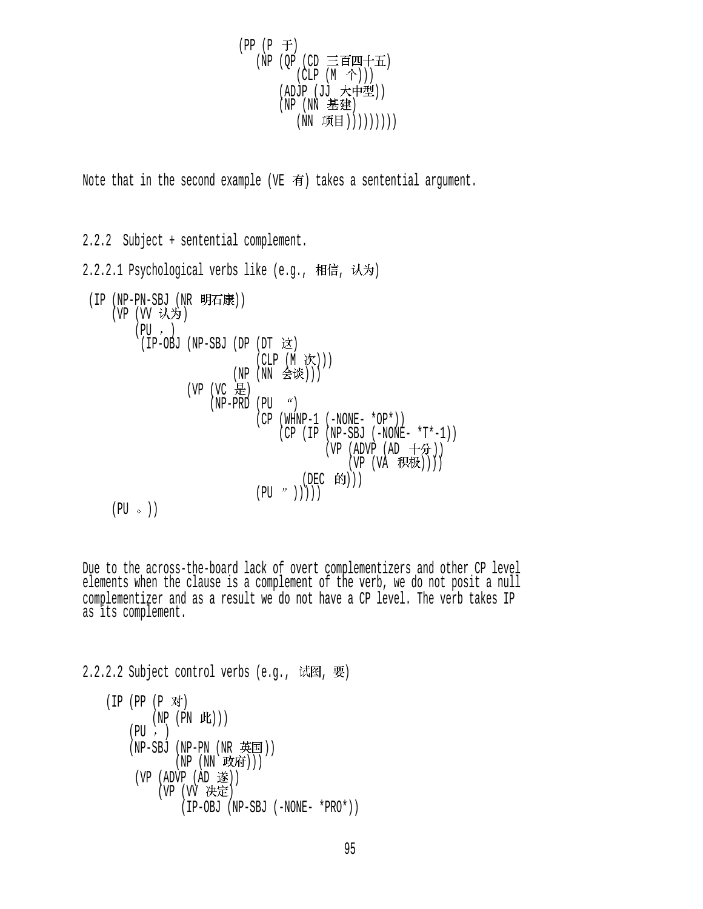```
                        (PP (P 于)
                           (NP (QP (CD 三百四十五)
                                  (CLP (M 个)))
                               (ADJP (JJ 大中型))
                               (NP (NN 基建)
                                  (NN 项目))))))))
```

Note that in the second example (VE 有) takes a sentential argument.

2.2.2 Subject + sentential complement.

2.2.2.1 Psychological verbs like (e.g., 相信, 认为)

```
 (IP (NP-PN-SBJ (NR 明石康))
     (VP (VV 认为)
         (PU ，)
          (IP-OBJ (NP-SBJ (DP (DT 这)
                              (CLP (M 次)))
                          (NP (NN 会谈)))
                  (VP (VC 是)
                      (NP-PRD (PU “)
                              (CP (WHNP-1 (-NONE- *OP*))
                                  (CP (IP (NP-SBJ (-NONE- *T*-1))
                                          (VP (ADVP (AD 十分))
                                              (VP (VA 积极))))
                                      (DEC 的)))
                              (PU ”)))))
     (PU 。))
```

Due to the across-the-board lack of overt complementizers and other CP level elements when the clause is a complement of the verb, we do not posit a null complementizer and as a result we do not have a CP level. The verb takes IP as its complement.

2.2.2.2 Subject control verbs (e.g., 试图, 要)

```
    (IP (PP (P 对)
            (NP (PN 此)))
        (PU ，)
        (NP-SBJ (NP-PN (NR 英国))
                (NP (NN 政府)))
         (VP (ADVP (AD 遂))
             (VP (VV 决定)
                 (IP-OBJ (NP-SBJ (-NONE- *PRO*))
```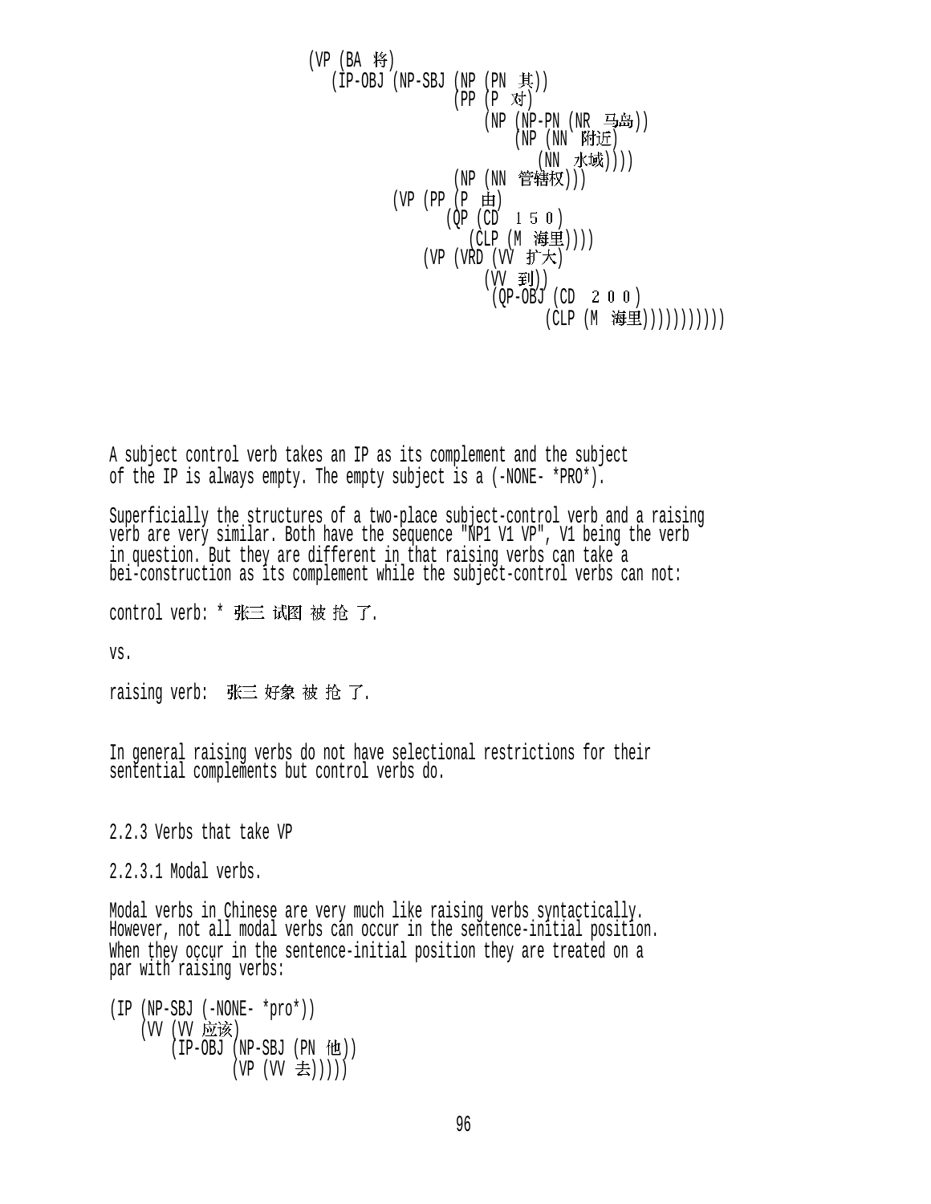```
(VP (BA 将)
    (IP-OBJ (NP-SBJ (NP (PN 其))
                    (PP (P 对)
                        (NP (NP-PN (NR 马岛))
                            (NP (NN 附近)
                                (NN 水域))))
                    (NP (NN 管辖权)))
            (VP (PP (P 由)
                    (QP (CD １５０)
                        (CLP (M 海里))))
                (VP (VRD (VV 扩大)
                         (VV 到))
                    (QP-OBJ (CD ２００)
                            (CLP (M 海里))))))))))
```

A subject control verb takes an IP as its complement and the subject of the IP is always empty. The empty subject is a (-NONE- *PRO*).

Superficially the structures of a two-place subject-control verb and a raising verb are very similar. Both have the sequence "NP1 V1 VP", V1 being the verb in question. But they are different in that raising verbs can take a bei-construction as its complement while the subject-control verbs can not:

control verb: * 张三 试图 被 抢 了.

vs.

raising verb: 张三 好象 被 抢 了.

In general raising verbs do not have selectional restrictions for their sentential complements but control verbs do.

2.2.3 Verbs that take VP

2.2.3.1 Modal verbs.

Modal verbs in Chinese are very much like raising verbs syntactically. However, not all modal verbs can occur in the sentence-initial position. When they occur in the sentence-initial position they are treated on a par with raising verbs:

```
(IP (NP-SBJ (-NONE- *pro*))
    (VV (VV 应该)
        (IP-OBJ (NP-SBJ (PN 他))
                (VP (VV 去)))))
```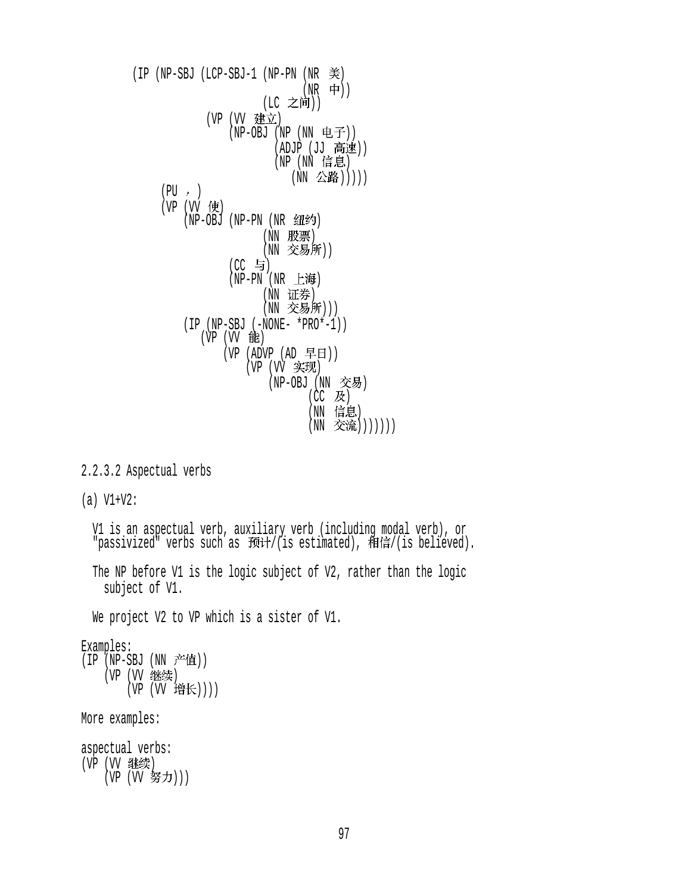```
(IP (NP-SBJ (LCP-SBJ-1 (NP-PN (NR 美)
                              (NR 中))
                       (LC 之间))
            (VP (VV 建立)
                (NP-OBJ (NP (NN 电子))
                        (ADJP (JJ 高速))
                        (NP (NN 信息)
                            (NN 公路)))))
    (PU ，)
    (VP (VV 使)
        (NP-OBJ (NP-PN (NR 纽约)
                       (NN 股票)
                       (NN 交易所))
                (CC 与)
                (NP-PN (NR 上海)
                       (NN 证券)
                       (NN 交易所)))
        (IP (NP-SBJ (-NONE- *PRO*-1))
            (VP (VV 能)
                (VP (ADVP (AD 早日))
                    (VP (VV 实现)
                        (NP-OBJ (NN 交易)
                                (CC 及)
                                (NN 信息)
                                (NN 交流))))))))
```

2.2.3.2 Aspectual verbs

(a) V1+V2:

V1 is an aspectual verb, auxiliary verb (including modal verb), or "passivized" verbs such as 预计/(is estimated), 相信/(is believed).

The NP before V1 is the logic subject of V2, rather than the logic subject of V1.

We project V2 to VP which is a sister of V1.

Examples:

```
(IP (NP-SBJ (NN 产值))
    (VP (VV 继续)
        (VP (VV 增长))))
```

More examples:

aspectual verbs:

```
(VP (VV 继续)
    (VP (VV 努力)))
```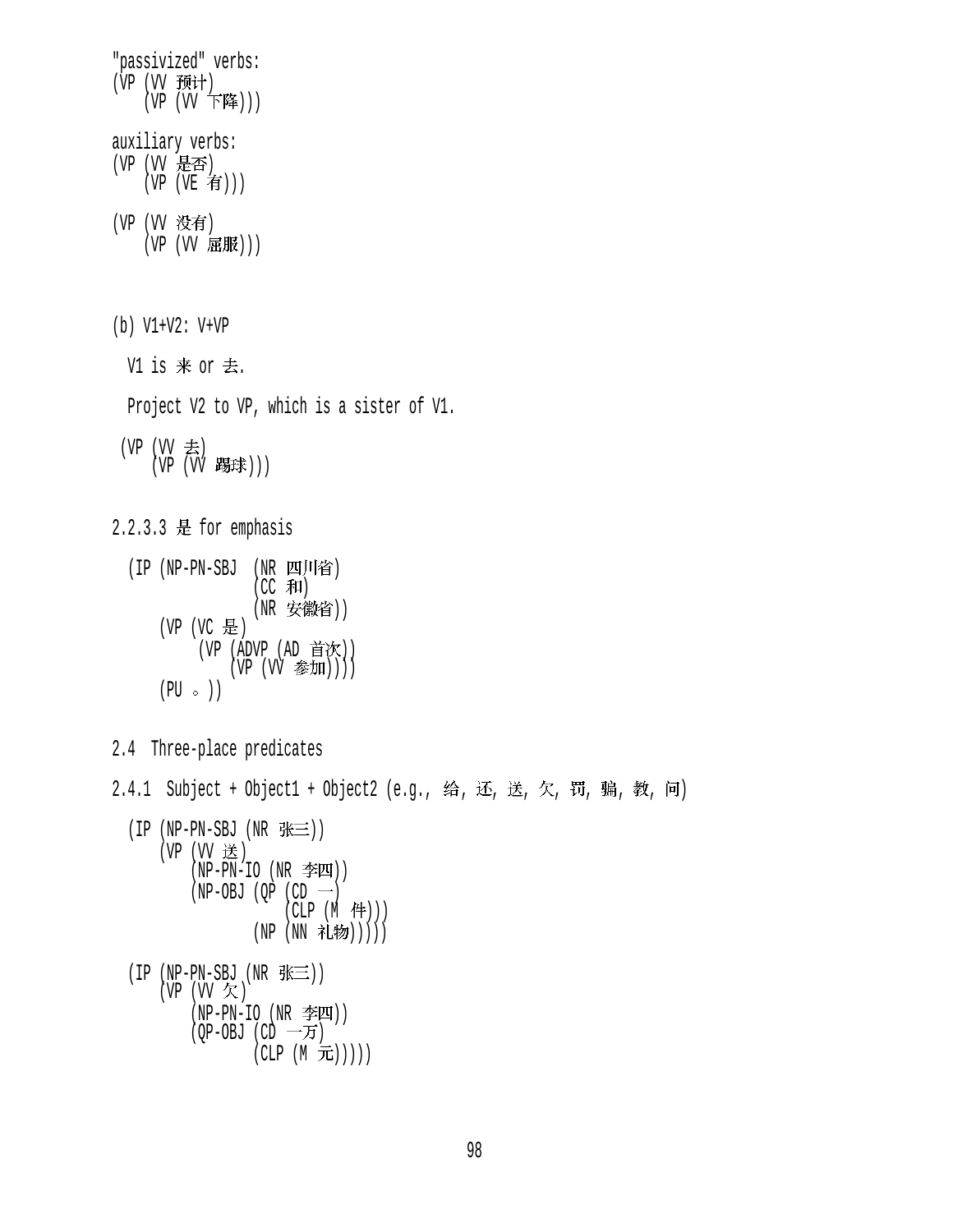"passivized" verbs:

```
(VP (VV 预计)
    (VP (VV 下降)))
```

auxiliary verbs:

```
(VP (VV 是否)
    (VP (VE 有)))

(VP (VV 没有)
    (VP (VV 屈服)))
```

(b) V1+V2: V+VP

V1 is 来 or 去.

Project V2 to VP, which is a sister of V1.

```
(VP (VV 去)
    (VP (VV 踢球)))
```

2.2.3.3 是 for emphasis

```
(IP (NP-PN-SBJ  (NR 四川省)
                (CC 和)
                (NR 安徽省))
    (VP (VC 是)
        (VP (ADVP (AD 首次))
            (VP (VV 参加))))
    (PU 。))
```

2.4 Three-place predicates

2.4.1 Subject + Object1 + Object2 (e.g., 给, 还, 送, 欠, 罚, 骗, 教, 问)

```
(IP (NP-PN-SBJ (NR 张三))
    (VP (VV 送)
        (NP-PN-IO (NR 李四))
        (NP-OBJ (QP (CD 一)
                    (CLP (M 件)))
                (NP (NN 礼物)))))

(IP (NP-PN-SBJ (NR 张三))
    (VP (VV 欠)
        (NP-PN-IO (NR 李四))
        (QP-OBJ (CD 一万)
                (CLP (M 元)))))
```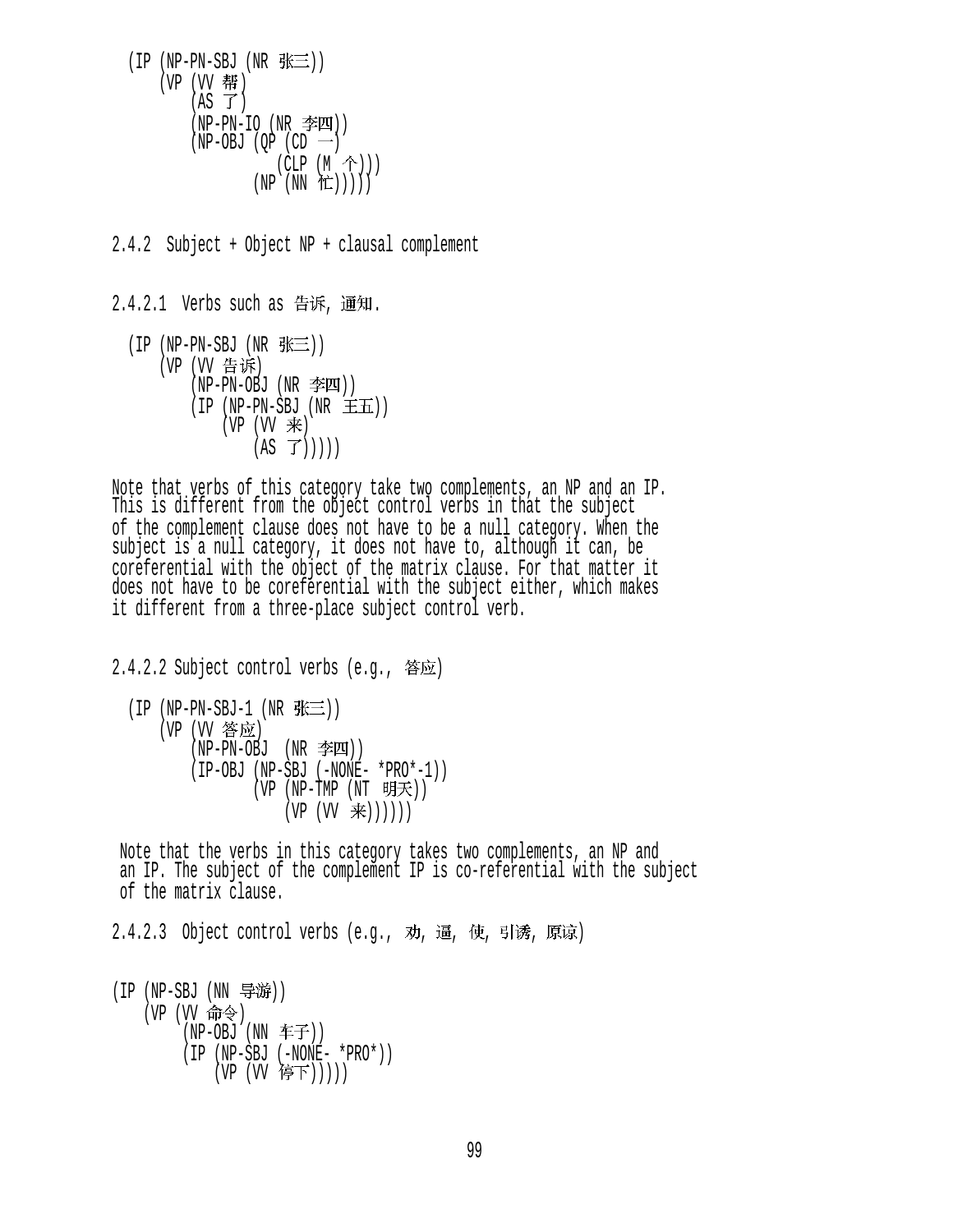```
(IP (NP-PN-SBJ (NR 张三))
    (VP (VV 帮)
        (AS 了)
        (NP-PN-IO (NR 李四))
        (NP-OBJ (QP (CD 一)
                    (CLP (M 个)))
                (NP (NN 忙)))))
```

2.4.2 Subject + Object NP + clausal complement

2.4.2.1 Verbs such as 告诉, 通知.

```
(IP (NP-PN-SBJ (NR 张三))
    (VP (VV 告诉)
        (NP-PN-OBJ (NR 李四))
        (IP (NP-PN-SBJ (NR 王五))
            (VP (VV 来)
                (AS 了)))))
```

Note that verbs of this category take two complements, an NP and an IP. This is different from the object control verbs in that the subject of the complement clause does not have to be a null category. When the subject is a null category, it does not have to, although it can, be coreferential with the object of the matrix clause. For that matter it does not have to be coreferential with the subject either, which makes it different from a three-place subject control verb.

2.4.2.2 Subject control verbs (e.g., 答应)

```
(IP (NP-PN-SBJ-1 (NR 张三))
    (VP (VV 答应)
        (NP-PN-OBJ  (NR 李四))
        (IP-OBJ (NP-SBJ (-NONE- *PRO*-1))
                (VP (NP-TMP (NT 明天))
                    (VP (VV 来))))))
```

Note that the verbs in this category takes two complements, an NP and an IP. The subject of the complement IP is co-referential with the subject of the matrix clause.

2.4.2.3 Object control verbs (e.g., 劝, 逼, 使, 引诱, 原谅)

```
(IP (NP-SBJ (NN 导游))
    (VP (VV 命令)
        (NP-OBJ (NN 车子))
        (IP (NP-SBJ (-NONE- *PRO*))
            (VP (VV 停下)))))
```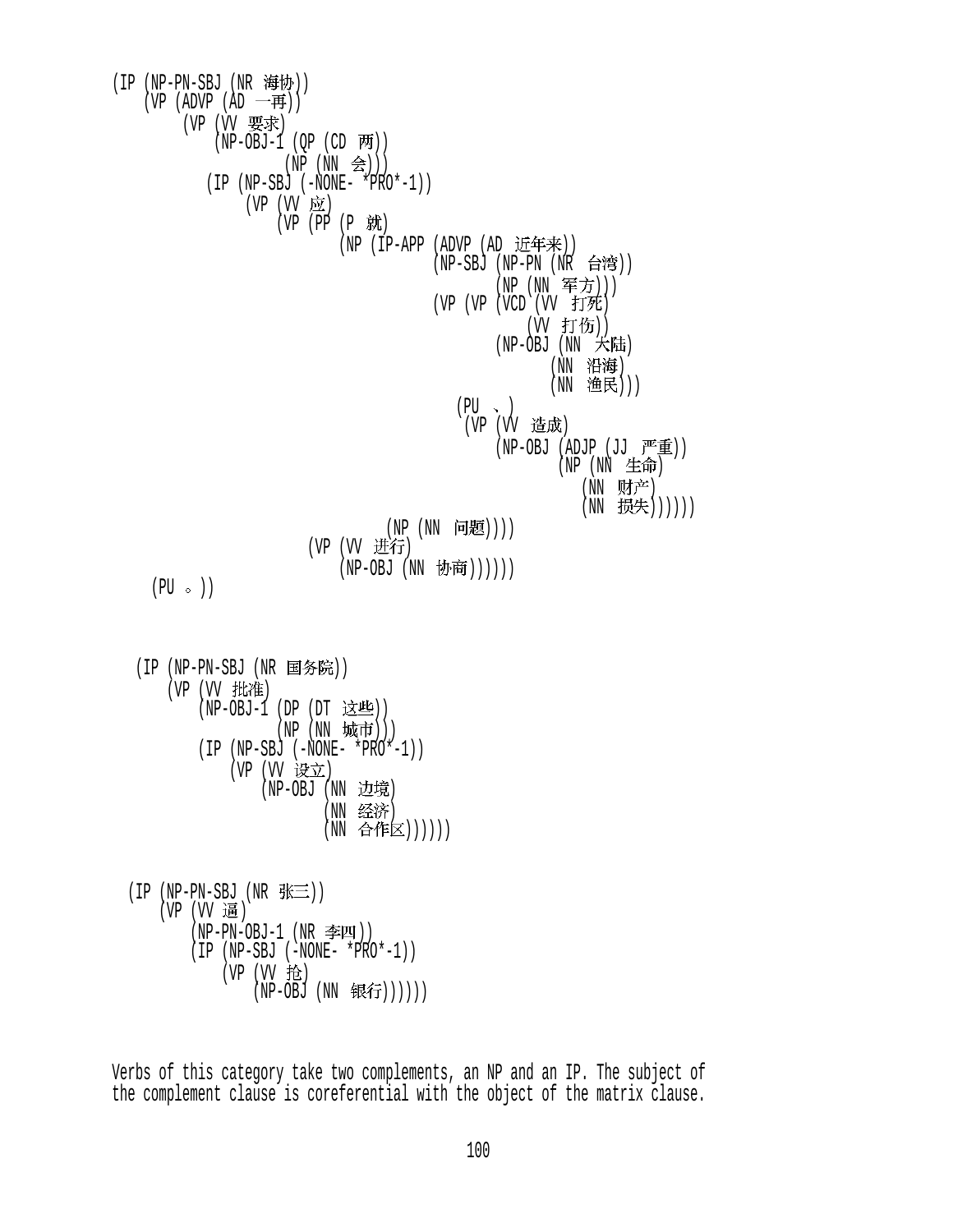```
(IP (NP-PN-SBJ (NR 海协))
    (VP (ADVP (AD 一再))
        (VP (VV 要求)
            (NP-OBJ-1 (QP (CD 两))
                      (NP (NN 会)))
            (IP (NP-SBJ (-NONE- *PRO*-1))
                (VP (VV 应)
                    (VP (PP (P 就)
                            (NP (IP-APP (ADVP (AD 近年来))
                                        (NP-SBJ (NP-PN (NR 台湾))
                                                (NP (NN 军方)))
                                        (VP (VP (VCD (VV 打死)
                                                     (VV 打伤))
                                                (NP-OBJ (NN 大陆)
                                                        (NN 沿海)
                                                        (NN 渔民)))
                                            (PU 、)
                                            (VP (VV 造成)
                                                (NP-OBJ (ADJP (JJ 严重))
                                                        (NP (NN 生命)
                                                            (NN 财产)
                                                            (NN 损失))))))
                                (NP (NN 问题))))
                        (VP (VV 进行)
                            (NP-OBJ (NN 协商))))))
    (PU 。))
```

```
(IP (NP-PN-SBJ (NR 国务院))
    (VP (VV 批准)
        (NP-OBJ-1 (DP (DT 这些))
                  (NP (NN 城市)))
        (IP (NP-SBJ (-NONE- *PRO*-1))
            (VP (VV 设立)
                (NP-OBJ (NN 边境)
                        (NN 经济)
                        (NN 合作区))))))
```

```
(IP (NP-PN-SBJ (NR 张三))
    (VP (VV 逼)
        (NP-PN-OBJ-1 (NR 李四))
        (IP (NP-SBJ (-NONE- *PRO*-1))
            (VP (VV 抢)
                (NP-OBJ (NN 银行))))))
```

Verbs of this category take two complements, an NP and an IP. The subject of the complement clause is coreferential with the object of the matrix clause.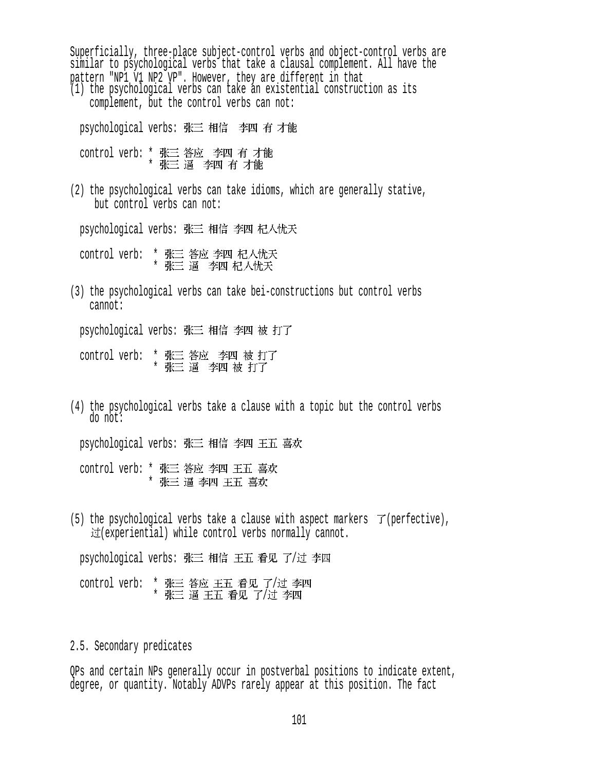Superficially, three-place subject-control verbs and object-control verbs are similar to psychological verbs that take a clausal complement. All have the pattern "NP1 V1 NP2 VP". However, they are different in that

(1) the psychological verbs can take an existential construction as its complement, but the control verbs can not:

psychological verbs: 张三 相信 李四 有 才能

control verb: * 张三 答应 李四 有 才能
* 张三 逼 李四 有 才能

(2) the psychological verbs can take idioms, which are generally stative, but control verbs can not:

psychological verbs: 张三 相信 李四 杞人忧天

control verb: * 张三 答应 李四 杞人忧天
* 张三 逼 李四 杞人忧天

(3) the psychological verbs can take bei-constructions but control verbs cannot:

psychological verbs: 张三 相信 李四 被 打了

control verb: * 张三 答应 李四 被 打了
* 张三 逼 李四 被 打了

(4) the psychological verbs take a clause with a topic but the control verbs do not:

psychological verbs: 张三 相信 李四 王五 喜欢

control verb: * 张三 答应 李四 王五 喜欢
* 张三 逼 李四 王五 喜欢

(5) the psychological verbs take a clause with aspect markers 了(perfective), 过(experiential) while control verbs normally cannot.

psychological verbs: 张三 相信 王五 看见 了/过 李四

control verb: * 张三 答应 王五 看见 了/过 李四
* 张三 逼 王五 看见 了/过 李四

## 2.5. Secondary predicates

QPs and certain NPs generally occur in postverbal positions to indicate extent, degree, or quantity. Notably ADVPs rarely appear at this position. The fact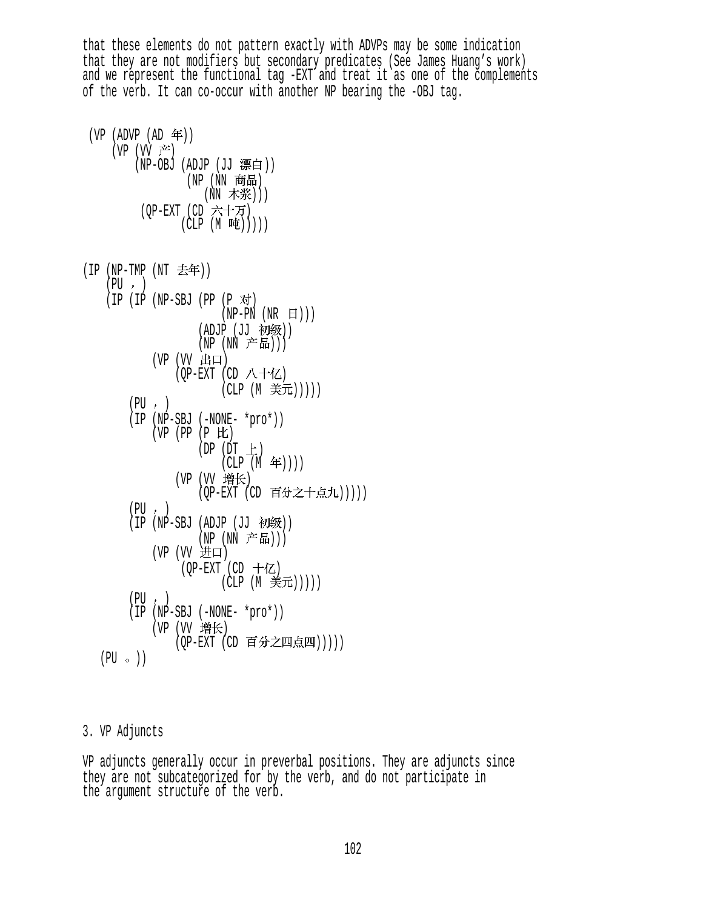that these elements do not pattern exactly with ADVPs may be some indication that they are not modifiers but secondary predicates (See James Huang's work) and we represent the functional tag -EXT and treat it as one of the complements of the verb. It can co-occur with another NP bearing the -OBJ tag.

```
 (VP (ADVP (AD 年))
     (VP (VV 产)
         (NP-OBJ (ADJP (JJ 漂白))
                 (NP (NN 商品)
                     (NN 木浆)))
          (QP-EXT (CD 六十万)
                  (CLP (M 吨)))))


(IP (NP-TMP (NT 去年))
    (PU ，)
    (IP (IP (NP-SBJ (PP (P 对)
                        (NP-PN (NR 日)))
                    (ADJP (JJ 初级))
                    (NP (NN 产品)))
            (VP (VV 出口)
                (QP-EXT (CD 八十亿)
                        (CLP (M 美元)))))
        (PU ，)
        (IP (NP-SBJ (-NONE- *pro*))
            (VP (PP (P 比)
                    (DP (DT 上)
                        (CLP (M 年))))
                (VP (VV 增长)
                    (QP-EXT (CD 百分之十点九)))))
        (PU ，)
        (IP (NP-SBJ (ADJP (JJ 初级))
                    (NP (NN 产品)))
            (VP (VV 进口)
                 (QP-EXT (CD 十亿)
                         (CLP (M 美元)))))
        (PU ，)
        (IP (NP-SBJ (-NONE- *pro*))
            (VP (VV 增长)
                (QP-EXT (CD 百分之四点四)))))
   (PU 。))
```

## 3. VP Adjuncts

VP adjuncts generally occur in preverbal positions. They are adjuncts since they are not subcategorized for by the verb, and do not participate in the argument structure of the verb.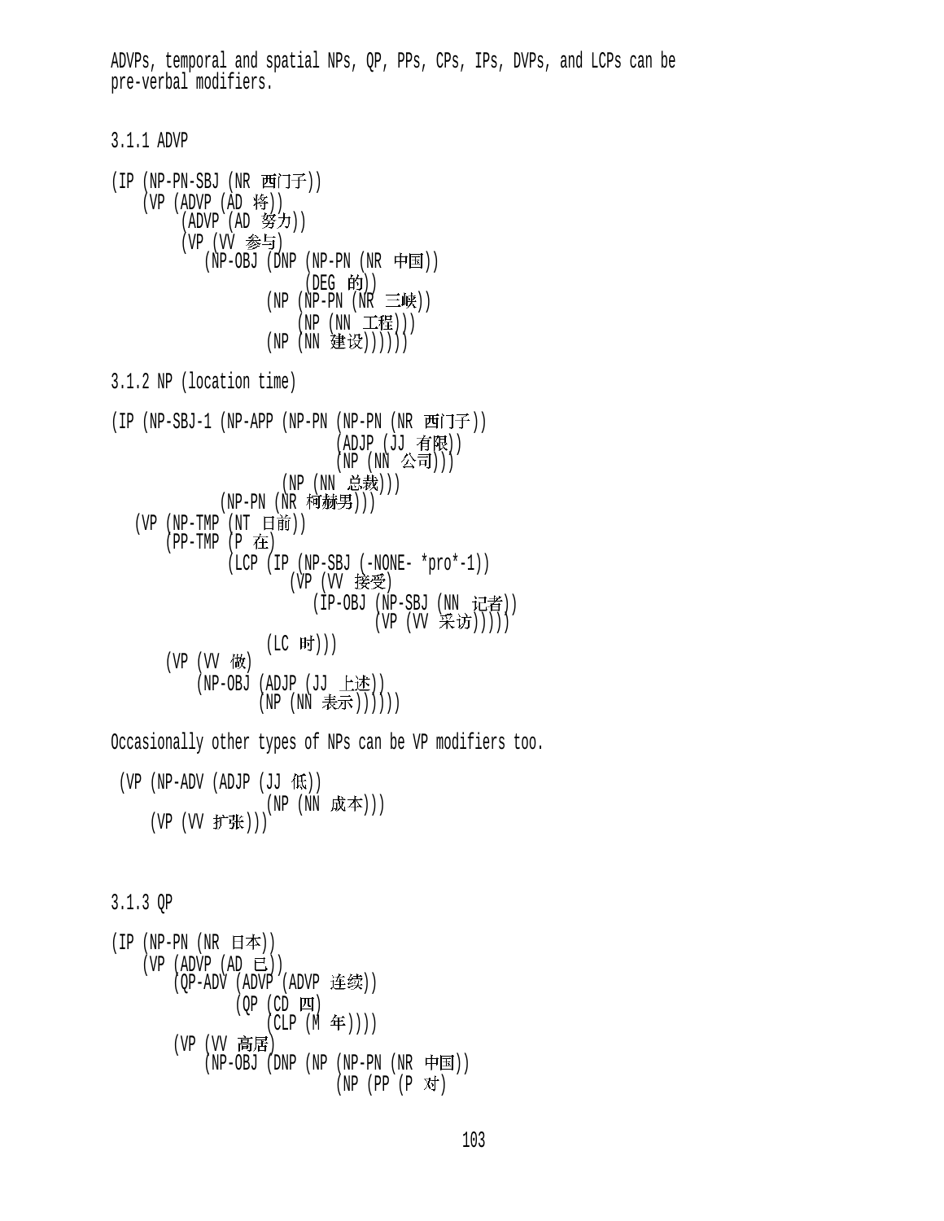ADVPs, temporal and spatial NPs, QP, PPs, CPs, IPs, DVPs, and LCPs can be pre-verbal modifiers.

### 3.1.1 ADVP

```
(IP (NP-PN-SBJ (NR 西门子))
    (VP (ADVP (AD 将))
        (ADVP (AD 努力))
        (VP (VV 参与)
           (NP-OBJ (DNP (NP-PN (NR 中国))
                        (DEG 的))
                   (NP (NP-PN (NR 三峡))
                       (NP (NN 工程)))
                   (NP (NN 建设))))))
```

### 3.1.2 NP (location time)

```
(IP (NP-SBJ-1 (NP-APP (NP-PN (NP-PN (NR 西门子))
                             (ADJP (JJ 有限))
                             (NP (NN 公司)))
                      (NP (NN 总裁)))
              (NP-PN (NR 柯赫男)))
   (VP (NP-TMP (NT 日前))
       (PP-TMP (P 在)
               (LCP (IP (NP-SBJ (-NONE- *pro*-1))
                        (VP (VV 接受)
                            (IP-OBJ (NP-SBJ (NN 记者))
                                    (VP (VV 采访)))))
                    (LC 时)))
       (VP (VV 做)
           (NP-OBJ (ADJP (JJ 上述))
                   (NP (NN 表示))))))
```

Occasionally other types of NPs can be VP modifiers too.

```
 (VP (NP-ADV (ADJP (JJ 低))
             (NP (NN 成本)))
     (VP (VV 扩张)))
```

### 3.1.3 QP

```
(IP (NP-PN (NR 日本))
    (VP (ADVP (AD 已))
        (QP-ADV (ADVP (ADVP 连续))
                (QP (CD 四)
                    (CLP (M 年))))
        (VP (VV 高居)
            (NP-OBJ (DNP (NP (NP-PN (NR 中国))
                             (NP (PP (P 对)
```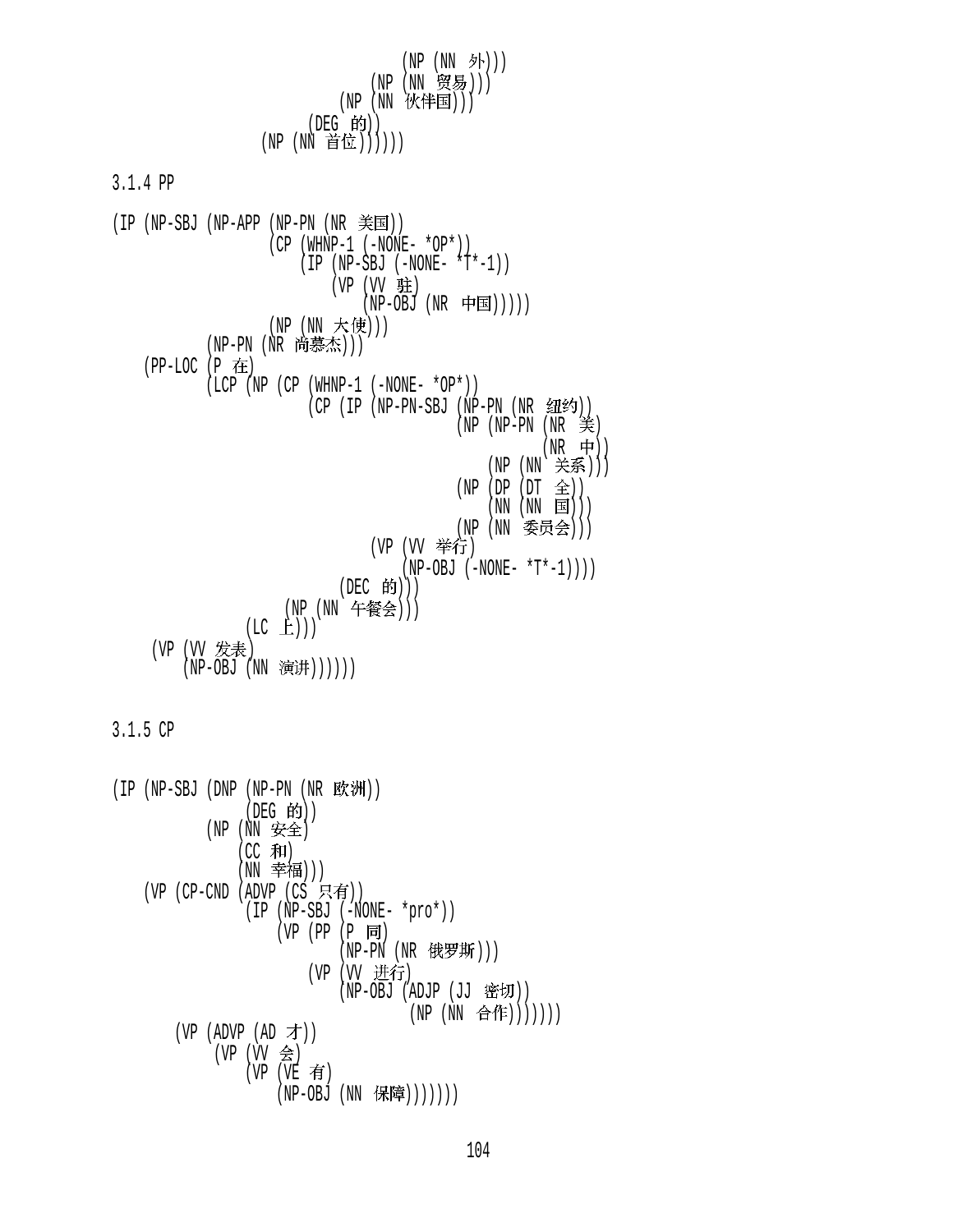```
                                (NP (NN 外)))
                            (NP (NN 贸易)))
                        (NP (NN 伙伴国)))
                    (DEG 的))
                (NP (NN 首位))))))
```

3.1.4 PP

```
(IP (NP-SBJ (NP-APP (NP-PN (NR 美国))
                    (CP (WHNP-1 (-NONE- *OP*))
                        (IP (NP-SBJ (-NONE- *T*-1))
                            (VP (VV 驻)
                                (NP-OBJ (NR 中国)))))
                    (NP (NN 大使)))
            (NP-PN (NR 尚慕杰)))
    (PP-LOC (P 在)
            (LCP (NP (CP (WHNP-1 (-NONE- *OP*))
                         (CP (IP (NP-PN-SBJ (NP-PN (NR 纽约))
                                             (NP (NP-PN (NR 美)
                                                        (NR 中))
                                                 (NP (NN 关系)))
                                             (NP (DP (DT 全))
                                                 (NN (NN 国)))
                                             (NP (NN 委员会)))
                                 (VP (VV 举行)
                                     (NP-OBJ (-NONE- *T*-1))))
                             (DEC 的)))
                     (NP (NN 午餐会)))
                 (LC 上)))
    (VP (VV 发表)
        (NP-OBJ (NN 演讲))))))
```

3.1.5 CP

```
(IP (NP-SBJ (DNP (NP-PN (NR 欧洲))
                 (DEG 的))
            (NP (NN 安全)
                (CC 和)
                (NN 幸福)))
    (VP (CP-CND (ADVP (CS 只有))
                (IP (NP-SBJ (-NONE- *pro*))
                    (VP (PP (P 同)
                            (NP-PN (NR 俄罗斯)))
                        (VP (VV 进行)
                            (NP-OBJ (ADJP (JJ 密切))
                                    (NP (NN 合作)))))))
        (VP (ADVP (AD 才))
            (VP (VV 会)
                (VP (VE 有)
                    (NP-OBJ (NN 保障)))))))
```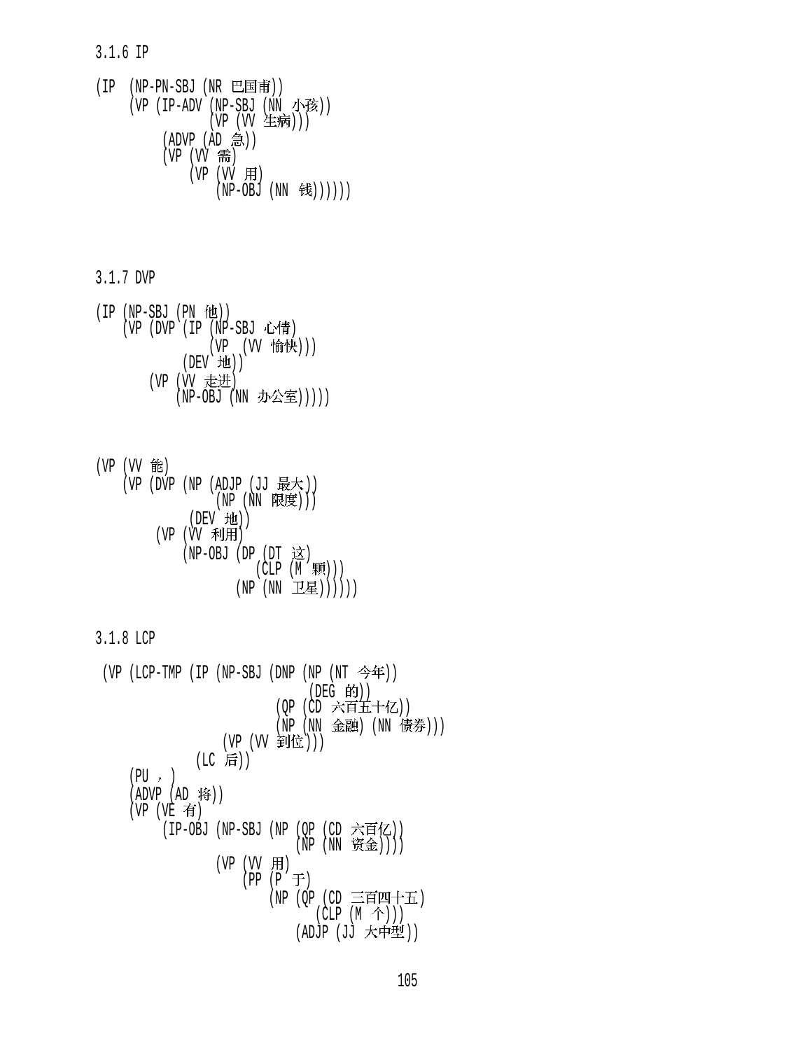3.1.6 IP

```
(IP  (NP-PN-SBJ (NR 巴国甫))
     (VP (IP-ADV (NP-SBJ (NN 小孩))
                 (VP (VV 生病)))
         (ADVP (AD 急))
         (VP (VV 需)
             (VP (VV 用)
                 (NP-OBJ (NN 钱))))))
```

3.1.7 DVP

```
(IP (NP-SBJ (PN 他))
    (VP (DVP (IP (NP-SBJ 心情)
                 (VP  (VV 愉快)))
             (DEV 地))
        (VP (VV 走进)
            (NP-OBJ (NN 办公室)))))
```

```
(VP (VV 能)
    (VP (DVP (NP (ADJP (JJ 最大))
                 (NP (NN 限度)))
             (DEV 地))
        (VP (VV 利用)
            (NP-OBJ (DP (DT 这)
                        (CLP (M 颗)))
                    (NP (NN 卫星))))))
```

3.1.8 LCP

```
 (VP (LCP-TMP (IP (NP-SBJ (DNP (NP (NT 今年))
                                (DEG 的))
                           (QP (CD 六百五十亿))
                           (NP (NN 金融) (NN 债券)))
                  (VP (VV 到位)))
              (LC 后))
     (PU ，)
     (ADVP (AD 将))
     (VP (VE 有)
         (IP-OBJ (NP-SBJ (NP (QP (CD 六百亿))
                             (NP (NN 资金))))
                 (VP (VV 用)
                     (PP (P 于)
                         (NP (QP (CD 三百四十五)
                                 (CLP (M 个)))
                             (ADJP (JJ 大中型))
```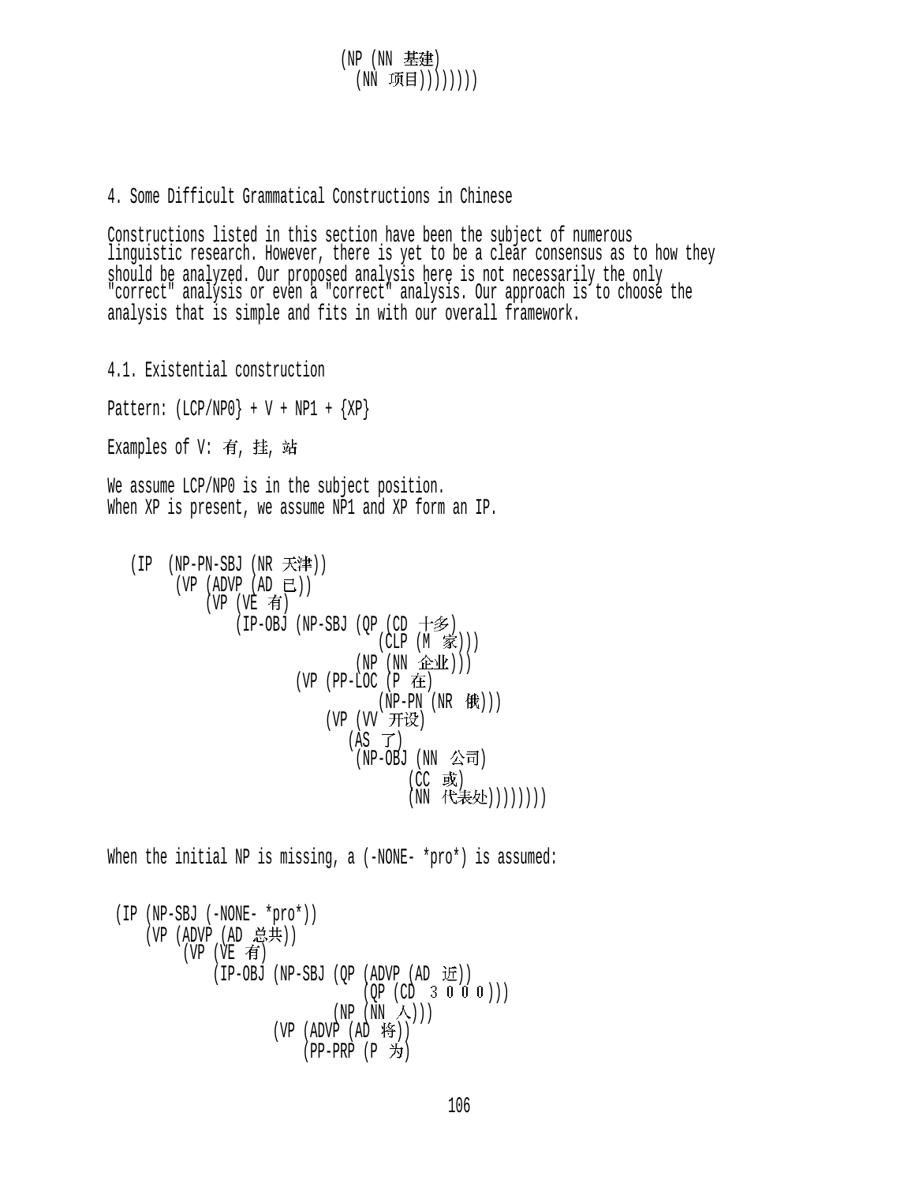```
                    (NP (NN 基建)
                      (NN 项目))))))))
```

## 4. Some Difficult Grammatical Constructions in Chinese

Constructions listed in this section have been the subject of numerous linguistic research. However, there is yet to be a clear consensus as to how they should be analyzed. Our proposed analysis here is not necessarily the only "correct" analysis or even a "correct" analysis. Our approach is to choose the analysis that is simple and fits in with our overall framework.

### 4.1. Existential construction

Pattern: (LCP/NP0} + V + NP1 + {XP}

Examples of V: 有, 挂, 站

We assume LCP/NP0 is in the subject position.
When XP is present, we assume NP1 and XP form an IP.

```
(IP  (NP-PN-SBJ (NR 天津))
     (VP (ADVP (AD 已))
         (VP (VE 有)
             (IP-OBJ (NP-SBJ (QP (CD 十多)
                                 (CLP (M 家)))
                             (NP (NN 企业)))
                     (VP (PP-LOC (P 在)
                                 (NP-PN (NR 俄)))
                         (VP (VV 开设)
                             (AS 了)
                             (NP-OBJ (NN 公司)
                                     (CC 或)
                                     (NN 代表处))))))))
```

When the initial NP is missing, a (-NONE- *pro*) is assumed:

```
(IP (NP-SBJ (-NONE- *pro*))
    (VP (ADVP (AD 总共))
        (VP (VE 有)
            (IP-OBJ (NP-SBJ (QP (ADVP (AD 近))
                                (QP (CD ３０００)))
                            (NP (NN 人)))
                    (VP (ADVP (AD 将))
                        (PP-PRP (P 为)
```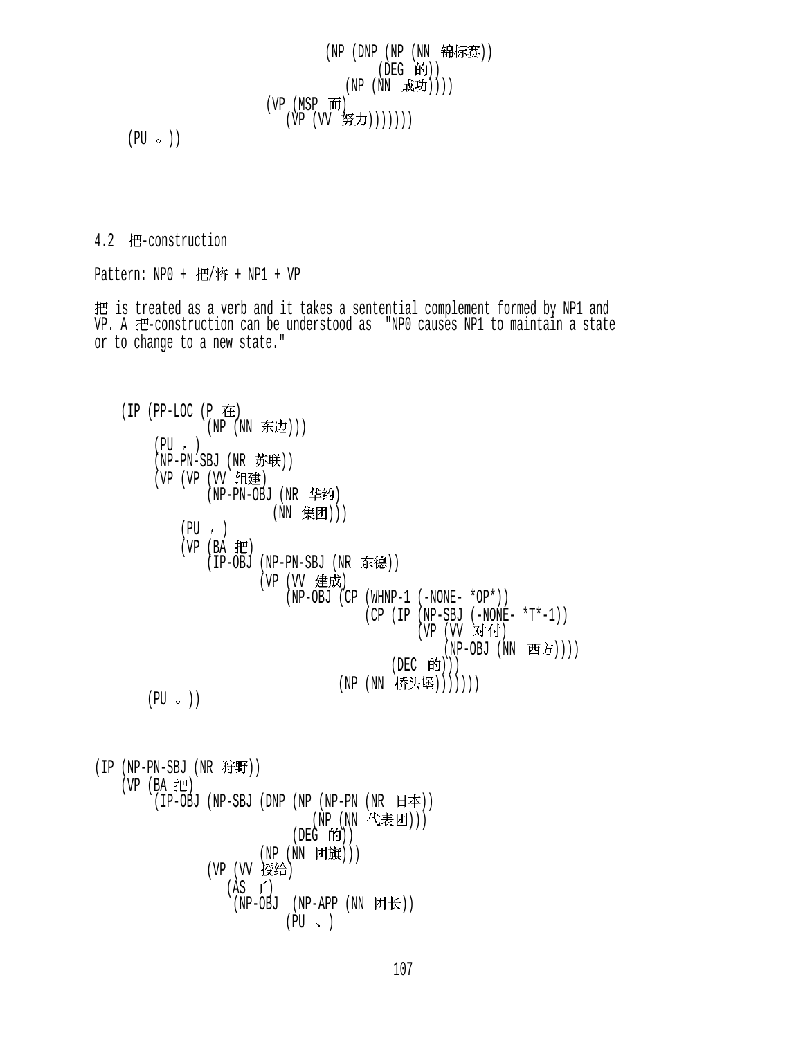```
                                   (NP (DNP (NP (NN 锦标赛))
                                            (DEG 的))
                                       (NP (NN 成功))))
                          (VP (MSP 而)
                              (VP (VV 努力)))))))
   (PU 。))
```

4.2 把-construction

Pattern: NP0 + 把/将 + NP1 + VP

把 is treated as a verb and it takes a sentential complement formed by NP1 and VP. A 把-construction can be understood as "NP0 causes NP1 to maintain a state or to change to a new state."

```
   (IP (PP-LOC (P 在)
               (NP (NN 东边)))
       (PU ，)
       (NP-PN-SBJ (NR 苏联))
       (VP (VP (VV 组建)
               (NP-PN-OBJ (NR 华约)
                          (NN 集团)))
           (PU ，)
           (VP (BA 把)
               (IP-OBJ (NP-PN-SBJ (NR 东德))
                       (VP (VV 建成)
                           (NP-OBJ (CP (WHNP-1 (-NONE- *OP*))
                                       (CP (IP (NP-SBJ (-NONE- *T*-1))
                                               (VP (VV 对付)
                                                   (NP-OBJ (NN 西方))))
                                           (DEC 的)))
                                   (NP (NN 桥头堡)))))))
      (PU 。))
```

```
(IP (NP-PN-SBJ (NR 狩野))
    (VP (BA 把)
        (IP-OBJ (NP-SBJ (DNP (NP (NP-PN (NR 日本))
                                 (NP (NN 代表团)))
                             (DEG 的))
                        (NP (NN 团旗)))
                (VP (VV 授给)
                    (AS 了)
                    (NP-OBJ (NP-APP (NN 团长))
                            (PU 、)
```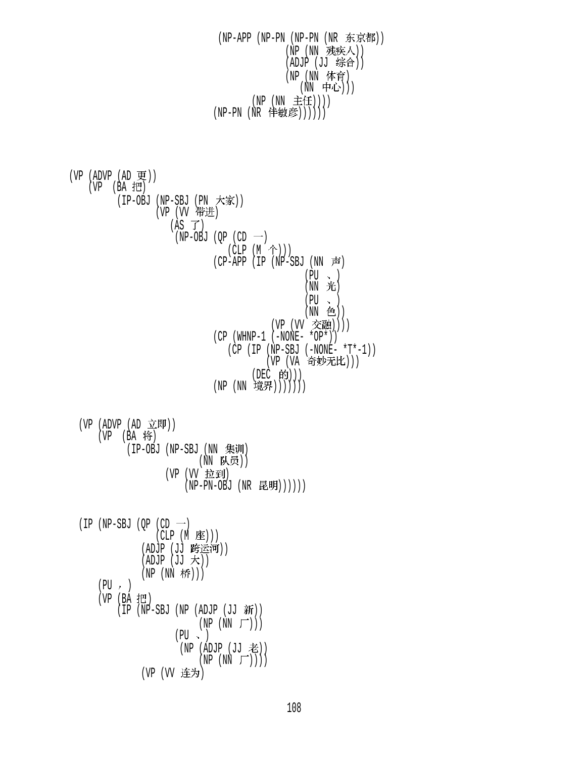```
(NP-APP (NP-PN (NP-PN (NR 东京都))
               (NP (NN 残疾人))
               (ADJP (JJ 综合))
               (NP (NN 体育)
                   (NN 中心)))
            (NP (NN 主任))))
        (NP-PN (NR 伴敏彦))))))
```

```
(VP (ADVP (AD 更))
    (VP  (BA 把)
         (IP-OBJ (NP-SBJ (PN 大家))
                 (VP (VV 带进)
                     (AS 了)
                      (NP-OBJ (QP (CD 一)
                                  (CLP (M 个)))
                              (CP-APP (IP (NP-SBJ (NN 声)
                                                  (PU 、)
                                                  (NN 光)
                                                  (PU 、)
                                                  (NN 色))
                                          (VP (VV 交融))))
                              (CP (WHNP-1 (-NONE- *OP*))
                                  (CP (IP (NP-SBJ (-NONE- *T*-1))
                                          (VP (VA 奇妙无比)))
                                      (DEC 的)))
                              (NP (NN 境界)))))))
```

```
(VP (ADVP (AD 立即))
    (VP  (BA 将)
         (IP-OBJ (NP-SBJ (NN 集训)
                         (NN 队员))
                 (VP (VV 拉到)
                     (NP-PN-OBJ (NR 昆明))))))
```

```
(IP (NP-SBJ (QP (CD 一)
                (CLP (M 座)))
            (ADJP (JJ 跨运河))
            (ADJP (JJ 大))
            (NP (NN 桥)))
    (PU ，)
    (VP (BA 把)
        (IP (NP-SBJ (NP (ADJP (JJ 新))
                        (NP (NN 厂)))
                    (PU 、)
                    (NP (ADJP (JJ 老))
                        (NP (NN 厂))))
            (VP (VV 连为)
```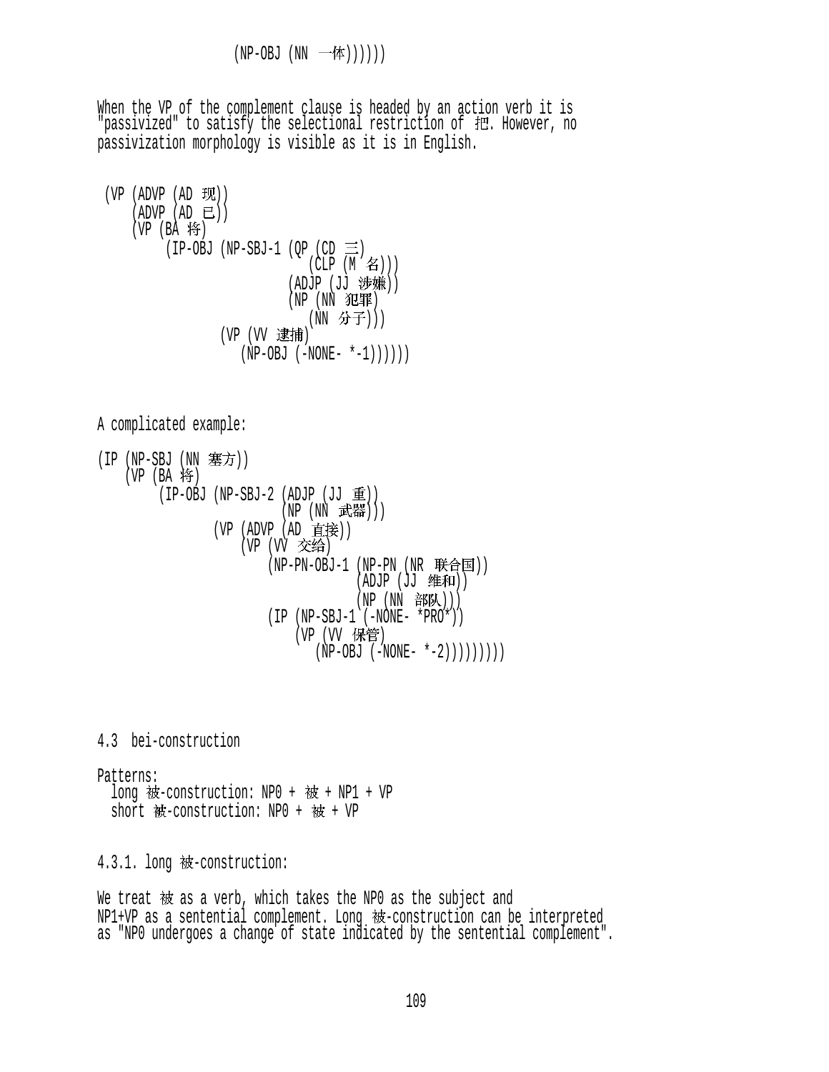```
            (NP-OBJ (NN 一体))))))
```

When the VP of the complement clause is headed by an action verb it is "passivized" to satisfy the selectional restriction of 把. However, no passivization morphology is visible as it is in English.

```
 (VP (ADVP (AD 现))
     (ADVP (AD 已))
     (VP (BA 将)
         (IP-OBJ (NP-SBJ-1 (QP (CD 三)
                               (CLP (M 名)))
                           (ADJP (JJ 涉嫌))
                           (NP (NN 犯罪)
                               (NN 分子)))
                 (VP (VV 逮捕)
                     (NP-OBJ (-NONE- *-1))))))
```

A complicated example:

```
(IP (NP-SBJ (NN 塞方))
    (VP (BA 将)
        (IP-OBJ (NP-SBJ-2 (ADJP (JJ 重))
                          (NP (NN 武器)))
                (VP (ADVP (AD 直接))
                    (VP (VV 交给)
                        (NP-PN-OBJ-1 (NP-PN (NR 联合国))
                                     (ADJP (JJ 维和))
                                     (NP (NN 部队)))
                        (IP (NP-SBJ-1 (-NONE- *PRO*))
                            (VP (VV 保管)
                                (NP-OBJ (-NONE- *-2)))))))))
```

## 4.3 bei-construction

Patterns:

- long 被-construction: NP0 + 被 + NP1 + VP
- short 被-construction: NP0 + 被 + VP

### 4.3.1. long 被-construction:

We treat 被 as a verb, which takes the NP0 as the subject and NP1+VP as a sentential complement. Long 被-construction can be interpreted as "NP0 undergoes a change of state indicated by the sentential complement".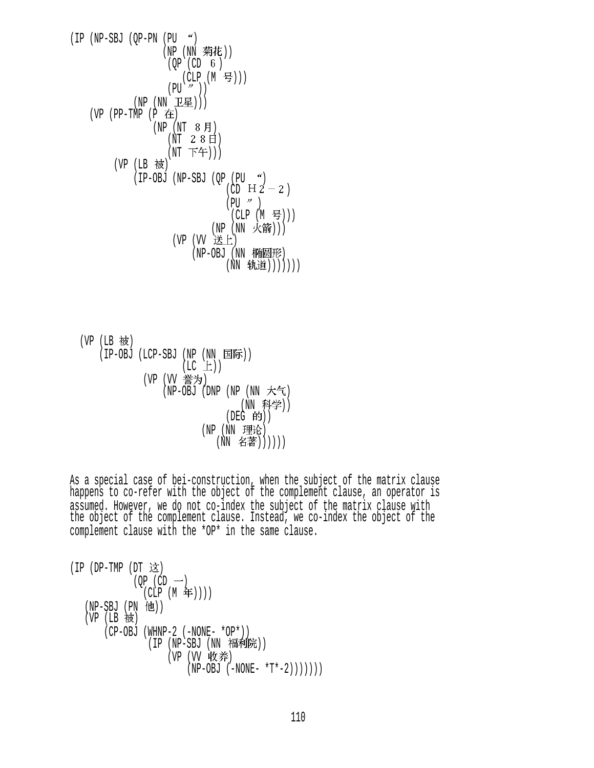```
(IP (NP-SBJ (QP-PN (PU “)
                   (NP (NN 菊花))
                    (QP (CD ６)
                        (CLP (M 号)))
                    (PU ”))
            (NP (NN 卫星)))
    (VP (PP-TMP (P 在)
                (NP (NT ８月)
                    (NT ２８日)
                    (NT 下午)))
        (VP (LB 被)
            (IP-OBJ (NP-SBJ (QP (PU “)
                                (CD Ｈ２－２)
                                (PU ”)
                                 (CLP (M 号)))
                            (NP (NN 火箭)))
                    (VP (VV 送上)
                        (NP-OBJ (NN 椭圆形)
                                (NN 轨道)))))))
```

```
  (VP (LB 被)
      (IP-OBJ (LCP-SBJ (NP (NN 国际))
                       (LC 上))
              (VP (VV 誉为)
                  (NP-OBJ (DNP (NP (NN 大气)
                                   (NN 科学))
                               (DEG 的))
                          (NP (NN 理论)
                              (NN 名著))))))
```

As a special case of bei-construction, when the subject of the matrix clause happens to co-refer with the object of the complement clause, an operator is assumed. However, we do not co-index the subject of the matrix clause with the object of the complement clause. Instead, we co-index the object of the complement clause with the *OP* in the same clause.

```
(IP (DP-TMP (DT 这)
            (QP (CD 一)
              (CLP (M 年))))
   (NP-SBJ (PN 他))
   (VP (LB 被)
       (CP-OBJ (WHNP-2 (-NONE- *OP*))
               (IP (NP-SBJ (NN 福利院))
                   (VP (VV 收养)
                       (NP-OBJ (-NONE- *T*-2)))))))
```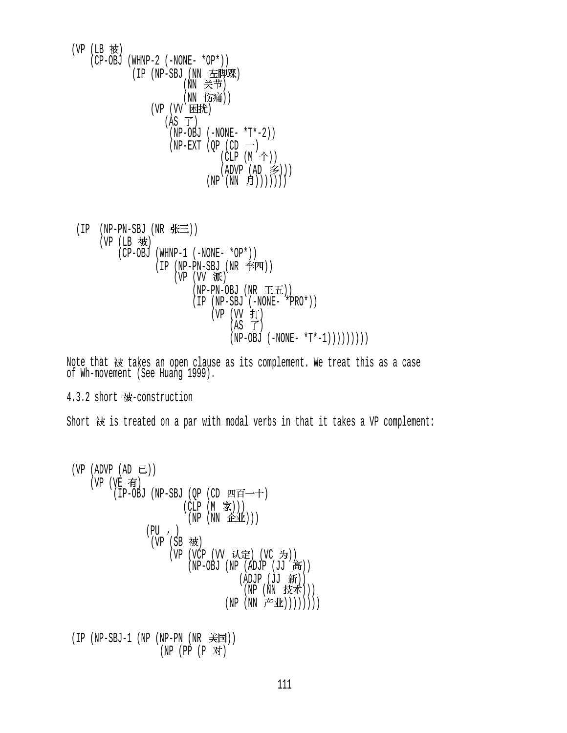```
(VP (LB 被)
    (CP-OBJ (WHNP-2 (-NONE- *OP*))
            (IP (NP-SBJ (NN 左脚踝)
                        (NN 关节)
                        (NN 伤痛))
                (VP (VV 困扰)
                    (AS 了)
                    (NP-OBJ (-NONE- *T*-2))
                    (NP-EXT (QP (CD 一)
                                (CLP (M 个))
                                (ADVP (AD 多)))
                            (NP (NN 月)))))))
```

```
(IP  (NP-PN-SBJ (NR 张三))
     (VP (LB 被)
         (CP-OBJ (WHNP-1 (-NONE- *OP*))
                 (IP (NP-PN-SBJ (NR 李四))
                     (VP (VV 派)
                         (NP-PN-OBJ (NR 王五))
                         (IP (NP-SBJ (-NONE- *PRO*))
                             (VP (VV 打)
                                 (AS 了)
                                 (NP-OBJ (-NONE- *T*-1)))))))))
```

Note that 被 takes an open clause as its complement. We treat this as a case of Wh-movement (See Huang 1999).

4.3.2 short 被-construction

Short 被 is treated on a par with modal verbs in that it takes a VP complement:

```
(VP (ADVP (AD 已))
    (VP (VE 有)
        (IP-OBJ (NP-SBJ (QP (CD 四百一十)
                            (CLP (M 家)))
                        (NP (NN 企业)))
                (PU ，)
                (VP (SB 被)
                    (VP (VCP (VV 认定) (VC 为))
                        (NP-OBJ (NP (ADJP (JJ 高))
                                    (ADJP (JJ 新))
                                    (NP (NN 技术)))
                                (NP (NN 产业))))))))
```

```
(IP (NP-SBJ-1 (NP (NP-PN (NR 美国))
                  (NP (PP (P 对)
```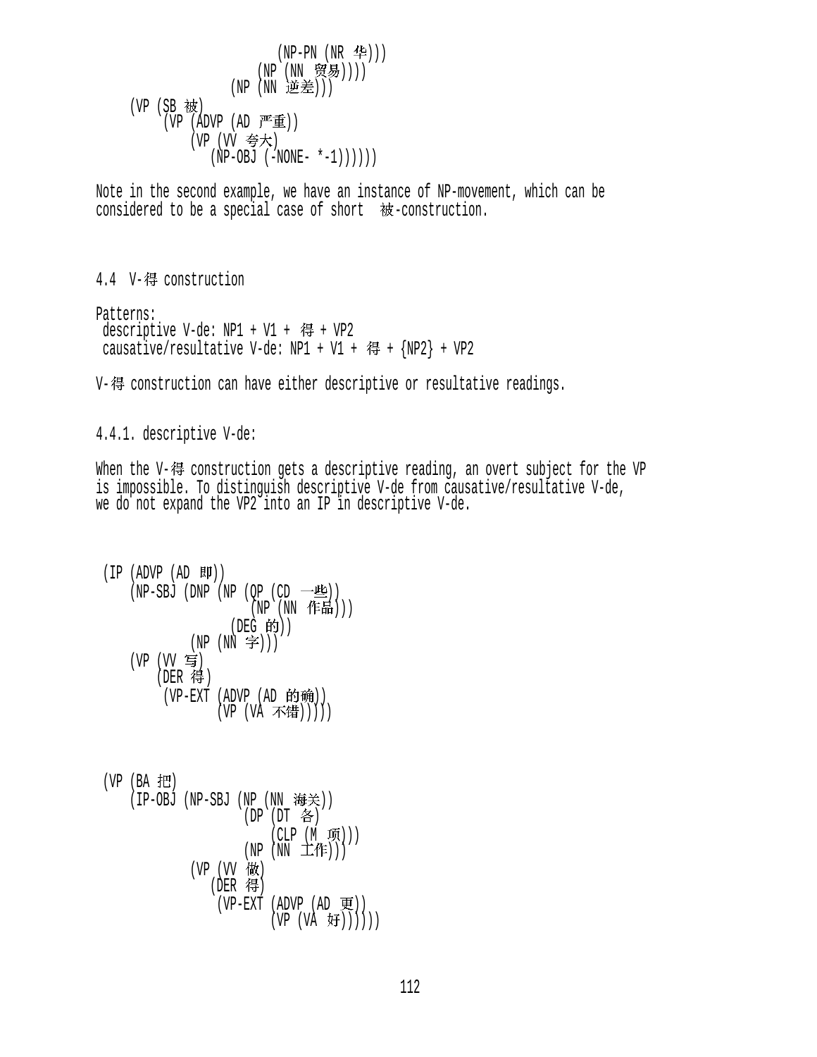```
                        (NP-PN (NR 华)))
                    (NP (NN 贸易))))
                (NP (NN 逆差)))
    (VP (SB 被)
        (VP (ADVP (AD 严重))
            (VP (VV 夸大)
               (NP-OBJ (-NONE- *-1))))))
```

Note in the second example, we have an instance of NP-movement, which can be considered to be a special case of short 被-construction.

### 4.4 V-得 construction

Patterns:
 descriptive V-de: NP1 + V1 + 得 + VP2
 causative/resultative V-de: NP1 + V1 + 得 + {NP2} + VP2

V-得 construction can have either descriptive or resultative readings.

#### 4.4.1. descriptive V-de:

When the V-得 construction gets a descriptive reading, an overt subject for the VP is impossible. To distinguish descriptive V-de from causative/resultative V-de, we do not expand the VP2 into an IP in descriptive V-de.

```
 (IP (ADVP (AD 即))
    (NP-SBJ (DNP (NP (QP (CD 一些))
                     (NP (NN 作品)))
                 (DEG 的))
            (NP (NN 字)))
    (VP (VV 写)
        (DER 得)
        (VP-EXT (ADVP (AD 的确))
                (VP (VA 不错)))))
```

```
 (VP (BA 把)
    (IP-OBJ (NP-SBJ (NP (NN 海关))
                    (DP (DT 各)
                        (CLP (M 项)))
                    (NP (NN 工作)))
            (VP (VV 做)
               (DER 得)
                (VP-EXT (ADVP (AD 更))
                        (VP (VA 好))))))
```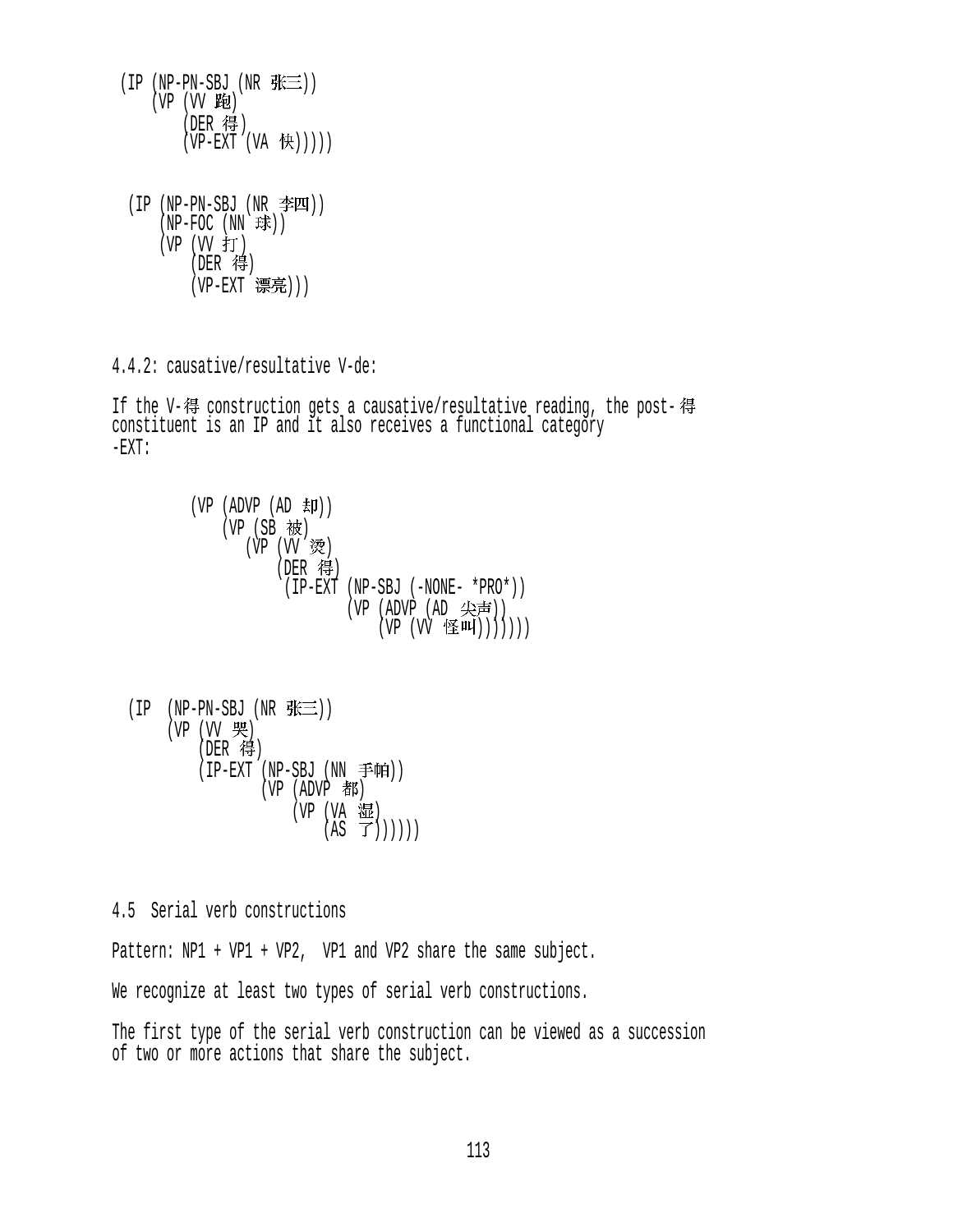```
(IP (NP-PN-SBJ (NR 张三))
    (VP (VV 跑)
        (DER 得)
        (VP-EXT (VA 快)))))
```

```
(IP (NP-PN-SBJ (NR 李四))
    (NP-FOC (NN 球))
    (VP (VV 打)
        (DER 得)
        (VP-EXT 漂亮)))
```

4.4.2: causative/resultative V-de:

If the V-得 construction gets a causative/resultative reading, the post-得 constituent is an IP and it also receives a functional category -EXT:

```
(VP (ADVP (AD 却))
    (VP (SB 被)
       (VP (VV 烫)
           (DER 得)
            (IP-EXT (NP-SBJ (-NONE- *PRO*))
                    (VP (ADVP (AD 尖声))
                        (VP (VV 怪叫)))))))
```

```
(IP  (NP-PN-SBJ (NR 张三))
     (VP (VV 哭)
         (DER 得)
         (IP-EXT (NP-SBJ (NN 手帕))
                 (VP (ADVP 都)
                     (VP (VA 湿)
                         (AS 了))))))
```

4.5 Serial verb constructions

Pattern: NP1 + VP1 + VP2, VP1 and VP2 share the same subject.

We recognize at least two types of serial verb constructions.

The first type of the serial verb construction can be viewed as a succession of two or more actions that share the subject.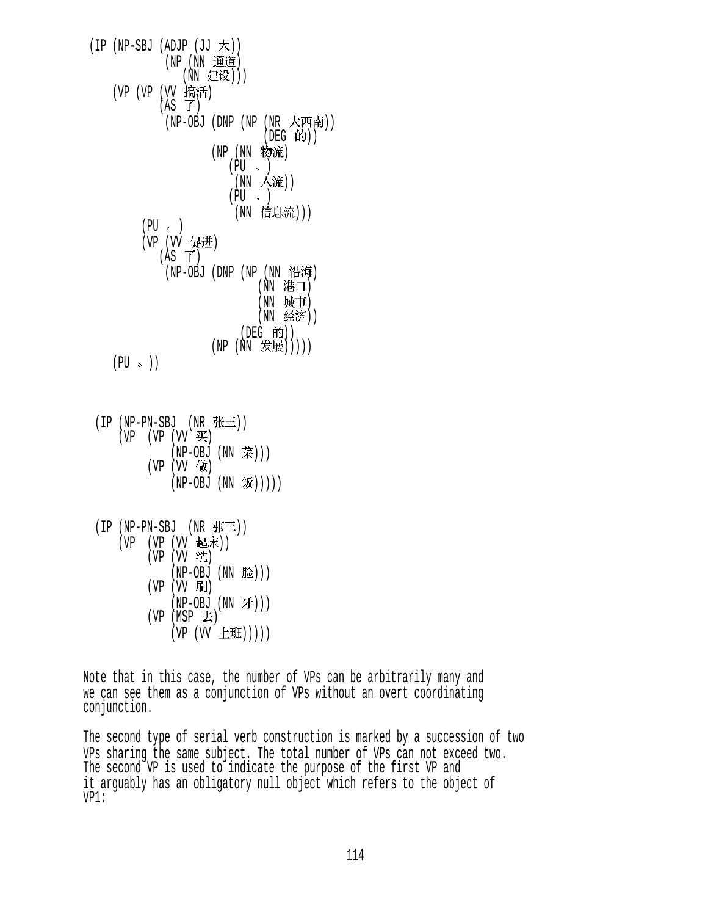```
(IP (NP-SBJ (ADJP (JJ 大))
            (NP (NN 通道)
                (NN 建设)))
    (VP (VP (VV 搞活)
            (AS 了)
            (NP-OBJ (DNP (NP (NR 大西南))
                         (DEG 的))
                    (NP (NN 物流)
                        (PU 、)
                        (NN 人流))
                        (PU 、)
                        (NN 信息流)))
        (PU ，)
        (VP (VV 促进)
            (AS 了)
            (NP-OBJ (DNP (NP (NN 沿海)
                             (NN 港口)
                             (NN 城市)
                             (NN 经济))
                         (DEG 的))
                    (NP (NN 发展)))))
    (PU 。))
```

```
(IP (NP-PN-SBJ  (NR 张三))
    (VP  (VP (VV 买)
             (NP-OBJ (NN 菜)))
         (VP (VV 做)
             (NP-OBJ (NN 饭)))))
```

```
(IP (NP-PN-SBJ  (NR 张三))
    (VP  (VP (VV 起床))
         (VP (VV 洗)
             (NP-OBJ (NN 脸)))
         (VP (VV 刷)
             (NP-OBJ (NN 牙)))
         (VP (MSP 去)
             (VP (VV 上班)))))
```

Note that in this case, the number of VPs can be arbitrarily many and we can see them as a conjunction of VPs without an overt coordinating conjunction.

The second type of serial verb construction is marked by a succession of two VPs sharing the same subject. The total number of VPs can not exceed two. The second VP is used to indicate the purpose of the first VP and it arguably has an obligatory null object which refers to the object of VP1: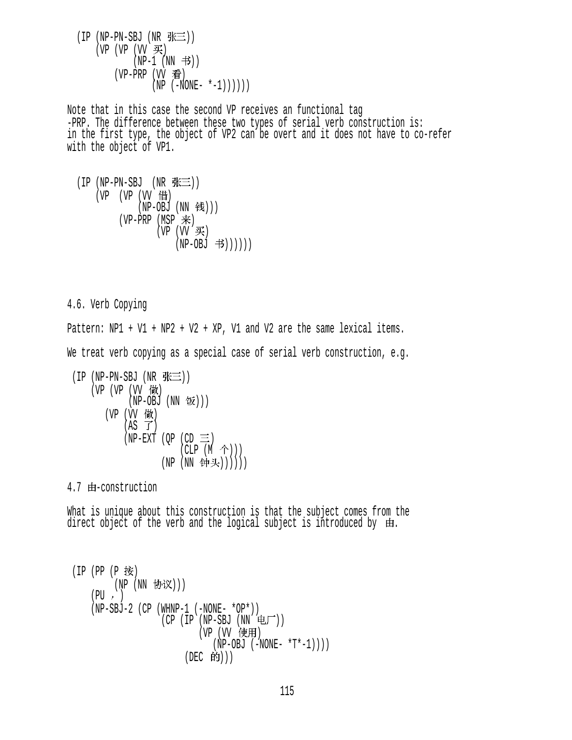```
(IP (NP-PN-SBJ (NR 张三))
    (VP (VP (VV 买)
            (NP-1 (NN 书))
        (VP-PRP (VV 看)
                (NP (-NONE- *-1))))))
```

Note that in this case the second VP receives an functional tag -PRP. The difference between these two types of serial verb construction is: in the first type, the object of VP2 can be overt and it does not have to co-refer with the object of VP1.

```
(IP (NP-PN-SBJ  (NR 张三))
    (VP  (VP (VV 借)
             (NP-OBJ (NN 钱)))
         (VP-PRP (MSP 来)
                 (VP (VV 买)
                     (NP-OBJ 书))))))
```

4.6. Verb Copying

Pattern: NP1 + V1 + NP2 + V2 + XP, V1 and V2 are the same lexical items.

We treat verb copying as a special case of serial verb construction, e.g.

```
(IP (NP-PN-SBJ (NR 张三))
    (VP (VP (VV 做)
            (NP-OBJ (NN 饭)))
       (VP (VV 做)
           (AS 了)
           (NP-EXT (QP (CD 三)
                       (CLP (M 个)))
                   (NP (NN 钟头))))))
```

4.7 由-construction

What is unique about this construction is that the subject comes from the direct object of the verb and the logical subject is introduced by 由.

```
(IP (PP (P 按)
        (NP (NN 协议)))
    (PU ，)
    (NP-SBJ-2 (CP (WHNP-1 (-NONE- *OP*))
                  (CP (IP (NP-SBJ (NN 电厂))
                          (VP (VV 使用)
                              (NP-OBJ (-NONE- *T*-1))))
                      (DEC 的)))
```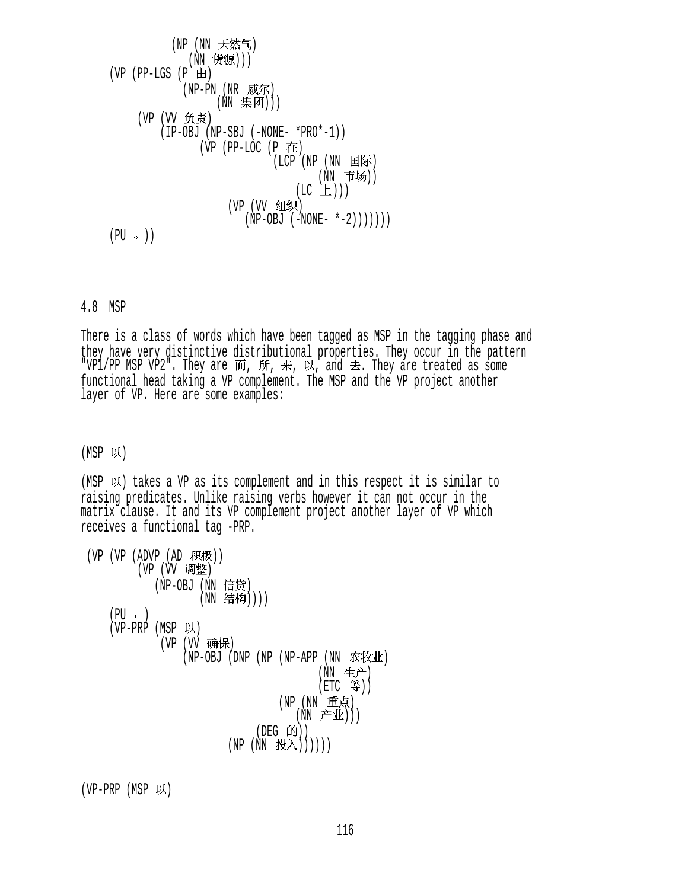```
            (NP (NN 天然气)
                (NN 货源)))
    (VP (PP-LGS (P 由)
                (NP-PN (NR 威尔)
                       (NN 集团)))
        (VP (VV 负责)
            (IP-OBJ (NP-SBJ (-NONE- *PRO*-1))
                    (VP (PP-LOC (P 在)
                                (LCP (NP (NN 国际)
                                         (NN 市场))
                                     (LC 上)))
                        (VP (VV 组织)
                            (NP-OBJ (-NONE- *-2)))))))
    (PU 。))
```

## 4.8 MSP

There is a class of words which have been tagged as MSP in the tagging phase and they have very distinctive distributional properties. They occur in the pattern "VP1/PP MSP VP2". They are 而, 所, 来, 以, and 去. They are treated as some functional head taking a VP complement. The MSP and the VP project another layer of VP. Here are some examples:

(MSP 以)

(MSP 以) takes a VP as its complement and in this respect it is similar to raising predicates. Unlike raising verbs however it can not occur in the matrix clause. It and its VP complement project another layer of VP which receives a functional tag -PRP.

```
 (VP (VP (ADVP (AD 积极))
         (VP (VV 调整)
             (NP-OBJ (NN 信贷)
                     (NN 结构))))
     (PU ，)
     (VP-PRP (MSP 以)
             (VP (VV 确保)
                 (NP-OBJ (DNP (NP (NP-APP (NN 农牧业)
                                          (NN 生产)
                                          (ETC 等))
                                  (NP (NN 重点)
                                      (NN 产业)))
                              (DEG 的))
                         (NP (NN 投入))))))
```

(VP-PRP (MSP 以)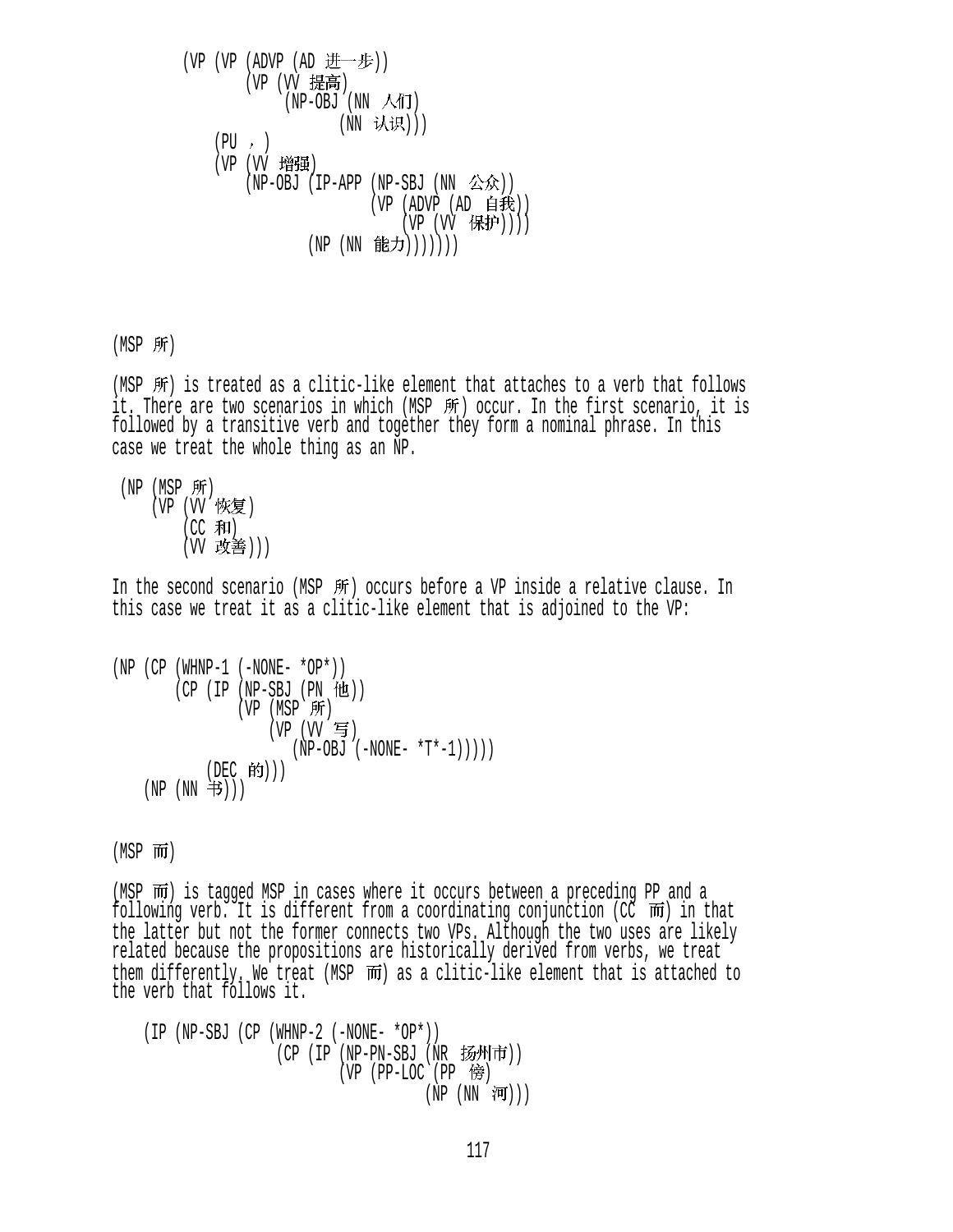```
(VP (VP (ADVP (AD 进一步))
        (VP (VV 提高)
            (NP-OBJ (NN 人们)
                    (NN 认识)))
    (PU ,)
    (VP (VV 增强)
        (NP-OBJ (IP-APP (NP-SBJ (NN 公众))
                        (VP (ADVP (AD 自我))
                            (VP (VV 保护))))
                (NP (NN 能力)))))))
```

(MSP 所)

(MSP 所) is treated as a clitic-like element that attaches to a verb that follows it. There are two scenarios in which (MSP 所) occur. In the first scenario, it is followed by a transitive verb and together they form a nominal phrase. In this case we treat the whole thing as an NP.

```
(NP (MSP 所)
    (VP (VV 恢复)
        (CC 和)
        (VV 改善)))
```

In the second scenario (MSP 所) occurs before a VP inside a relative clause. In this case we treat it as a clitic-like element that is adjoined to the VP:

```
(NP (CP (WHNP-1 (-NONE- *OP*))
        (CP (IP (NP-SBJ (PN 他))
                (VP (MSP 所)
                    (VP (VV 写)
                        (NP-OBJ (-NONE- *T*-1)))))
            (DEC 的)))
    (NP (NN 书)))
```

(MSP 而)

(MSP 而) is tagged MSP in cases where it occurs between a preceding PP and a following verb. It is different from a coordinating conjunction (CC 而) in that the latter but not the former connects two VPs. Although the two uses are likely related because the propositions are historically derived from verbs, we treat them differently. We treat (MSP 而) as a clitic-like element that is attached to the verb that follows it.

```
(IP (NP-SBJ (CP (WHNP-2 (-NONE- *OP*))
                (CP (IP (NP-PN-SBJ (NR 扬州市))
                        (VP (PP-LOC (PP 傍)
                                    (NP (NN 河)))
```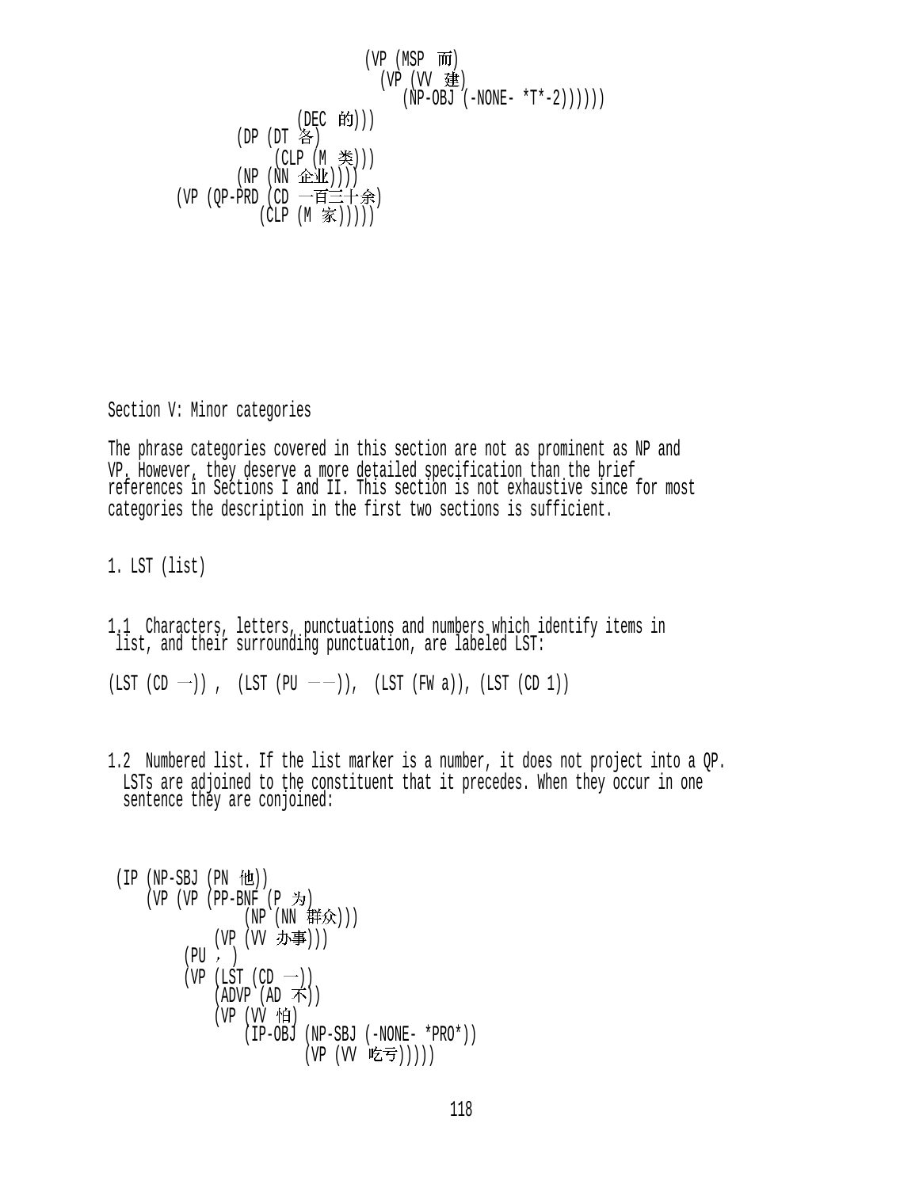```
                              (VP (MSP 而)
                                (VP (VV 建)
                                  (NP-OBJ (-NONE- *T*-2))))))
                      (DEC 的)))
              (DP (DT 各)
                  (CLP (M 类)))
              (NP (NN 企业))))
          (VP (QP-PRD (CD 一百三十余)
                  (CLP (M 家)))))
```

Section V: Minor categories

The phrase categories covered in this section are not as prominent as NP and VP. However, they deserve a more detailed specification than the brief references in Sections I and II. This section is not exhaustive since for most categories the description in the first two sections is sufficient.

1. LST (list)

1.1 Characters, letters, punctuations and numbers which identify items in list, and their surrounding punctuation, are labeled LST:

(LST (CD 一)) ,  (LST (PU ——)),  (LST (FW a)), (LST (CD 1))

1.2 Numbered list. If the list marker is a number, it does not project into a QP. LSTs are adjoined to the constituent that it precedes. When they occur in one sentence they are conjoined:

```
 (IP (NP-SBJ (PN 他))
     (VP (VP (PP-BNF (P 为)
                 (NP (NN 群众)))
             (VP (VV 办事)))
         (PU ，)
         (VP (LST (CD 一))
             (ADVP (AD 不))
             (VP (VV 怕)
                 (IP-OBJ (NP-SBJ (-NONE- *PRO*))
                         (VP (VV 吃亏)))))
```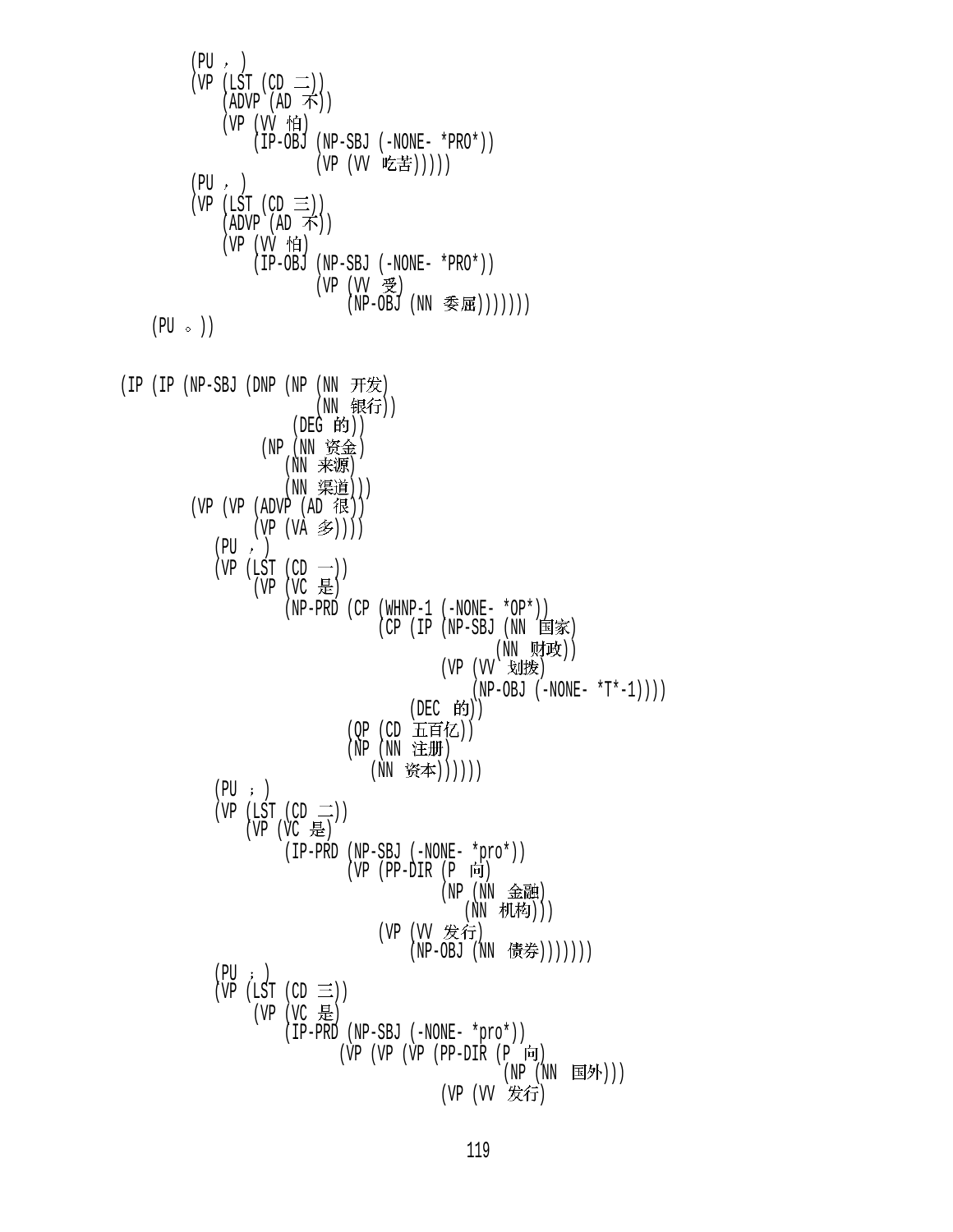```
        (PU ，)
        (VP (LST (CD 二))
            (ADVP (AD 不))
            (VP (VV 怕)
                (IP-OBJ (NP-SBJ (-NONE- *PRO*))
                        (VP (VV 吃苦)))))
        (PU ，)
        (VP (LST (CD 三))
            (ADVP (AD 不))
            (VP (VV 怕)
                (IP-OBJ (NP-SBJ (-NONE- *PRO*))
                        (VP (VV 受)
                            (NP-OBJ (NN 委屈)))))))
    (PU 。))


(IP (IP (NP-SBJ (DNP (NP (NN 开发)
                         (NN 银行))
                     (DEG 的))
                (NP (NN 资金)
                    (NN 来源)
                    (NN 渠道)))
        (VP (VP (ADVP (AD 很))
                (VP (VA 多)))
            (PU ，)
            (VP (LST (CD 一))
                (VP (VC 是)
                    (NP-PRD (CP (WHNP-1 (-NONE- *OP*))
                                (CP (IP (NP-SBJ (NN 国家)
                                                (NN 财政))
                                        (VP (VV 划拨)
                                            (NP-OBJ (-NONE- *T*-1))))
                                    (DEC 的)))
                            (QP (CD 五百亿))
                            (NP (NN 注册)
                                (NN 资本)))))
            (PU ；)
            (VP (LST (CD 二))
                (VP (VC 是)
                    (IP-PRD (NP-SBJ (-NONE- *pro*))
                            (VP (PP-DIR (P 向)
                                        (NP (NN 金融)
                                            (NN 机构)))
                                (VP (VV 发行)
                                    (NP-OBJ (NN 债券)))))))
            (PU ；)
            (VP (LST (CD 三))
                (VP (VC 是)
                    (IP-PRD (NP-SBJ (-NONE- *pro*))
                            (VP (VP (VP (PP-DIR (P 向)
                                                (NP (NN 国外)))
                                        (VP (VV 发行)
```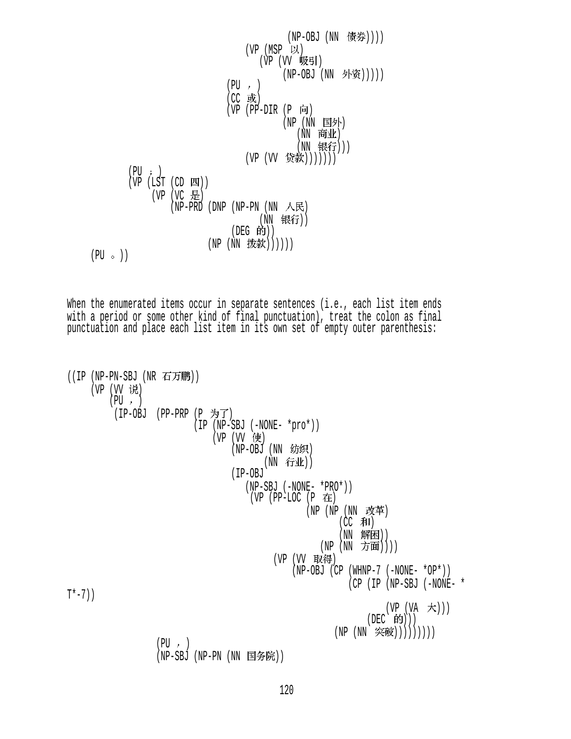```
                                        (NP-OBJ (NN 债券))))
                                (VP (MSP 以)
                                    (VP (VV 吸引)
                                        (NP-OBJ (NN 外资)))))
                            (PU ，)
                            (CC 或)
                            (VP (PP-DIR (P 向)
                                        (NP (NN 国外)
                                            (NN 商业)
                                            (NN 银行)))
                                (VP (VV 贷款)))))))
            (PU ；)
            (VP (LST (CD 四))
                (VP (VC 是)
                    (NP-PRD (DNP (NP-PN (NN 人民)
                                        (NN 银行))
                                 (DEG 的))
                            (NP (NN 拨款))))))
    (PU 。))
```

When the enumerated items occur in separate sentences (i.e., each list item ends with a period or some other kind of final punctuation), treat the colon as final punctuation and place each list item in its own set of empty outer parenthesis:

```
((IP (NP-PN-SBJ (NR 石万鹏))
     (VP (VV 说)
         (PU ，)
          (IP-OBJ  (PP-PRP (P 为了)
                           (IP (NP-SBJ (-NONE- *pro*))
                               (VP (VV 使)
                                   (NP-OBJ (NN 纺织)
                                           (NN 行业))
                                   (IP-OBJ
                                      (NP-SBJ (-NONE- *PRO*))
                                       (VP (PP-LOC (P 在)
                                                   (NP (NP (NN 改革)
                                                           (CC 和)
                                                           (NN 解困))
                                                       (NP (NN 方面))))
                                           (VP (VV 取得)
                                               (NP-OBJ (CP (WHNP-7 (-NONE- *OP*))
                                                           (CP (IP (NP-SBJ (-NONE- *T*-7))
                                                                   (VP (VA 大)))
                                                               (DEC 的)))
                                                       (NP (NN 突破)))))))))
                  (PU ，)
                  (NP-SBJ (NP-PN (NN 国务院))
```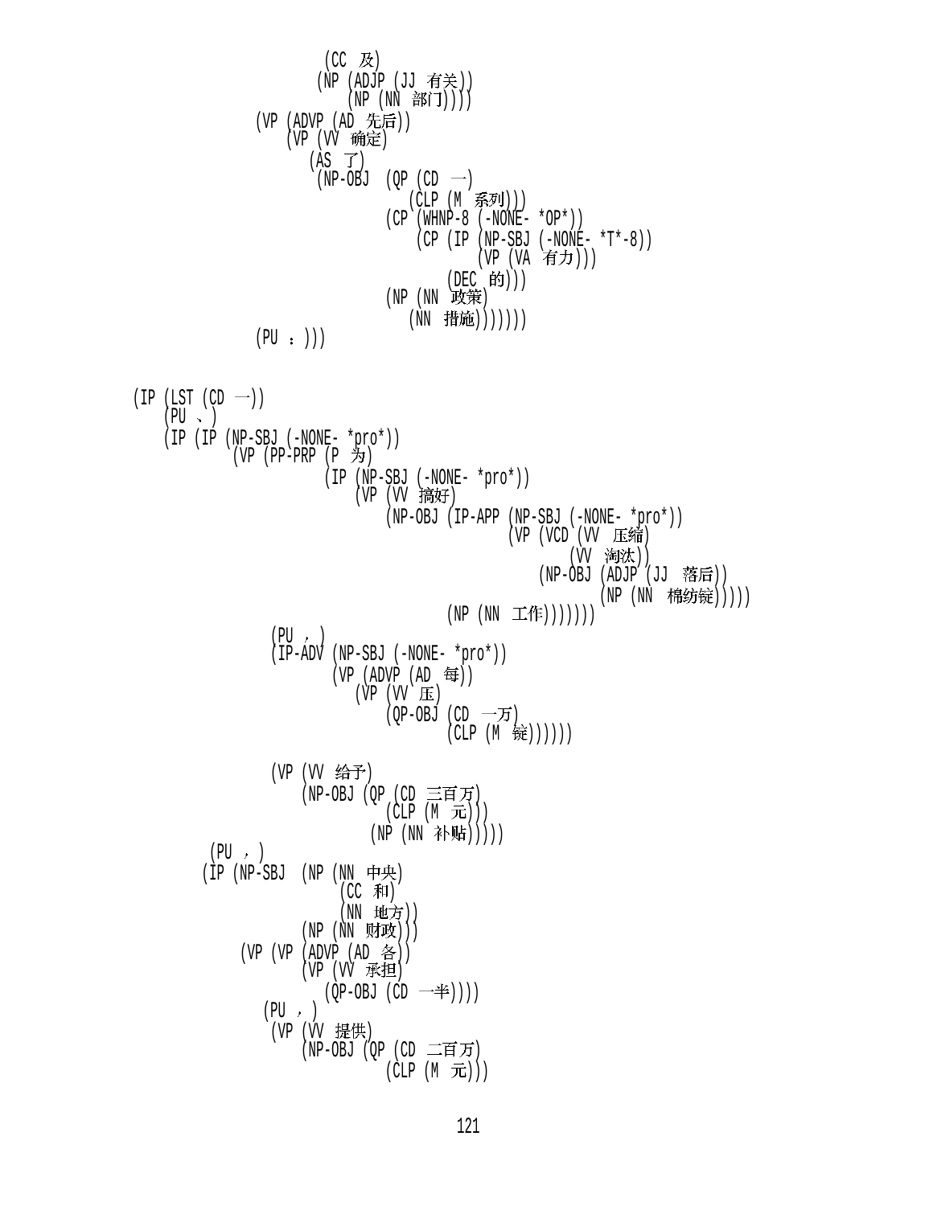```
                    (CC 及)
                    (NP (ADJP (JJ 有关))
                        (NP (NN 部门))))
            (VP (ADVP (AD 先后))
                (VP (VV 确定)
                    (AS 了)
                    (NP-OBJ (QP (CD 一)
                                (CLP (M 系列)))
                            (CP (WHNP-8 (-NONE- *OP*))
                                (CP (IP (NP-SBJ (-NONE- *T*-8))
                                        (VP (VA 有力)))
                                    (DEC 的)))
                            (NP (NN 政策)
                                (NN 措施))))))
            (PU :)))


(IP (LST (CD 一))
    (PU 、)
    (IP (IP (NP-SBJ (-NONE- *pro*))
            (VP (PP-PRP (P 为)
                        (IP (NP-SBJ (-NONE- *pro*))
                            (VP (VV 搞好)
                                (NP-OBJ (IP-APP (NP-SBJ (-NONE- *pro*))
                                                (VP (VCD (VV 压缩)
                                                         (VV 淘汰))
                                                    (NP-OBJ (ADJP (JJ 落后))
                                                            (NP (NN 棉纺锭)))))
                                        (NP (NN 工作)))))))
                (PU ,)
                (IP-ADV (NP-SBJ (-NONE- *pro*))
                        (VP (ADVP (AD 每))
                            (VP (VV 压)
                                (QP-OBJ (CD 一万)
                                        (CLP (M 锭))))))

                (VP (VV 给予)
                    (NP-OBJ (QP (CD 三百万)
                                (CLP (M 元)))
                            (NP (NN 补贴))))))
        (PU ,)
        (IP (NP-SBJ (NP (NN 中央)
                        (CC 和)
                        (NN 地方))
                    (NP (NN 财政)))
            (VP (VP (ADVP (AD 各))
                    (VP (VV 承担)
                        (QP-OBJ (CD 一半))))
                (PU ,)
                (VP (VV 提供)
                    (NP-OBJ (QP (CD 二百万)
                                (CLP (M 元)))
```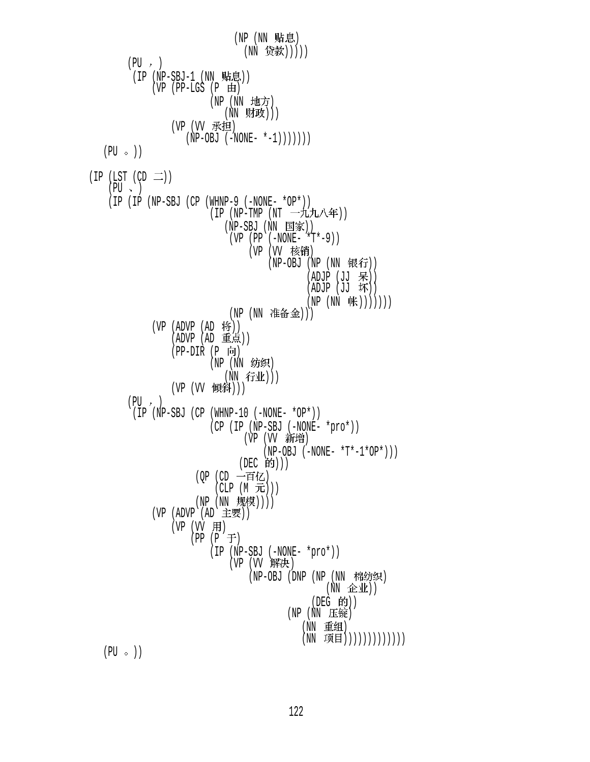```
                              (NP (NN 贴息)
                                  (NN 贷款)))))
          (PU ，)
          (IP (NP-SBJ-1 (NN 贴息))
              (VP (PP-LGS (P 由)
                          (NP (NN 地方)
                              (NN 财政)))
                  (VP (VV 承担)
                      (NP-OBJ (-NONE- *-1)))))))
      (PU 。))

(IP (LST (CD 二))
    (PU 、)
    (IP (IP (NP-SBJ (CP (WHNP-9 (-NONE- *OP*))
                        (IP (NP-TMP (NT 一九九八年))
                            (NP-SBJ (NN 国家))
                            (VP (PP (-NONE- *T*-9))
                                (VP (VV 核销)
                                    (NP-OBJ (NP (NN 银行))
                                            (ADJP (JJ 呆))
                                            (ADJP (JJ 坏))
                                            (NP (NN 帐)))))))
                    (NP (NN 准备金)))
            (VP (ADVP (AD 将))
                (ADVP (AD 重点))
                (PP-DIR (P 向)
                        (NP (NN 纺织)
                            (NN 行业)))
                (VP (VV 倾斜))))
        (PU ，)
        (IP (NP-SBJ (CP (WHNP-10 (-NONE- *OP*))
                        (CP (IP (NP-SBJ (-NONE- *pro*))
                                (VP (VV 新增)
                                    (NP-OBJ (-NONE- *T*-1*OP*)))
                            (DEC 的)))
                    (QP (CD 一百亿)
                        (CLP (M 元)))
                    (NP (NN 规模))))
            (VP (ADVP (AD 主要))
                (VP (VV 用)
                    (PP (P 于)
                        (IP (NP-SBJ (-NONE- *pro*))
                            (VP (VV 解决)
                                (NP-OBJ (DNP (NP (NN 棉纺织)
                                                 (NN 企业))
                                             (DEG 的))
                                        (NP (NN 压锭)
                                            (NN 重组)
                                            (NN 项目)))))))))))
    (PU 。))
```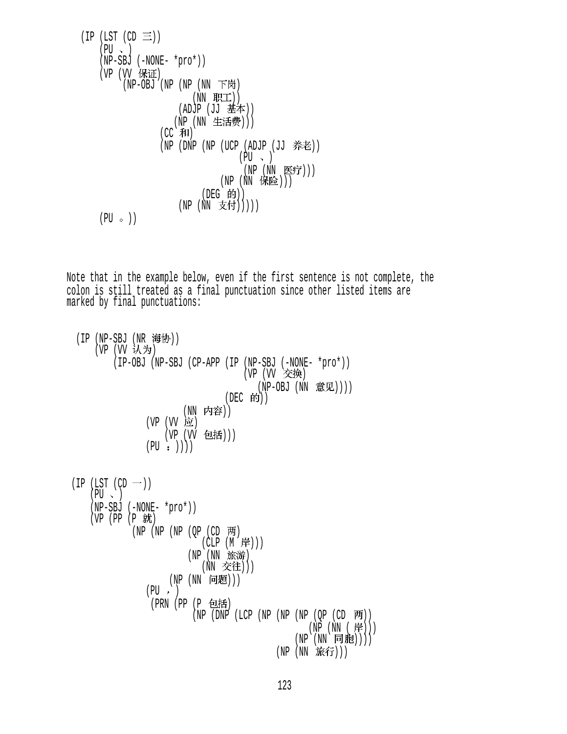```
(IP (LST (CD 三))
    (PU 、)
    (NP-SBJ (-NONE- *pro*))
    (VP (VV 保证)
        (NP-OBJ (NP (NP (NN 下岗)
                        (NN 职工))
                    (ADJP (JJ 基本))
                    (NP (NN 生活费)))
                (CC 和)
                (NP (DNP (NP (UCP (ADJP (JJ 养老))
                                  (PU 、)
                                  (NP (NN 医疗)))
                             (NP (NN 保险)))
                         (DEG 的))
                    (NP (NN 支付)))))
    (PU 。))
```

Note that in the example below, even if the first sentence is not complete, the colon is still treated as a final punctuation since other listed items are marked by final punctuations:

```
(IP (NP-SBJ (NR 海协))
    (VP (VV 认为)
        (IP-OBJ (NP-SBJ (CP-APP (IP (NP-SBJ (-NONE- *pro*))
                                    (VP (VV 交换)
                                        (NP-OBJ (NN 意见))))
                                (DEC 的))
                        (NN 内容))
                (VP (VV 应)
                    (VP (VV 包括)))
                (PU ：))))


(IP (LST (CD 一))
    (PU 、)
    (NP-SBJ (-NONE- *pro*))
    (VP (PP (P 就)
            (NP (NP (NP (QP (CD 两)
                            (CLP (M 岸)))
                        (NP (NN 旅游)
                            (NN 交往)))
                    (NP (NN 问题)))
                (PU ，)
                (PRN (PP (P 包括)
                         (NP (DNP (LCP (NP (NP (NP (QP (CD 两))
                                                   (NP (NN 岸)))
                                               (NP (NN 同胞))))
                                           (NP (NN 旅行)))
```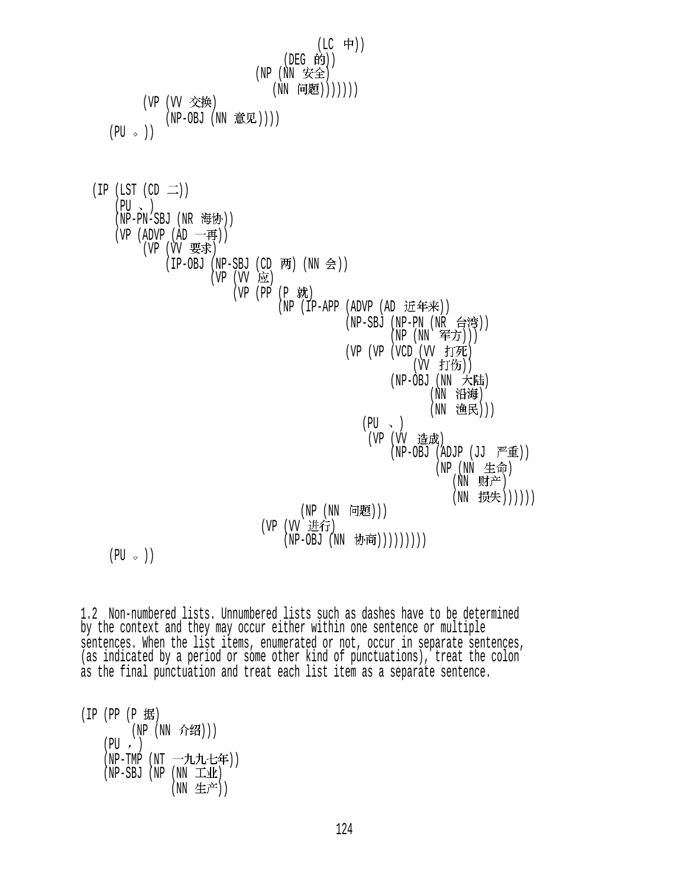```
                                        (LC 中))
                                   (DEG 的))
                              (NP (NN 安全)
                                  (NN 问题))))))
           (VP (VV 交换)
               (NP-OBJ (NN 意见))))
     (PU 。))



  (IP (LST (CD 二))
      (PU 、)
      (NP-PN-SBJ (NR 海协))
      (VP (ADVP (AD 一再))
          (VP (VV 要求)
              (IP-OBJ (NP-SBJ (CD 两) (NN 会))
                      (VP (VV 应)
                          (VP (PP (P 就)
                                  (NP (IP-APP (ADVP (AD 近年来))
                                              (NP-SBJ (NP-PN (NR 台湾))
                                                      (NP (NN 军方)))
                                              (VP (VP (VCD (VV 打死)
                                                           (VV 打伤))
                                                      (NP-OBJ (NN 大陆)
                                                              (NN 沿海)
                                                              (NN 渔民)))
                                                  (PU 、)
                                                  (VP (VV 造成)
                                                      (NP-OBJ (ADJP (JJ 严重))
                                                              (NP (NN 生命)
                                                                  (NN 财产)
                                                                  (NN 损失))))))
                                      (NP (NN 问题)))
                              (VP (VV 进行)
                                  (NP-OBJ (NN 协商)))))))))
     (PU 。))
```

1.2 Non-numbered lists. Unnumbered lists such as dashes have to be determined by the context and they may occur either within one sentence or multiple sentences. When the list items, enumerated or not, occur in separate sentences, (as indicated by a period or some other kind of punctuations), treat the colon as the final punctuation and treat each list item as a separate sentence.

```
(IP (PP (P 据)
        (NP (NN 介绍)))
    (PU ，)
    (NP-TMP (NT 一九九七年))
    (NP-SBJ (NP (NN 工业)
                (NN 生产))
```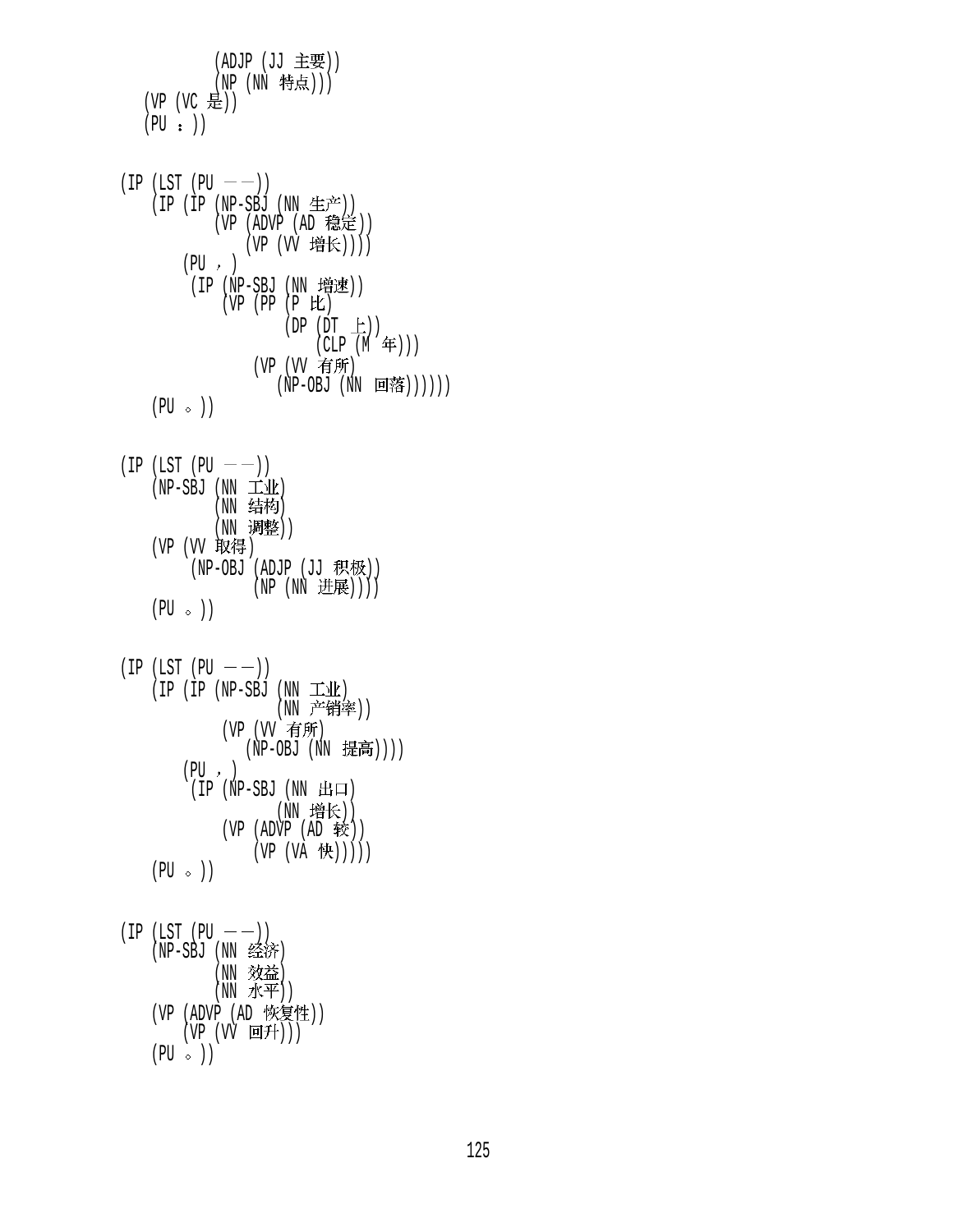```
          (ADJP (JJ 主要))
          (NP (NN 特点)))
   (VP (VC 是))
   (PU ：))


(IP (LST (PU ——))
   (IP (IP (NP-SBJ (NN 生产))
          (VP (ADVP (AD 稳定))
              (VP (VV 增长))))
       (PU ，)
        (IP (NP-SBJ (NN 增速))
           (VP (PP (P 比)
                   (DP (DT 上))
                       (CLP (M 年)))
               (VP (VV 有所)
                   (NP-OBJ (NN 回落))))))
   (PU 。))


(IP (LST (PU ——))
   (NP-SBJ (NN 工业)
          (NN 结构)
          (NN 调整))
   (VP (VV 取得)
        (NP-OBJ (ADJP (JJ 积极))
               (NP (NN 进展))))
   (PU 。))


(IP (LST (PU ——))
   (IP (IP (NP-SBJ (NN 工业)
                  (NN 产销率))
           (VP (VV 有所)
              (NP-OBJ (NN 提高))))
       (PU ，)
        (IP (NP-SBJ (NN 出口)
                  (NN 增长))
           (VP (ADVP (AD 较))
               (VP (VA 快)))))
   (PU 。))


(IP (LST (PU ——))
   (NP-SBJ (NN 经济)
          (NN 效益)
          (NN 水平))
   (VP (ADVP (AD 恢复性))
       (VP (VV 回升)))
   (PU 。))
```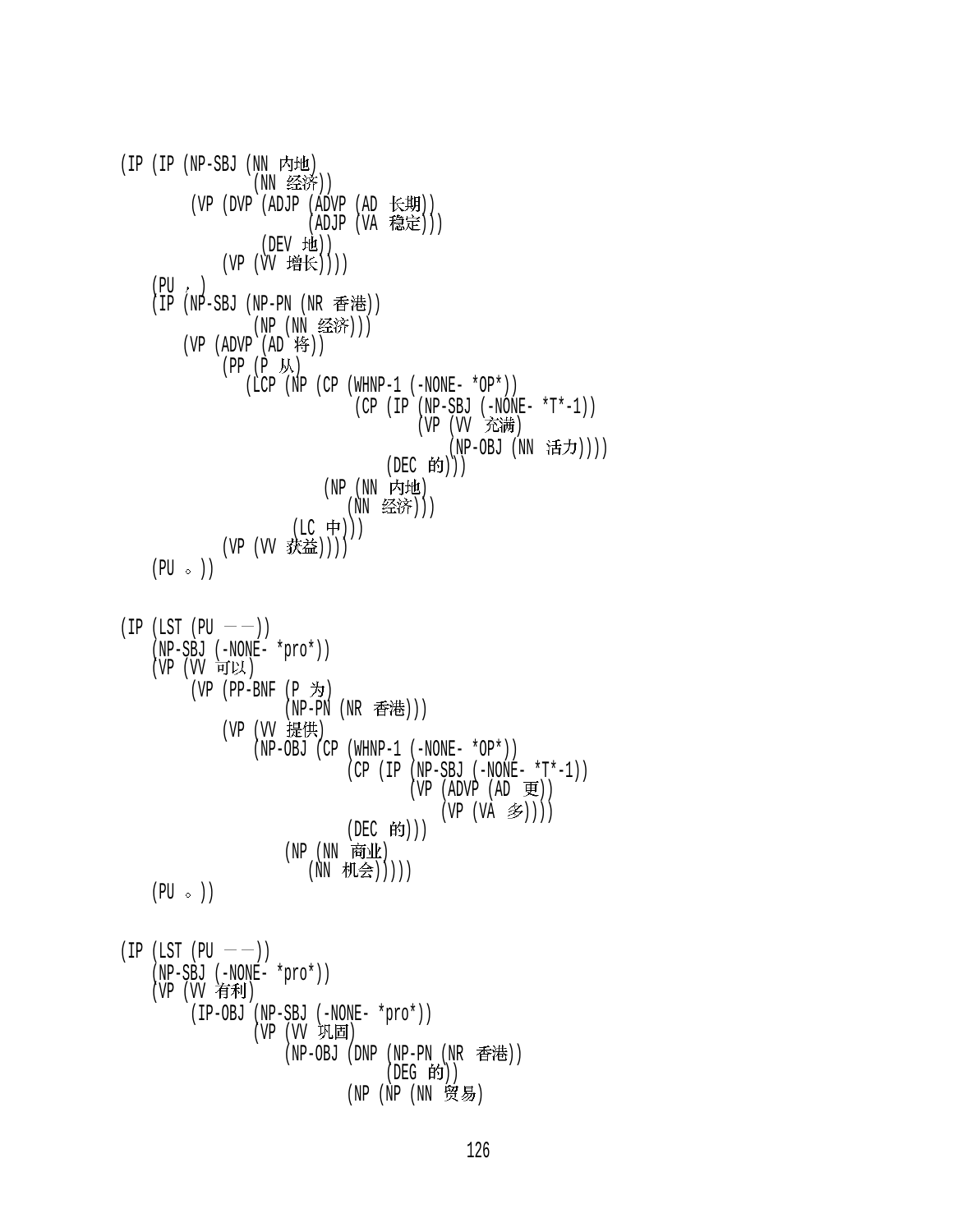```
(IP (IP (NP-SBJ (NN 内地)
                (NN 经济))
        (VP (DVP (ADJP (ADVP (AD 长期))
                       (ADJP (VA 稳定)))
                 (DEV 地))
            (VP (VV 增长))))
    (PU ，)
    (IP (NP-SBJ (NP-PN (NR 香港))
                (NP (NN 经济)))
        (VP (ADVP (AD 将))
            (PP (P 从)
                (LCP (NP (CP (WHNP-1 (-NONE- *OP*))
                             (CP (IP (NP-SBJ (-NONE- *T*-1))
                                     (VP (VV 充满)
                                         (NP-OBJ (NN 活力))))
                                 (DEC 的)))
                         (NP (NN 内地)
                             (NN 经济)))
                     (LC 中)))
            (VP (VV 获益))))
    (PU 。))


(IP (LST (PU ——))
    (NP-SBJ (-NONE- *pro*))
    (VP (VV 可以)
        (VP (PP-BNF (P 为)
                    (NP-PN (NR 香港)))
            (VP (VV 提供)
                (NP-OBJ (CP (WHNP-1 (-NONE- *OP*))
                            (CP (IP (NP-SBJ (-NONE- *T*-1))
                                    (VP (ADVP (AD 更))
                                        (VP (VA 多))))
                                (DEC 的)))
                        (NP (NN 商业)
                            (NN 机会))))))
    (PU 。))


(IP (LST (PU ——))
    (NP-SBJ (-NONE- *pro*))
    (VP (VV 有利)
        (IP-OBJ (NP-SBJ (-NONE- *pro*))
                (VP (VV 巩固)
                    (NP-OBJ (DNP (NP-PN (NR 香港))
                                 (DEG 的))
                            (NP (NP (NN 贸易)
```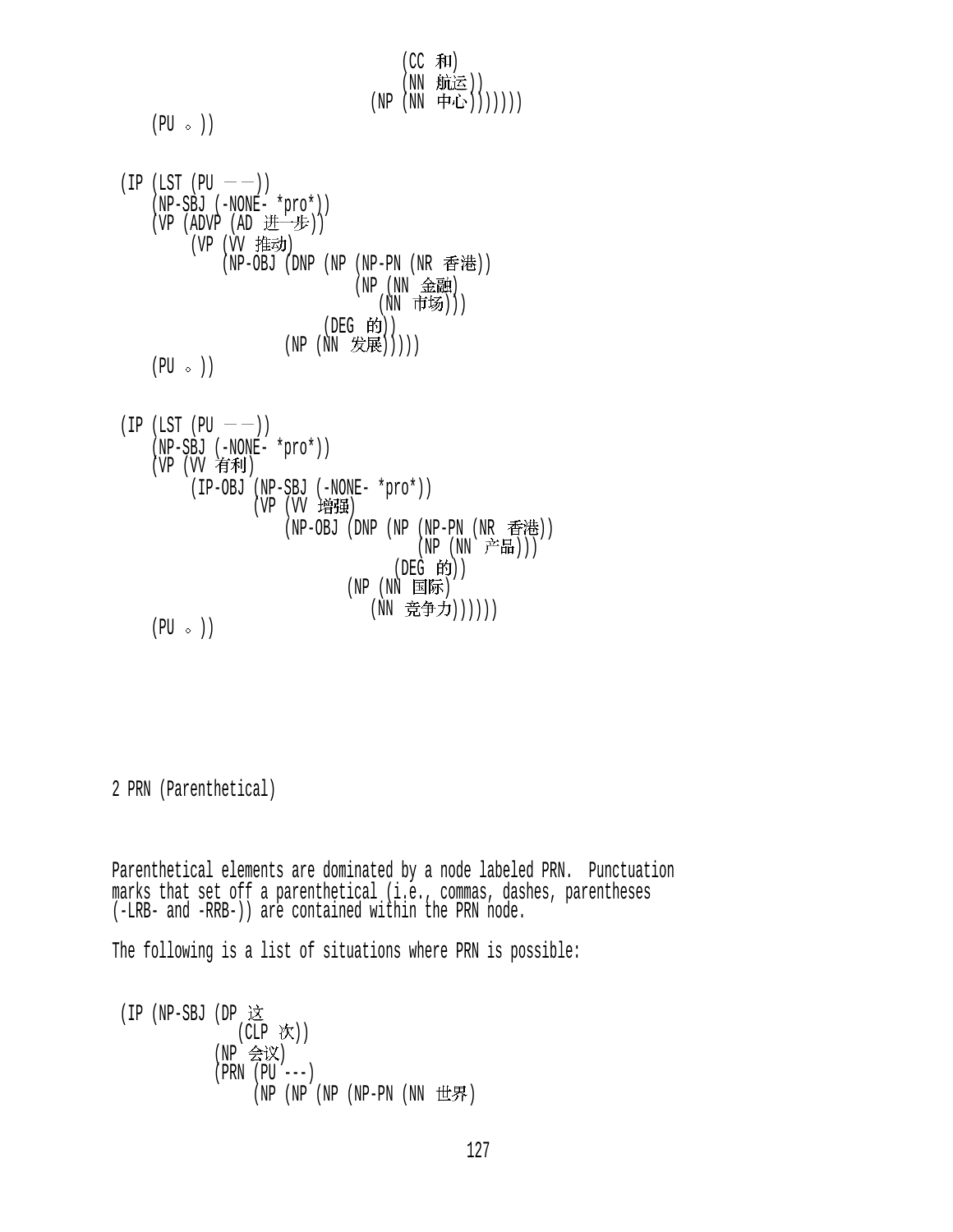```
                                        (CC 和)
                                        (NN 航运))
                                   (NP (NN 中心)))))))
    (PU 。))
```

```
 (IP (LST (PU ——))
    (NP-SBJ (-NONE- *pro*))
    (VP (ADVP (AD 进一步))
        (VP (VV 推动)
            (NP-OBJ (DNP (NP (NP-PN (NR 香港))
                              (NP (NN 金融)
                                  (NN 市场)))
                          (DEG 的))
                    (NP (NN 发展)))))
    (PU 。))
```

```
 (IP (LST (PU ——))
    (NP-SBJ (-NONE- *pro*))
    (VP (VV 有利)
        (IP-OBJ (NP-SBJ (-NONE- *pro*))
               (VP (VV 增强)
                   (NP-OBJ (DNP (NP (NP-PN (NR 香港))
                                    (NP (NN 产品)))
                                (DEG 的))
                           (NP (NN 国际)
                               (NN 竞争力))))))
    (PU 。))
```

2 PRN (Parenthetical)

Parenthetical elements are dominated by a node labeled PRN. Punctuation marks that set off a parenthetical (i.e., commas, dashes, parentheses (-LRB- and -RRB-)) are contained within the PRN node.

The following is a list of situations where PRN is possible:

```
 (IP (NP-SBJ (DP 这
                (CLP 次))
            (NP 会议)
            (PRN (PU ---)
                 (NP (NP (NP (NP-PN (NN 世界)
```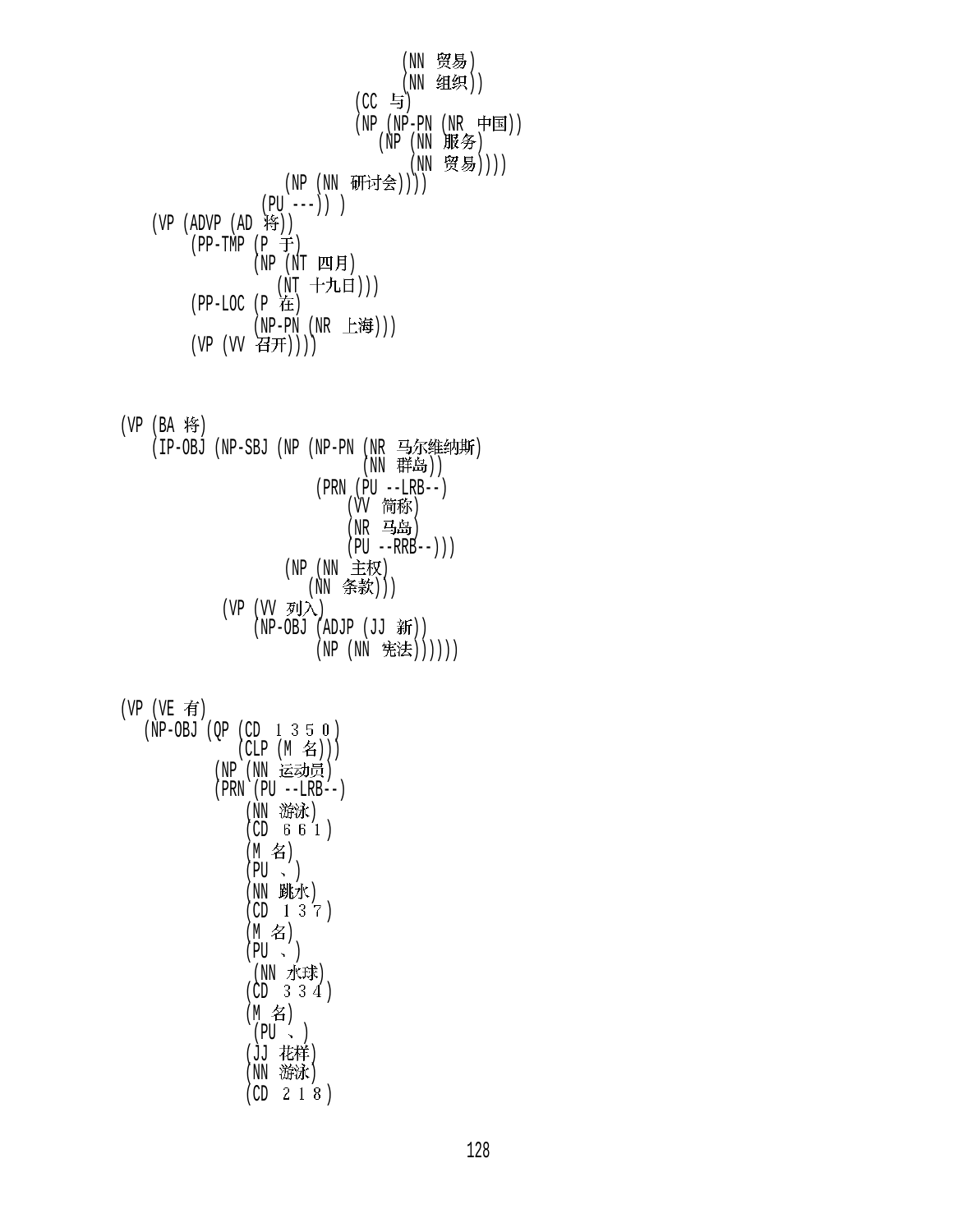```
                                        (NN 贸易)
                                        (NN 组织))
                                   (CC 与)
                                   (NP (NP-PN (NR 中国))
                                       (NP (NN 服务)
                                           (NN 贸易))))
                            (NP (NN 研讨会))))
                        (PU ---)) )
          (VP (ADVP (AD 将))
              (PP-TMP (P 于)
                      (NP (NT 四月)
                          (NT 十九日)))
              (PP-LOC (P 在)
                      (NP-PN (NR 上海)))
              (VP (VV 召开))))



(VP (BA 将)
    (IP-OBJ (NP-SBJ (NP (NP-PN (NR 马尔维纳斯)
                               (NN 群岛))
                        (PRN (PU --LRB--)
                             (VV 简称)
                             (NR 马岛)
                             (PU --RRB--)))
                    (NP (NN 主权)
                        (NN 条款)))
            (VP (VV 列入)
                (NP-OBJ (ADJP (JJ 新))
                        (NP (NN 宪法))))))


(VP (VE 有)
   (NP-OBJ (QP (CD １３５０)
               (CLP (M 名)))
           (NP (NN 运动员)
           (PRN (PU --LRB--)
                (NN 游泳)
                (CD ６６１)
                (M 名)
                (PU 、)
                (NN 跳水)
                (CD １３７)
                (M 名)
                (PU 、)
                 (NN 水球)
                (CD ３３４)
                (M 名)
                 (PU 、)
                (JJ 花样)
                (NN 游泳)
                (CD ２１８)
```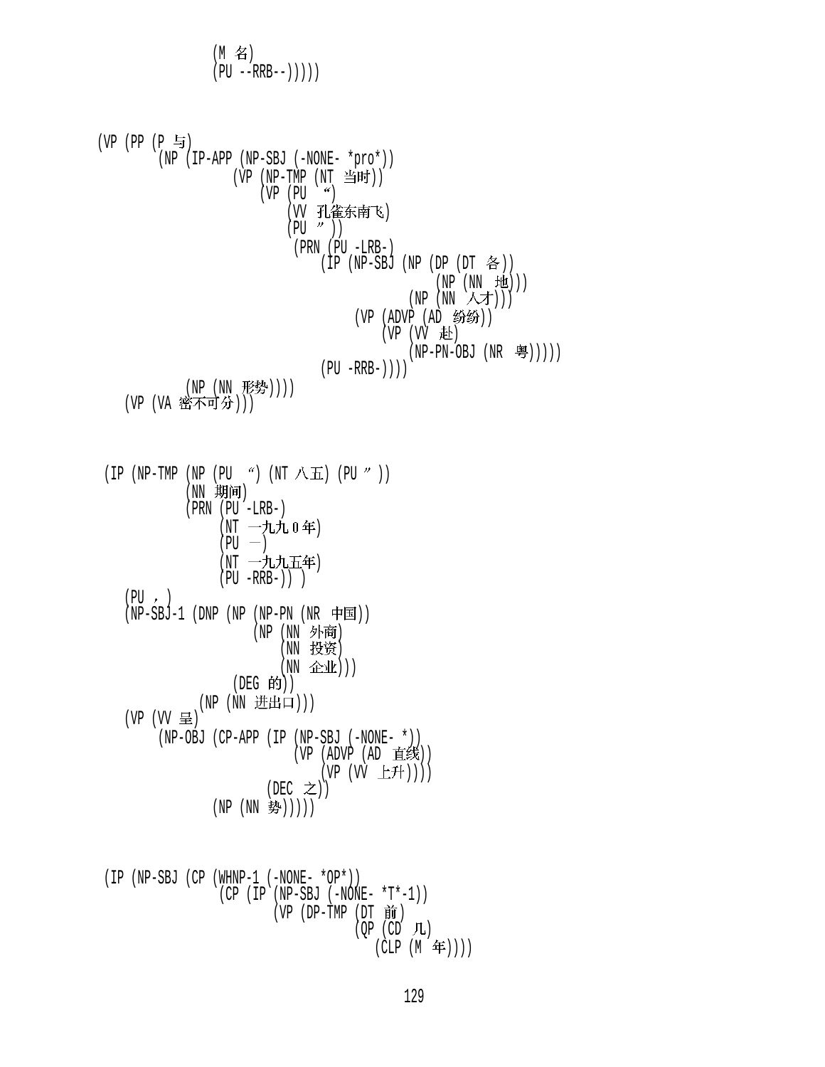```
                (M 名)
                (PU --RRB--)))))



(VP (PP (P 与)
        (NP (IP-APP (NP-SBJ (-NONE- *pro*))
                    (VP (NP-TMP (NT 当时))
                        (VP (PU “)
                            (VV 孔雀东南飞)
                            (PU ”))
                            (PRN (PU -LRB-)
                                (IP (NP-SBJ (NP (DP (DT 各))
                                                (NP (NN 地)))
                                            (NP (NN 人才)))
                                    (VP (ADVP (AD 纷纷))
                                        (VP (VV 赴)
                                            (NP-PN-OBJ (NR 粤)))))
                                (PU -RRB-))))
            (NP (NN 形势))))
    (VP (VA 密不可分)))



(IP (NP-TMP (NP (PU “) (NT 八五) (PU ”))
            (NN 期间)
            (PRN (PU -LRB-)
                 (NT 一九九0年)
                 (PU —)
                 (NT 一九九五年)
                 (PU -RRB-)) )
    (PU ，)
    (NP-SBJ-1 (DNP (NP (NP-PN (NR 中国))
                       (NP (NN 外商)
                           (NN 投资)
                           (NN 企业)))
                   (DEG 的))
              (NP (NN 进出口)))
    (VP (VV 呈)
        (NP-OBJ (CP-APP (IP (NP-SBJ (-NONE- *))
                            (VP (ADVP (AD 直线))
                                (VP (VV 上升))))
                        (DEC 之))
                (NP (NN 势)))))



(IP (NP-SBJ (CP (WHNP-1 (-NONE- *OP*))
                (CP (IP (NP-SBJ (-NONE- *T*-1))
                        (VP (DP-TMP (DT 前)
                                    (QP (CD 几)
                                        (CLP (M 年))))
```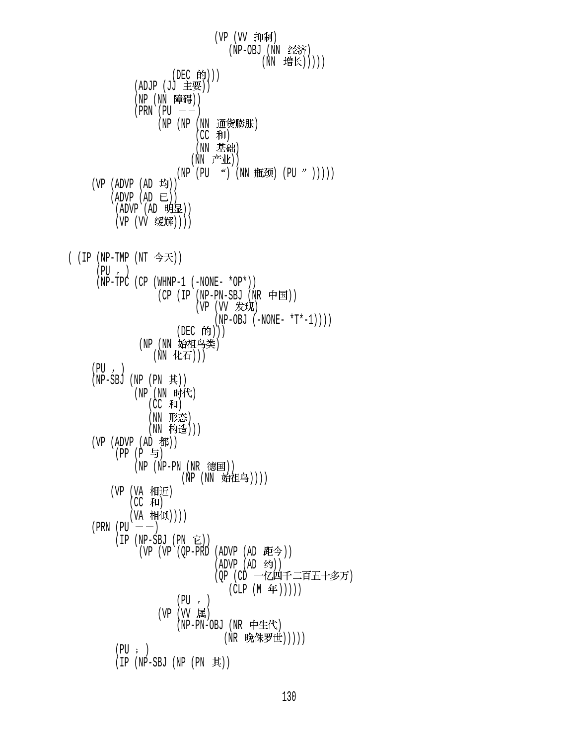```
                        (VP (VV 抑制)
                            (NP-OBJ (NN 经济)
                                    (NN 增长)))))
                  (DEC 的)))
            (ADJP (JJ 主要))
            (NP (NN 障碍))
            (PRN (PU ——)
                 (NP (NP (NN 通货膨胀)
                         (CC 和)
                         (NN 基础)
                        (NN 产业))
                     (NP (PU “) (NN 瓶颈) (PU ”)))))
      (VP (ADVP (AD 均))
          (ADVP (AD 已))
           (ADVP (AD 明显))
           (VP (VV 缓解))))


( (IP (NP-TMP (NT 今天))
       (PU ，)
       (NP-TPC (CP (WHNP-1 (-NONE- *OP*))
                   (CP (IP (NP-PN-SBJ (NR 中国))
                           (VP (VV 发现)
                               (NP-OBJ (-NONE- *T*-1))))
                       (DEC 的)))
               (NP (NN 始祖鸟类)
                   (NN 化石)))
      (PU ，)
      (NP-SBJ (NP (PN 其))
              (NP (NN 时代)
                  (CC 和)
                  (NN 形态)
                  (NN 构造)))
      (VP (ADVP (AD 都))
          (PP (P 与)
              (NP (NP-PN (NR 德国))
                        (NP (NN 始祖鸟))))
          (VP (VA 相近)
              (CC 和)
              (VA 相似))))
      (PRN (PU ——)
           (IP (NP-SBJ (PN 它))
               (VP (VP (QP-PRD (ADVP (AD 距今))
                               (ADVP (AD 约))
                               (QP (CD 一亿四千二百五十多万)
                                   (CLP (M 年)))))
                       (PU ，)
                   (VP (VV 属)
                       (NP-PN-OBJ (NR 中生代)
                                  (NR 晚侏罗世)))))
           (PU ；)
           (IP (NP-SBJ (NP (PN 其))
```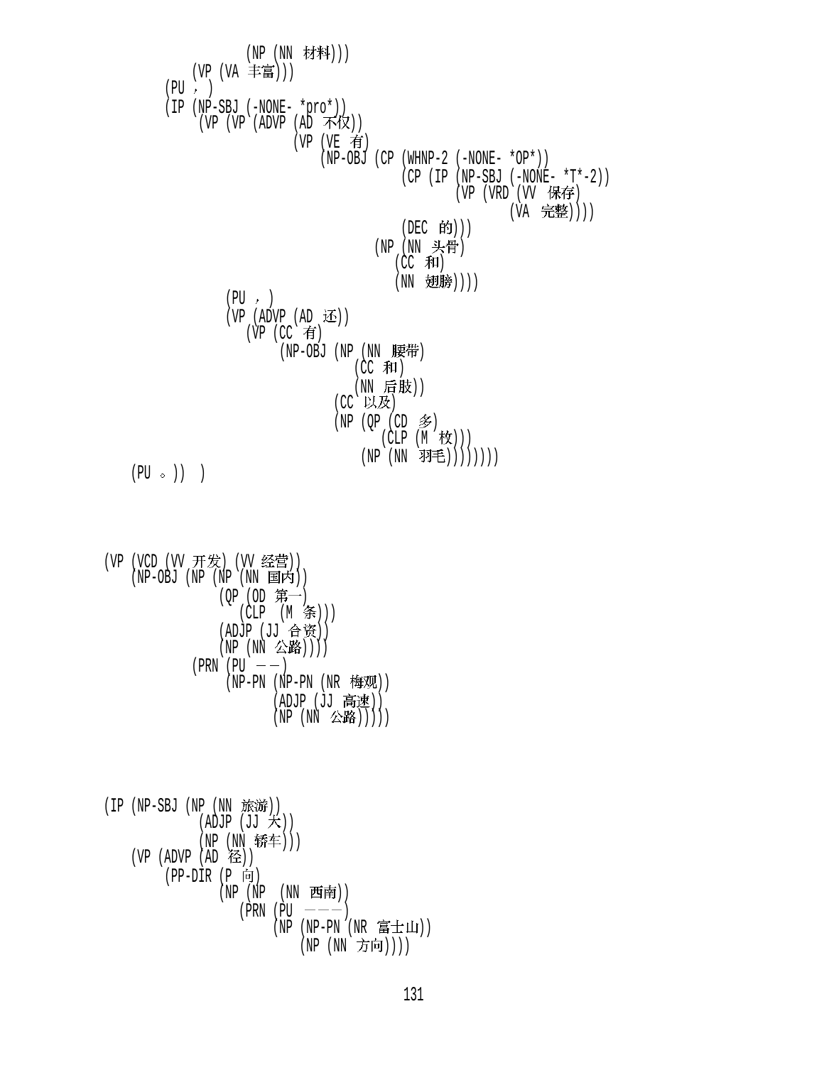```
                (NP (NN 材料)))
            (VP (VA 丰富)))
        (PU ，)
        (IP (NP-SBJ (-NONE- *pro*))
            (VP (VP (ADVP (AD 不仅))
                    (VP (VE 有)
                        (NP-OBJ (CP (WHNP-2 (-NONE- *OP*))
                                    (CP (IP (NP-SBJ (-NONE- *T*-2))
                                            (VP (VRD (VV 保存)
                                                     (VA 完整))))
                                        (DEC 的)))
                                (NP (NN 头骨)
                                    (CC 和)
                                    (NN 翅膀))))
                (PU ，)
                (VP (ADVP (AD 还))
                    (VP (CC 有)
                        (NP-OBJ (NP (NN 腰带)
                                    (CC 和)
                                    (NN 后肢))
                                (CC 以及)
                                (NP (QP (CD 多)
                                        (CLP (M 枚)))
                                    (NP (NN 羽毛))))))))
    (PU 。))  )
```

```
(VP (VCD (VV 开发) (VV 经营))
    (NP-OBJ (NP (NP (NN 国内))
                (QP (OD 第一)
                    (CLP (M 条)))
                (ADJP (JJ 合资))
                (NP (NN 公路))))
            (PRN (PU ——)
                 (NP-PN (NP-PN (NR 梅观))
                        (ADJP (JJ 高速))
                        (NP (NN 公路)))))
```

```
(IP (NP-SBJ (NP (NN 旅游))
            (ADJP (JJ 大))
            (NP (NN 轿车)))
    (VP (ADVP (AD 径))
        (PP-DIR (P 向)
                (NP (NP (NN 西南))
                    (PRN (PU ———)
                         (NP (NP-PN (NR 富士山))
                             (NP (NN 方向))))
```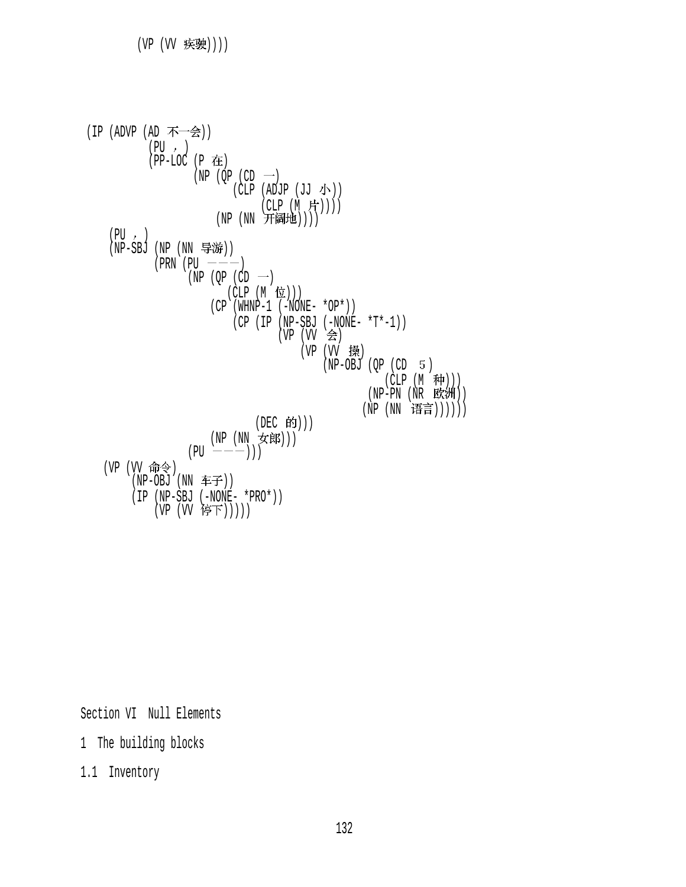```
        (VP (VV 疾驶))))
```

```
(IP (ADVP (AD 不一会))
          (PU ，)
          (PP-LOC (P 在)
                  (NP (QP (CD 一)
                          (CLP (ADJP (JJ 小))
                               (CLP (M 片))))
                      (NP (NN 开阔地))))
    (PU ，)
    (NP-SBJ (NP (NN 导游))
            (PRN (PU ———)
                 (NP (QP (CD 一)
                         (CLP (M 位)))
                     (CP (WHNP-1 (-NONE- *OP*))
                         (CP (IP (NP-SBJ (-NONE- *T*-1))
                                 (VP (VV 会)
                                     (VP (VV 操)
                                         (NP-OBJ (QP (CD ５)
                                                     (CLP (M 种)))
                                                 (NP-PN (NR 欧洲))
                                                 (NP (NN 语言))))))
                             (DEC 的)))
                     (NP (NN 女郎)))
                 (PU ———)))
    (VP (VV 命令)
        (NP-OBJ (NN 车子))
        (IP (NP-SBJ (-NONE- *PRO*))
            (VP (VV 停下)))))
```

# Section VI Null Elements

## 1 The building blocks

### 1.1 Inventory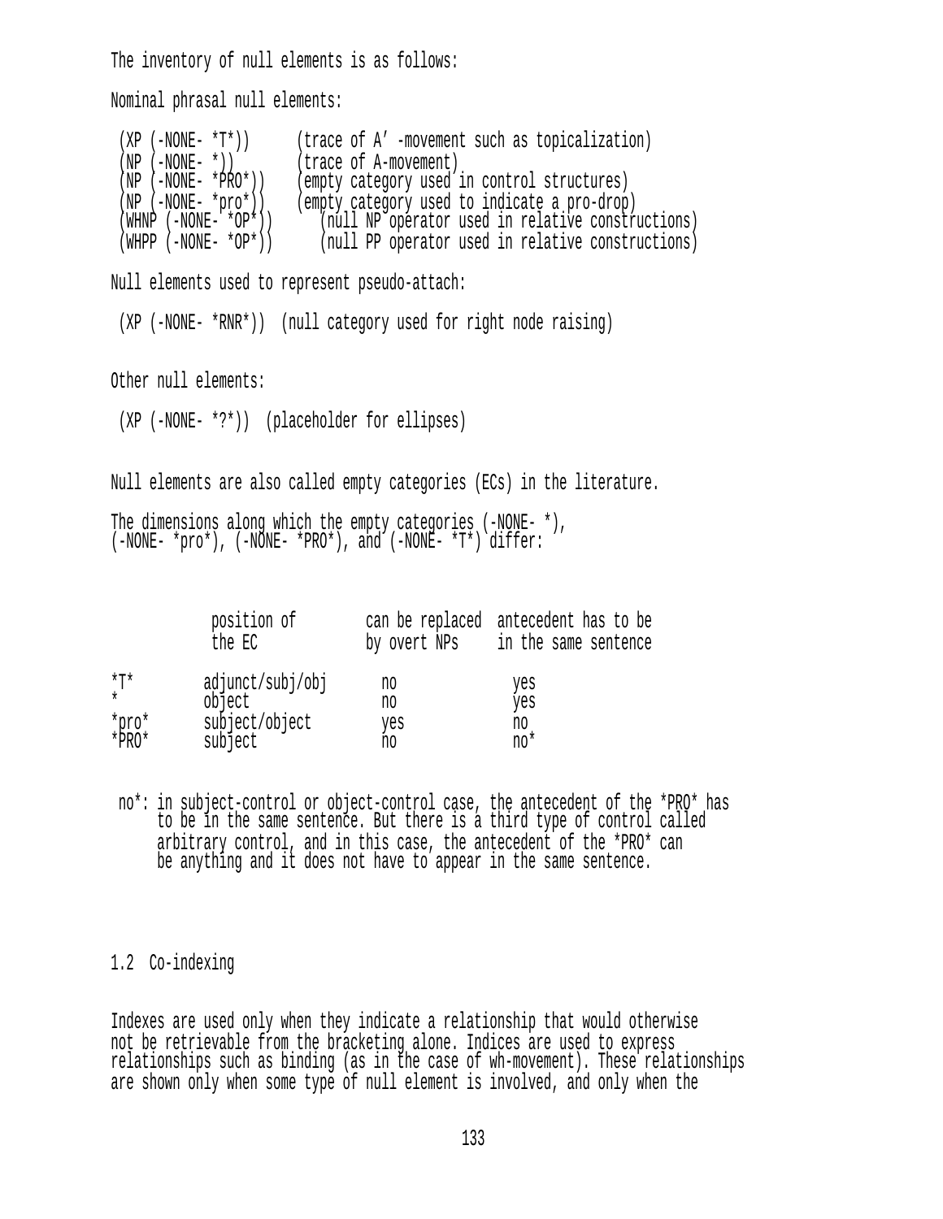The inventory of null elements is as follows:

Nominal phrasal null elements:

```
(XP (-NONE- *T*))       (trace of A' -movement such as topicalization)
(NP (-NONE- *))         (trace of A-movement)
(NP (-NONE- *PRO*))     (empty category used in control structures)
(NP (-NONE- *pro*))     (empty category used to indicate a pro-drop)
(WHNP (-NONE- *OP*))      (null NP operator used in relative constructions)
(WHPP (-NONE- *OP*))      (null PP operator used in relative constructions)
```

Null elements used to represent pseudo-attach:

```
(XP (-NONE- *RNR*))  (null category used for right node raising)
```

Other null elements:

```
(XP (-NONE- *?*))  (placeholder for ellipses)
```

Null elements are also called empty categories (ECs) in the literature.

The dimensions along which the empty categories (-NONE- *), (-NONE- *pro*), (-NONE- *PRO*), and (-NONE- *T*) differ:

| | position of the EC | can be replaced by overt NPs | antecedent has to be in the same sentence |
|---|---|---|---|
| *T* | adjunct/subj/obj | no | yes |
| * | object | no | yes |
| *pro* | subject/object | yes | no |
| *PRO* | subject | no | no* |

no*: in subject-control or object-control case, the antecedent of the *PRO* has to be in the same sentence. But there is a third type of control called arbitrary control, and in this case, the antecedent of the *PRO* can be anything and it does not have to appear in the same sentence.

## 1.2 Co-indexing

Indexes are used only when they indicate a relationship that would otherwise not be retrievable from the bracketing alone. Indices are used to express relationships such as binding (as in the case of wh-movement). These relationships are shown only when some type of null element is involved, and only when the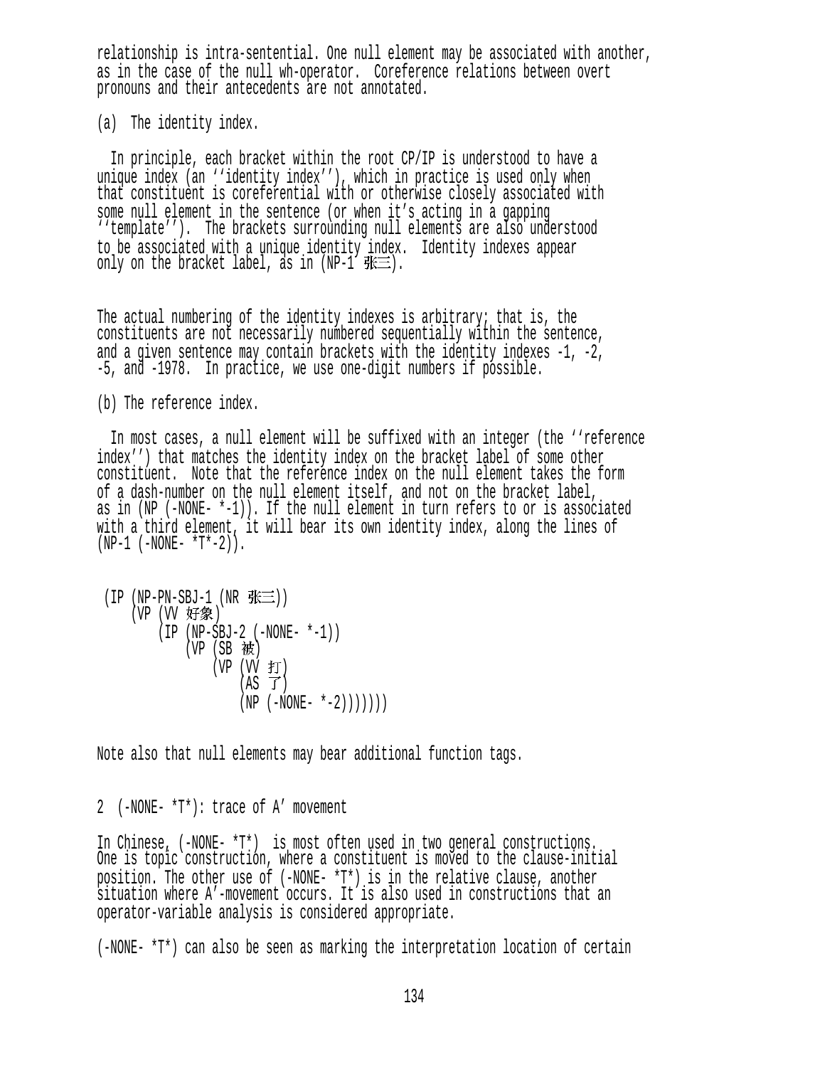relationship is intra-sentential. One null element may be associated with another, as in the case of the null wh-operator. Coreference relations between overt pronouns and their antecedents are not annotated.

(a) The identity index.

In principle, each bracket within the root CP/IP is understood to have a unique index (an ''identity index''), which in practice is used only when that constituent is coreferential with or otherwise closely associated with some null element in the sentence (or when it's acting in a gapping ''template''). The brackets surrounding null elements are also understood to be associated with a unique identity index. Identity indexes appear only on the bracket label, as in (NP-1 张三).

The actual numbering of the identity indexes is arbitrary; that is, the constituents are not necessarily numbered sequentially within the sentence, and a given sentence may contain brackets with the identity indexes -1, -2, -5, and -1978. In practice, we use one-digit numbers if possible.

(b) The reference index.

In most cases, a null element will be suffixed with an integer (the ''reference index'') that matches the identity index on the bracket label of some other constituent. Note that the reference index on the null element takes the form of a dash-number on the null element itself, and not on the bracket label, as in (NP (-NONE- *-1)). If the null element in turn refers to or is associated with a third element, it will bear its own identity index, along the lines of (NP-1 (-NONE- *T*-2)).

```
(IP (NP-PN-SBJ-1 (NR 张三))
    (VP (VV 好象)
        (IP (NP-SBJ-2 (-NONE- *-1))
            (VP (SB 被)
                (VP (VV 打)
                    (AS 了)
                    (NP (-NONE- *-2)))))))
```

Note also that null elements may bear additional function tags.

2 (-NONE- *T*): trace of A′ movement

In Chinese, (-NONE- *T*) is most often used in two general constructions. One is topic construction, where a constituent is moved to the clause-initial position. The other use of (-NONE- *T*) is in the relative clause, another situation where A′-movement occurs. It is also used in constructions that an operator-variable analysis is considered appropriate.

(-NONE- *T*) can also be seen as marking the interpretation location of certain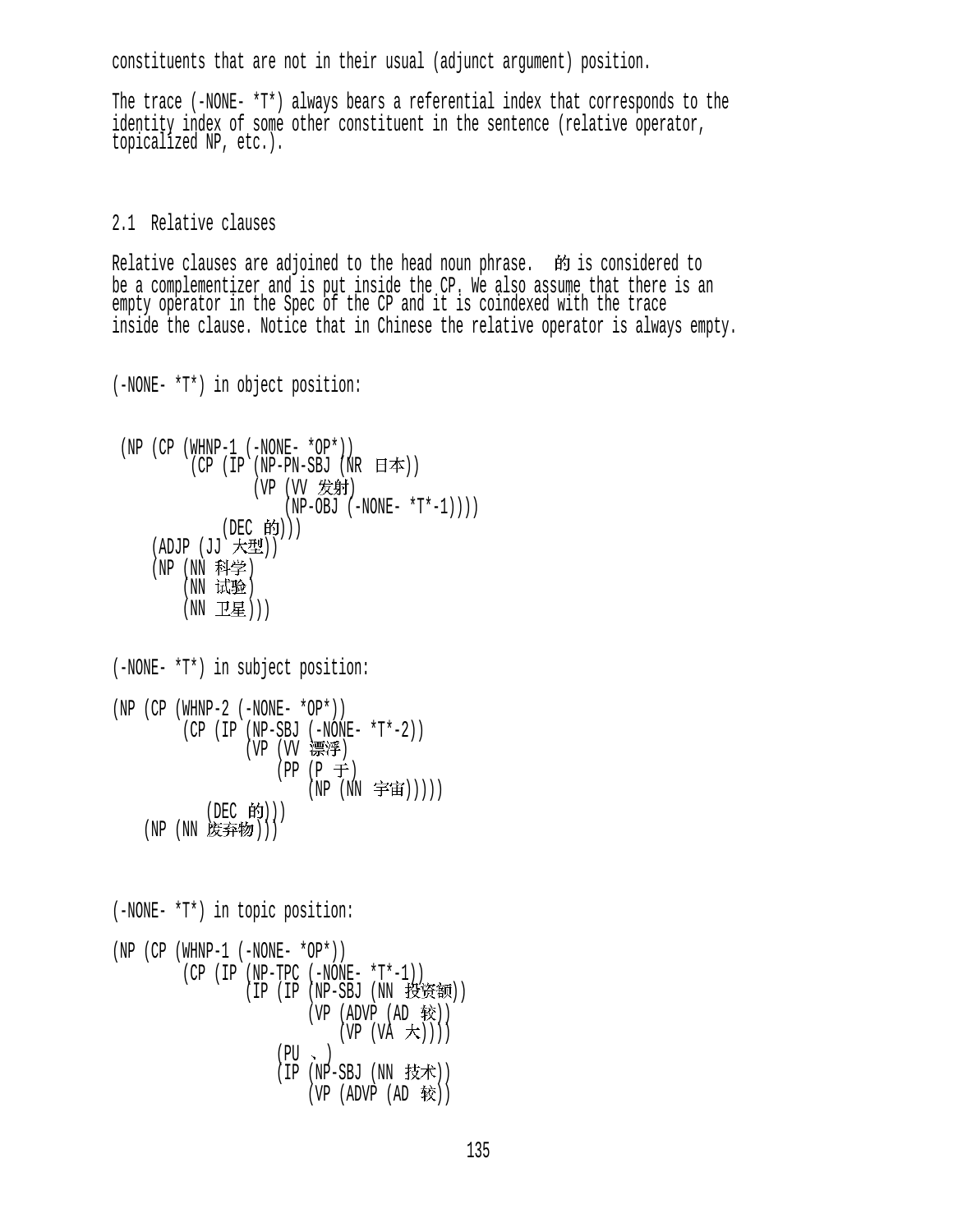constituents that are not in their usual (adjunct argument) position.

The trace (-NONE- *T*) always bears a referential index that corresponds to the identity index of some other constituent in the sentence (relative operator, topicalized NP, etc.).

## 2.1 Relative clauses

Relative clauses are adjoined to the head noun phrase. 的 is considered to be a complementizer and is put inside the CP. We also assume that there is an empty operator in the Spec of the CP and it is coindexed with the trace inside the clause. Notice that in Chinese the relative operator is always empty.

(-NONE- *T*) in object position:

```
 (NP (CP (WHNP-1 (-NONE- *OP*))
         (CP (IP (NP-PN-SBJ (NR 日本))
                 (VP (VV 发射)
                     (NP-OBJ (-NONE- *T*-1))))
             (DEC 的)))
     (ADJP (JJ 大型))
     (NP (NN 科学)
         (NN 试验)
         (NN 卫星)))
```

(-NONE- *T*) in subject position:

```
(NP (CP (WHNP-2 (-NONE- *OP*))
        (CP (IP (NP-SBJ (-NONE- *T*-2))
                (VP (VV 漂浮)
                    (PP (P 于)
                        (NP (NN 宇宙)))))
            (DEC 的)))
    (NP (NN 废弃物)))
```

(-NONE- *T*) in topic position:

```
(NP (CP (WHNP-1 (-NONE- *OP*))
        (CP (IP (NP-TPC (-NONE- *T*-1))
                (IP (IP (NP-SBJ (NN 投资额))
                        (VP (ADVP (AD 较))
                            (VP (VA 大))))
                    (PU 、)
                    (IP (NP-SBJ (NN 技术))
                        (VP (ADVP (AD 较))
```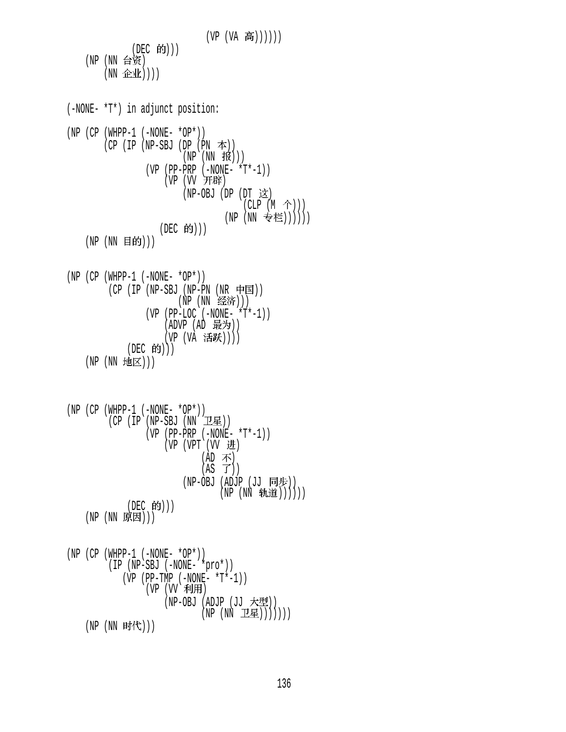```
                          (VP (VA 高))))))
                (DEC 的)))
    (NP (NN 台资)
        (NN 企业))))
```

(-NONE- *T*) in adjunct position:

```
(NP (CP (WHPP-1 (-NONE- *OP*))
        (CP (IP (NP-SBJ (DP (PN 本))
                        (NP (NN 报)))
                (VP (PP-PRP (-NONE- *T*-1))
                    (VP (VV 开辟)
                        (NP-OBJ (DP (DT 这)
                                    (CLP (M 个)))
                                (NP (NN 专栏))))))
            (DEC 的)))
    (NP (NN 目的)))
```

```
(NP (CP (WHPP-1 (-NONE- *OP*))
        (CP (IP (NP-SBJ (NP-PN (NR 中国))
                        (NP (NN 经济)))
                (VP (PP-LOC (-NONE- *T*-1))
                    (ADVP (AD 最为))
                    (VP (VA 活跃))))
            (DEC 的)))
    (NP (NN 地区)))
```

```
(NP (CP (WHPP-1 (-NONE- *OP*))
        (CP (IP (NP-SBJ (NN 卫星))
                (VP (PP-PRP (-NONE- *T*-1))
                    (VP (VPT (VV 进)
                             (AD 不)
                             (AS 了))
                        (NP-OBJ (ADJP (JJ 同步))
                                (NP (NN 轨道))))))
            (DEC 的)))
    (NP (NN 原因)))
```

```
(NP (CP (WHPP-1 (-NONE- *OP*))
        (IP (NP-SBJ (-NONE- *pro*))
            (VP (PP-TMP (-NONE- *T*-1))
                (VP (VV 利用)
                    (NP-OBJ (ADJP (JJ 大型))
                            (NP (NN 卫星)))))))
    (NP (NN 时代)))
```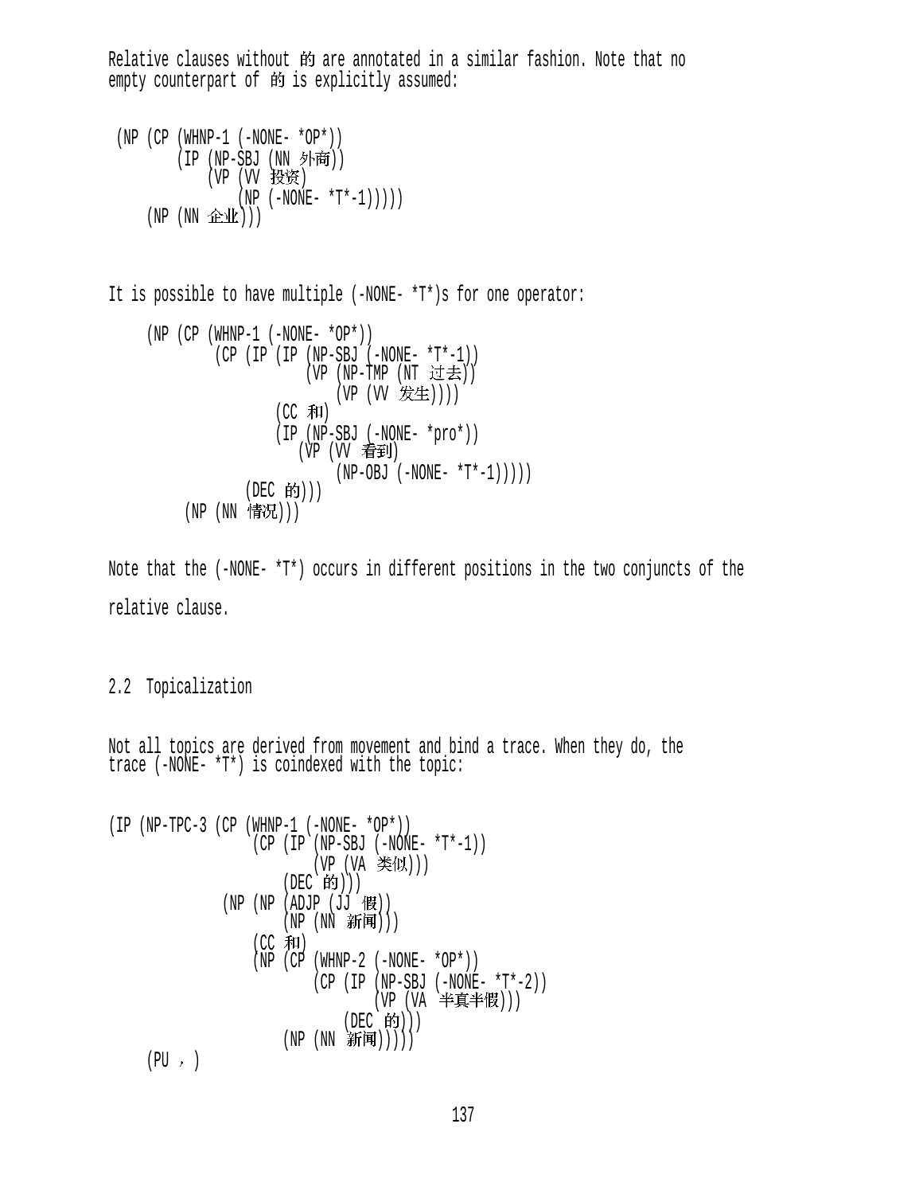Relative clauses without 的 are annotated in a similar fashion. Note that no empty counterpart of 的 is explicitly assumed:

```
 (NP (CP (WHNP-1 (-NONE- *OP*))
         (IP (NP-SBJ (NN 外商))
             (VP (VV 投资)
                 (NP (-NONE- *T*-1)))))
     (NP (NN 企业)))
```

It is possible to have multiple (-NONE- *T*)s for one operator:

```
     (NP (CP (WHNP-1 (-NONE- *OP*))
             (CP (IP (IP (NP-SBJ (-NONE- *T*-1))
                         (VP (NP-TMP (NT 过去))
                             (VP (VV 发生))))
                     (CC 和)
                     (IP (NP-SBJ (-NONE- *pro*))
                         (VP (VV 看到)
                             (NP-OBJ (-NONE- *T*-1)))))
                 (DEC 的)))
         (NP (NN 情况)))
```

Note that the (-NONE- *T*) occurs in different positions in the two conjuncts of the relative clause.

## 2.2 Topicalization

Not all topics are derived from movement and bind a trace. When they do, the trace (-NONE- *T*) is coindexed with the topic:

```
(IP (NP-TPC-3 (CP (WHNP-1 (-NONE- *OP*))
                  (CP (IP (NP-SBJ (-NONE- *T*-1))
                          (VP (VA 类似)))
                      (DEC 的)))
              (NP (NP (ADJP (JJ 假))
                      (NP (NN 新闻)))
                  (CC 和)
                  (NP (CP (WHNP-2 (-NONE- *OP*))
                          (CP (IP (NP-SBJ (-NONE- *T*-2))
                                  (VP (VA 半真半假)))
                              (DEC 的)))
                      (NP (NN 新闻)))))
    (PU ，)
```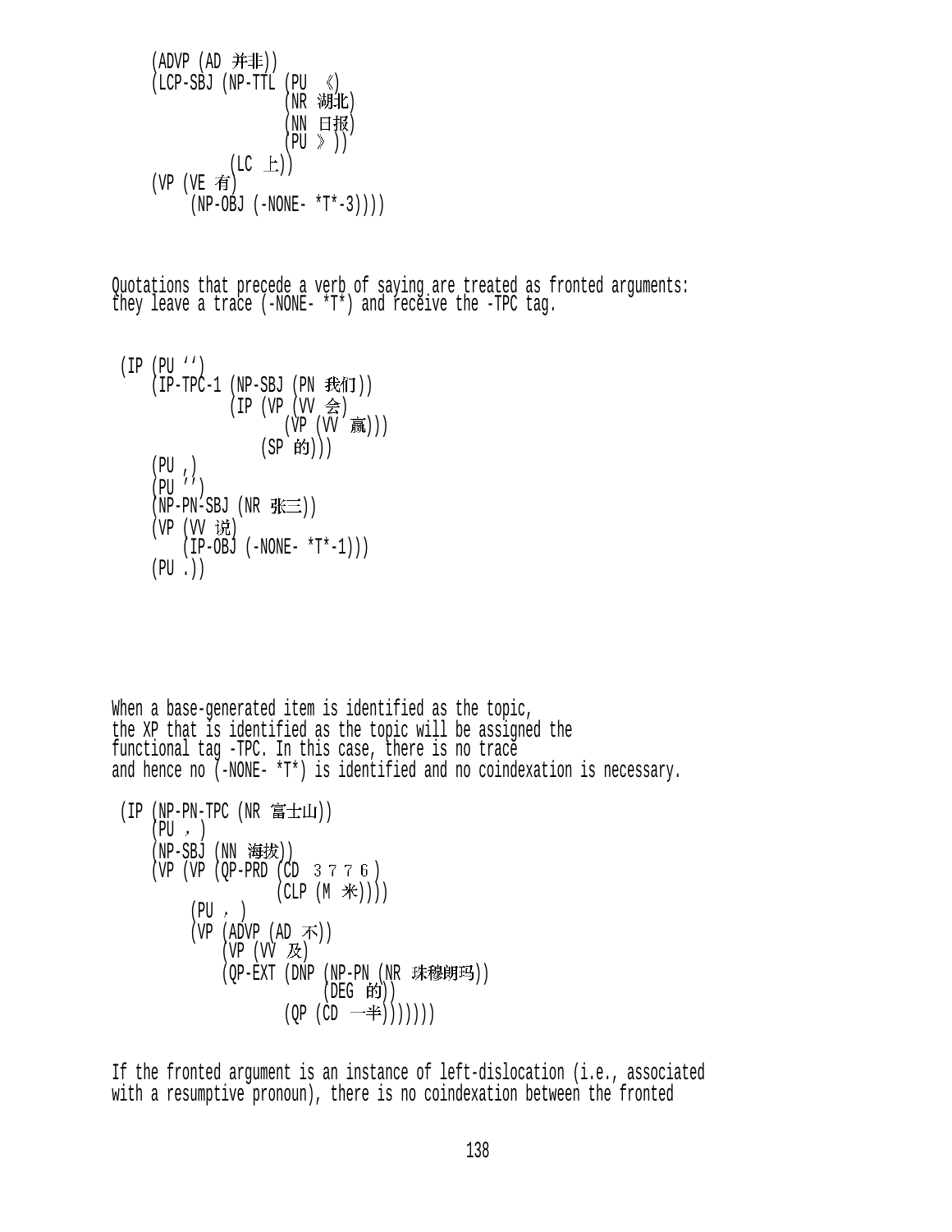```
    (ADVP (AD 并非))
    (LCP-SBJ (NP-TTL (PU 《)
                     (NR 湖北)
                     (NN 日报)
                     (PU 》))
             (LC 上))
    (VP (VE 有)
        (NP-OBJ (-NONE- *T*-3))))
```

Quotations that precede a verb of saying are treated as fronted arguments: they leave a trace (-NONE- *T*) and receive the -TPC tag.

```
(IP (PU ‘‘)
    (IP-TPC-1 (NP-SBJ (PN 我们))
              (IP (VP (VV 会)
                      (VP (VV 赢)))
                  (SP 的)))
    (PU ,)
    (PU ’’)
    (NP-PN-SBJ (NR 张三))
    (VP (VV 说)
        (IP-OBJ (-NONE- *T*-1)))
    (PU .))
```

When a base-generated item is identified as the topic, the XP that is identified as the topic will be assigned the functional tag -TPC. In this case, there is no trace and hence no (-NONE- *T*) is identified and no coindexation is necessary.

```
(IP (NP-PN-TPC (NR 富士山))
    (PU ，)
    (NP-SBJ (NN 海拔))
    (VP (VP (QP-PRD (CD ３７７６)
                    (CLP (M 米))))
        (PU ，)
        (VP (ADVP (AD 不))
            (VP (VV 及)
            (QP-EXT (DNP (NP-PN (NR 珠穆朗玛))
                         (DEG 的))
                    (QP (CD 一半)))))))
```

If the fronted argument is an instance of left-dislocation (i.e., associated with a resumptive pronoun), there is no coindexation between the fronted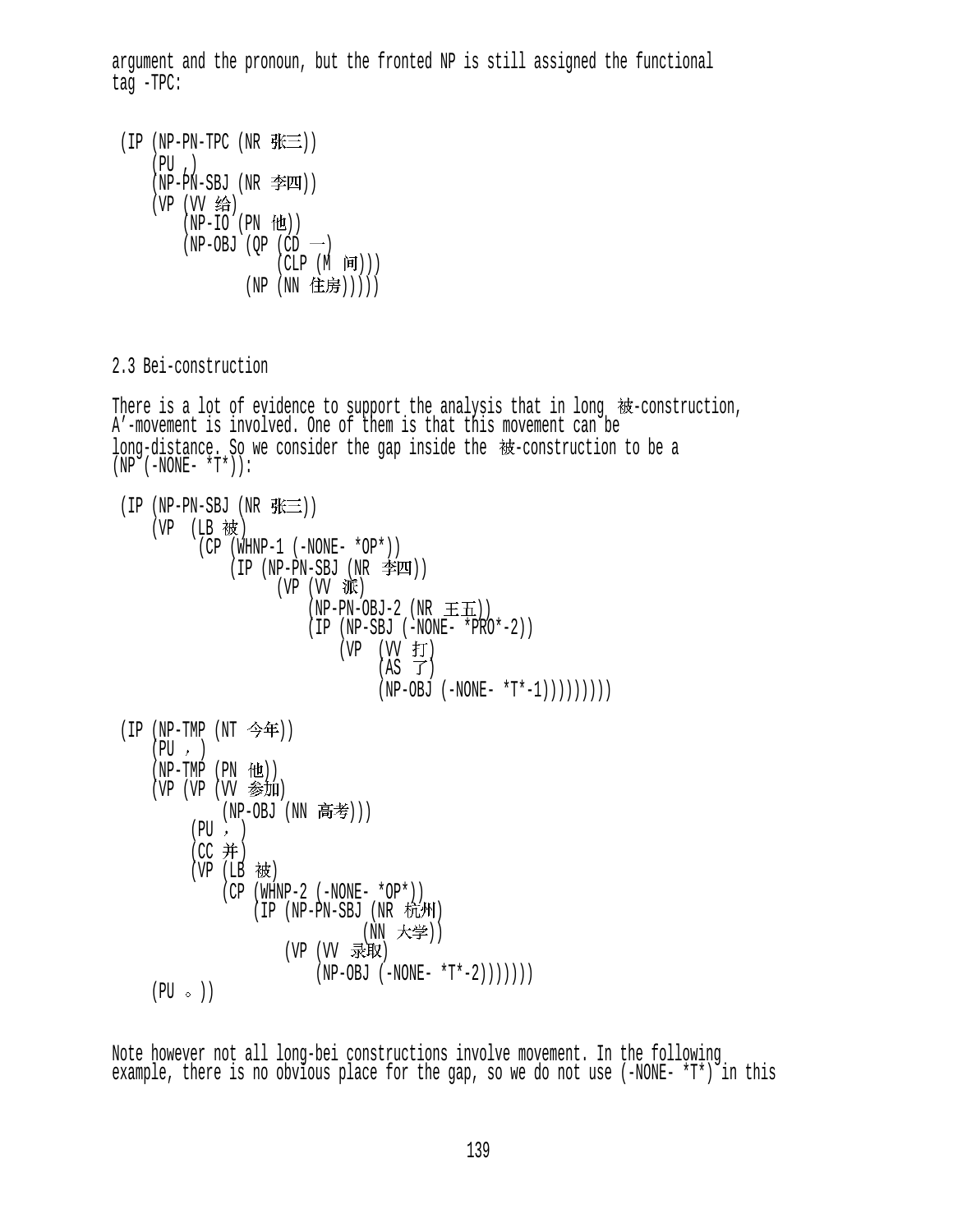argument and the pronoun, but the fronted NP is still assigned the functional tag -TPC:

```
(IP (NP-PN-TPC (NR 张三))
    (PU ,)
    (NP-PN-SBJ (NR 李四))
    (VP (VV 给)
        (NP-IO (PN 他))
        (NP-OBJ (QP (CD 一)
                    (CLP (M 间)))
                (NP (NN 住房)))))
```

## 2.3 Bei-construction

There is a lot of evidence to support the analysis that in long 被-construction, A′-movement is involved. One of them is that this movement can be long-distance. So we consider the gap inside the 被-construction to be a (NP (-NONE- *T*)):

```
(IP (NP-PN-SBJ (NR 张三))
    (VP  (LB 被)
         (CP (WHNP-1 (-NONE- *OP*))
             (IP (NP-PN-SBJ (NR 李四))
                 (VP (VV 派)
                     (NP-PN-OBJ-2 (NR 王五))
                     (IP (NP-SBJ (-NONE- *PRO*-2))
                         (VP  (VV 打)
                              (AS 了)
                              (NP-OBJ (-NONE- *T*-1)))))))))

(IP (NP-TMP (NT 今年))
    (PU ，)
    (NP-TMP (PN 他))
    (VP (VP (VV 参加)
            (NP-OBJ (NN 高考)))
        (PU ，)
        (CC 并)
        (VP (LB 被)
            (CP (WHNP-2 (-NONE- *OP*))
                (IP (NP-PN-SBJ (NR 杭州)
                               (NN 大学))
                    (VP (VV 录取)
                        (NP-OBJ (-NONE- *T*-2)))))))
    (PU 。))
```

Note however not all long-bei constructions involve movement. In the following example, there is no obvious place for the gap, so we do not use (-NONE- *T*) in this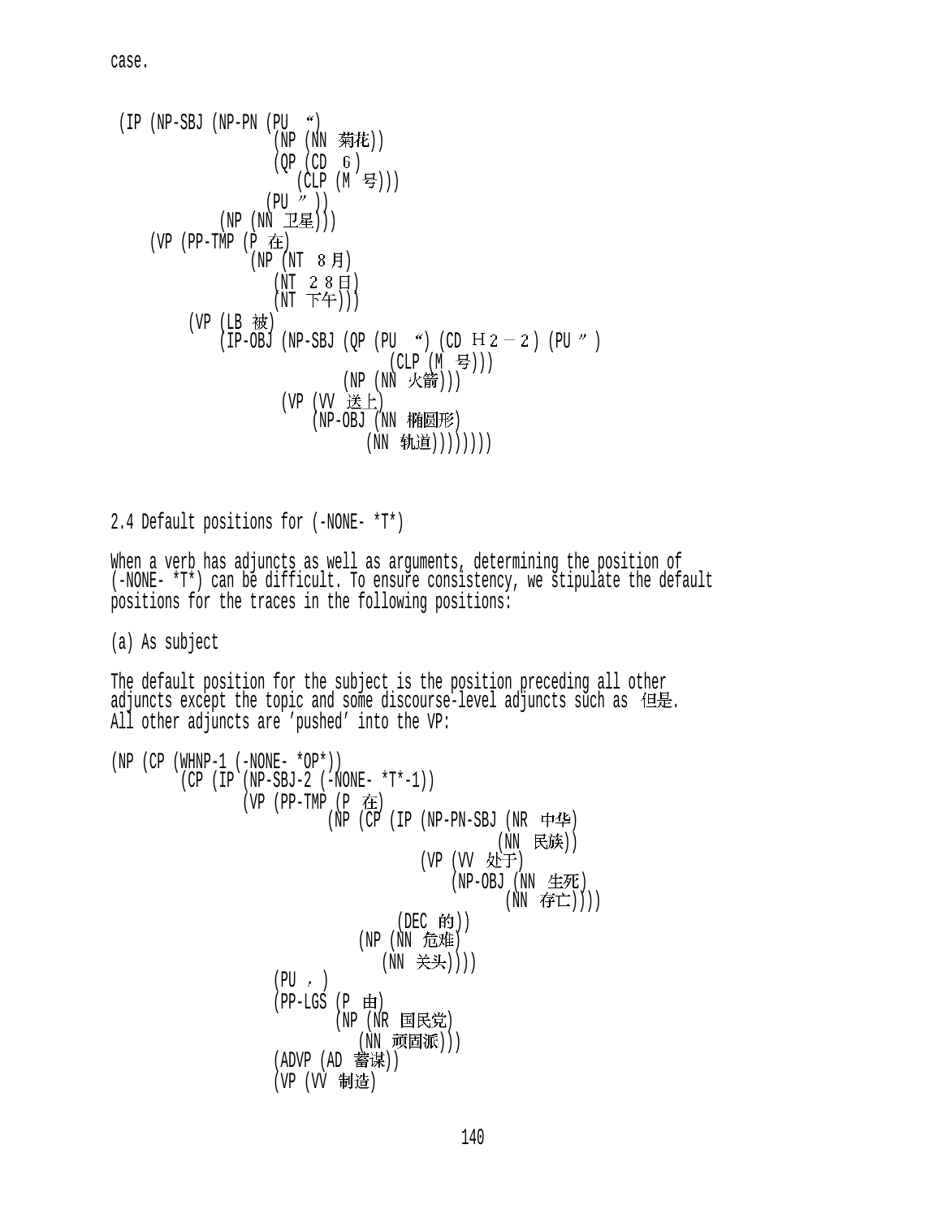case.

```
(IP (NP-SBJ (NP-PN (PU “)
                   (NP (NN 菊花))
                   (QP (CD 6)
                       (CLP (M 号)))
                   (PU ”))
            (NP (NN 卫星)))
    (VP (PP-TMP (P 在)
                (NP (NT 8月)
                    (NT 28日)
                    (NT 下午)))
        (VP (LB 被)
            (IP-OBJ (NP-SBJ (QP (PU “) (CD H2-2) (PU ”)
                                (CLP (M 号)))
                            (NP (NN 火箭)))
                    (VP (VV 送上)
                        (NP-OBJ (NN 椭圆形)
                                (NN 轨道))))))))
```

2.4 Default positions for (-NONE- *T*)

When a verb has adjuncts as well as arguments, determining the position of (-NONE- *T*) can be difficult. To ensure consistency, we stipulate the default positions for the traces in the following positions:

(a) As subject

The default position for the subject is the position preceding all other adjuncts except the topic and some discourse-level adjuncts such as 但是. All other adjuncts are 'pushed' into the VP:

```
(NP (CP (WHNP-1 (-NONE- *OP*))
        (CP (IP (NP-SBJ-2 (-NONE- *T*-1))
                (VP (PP-TMP (P 在)
                            (NP (CP (IP (NP-PN-SBJ (NR 中华)
                                                   (NN 民族))
                                        (VP (VV 处于)
                                            (NP-OBJ (NN 生死)
                                                    (NN 存亡))))
                                    (DEC 的))
                                (NP (NN 危难)
                                    (NN 关头))))
                    (PU ，)
                    (PP-LGS (P 由)
                            (NP (NR 国民党)
                                (NN 顽固派)))
                    (ADVP (AD 蓄谋))
                    (VP (VV 制造)
```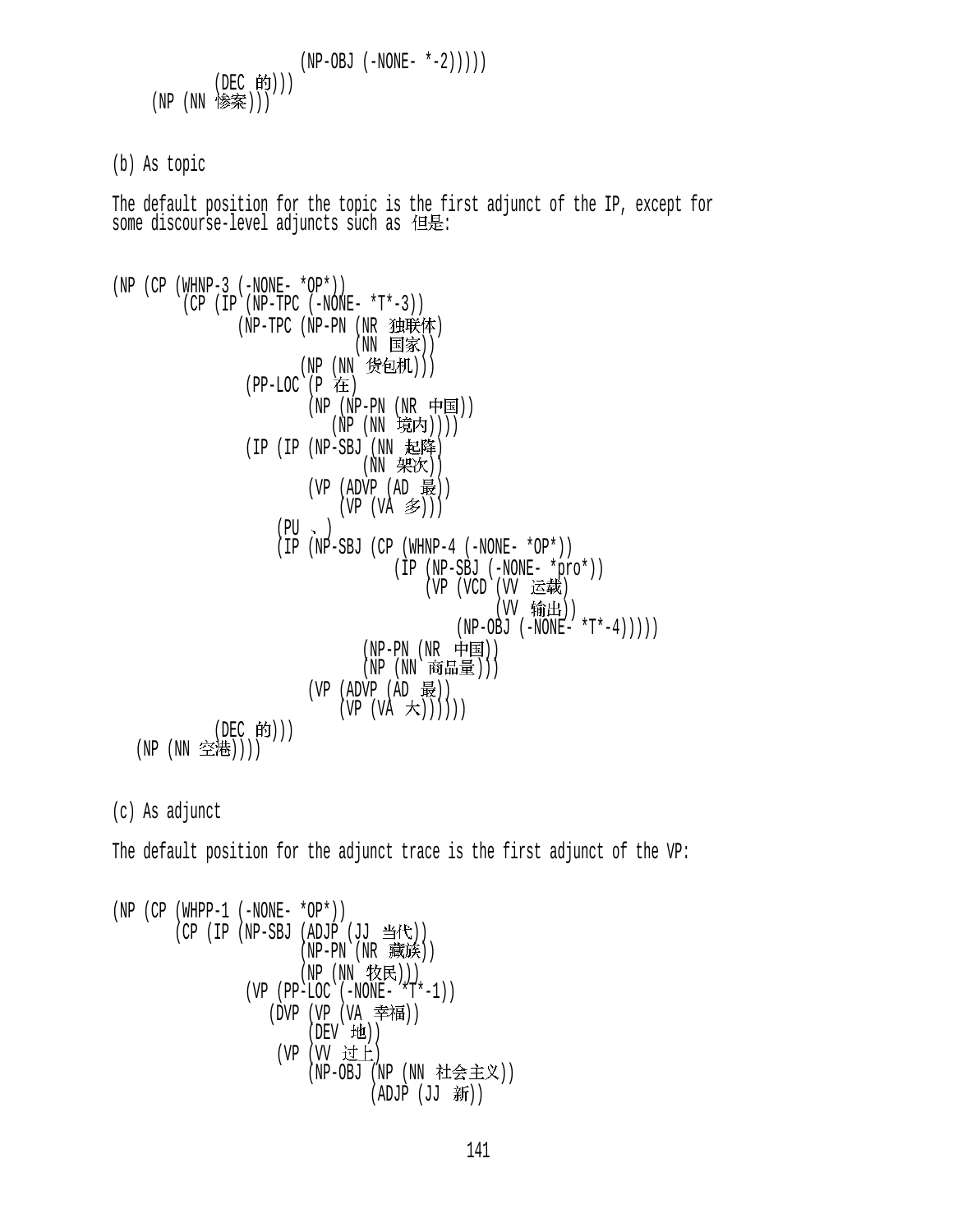```
                    (NP-OBJ (-NONE- *-2)))))
          (DEC 的)))
     (NP (NN 惨案)))
```

(b) As topic

The default position for the topic is the first adjunct of the IP, except for some discourse-level adjuncts such as 但是:

```
(NP (CP (WHNP-3 (-NONE- *OP*))
        (CP (IP (NP-TPC (-NONE- *T*-3))
                (NP-TPC (NP-PN (NR 独联体)
                               (NN 国家))
                        (NP (NN 货包机)))
                (PP-LOC (P 在)
                        (NP (NP-PN (NR 中国))
                            (NP (NN 境内))))
                (IP (IP (NP-SBJ (NN 起降)
                                (NN 架次))
                        (VP (ADVP (AD 最))
                            (VP (VA 多))))
                    (PU 、)
                    (IP (NP-SBJ (CP (WHNP-4 (-NONE- *OP*))
                                    (IP (NP-SBJ (-NONE- *pro*))
                                        (VP (VCD (VV 运载)
                                                 (VV 输出))
                                            (NP-OBJ (-NONE- *T*-4)))))
                                (NP-PN (NR 中国))
                                (NP (NN 商品量)))
                        (VP (ADVP (AD 最))
                            (VP (VA 大))))))
          (DEC 的)))
   (NP (NN 空港))))
```

(c) As adjunct

The default position for the adjunct trace is the first adjunct of the VP:

```
(NP (CP (WHPP-1 (-NONE- *OP*))
        (CP (IP (NP-SBJ (ADJP (JJ 当代))
                        (NP-PN (NR 藏族))
                        (NP (NN 牧民)))
                (VP (PP-LOC (-NONE- *T*-1))
                    (DVP (VP (VA 幸福))
                         (DEV 地))
                    (VP (VV 过上)
                        (NP-OBJ (NP (NN 社会主义))
                                (ADJP (JJ 新))
```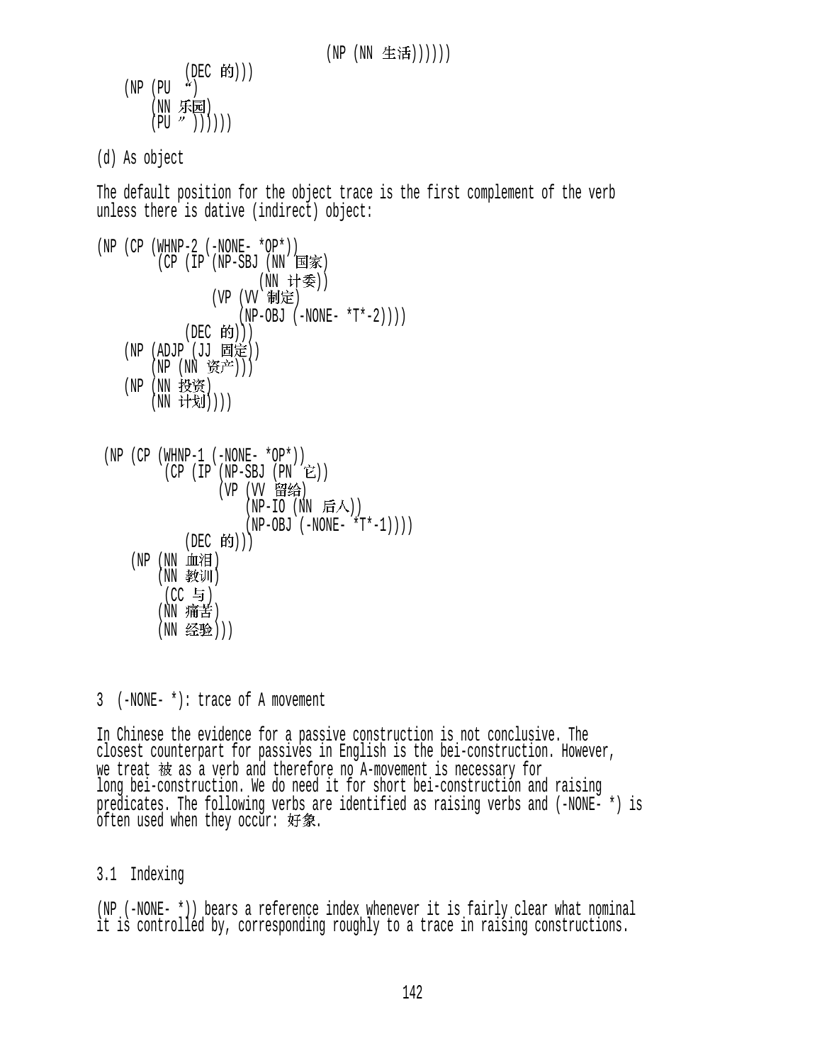```
                                        (NP (NN 生活))))))
            (DEC 的)))
    (NP (PU “)
        (NN 乐园)
        (PU ”))))))
```

(d) As object

The default position for the object trace is the first complement of the verb unless there is dative (indirect) object:

```
(NP (CP (WHNP-2 (-NONE- *OP*))
        (CP (IP (NP-SBJ (NN 国家)
                        (NN 计委))
                (VP (VV 制定)
                    (NP-OBJ (-NONE- *T*-2))))
            (DEC 的)))
    (NP (ADJP (JJ 固定))
        (NP (NN 资产)))
    (NP (NN 投资)
        (NN 计划))))


 (NP (CP (WHNP-1 (-NONE- *OP*))
         (CP (IP (NP-SBJ (PN 它))
                 (VP (VV 留给)
                     (NP-IO (NN 后人))
                     (NP-OBJ (-NONE- *T*-1))))
             (DEC 的)))
     (NP (NN 血泪)
         (NN 教训)
         (CC 与)
         (NN 痛苦)
         (NN 经验)))
```

3 (-NONE- *): trace of A movement

In Chinese the evidence for a passive construction is not conclusive. The closest counterpart for passives in English is the bei-construction. However, we treat 被 as a verb and therefore no A-movement is necessary for long bei-construction. We do need it for short bei-construction and raising predicates. The following verbs are identified as raising verbs and (-NONE- *) is often used when they occur: 好象.

3.1 Indexing

(NP (-NONE- *)) bears a reference index whenever it is fairly clear what nominal it is controlled by, corresponding roughly to a trace in raising constructions.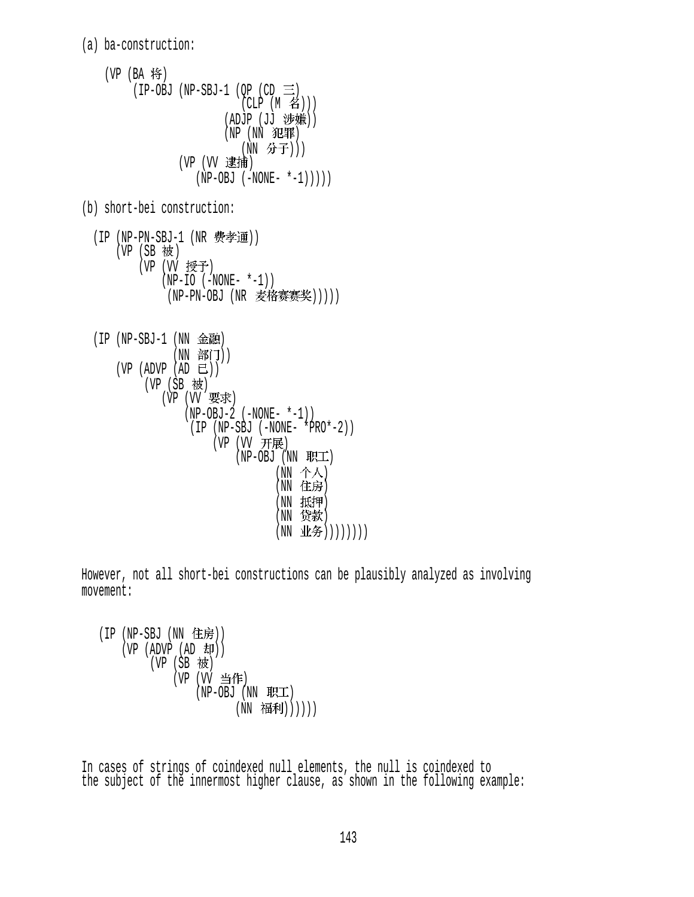(a) ba-construction:

```
    (VP (BA 将)
        (IP-OBJ (NP-SBJ-1 (QP (CD 三)
                              (CLP (M 名)))
                          (ADJP (JJ 涉嫌))
                          (NP (NN 犯罪)
                              (NN 分子)))
                (VP (VV 逮捕)
                    (NP-OBJ (-NONE- *-1)))))
```

(b) short-bei construction:

```
  (IP (NP-PN-SBJ-1 (NR 费孝通))
      (VP (SB 被)
          (VP (VV 授予)
              (NP-IO (-NONE- *-1))
               (NP-PN-OBJ (NR 麦格赛赛奖)))))


  (IP (NP-SBJ-1 (NN 金融)
                (NN 部门))
      (VP (ADVP (AD 已))
          (VP (SB 被)
              (VP (VV 要求)
                  (NP-OBJ-2 (-NONE- *-1))
                   (IP (NP-SBJ (-NONE- *PRO*-2))
                       (VP (VV 开展)
                           (NP-OBJ (NN 职工)
                                   (NN 个人)
                                   (NN 住房)
                                   (NN 抵押)
                                   (NN 贷款)
                                   (NN 业务))))))))
```

However, not all short-bei constructions can be plausibly analyzed as involving movement:

```
   (IP (NP-SBJ (NN 住房))
       (VP (ADVP (AD 却))
           (VP (SB 被)
               (VP (VV 当作)
                   (NP-OBJ (NN 职工)
                           (NN 福利))))))
```

In cases of strings of coindexed null elements, the null is coindexed to the subject of the innermost higher clause, as shown in the following example: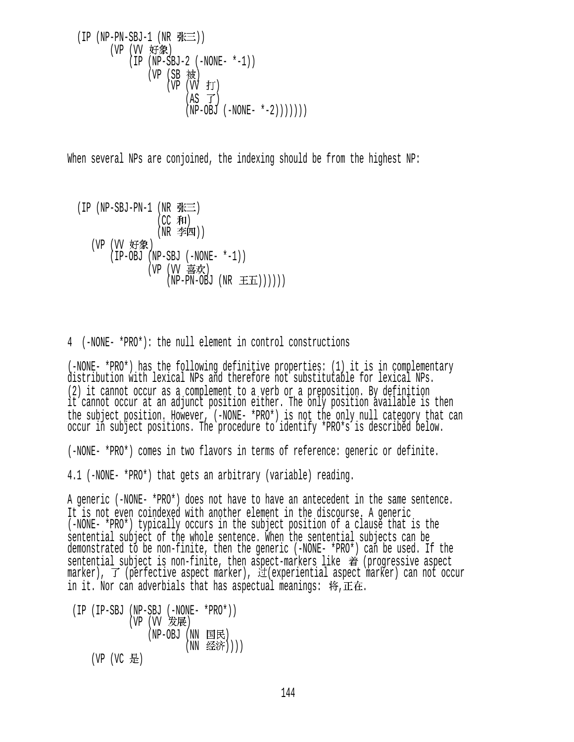```
(IP (NP-PN-SBJ-1 (NR 张三))
     (VP (VV 好象)
         (IP (NP-SBJ-2 (-NONE- *-1))
             (VP (SB 被)
                 (VP (VV 打)
                     (AS 了)
                     (NP-OBJ (-NONE- *-2)))))))
```

When several NPs are conjoined, the indexing should be from the highest NP:

```
(IP (NP-SBJ-PN-1 (NR 张三)
                 (CC 和)
                 (NR 李四))
   (VP (VV 好象)
       (IP-OBJ (NP-SBJ (-NONE- *-1))
               (VP (VV 喜欢)
                   (NP-PN-OBJ (NR 王五))))))
```

4 (-NONE- *PRO*): the null element in control constructions

(-NONE- *PRO*) has the following definitive properties: (1) it is in complementary distribution with lexical NPs and therefore not substitutable for lexical NPs. (2) it cannot occur as a complement to a verb or a preposition. By definition it cannot occur at an adjunct position either. The only position available is then the subject position. However, (-NONE- *PRO*) is not the only null category that can occur in subject positions. The procedure to identify *PRO*s is described below.

(-NONE- *PRO*) comes in two flavors in terms of reference: generic or definite.

4.1 (-NONE- *PRO*) that gets an arbitrary (variable) reading.

A generic (-NONE- *PRO*) does not have to have an antecedent in the same sentence. It is not even coindexed with another element in the discourse. A generic (-NONE- *PRO*) typically occurs in the subject position of a clause that is the sentential subject of the whole sentence. When the sentential subjects can be demonstrated to be non-finite, then the generic (-NONE- *PRO*) can be used. If the sentential subject is non-finite, then aspect-markers like 着 (progressive aspect marker), 了 (perfective aspect marker), 过(experiential aspect marker) can not occur in it. Nor can adverbials that has aspectual meanings: 将,正在.

```
(IP (IP-SBJ (NP-SBJ (-NONE- *PRO*))
            (VP (VV 发展)
                (NP-OBJ (NN 国民)
                        (NN 经济))))
    (VP (VC 是)
```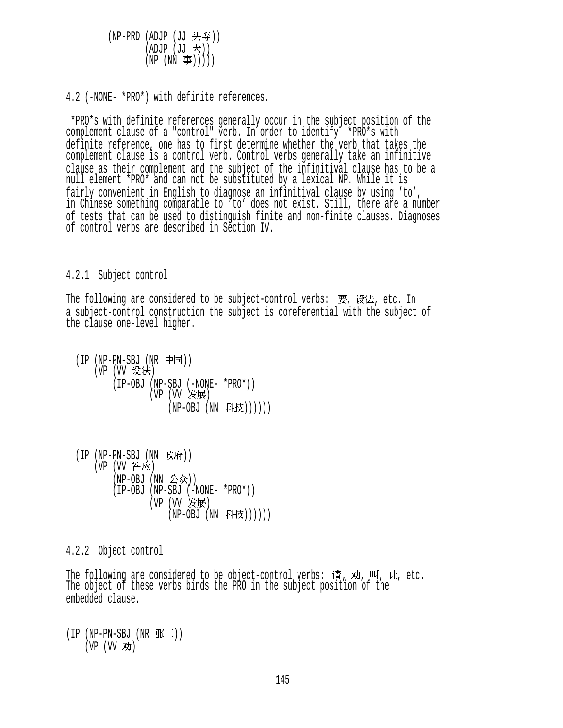```
        (NP-PRD (ADJP (JJ 头等))
                (ADJP (JJ 大))
                (NP (NN 事)))))
```

4.2 (-NONE- *PRO*) with definite references.

*PRO*s with definite references generally occur in the subject position of the complement clause of a "control" verb. In order to identify *PRO*s with definite reference, one has to first determine whether the verb that takes the complement clause is a control verb. Control verbs generally take an infinitive clause as their complement and the subject of the infinitival clause has to be a null element *PRO* and can not be substituted by a lexical NP. While it is fairly convenient in English to diagnose an infinitival clause by using 'to', in Chinese something comparable to 'to' does not exist. Still, there are a number of tests that can be used to distinguish finite and non-finite clauses. Diagnoses of control verbs are described in Section IV.

4.2.1 Subject control

The following are considered to be subject-control verbs: 要, 设法, etc. In a subject-control construction the subject is coreferential with the subject of the clause one-level higher.

```
  (IP (NP-PN-SBJ (NR 中国))
      (VP (VV 设法)
          (IP-OBJ (NP-SBJ (-NONE- *PRO*))
                  (VP (VV 发展)
                      (NP-OBJ (NN 科技))))))
```

```
  (IP (NP-PN-SBJ (NN 政府))
      (VP (VV 答应)
          (NP-OBJ (NN 公众))
          (IP-OBJ (NP-SBJ (-NONE- *PRO*))
                  (VP (VV 发展)
                      (NP-OBJ (NN 科技))))))
```

4.2.2 Object control

The following are considered to be object-control verbs: 请, 劝, 叫, 让, etc. The object of these verbs binds the PRO in the subject position of the embedded clause.

```
(IP (NP-PN-SBJ (NR 张三))
    (VP (VV 劝)
```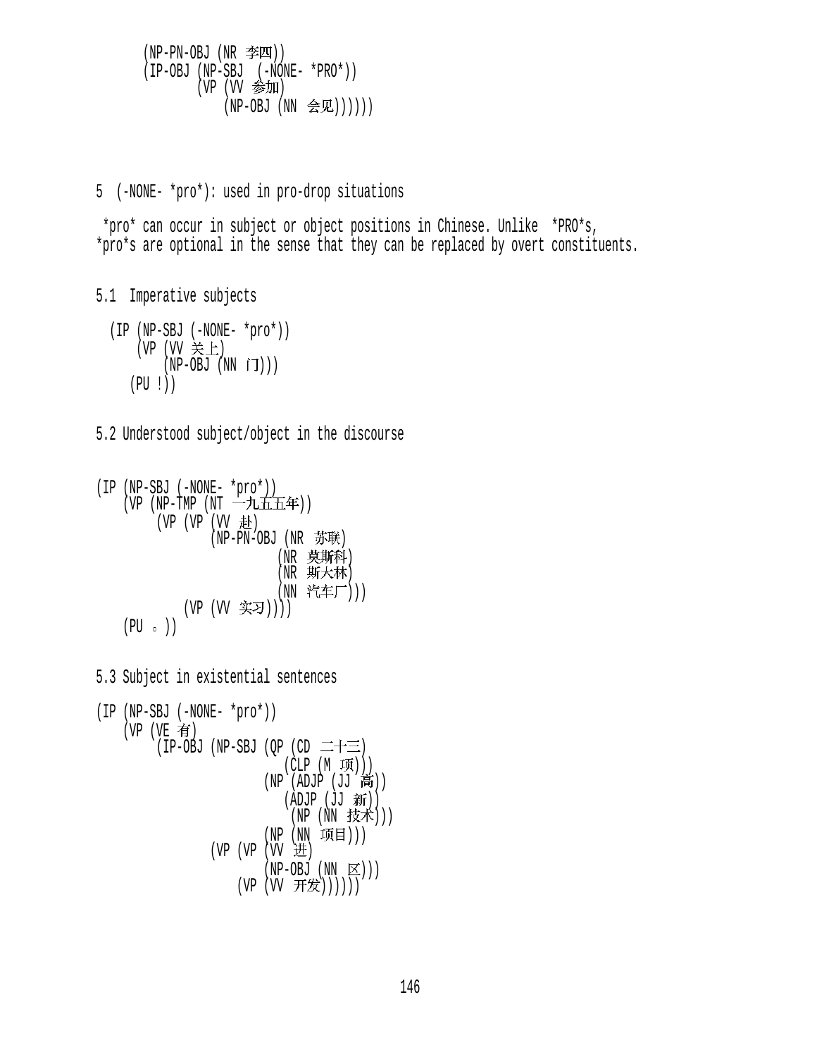```
        (NP-PN-OBJ (NR 李四))
        (IP-OBJ (NP-SBJ  (-NONE- *PRO*))
                (VP (VV 参加)
                    (NP-OBJ (NN 会见))))))
```

5 (-NONE- *pro*): used in pro-drop situations

*pro* can occur in subject or object positions in Chinese. Unlike *PRO*s, *pro*s are optional in the sense that they can be replaced by overt constituents.

5.1 Imperative subjects

```
  (IP (NP-SBJ (-NONE- *pro*))
      (VP (VV 关上)
          (NP-OBJ (NN 门)))
     (PU !))
```

5.2 Understood subject/object in the discourse

```
(IP (NP-SBJ (-NONE- *pro*))
    (VP (NP-TMP (NT 一九五五年))
        (VP (VP (VV 赴)
                (NP-PN-OBJ (NR 苏联)
                           (NR 莫斯科)
                           (NR 斯大林)
                           (NN 汽车厂)))
            (VP (VV 实习))))
    (PU 。))
```

5.3 Subject in existential sentences

```
(IP (NP-SBJ (-NONE- *pro*))
    (VP (VE 有)
        (IP-OBJ (NP-SBJ (QP (CD 二十三)
                            (CLP (M 项)))
                        (NP (ADJP (JJ 高))
                            (ADJP (JJ 新))
                             (NP (NN 技术)))
                        (NP (NN 项目)))
                (VP (VP (VV 进)
                        (NP-OBJ (NN 区)))
                    (VP (VV 开发))))))
```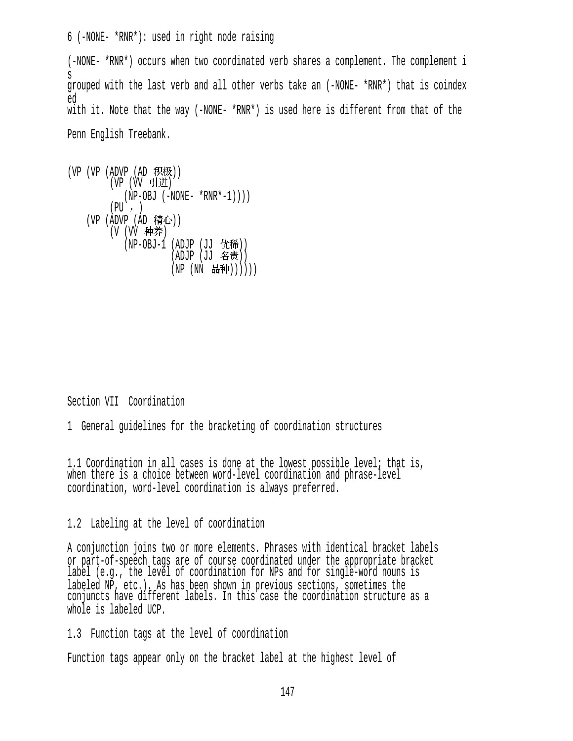6 (-NONE- *RNR*): used in right node raising

(-NONE- *RNR*) occurs when two coordinated verb shares a complement. The complement is grouped with the last verb and all other verbs take an (-NONE- *RNR*) that is coindexed with it. Note that the way (-NONE- *RNR*) is used here is different from that of the Penn English Treebank.

```
(VP (VP (ADVP (AD 积极))
        (VP (VV 引进)
           (NP-OBJ (-NONE- *RNR*-1))))
        (PU ，)
    (VP (ADVP (AD 精心))
        (V (VV 种养)
           (NP-OBJ-1 (ADJP (JJ 优稀))
                     (ADJP (JJ 名贵))
                     (NP (NN 品种))))))
```

# Section VII Coordination

## 1 General guidelines for the bracketing of coordination structures

### 1.1 Coordination in all cases is done at the lowest possible level; that is, when there is a choice between word-level coordination and phrase-level coordination, word-level coordination is always preferred.

### 1.2 Labeling at the level of coordination

A conjunction joins two or more elements. Phrases with identical bracket labels or part-of-speech tags are of course coordinated under the appropriate bracket label (e.g., the level of coordination for NPs and for single-word nouns is labeled NP, etc.). As has been shown in previous sections, sometimes the conjuncts have different labels. In this case the coordination structure as a whole is labeled UCP.

### 1.3 Function tags at the level of coordination

Function tags appear only on the bracket label at the highest level of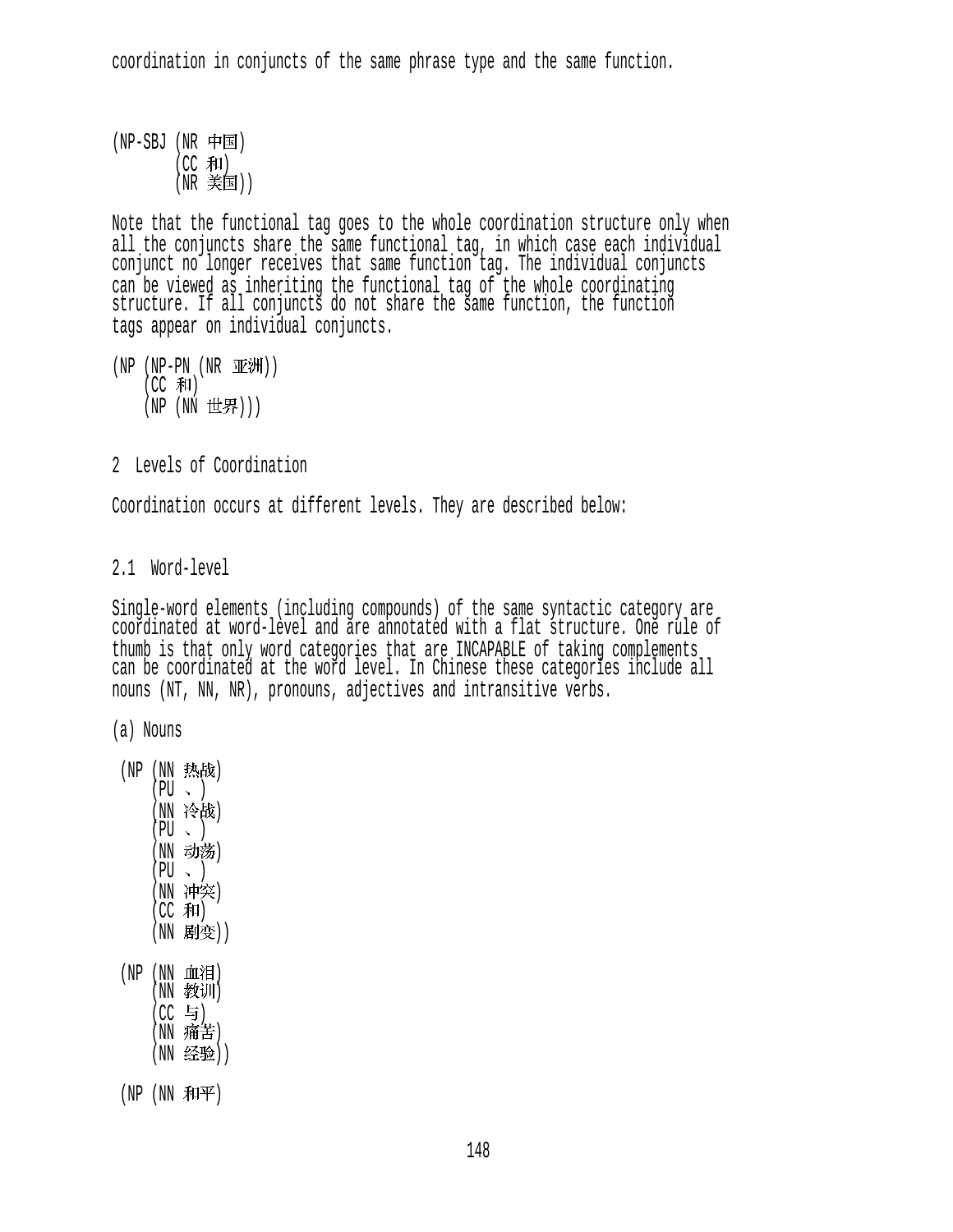coordination in conjuncts of the same phrase type and the same function.

```
(NP-SBJ (NR 中国)
        (CC 和)
        (NR 美国))
```

Note that the functional tag goes to the whole coordination structure only when all the conjuncts share the same functional tag, in which case each individual conjunct no longer receives that same function tag. The individual conjuncts can be viewed as inheriting the functional tag of the whole coordinating structure. If all conjuncts do not share the same function, the function tags appear on individual conjuncts.

```
(NP (NP-PN (NR 亚洲))
    (CC 和)
    (NP (NN 世界)))
```

## 2 Levels of Coordination

Coordination occurs at different levels. They are described below:

### 2.1 Word-level

Single-word elements (including compounds) of the same syntactic category are coordinated at word-level and are annotated with a flat structure. One rule of thumb is that only word categories that are INCAPABLE of taking complements can be coordinated at the word level. In Chinese these categories include all nouns (NT, NN, NR), pronouns, adjectives and intransitive verbs.

(a) Nouns

```
(NP (NN 热战)
    (PU 、)
    (NN 冷战)
    (PU 、)
    (NN 动荡)
    (PU 、)
    (NN 冲突)
    (CC 和)
    (NN 剧变))

(NP (NN 血泪)
    (NN 教训)
    (CC 与)
    (NN 痛苦)
    (NN 经验))

(NP (NN 和平)
```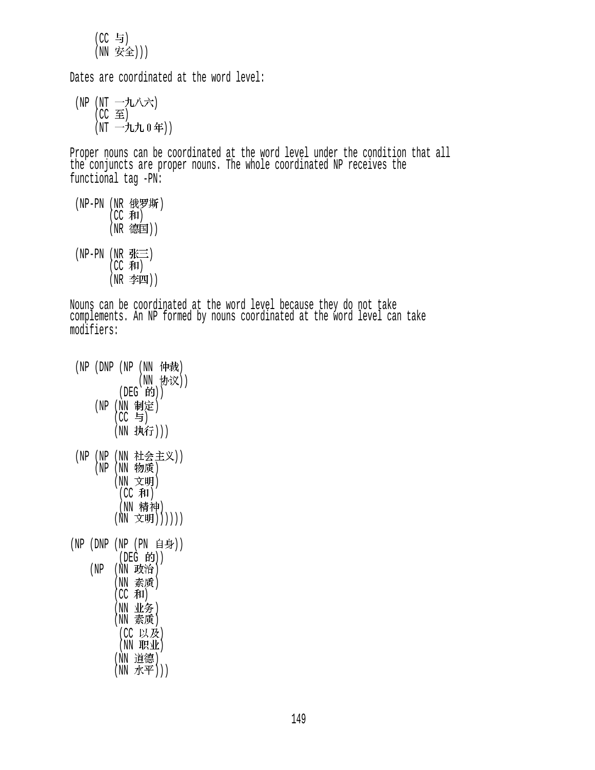```
    (CC 与)
    (NN 安全)))
```

Dates are coordinated at the word level:

```
(NP (NT 一九八六)
    (CC 至)
    (NT 一九九0年))
```

Proper nouns can be coordinated at the word level under the condition that all the conjuncts are proper nouns. The whole coordinated NP receives the functional tag -PN:

```
(NP-PN (NR 俄罗斯)
       (CC 和)
       (NR 德国))

(NP-PN (NR 张三)
       (CC 和)
       (NR 李四))
```

Nouns can be coordinated at the word level because they do not take complements. An NP formed by nouns coordinated at the word level can take modifiers:

```
(NP (DNP (NP (NN 仲裁)
             (NN 协议))
         (DEG 的))
    (NP (NN 制定)
        (CC 与)
        (NN 执行)))

(NP (NP (NN 社会主义))
    (NP (NN 物质)
        (NN 文明)
        (CC 和)
        (NN 精神)
        (NN 文明)))))

(NP (DNP (NP (PN 自身))
         (DEG 的))
    (NP  (NN 政治)
         (NN 素质)
         (CC 和)
         (NN 业务)
         (NN 素质)
         (CC 以及)
         (NN 职业)
         (NN 道德)
         (NN 水平)))
```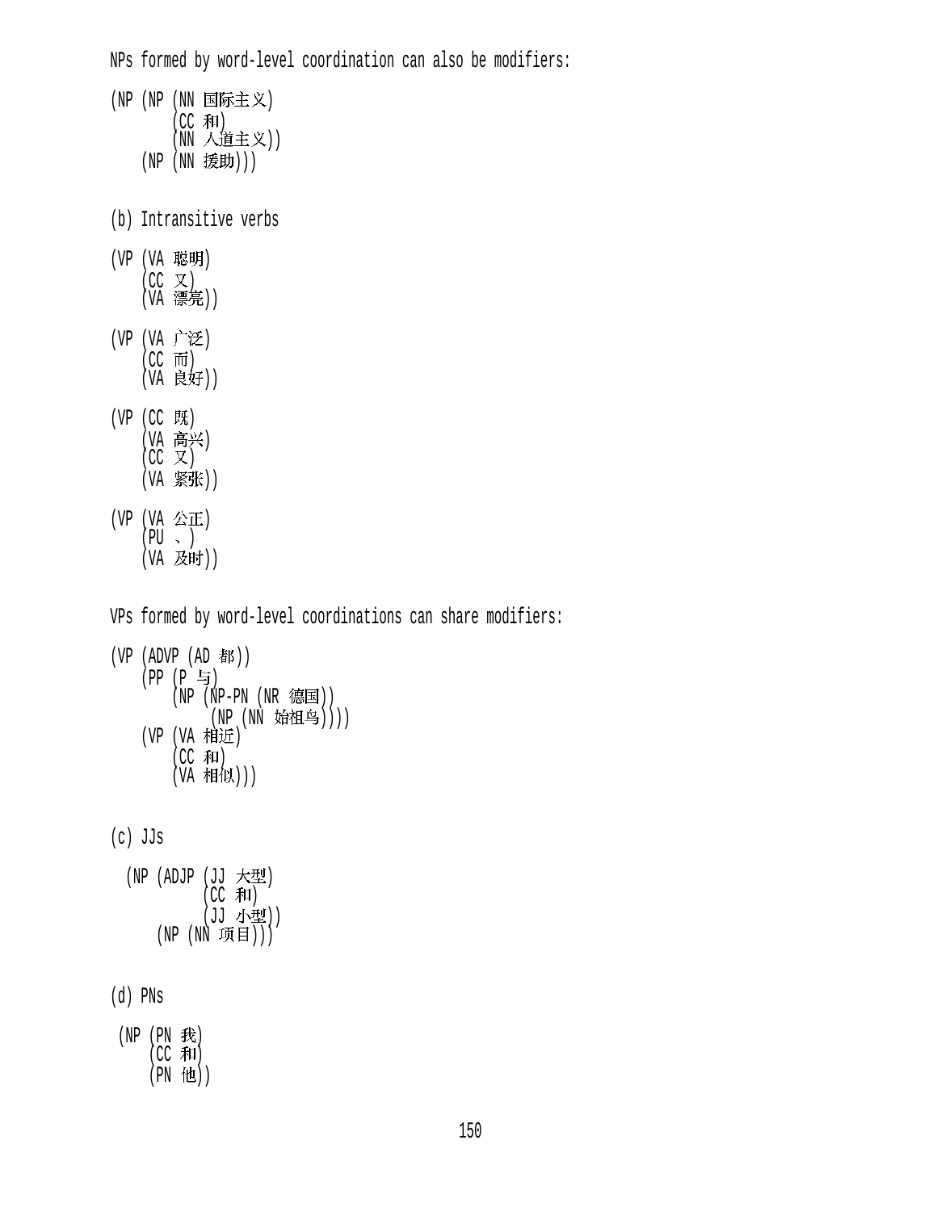NPs formed by word-level coordination can also be modifiers:

```
(NP (NP (NN 国际主义)
        (CC 和)
        (NN 人道主义))
    (NP (NN 援助)))
```

(b) Intransitive verbs

```
(VP (VA 聪明)
    (CC 又)
    (VA 漂亮))

(VP (VA 广泛)
    (CC 而)
    (VA 良好))

(VP (CC 既)
    (VA 高兴)
    (CC 又)
    (VA 紧张))

(VP (VA 公正)
    (PU 、)
    (VA 及时))
```

VPs formed by word-level coordinations can share modifiers:

```
(VP (ADVP (AD 都))
    (PP (P 与)
        (NP (NP-PN (NR 德国))
            (NP (NN 始祖鸟))))
    (VP (VA 相近)
        (CC 和)
        (VA 相似)))
```

(c) JJs

```
  (NP (ADJP (JJ 大型)
            (CC 和)
            (JJ 小型))
      (NP (NN 项目)))
```

(d) PNs

```
 (NP (PN 我)
     (CC 和)
     (PN 他))
```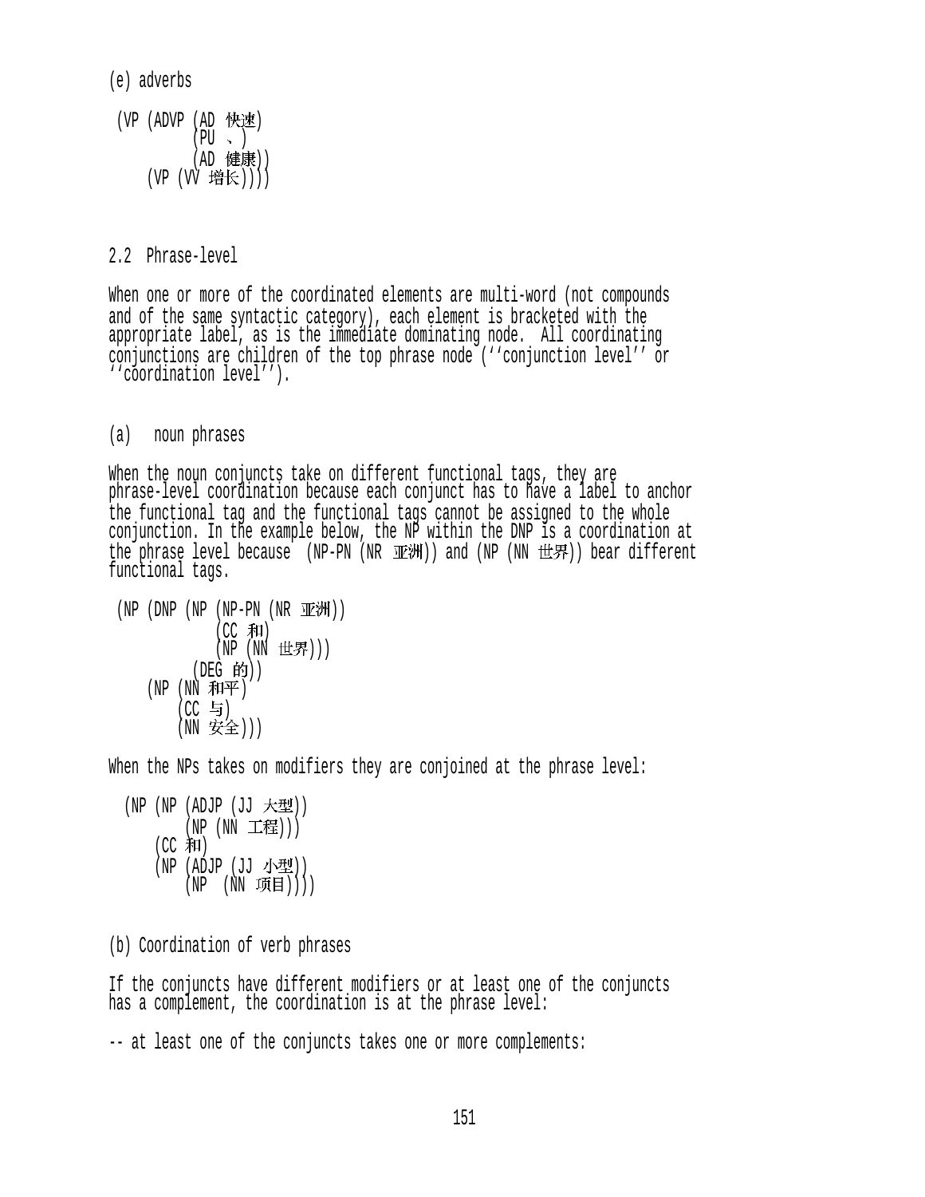(e) adverbs

```
 (VP (ADVP (AD 快速)
           (PU 、)
           (AD 健康))
     (VP (VV 增长))))
```

2.2 Phrase-level

When one or more of the coordinated elements are multi-word (not compounds and of the same syntactic category), each element is bracketed with the appropriate label, as is the immediate dominating node. All coordinating conjunctions are children of the top phrase node (''conjunction level'' or ''coordination level'').

(a) noun phrases

When the noun conjuncts take on different functional tags, they are phrase-level coordination because each conjunct has to have a label to anchor the functional tag and the functional tags cannot be assigned to the whole conjunction. In the example below, the NP within the DNP is a coordination at the phrase level because (NP-PN (NR 亚洲)) and (NP (NN 世界)) bear different functional tags.

```
 (NP (DNP (NP (NP-PN (NR 亚洲))
              (CC 和)
              (NP (NN 世界)))
           (DEG 的))
     (NP (NN 和平)
         (CC 与)
         (NN 安全)))
```

When the NPs takes on modifiers they are conjoined at the phrase level:

```
  (NP (NP (ADJP (JJ 大型))
          (NP (NN 工程)))
      (CC 和)
      (NP (ADJP (JJ 小型))
          (NP  (NN 项目))))
```

(b) Coordination of verb phrases

If the conjuncts have different modifiers or at least one of the conjuncts has a complement, the coordination is at the phrase level:

-- at least one of the conjuncts takes one or more complements: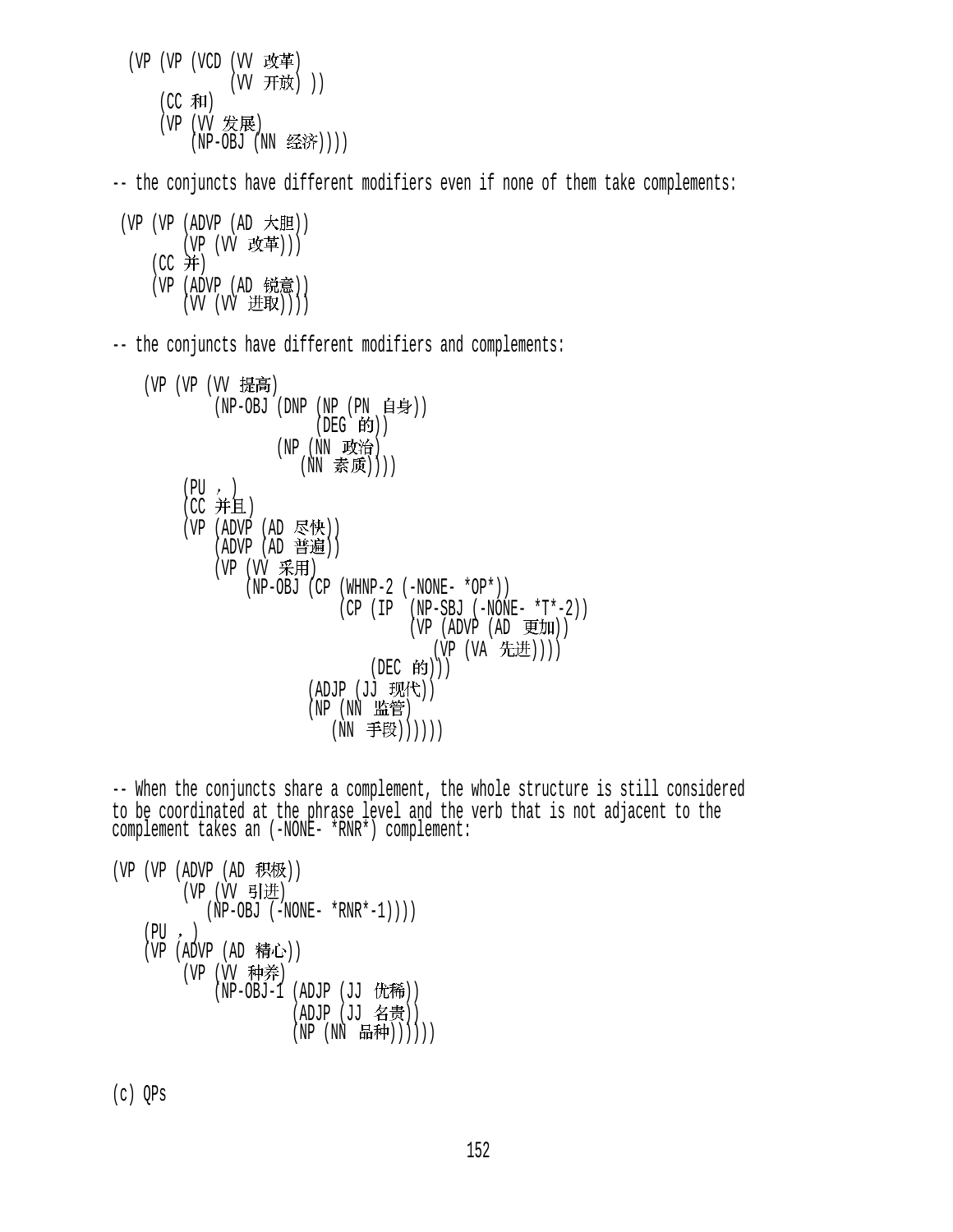```
(VP (VP (VCD (VV 改革)
             (VV 开放) ))
    (CC 和)
    (VP (VV 发展)
        (NP-OBJ (NN 经济))))
```

-- the conjuncts have different modifiers even if none of them take complements:

```
(VP (VP (ADVP (AD 大胆))
        (VP (VV 改革)))
    (CC 并)
    (VP (ADVP (AD 锐意))
        (VV (VV 进取))))
```

-- the conjuncts have different modifiers and complements:

```
(VP (VP (VV 提高)
        (NP-OBJ (DNP (NP (PN 自身))
                     (DEG 的))
                (NP (NN 政治)
                    (NN 素质))))
    (PU ，)
    (CC 并且)
    (VP (ADVP (AD 尽快))
        (ADVP (AD 普遍))
        (VP (VV 采用)
            (NP-OBJ (CP (WHNP-2 (-NONE- *OP*))
                        (CP (IP  (NP-SBJ (-NONE- *T*-2))
                                 (VP (ADVP (AD 更加))
                                     (VP (VA 先进))))
                            (DEC 的)))
                    (ADJP (JJ 现代))
                    (NP (NN 监管)
                        (NN 手段))))))
```

-- When the conjuncts share a complement, the whole structure is still considered to be coordinated at the phrase level and the verb that is not adjacent to the complement takes an (-NONE- *RNR*) complement:

```
(VP (VP (ADVP (AD 积极))
        (VP (VV 引进)
            (NP-OBJ (-NONE- *RNR*-1))))
    (PU ，)
    (VP (ADVP (AD 精心))
        (VP (VV 种养)
            (NP-OBJ-1 (ADJP (JJ 优稀))
                      (ADJP (JJ 名贵))
                      (NP (NN 品种))))))
```

(c) QPs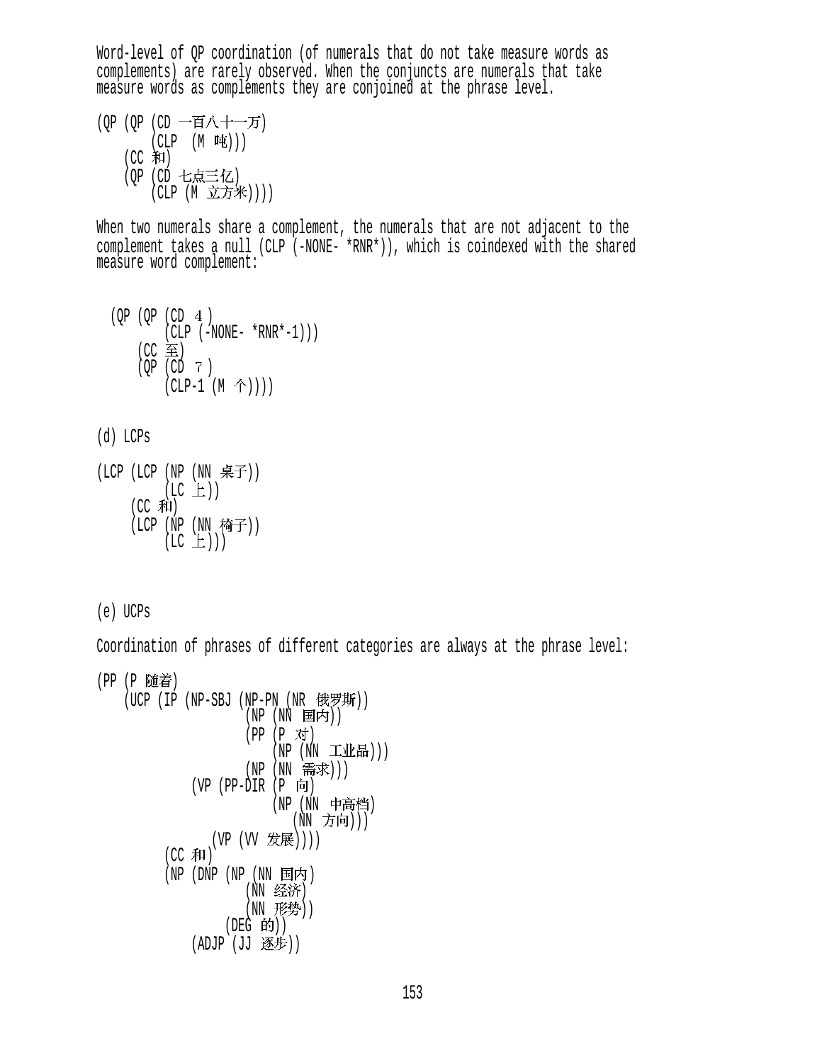Word-level of QP coordination (of numerals that do not take measure words as complements) are rarely observed. When the conjuncts are numerals that take measure words as complements they are conjoined at the phrase level.

```
(QP (QP (CD 一百八十一万)
        (CLP  (M 吨)))
    (CC 和)
    (QP (CD 七点三亿)
        (CLP (M 立方米))))
```

When two numerals share a complement, the numerals that are not adjacent to the complement takes a null (CLP (-NONE- *RNR*)), which is coindexed with the shared measure word complement:

```
  (QP (QP (CD ４)
          (CLP (-NONE- *RNR*-1)))
      (CC 至)
      (QP (CD ７)
          (CLP-1 (M 个))))
```

(d) LCPs

```
(LCP (LCP (NP (NN 桌子))
          (LC 上))
     (CC 和)
     (LCP (NP (NN 椅子))
          (LC 上)))
```

(e) UCPs

Coordination of phrases of different categories are always at the phrase level:

```
(PP (P 随着)
    (UCP (IP (NP-SBJ (NP-PN (NR 俄罗斯))
                     (NP (NN 国内))
                     (PP (P 对)
                         (NP (NN 工业品)))
                     (NP (NN 需求)))
             (VP (PP-DIR (P 向)
                         (NP (NN 中高档)
                             (NN 方向)))
                 (VP (VV 发展))))
         (CC 和)
         (NP (DNP (NP (NN 国内)
                      (NN 经济)
                      (NN 形势))
                  (DEG 的))
             (ADJP (JJ 逐步))
```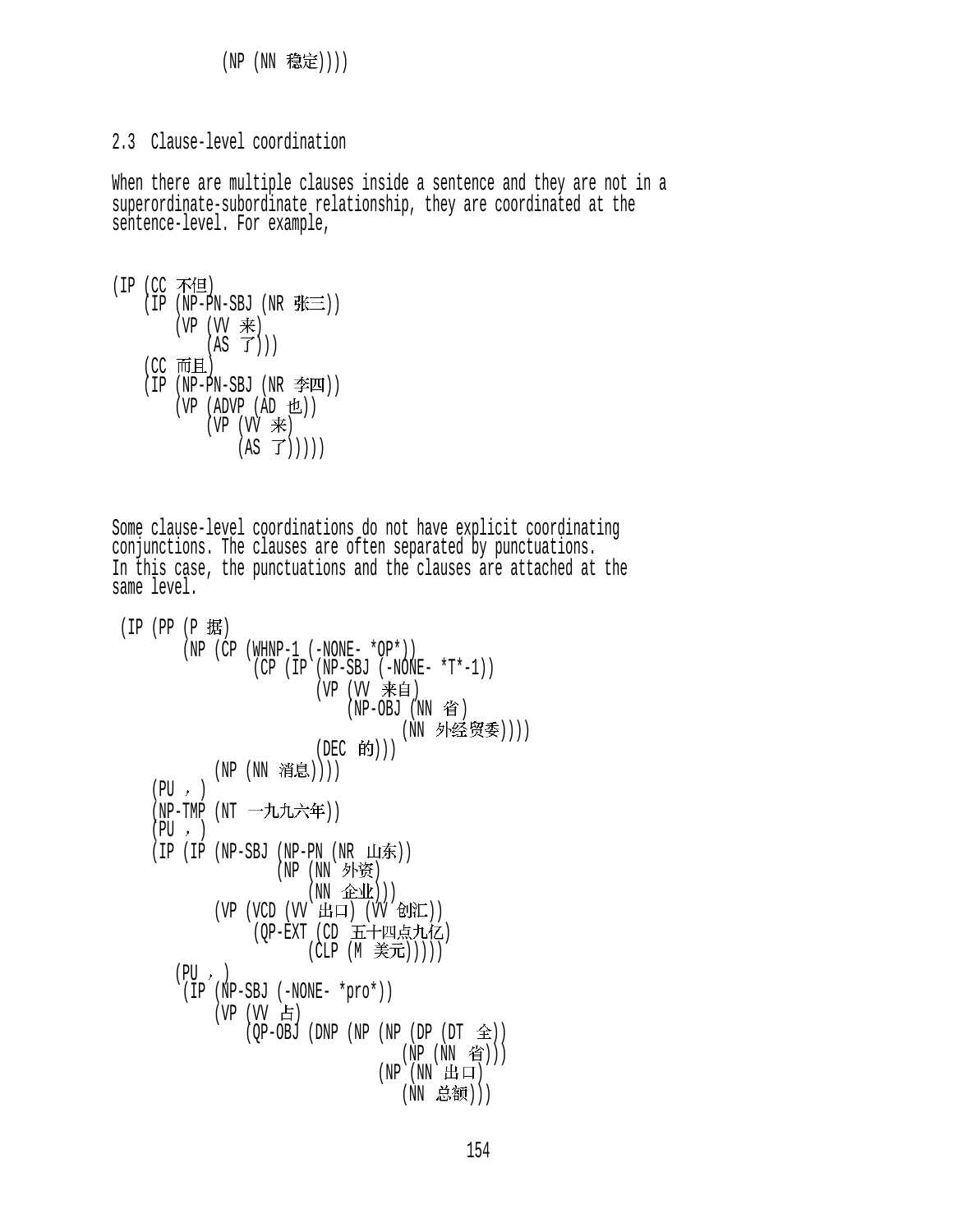```
            (NP (NN 稳定))))
```

2.3  Clause-level coordination

When there are multiple clauses inside a sentence and they are not in a superordinate-subordinate relationship, they are coordinated at the sentence-level. For example,

```
(IP (CC 不但)
    (IP (NP-PN-SBJ (NR 张三))
        (VP (VV 来)
            (AS 了)))
    (CC 而且)
    (IP (NP-PN-SBJ (NR 李四))
        (VP (ADVP (AD 也))
            (VP (VV 来)
                (AS 了)))))
```

Some clause-level coordinations do not have explicit coordinating conjunctions. The clauses are often separated by punctuations. In this case, the punctuations and the clauses are attached at the same level.

```
 (IP (PP (P 据)
         (NP (CP (WHNP-1 (-NONE- *OP*))
                 (CP (IP (NP-SBJ (-NONE- *T*-1))
                         (VP (VV 来自)
                             (NP-OBJ (NN 省)
                                     (NN 外经贸委))))
                         (DEC 的)))
             (NP (NN 消息))))
     (PU ，)
     (NP-TMP (NT 一九九六年))
     (PU ，)
     (IP (IP (NP-SBJ (NP-PN (NR 山东))
                     (NP (NN 外资)
                         (NN 企业)))
             (VP (VCD (VV 出口) (VV 创汇))
                 (QP-EXT (CD 五十四点九亿)
                         (CLP (M 美元)))))
        (PU ，)
         (IP (NP-SBJ (-NONE- *pro*))
             (VP (VV 占)
                 (QP-OBJ (DNP (NP (NP (DP (DT 全))
                                      (NP (NN 省)))
                                  (NP (NN 出口)
                                      (NN 总额)))
```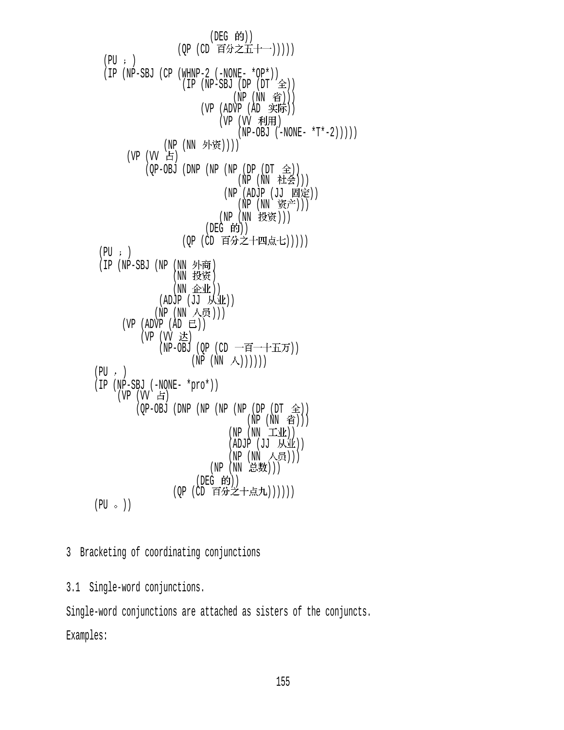```
                          (DEG 的))
                     (QP (CD 百分之五十一)))))
   (PU ；)
   (IP (NP-SBJ (CP (WHNP-2 (-NONE- *OP*))
                   (IP (NP-SBJ (DP (DT 全))
                               (NP (NN 省)))
                       (VP (ADVP (AD 实际))
                           (VP (VV 利用)
                               (NP-OBJ (-NONE- *T*-2)))))
               (NP (NN 外资))))
       (VP (VV 占)
           (QP-OBJ (DNP (NP (NP (DP (DT 全))
                                (NP (NN 社会)))
                            (NP (ADJP (JJ 固定))
                                (NP (NN 资产)))
                            (NP (NN 投资)))
                        (DEG 的))
                   (QP (CD 百分之十四点七)))))
   (PU ；)
   (IP (NP-SBJ (NP (NN 外商)
                   (NN 投资)
                   (NN 企业))
               (ADJP (JJ 从业))
               (NP (NN 人员)))
       (VP (ADVP (AD 已))
           (VP (VV 达)
               (NP-OBJ (QP (CD 一百一十五万))
                       (NP (NN 人))))))
   (PU ，)
   (IP (NP-SBJ (-NONE- *pro*))
       (VP (VV 占)
           (QP-OBJ (DNP (NP (NP (NP (DP (DT 全))
                                    (NP (NN 省)))
                                (NP (NN 工业))
                                (ADJP (JJ 从业))
                                (NP (NN 人员)))
                            (NP (NN 总数)))
                        (DEG 的))
                   (QP (CD 百分之十点九))))))
   (PU 。))
```

## 3 Bracketing of coordinating conjunctions

### 3.1 Single-word conjunctions.

Single-word conjunctions are attached as sisters of the conjuncts.

Examples: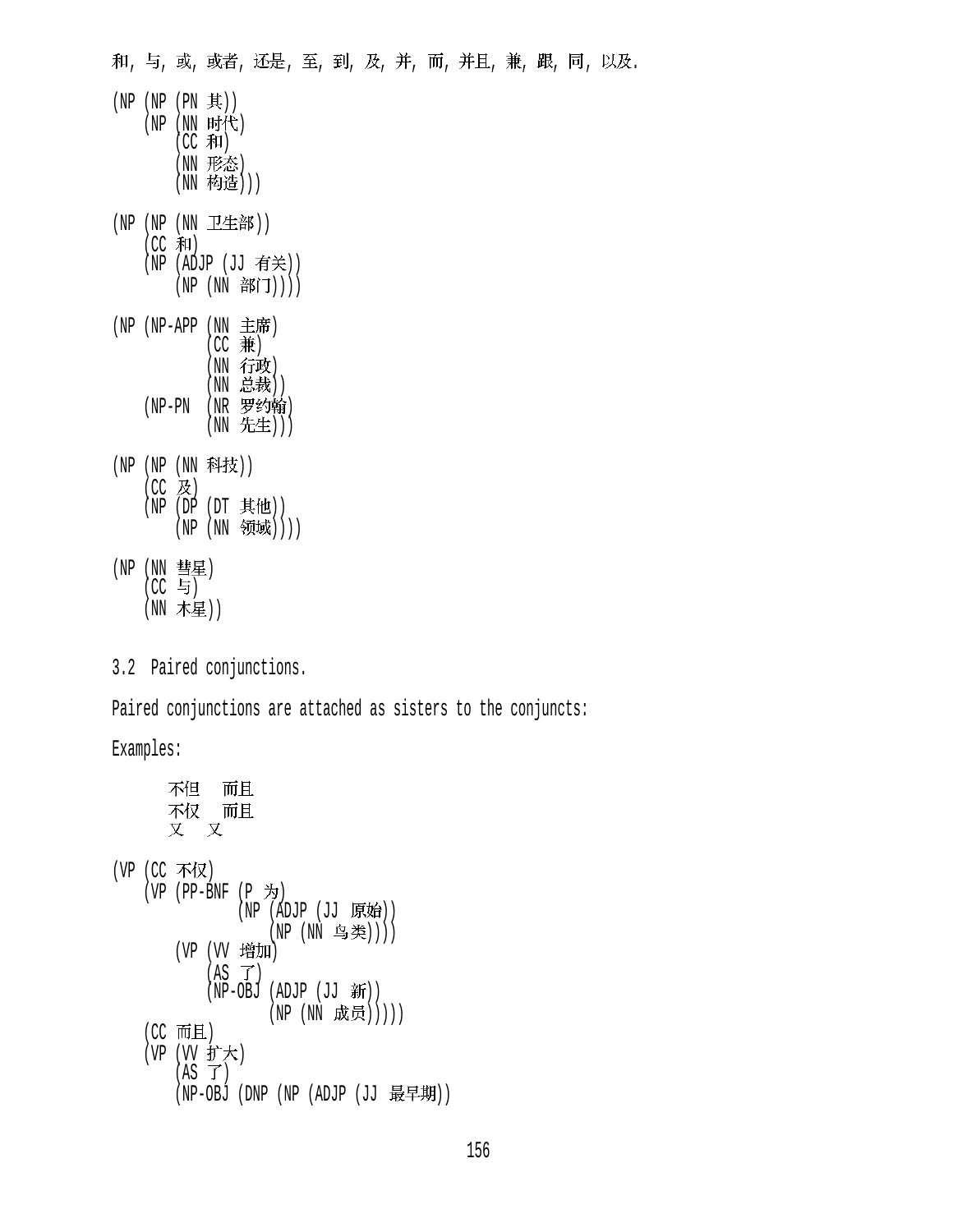和, 与, 或, 或者, 还是, 至, 到, 及, 并, 而, 并且, 兼, 跟, 同, 以及.

```
(NP (NP (PN 其))
    (NP (NN 时代)
        (CC 和)
        (NN 形态)
        (NN 构造)))

(NP (NP (NN 卫生部))
    (CC 和)
    (NP (ADJP (JJ 有关))
        (NP (NN 部门))))

(NP (NP-APP (NN 主席)
            (CC 兼)
            (NN 行政)
            (NN 总裁))
    (NP-PN  (NR 罗约翰)
            (NN 先生)))

(NP (NP (NN 科技))
    (CC 及)
    (NP (DP (DT 其他))
        (NP (NN 领域))))

(NP (NN 彗星)
    (CC 与)
    (NN 木星))
```

3.2 Paired conjunctions.

Paired conjunctions are attached as sisters to the conjuncts:

Examples:

```
       不但   而且
       不仅   而且
       又   又
```

```
(VP (CC 不仅)
    (VP (PP-BNF (P 为)
                (NP (ADJP (JJ 原始))
                    (NP (NN 鸟类))))
        (VP (VV 增加)
            (AS 了)
            (NP-OBJ (ADJP (JJ 新))
                    (NP (NN 成员)))))
    (CC 而且)
    (VP (VV 扩大)
        (AS 了)
        (NP-OBJ (DNP (NP (ADJP (JJ 最早期))
```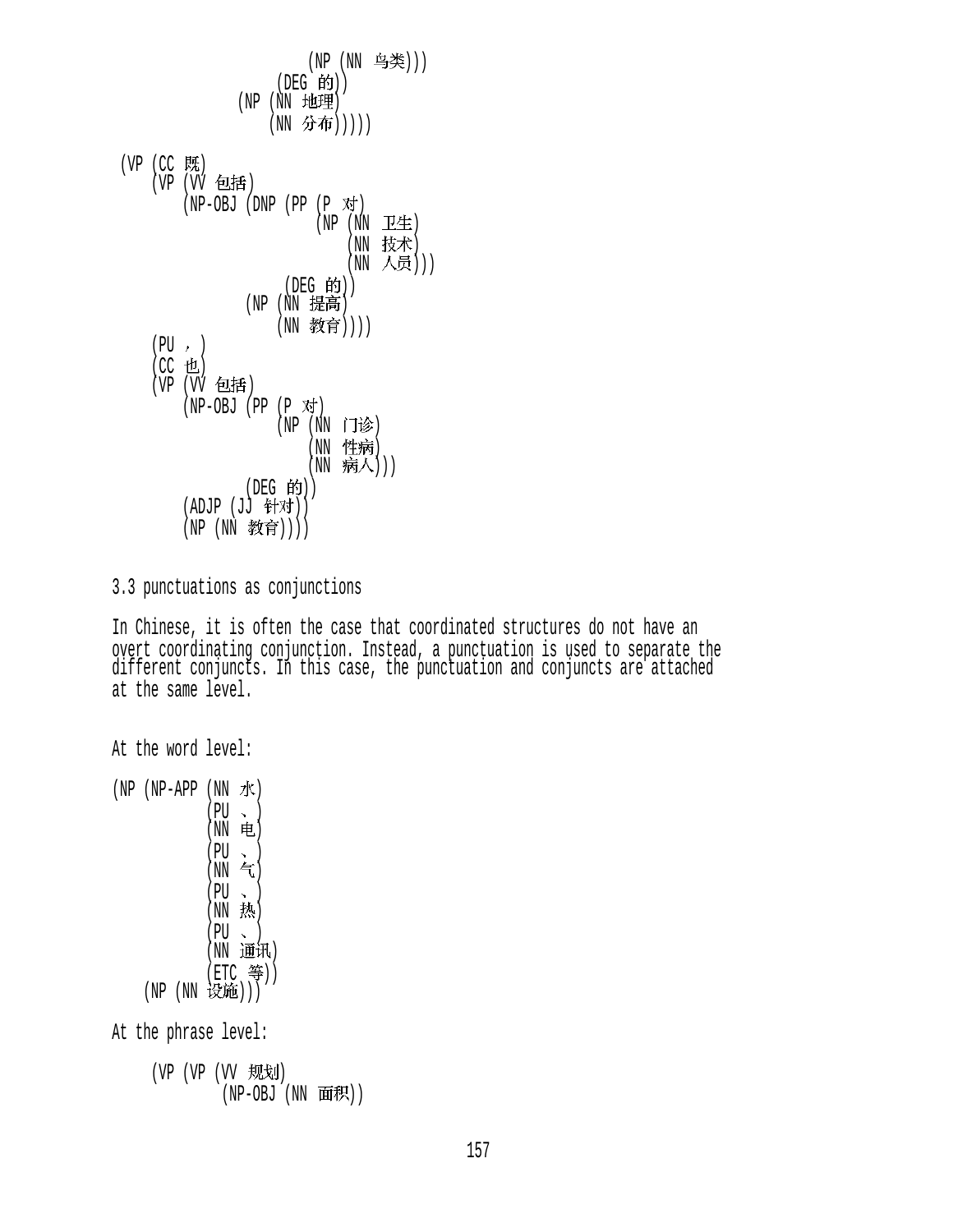```
                        (NP (NN 鸟类)))
                    (DEG 的))
               (NP (NN 地理)
                   (NN 分布)))))

 (VP (CC 既)
     (VP (VV 包括)
         (NP-OBJ (DNP (PP (P 对)
                          (NP (NN 卫生)
                              (NN 技术)
                              (NN 人员)))
                      (DEG 的))
                 (NP (NN 提高)
                     (NN 教育))))
     (PU ，)
     (CC 也)
     (VP (VV 包括)
         (NP-OBJ (PP (P 对)
                     (NP (NN 门诊)
                         (NN 性病)
                         (NN 病人)))
                 (DEG 的))
         (ADJP (JJ 针对))
         (NP (NN 教育))))
```

3.3 punctuations as conjunctions

In Chinese, it is often the case that coordinated structures do not have an overt coordinating conjunction. Instead, a punctuation is used to separate the different conjuncts. In this case, the punctuation and conjuncts are attached at the same level.

At the word level:

```
(NP (NP-APP (NN 水)
            (PU 、)
            (NN 电)
            (PU 、)
            (NN 气)
            (PU 、)
            (NN 热)
            (PU 、)
            (NN 通讯)
            (ETC 等))
    (NP (NN 设施)))
```

At the phrase level:

```
     (VP (VP (VV 规划)
             (NP-OBJ (NN 面积))
```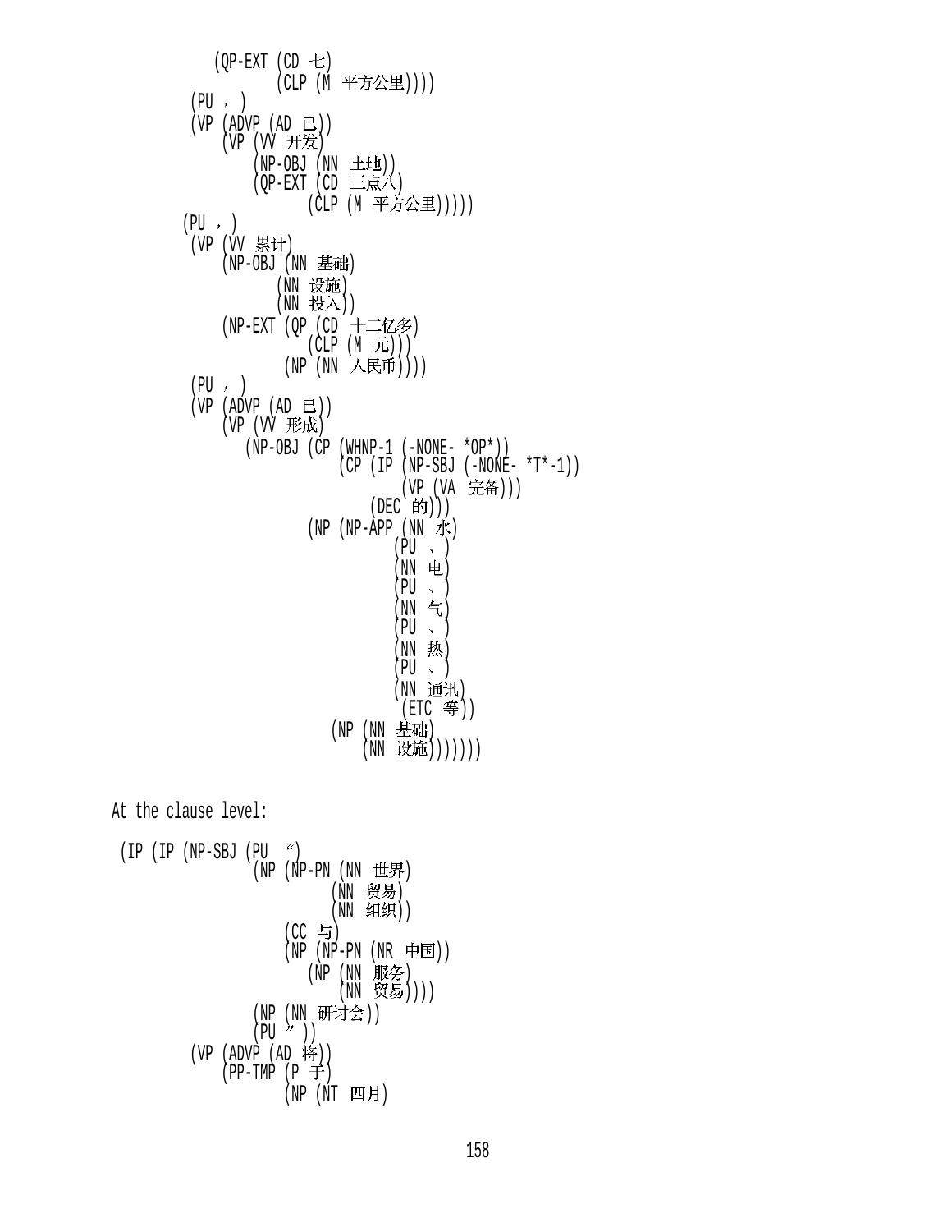```
              (QP-EXT (CD 七)
                      (CLP (M 平方公里))))
           (PU ，)
           (VP (ADVP (AD 已))
               (VP (VV 开发)
                   (NP-OBJ (NN 土地))
                   (QP-EXT (CD 三点八)
                          (CLP (M 平方公里)))))
          (PU ，)
           (VP (VV 累计)
               (NP-OBJ (NN 基础)
                      (NN 设施)
                      (NN 投入))
               (NP-EXT (QP (CD 十二亿多)
                          (CLP (M 元)))
                      (NP (NN 人民币))))
           (PU ，)
           (VP (ADVP (AD 已))
               (VP (VV 形成)
                  (NP-OBJ (CP (WHNP-1 (-NONE- *OP*))
                              (CP (IP (NP-SBJ (-NONE- *T*-1))
                                      (VP (VA 完备)))
                                  (DEC 的)))
                          (NP (NP-APP (NN 水)
                                      (PU 、)
                                      (NN 电)
                                      (PU 、)
                                      (NN 气)
                                      (PU 、)
                                      (NN 热)
                                      (PU 、)
                                      (NN 通讯)
                                       (ETC 等))
                             (NP (NN 基础)
                                 (NN 设施)))))))
```

At the clause level:

```
 (IP (IP (NP-SBJ (PU “)
                 (NP (NP-PN (NN 世界)
                            (NN 贸易)
                            (NN 组织))
                     (CC 与)
                     (NP (NP-PN (NR 中国))
                        (NP (NN 服务)
                            (NN 贸易))))
                 (NP (NN 研讨会))
                 (PU ”))
         (VP (ADVP (AD 将))
             (PP-TMP (P 于)
                     (NP (NT 四月)
```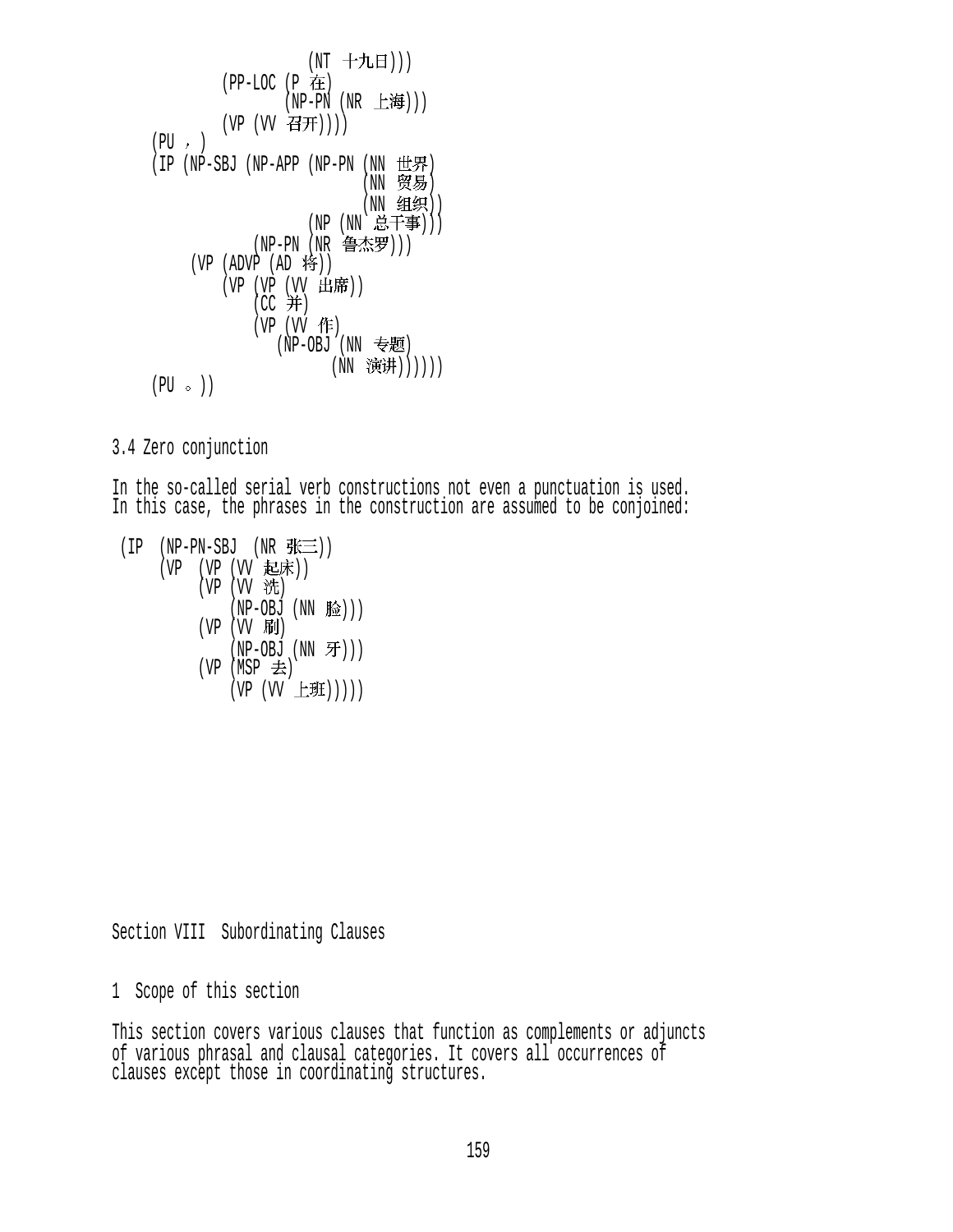```
                    (NT 十九日)))
              (PP-LOC (P 在)
                      (NP-PN (NR 上海)))
              (VP (VV 召开))))
     (PU ，)
     (IP (NP-SBJ (NP-APP (NP-PN (NN 世界)
                                (NN 贸易)
                                (NN 组织))
                         (NP (NN 总干事)))
                 (NP-PN (NR 鲁杰罗)))
         (VP (ADVP (AD 将))
             (VP (VP (VV 出席))
                 (CC 并)
                 (VP (VV 作)
                     (NP-OBJ (NN 专题)
                             (NN 演讲))))))
     (PU 。))
```

3.4 Zero conjunction

In the so-called serial verb constructions not even a punctuation is used. In this case, the phrases in the construction are assumed to be conjoined:

```
 (IP  (NP-PN-SBJ  (NR 张三))
      (VP  (VP (VV 起床))
           (VP (VV 洗)
               (NP-OBJ (NN 脸)))
           (VP (VV 刷)
               (NP-OBJ (NN 牙)))
           (VP (MSP 去)
               (VP (VV 上班)))))
```

# Section VIII  Subordinating Clauses

## 1  Scope of this section

This section covers various clauses that function as complements or adjuncts of various phrasal and clausal categories. It covers all occurrences of clauses except those in coordinating structures.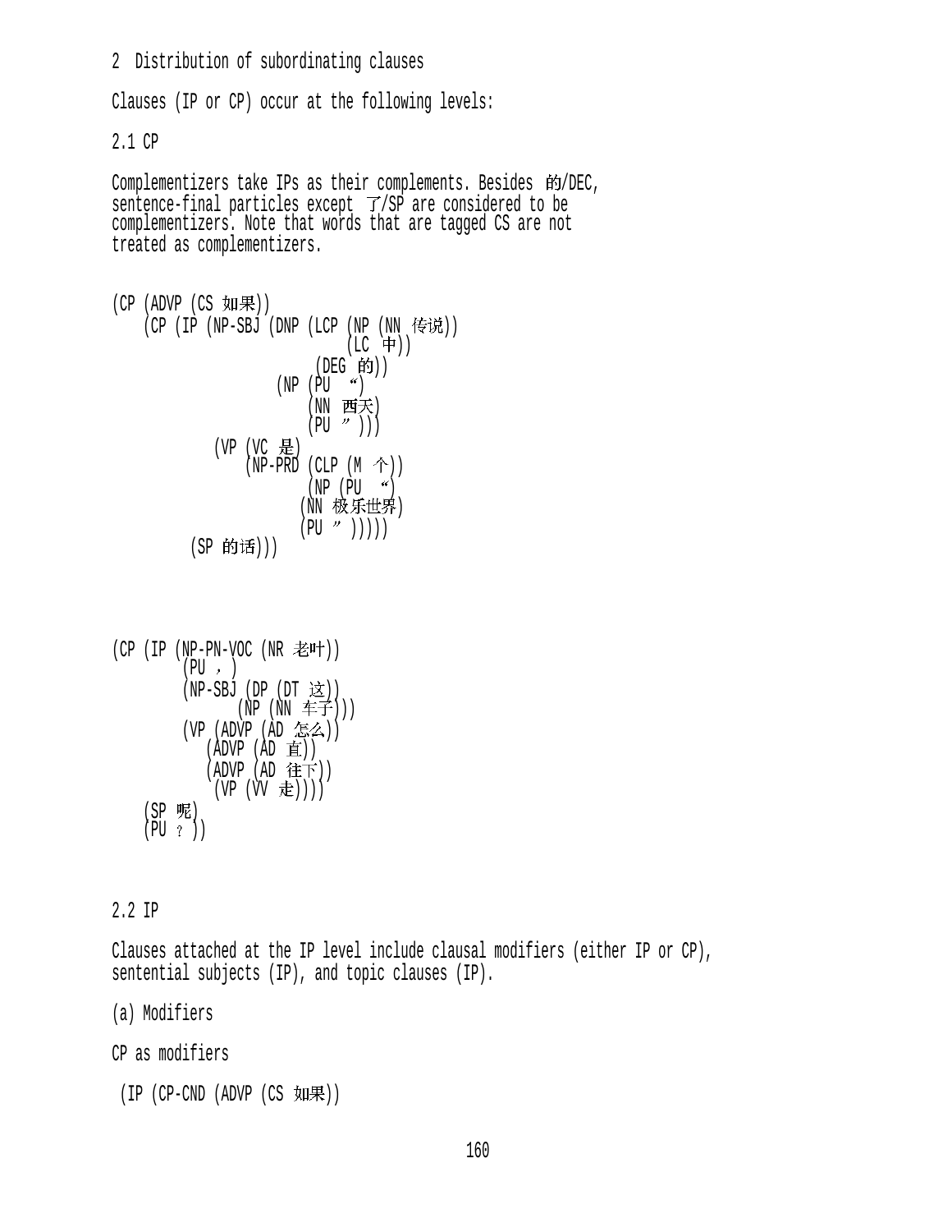2 Distribution of subordinating clauses

Clauses (IP or CP) occur at the following levels:

2.1 CP

Complementizers take IPs as their complements. Besides 的/DEC, sentence-final particles except 了/SP are considered to be complementizers. Note that words that are tagged CS are not treated as complementizers.

```
(CP (ADVP (CS 如果))
    (CP (IP (NP-SBJ (DNP (LCP (NP (NN 传说))
                              (LC 中))
                         (DEG 的))
                    (NP (PU “)
                        (NN 西天)
                        (PU ”)))
            (VP (VC 是)
                (NP-PRD (CLP (M 个))
                        (NP (PU “)
                       (NN 极乐世界)
                       (PU ”)))))
         (SP 的话)))
```

```
(CP (IP (NP-PN-VOC (NR 老叶))
        (PU ，)
        (NP-SBJ (DP (DT 这))
                (NP (NN 车子)))
        (VP (ADVP (AD 怎么))
            (ADVP (AD 直))
            (ADVP (AD 往下))
             (VP (VV 走))))
    (SP 呢)
    (PU ？))
```

2.2 IP

Clauses attached at the IP level include clausal modifiers (either IP or CP), sentential subjects (IP), and topic clauses (IP).

(a) Modifiers

CP as modifiers

```
 (IP (CP-CND (ADVP (CS 如果))
```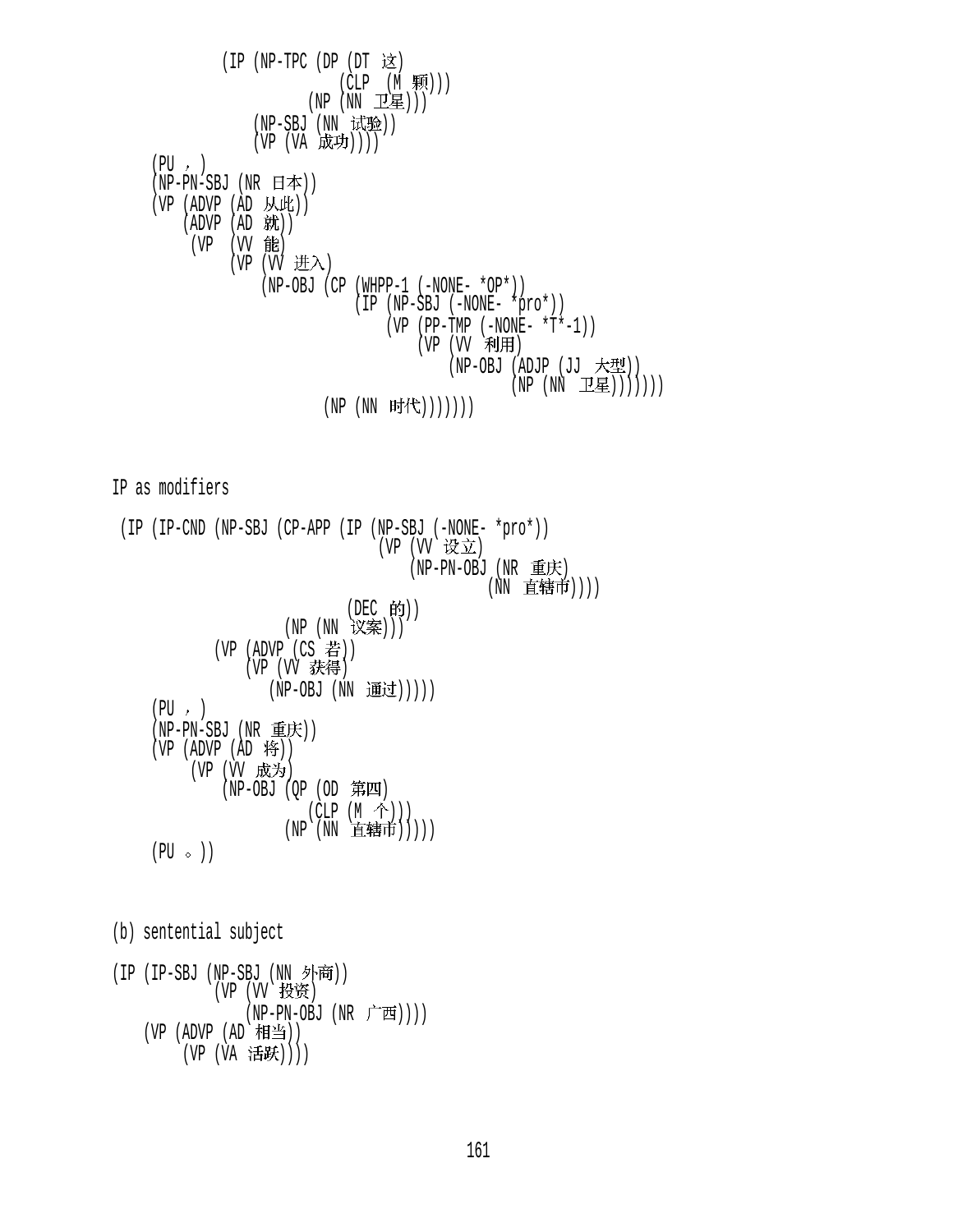```
          (IP (NP-TPC (DP (DT 这)
                          (CLP (M 颗)))
                      (NP (NN 卫星)))
              (NP-SBJ (NN 试验))
              (VP (VA 成功))))
    (PU ，)
    (NP-PN-SBJ (NR 日本))
    (VP (ADVP (AD 从此))
        (ADVP (AD 就))
         (VP (VV 能)
             (VP (VV 进入)
                 (NP-OBJ (CP (WHPP-1 (-NONE- *OP*))
                             (IP (NP-SBJ (-NONE- *pro*))
                                 (VP (PP-TMP (-NONE- *T*-1))
                                     (VP (VV 利用)
                                         (NP-OBJ (ADJP (JJ 大型))
                                                 (NP (NN 卫星)))))))
                         (NP (NN 时代)))))))
```

IP as modifiers

```
 (IP (IP-CND (NP-SBJ (CP-APP (IP (NP-SBJ (-NONE- *pro*))
                                 (VP (VV 设立)
                                     (NP-PN-OBJ (NR 重庆)
                                                (NN 直辖市))))
                             (DEC 的))
                     (NP (NN 议案)))
             (VP (ADVP (CS 若))
                 (VP (VV 获得)
                     (NP-OBJ (NN 通过)))))
    (PU ，)
    (NP-PN-SBJ (NR 重庆))
    (VP (ADVP (AD 将))
        (VP (VV 成为)
            (NP-OBJ (QP (OD 第四)
                        (CLP (M 个)))
                    (NP (NN 直辖市)))))
    (PU 。))
```

(b) sentential subject

```
(IP (IP-SBJ (NP-SBJ (NN 外商))
            (VP (VV 投资)
                (NP-PN-OBJ (NR 广西))))
   (VP (ADVP (AD 相当))
       (VP (VA 活跃))))
```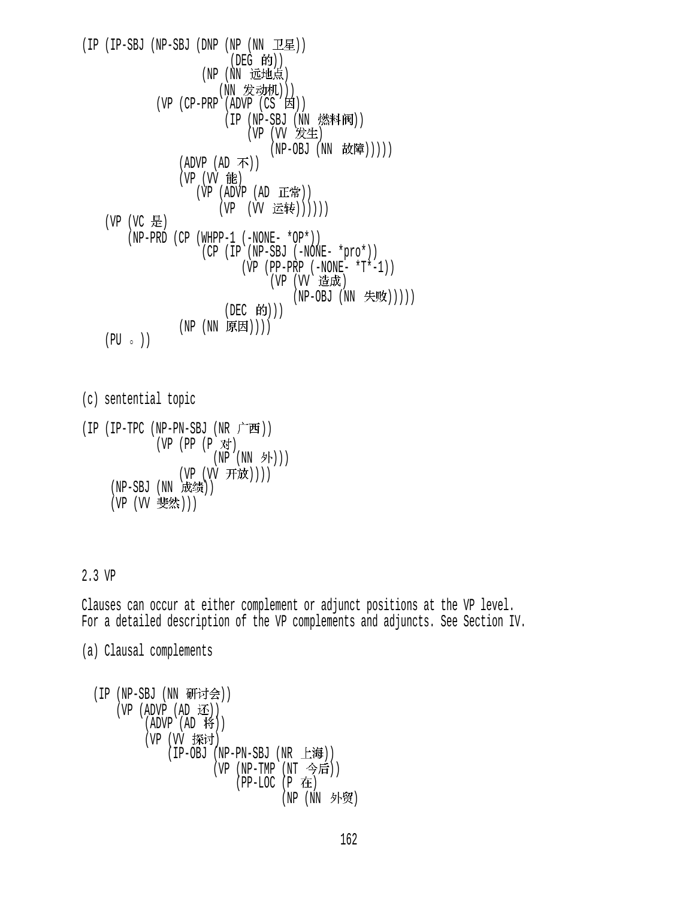```
(IP (IP-SBJ (NP-SBJ (DNP (NP (NN 卫星))
                        (DEG 的))
                   (NP (NN 远地点)
                      (NN 发动机)))
            (VP (CP-PRP (ADVP (CS 因))
                        (IP (NP-SBJ (NN 燃料阀))
                            (VP (VV 发生)
                                (NP-OBJ (NN 故障)))))
                (ADVP (AD 不))
                (VP (VV 能)
                   (VP (ADVP (AD 正常))
                       (VP  (VV 运转))))))
    (VP (VC 是)
        (NP-PRD (CP (WHPP-1 (-NONE- *OP*))
                    (CP (IP (NP-SBJ (-NONE- *pro*))
                            (VP (PP-PRP (-NONE- *T*-1))
                                (VP (VV 造成)
                                    (NP-OBJ (NN 失败)))))
                        (DEC 的)))
                (NP (NN 原因))))
    (PU 。))
```

(c) sentential topic

```
(IP (IP-TPC (NP-PN-SBJ (NR 广西))
            (VP (PP (P 对)
                    (NP (NN 外)))
                (VP (VV 开放))))
     (NP-SBJ (NN 成绩))
     (VP (VV 斐然)))
```

2.3 VP

Clauses can occur at either complement or adjunct positions at the VP level. For a detailed description of the VP complements and adjuncts. See Section IV.

(a) Clausal complements

```
  (IP (NP-SBJ (NN 研讨会))
      (VP (ADVP (AD 还))
          (ADVP (AD 将))
          (VP (VV 探讨)
              (IP-OBJ (NP-PN-SBJ (NR 上海))
                      (VP (NP-TMP (NT 今后))
                          (PP-LOC (P 在)
                                  (NP (NN 外贸)
```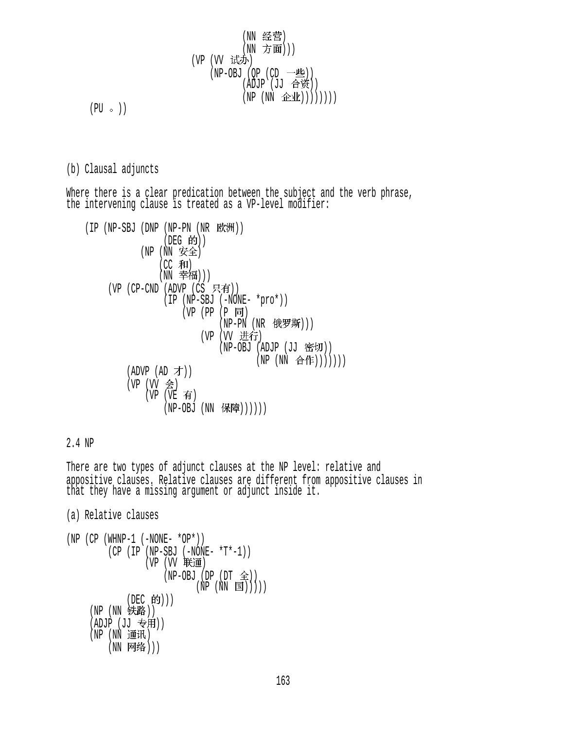```
                                  (NN 经营)
                                  (NN 方面)))
                         (VP (VV 试办)
                             (NP-OBJ (QP (CD 一些))
                                  (ADJP (JJ 合资))
                                  (NP (NN 企业))))))))
    (PU 。))
```

(b) Clausal adjuncts

Where there is a clear predication between the subject and the verb phrase, the intervening clause is treated as a VP-level modifier:

```
    (IP (NP-SBJ (DNP (NP-PN (NR 欧洲))
                     (DEG 的))
                (NP (NN 安全)
                    (CC 和)
                    (NN 幸福)))
        (VP (CP-CND (ADVP (CS 只有))
                    (IP (NP-SBJ (-NONE- *pro*))
                        (VP (PP (P 同)
                                (NP-PN (NR 俄罗斯)))
                            (VP (VV 进行)
                                (NP-OBJ (ADJP (JJ 密切))
                                        (NP (NN 合作)))))))
            (ADVP (AD 才))
            (VP (VV 会)
                (VP (VE 有)
                    (NP-OBJ (NN 保障))))))
```

2.4 NP

There are two types of adjunct clauses at the NP level: relative and appositive clauses. Relative clauses are different from appositive clauses in that they have a missing argument or adjunct inside it.

(a) Relative clauses

```
(NP (CP (WHNP-1 (-NONE- *OP*))
        (CP (IP (NP-SBJ (-NONE- *T*-1))
                (VP (VV 联通)
                    (NP-OBJ (DP (DT 全))
                            (NP (NN 国)))))
            (DEC 的)))
    (NP (NN 铁路))
    (ADJP (JJ 专用))
    (NP (NN 通讯)
        (NN 网络)))
```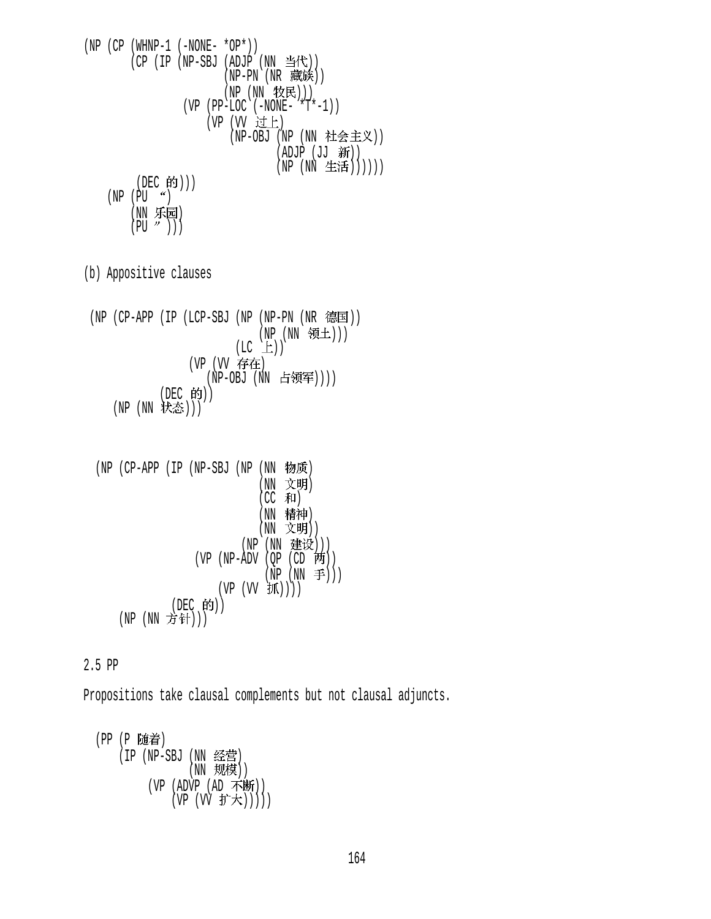```
(NP (CP (WHNP-1 (-NONE- *OP*))
        (CP (IP (NP-SBJ (ADJP (NN 当代))
                        (NP-PN (NR 藏族))
                        (NP (NN 牧民)))
                (VP (PP-LOC (-NONE- *T*-1))
                    (VP (VV 过上)
                        (NP-OBJ (NP (NN 社会主义))
                                (ADJP (JJ 新))
                                (NP (NN 生活))))))
         (DEC 的)))
    (NP (PU “)
        (NN 乐园)
        (PU ”)))
```

(b) Appositive clauses

```
 (NP (CP-APP (IP (LCP-SBJ (NP (NP-PN (NR 德国))
                              (NP (NN 领土)))
                          (LC 上))
                 (VP (VV 存在)
                     (NP-OBJ (NN 占领军))))
             (DEC 的))
     (NP (NN 状态)))
```

```
  (NP (CP-APP (IP (NP-SBJ (NP (NN 物质)
                              (NN 文明)
                              (CC 和)
                              (NN 精神)
                              (NN 文明))
                          (NP (NN 建设)))
                  (VP (NP-ADV (QP (CD 两))
                              (NP (NN 手)))
                      (VP (VV 抓))))
              (DEC 的))
      (NP (NN 方针)))
```

2.5 PP

Propositions take clausal complements but not clausal adjuncts.

```
  (PP (P 随着)
      (IP (NP-SBJ (NN 经营)
                  (NN 规模))
          (VP (ADVP (AD 不断))
              (VP (VV 扩大)))))
```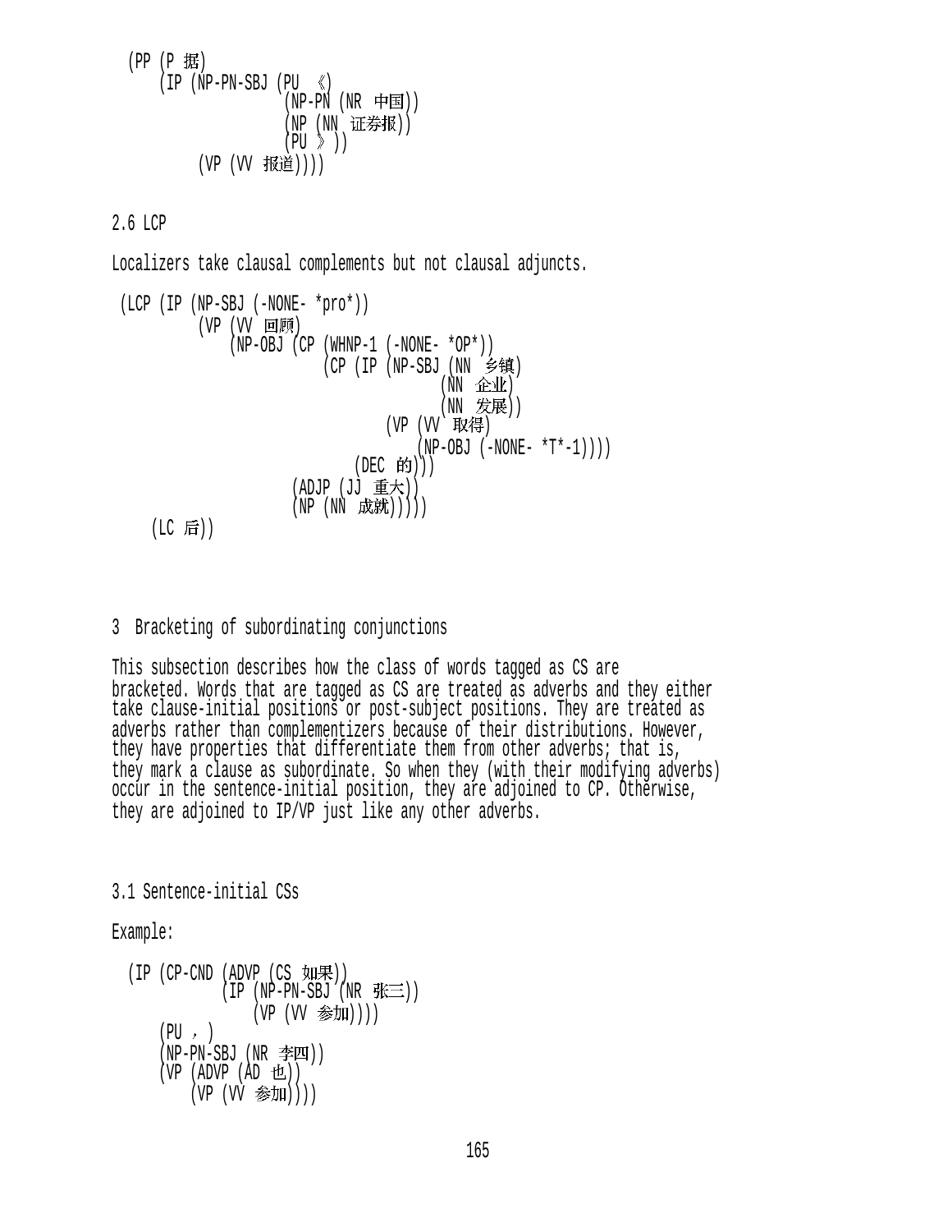```
(PP (P 据)
    (IP (NP-PN-SBJ (PU 《)
                   (NP-PN (NR 中国))
                   (NP (NN 证券报))
                   (PU 》))
        (VP (VV 报道))))
```

## 2.6 LCP

Localizers take clausal complements but not clausal adjuncts.

```
(LCP (IP (NP-SBJ (-NONE- *pro*))
         (VP (VV 回顾)
             (NP-OBJ (CP (WHNP-1 (-NONE- *OP*))
                         (CP (IP (NP-SBJ (NN 乡镇)
                                         (NN 企业)
                                         (NN 发展))
                                 (VP (VV 取得)
                                     (NP-OBJ (-NONE- *T*-1))))
                             (DEC 的)))
                     (ADJP (JJ 重大))
                     (NP (NN 成就)))))
     (LC 后))
```

# 3 Bracketing of subordinating conjunctions

This subsection describes how the class of words tagged as CS are bracketed. Words that are tagged as CS are treated as adverbs and they either take clause-initial positions or post-subject positions. They are treated as adverbs rather than complementizers because of their distributions. However, they have properties that differentiate them from other adverbs; that is, they mark a clause as subordinate. So when they (with their modifying adverbs) occur in the sentence-initial position, they are adjoined to CP. Otherwise, they are adjoined to IP/VP just like any other adverbs.

## 3.1 Sentence-initial CSs

Example:

```
(IP (CP-CND (ADVP (CS 如果))
            (IP (NP-PN-SBJ (NR 张三))
                (VP (VV 参加))))
    (PU ，)
    (NP-PN-SBJ (NR 李四))
    (VP (ADVP (AD 也))
        (VP (VV 参加))))
```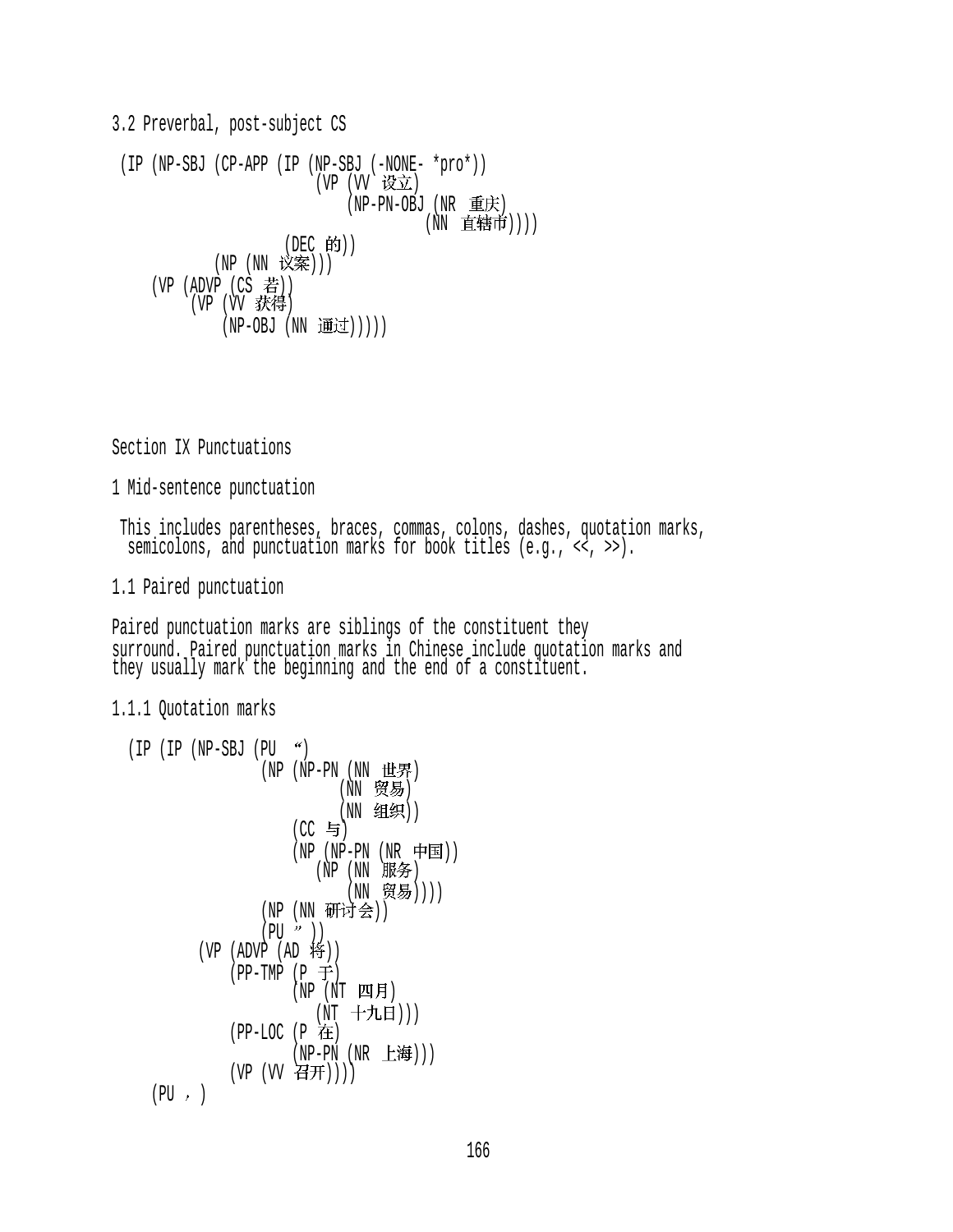3.2 Preverbal, post-subject CS

```
(IP (NP-SBJ (CP-APP (IP (NP-SBJ (-NONE- *pro*))
                        (VP (VV 设立)
                            (NP-PN-OBJ (NR 重庆)
                                       (NN 直辖市))))
                    (DEC 的))
            (NP (NN 议案)))
    (VP (ADVP (CS 若))
        (VP (VV 获得)
            (NP-OBJ (NN 通过)))))
```

Section IX Punctuations

1 Mid-sentence punctuation

This includes parentheses, braces, commas, colons, dashes, quotation marks, semicolons, and punctuation marks for book titles (e.g., <<, >>).

1.1 Paired punctuation

Paired punctuation marks are siblings of the constituent they surround. Paired punctuation marks in Chinese include quotation marks and they usually mark the beginning and the end of a constituent.

1.1.1 Quotation marks

```
(IP (IP (NP-SBJ (PU “)
                (NP (NP-PN (NN 世界)
                           (NN 贸易)
                           (NN 组织))
                    (CC 与)
                    (NP (NP-PN (NR 中国))
                        (NP (NN 服务)
                            (NN 贸易))))
                (NP (NN 研讨会))
                (PU ”))
        (VP (ADVP (AD 将))
            (PP-TMP (P 于)
                    (NP (NT 四月)
                        (NT 十九日)))
            (PP-LOC (P 在)
                    (NP-PN (NR 上海)))
            (VP (VV 召开))))
    (PU ，)
```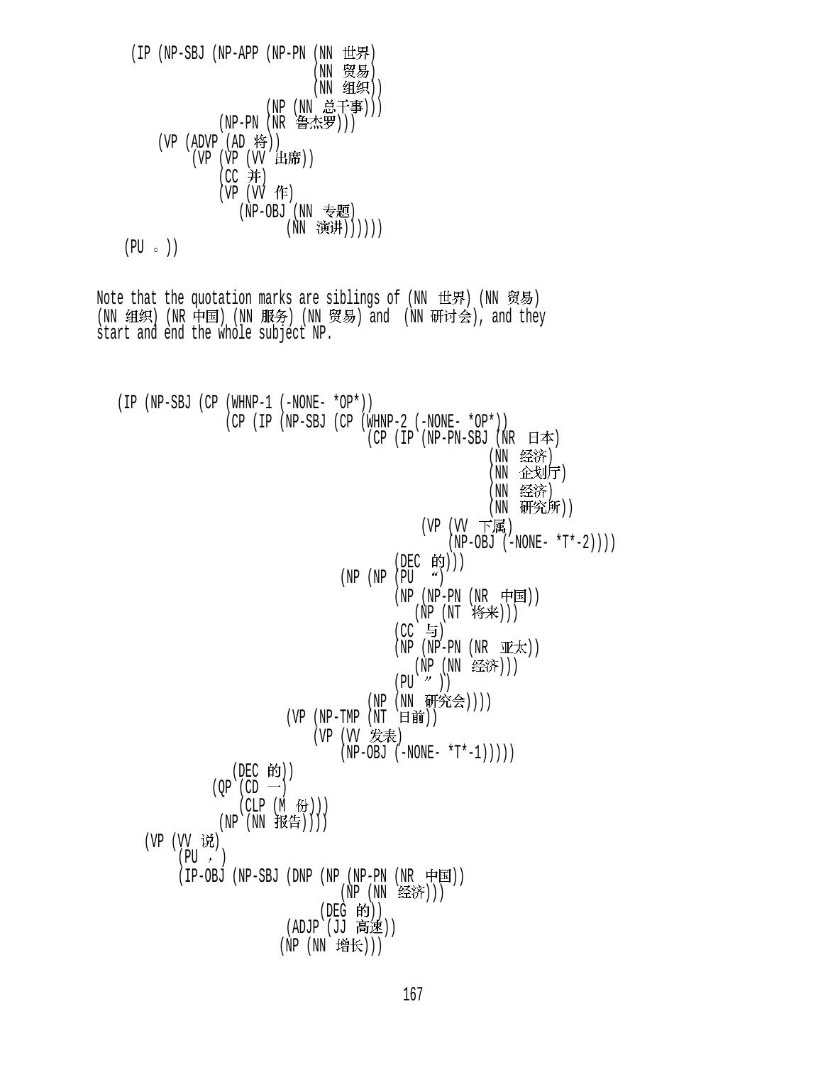```
(IP (NP-SBJ (NP-APP (NP-PN (NN 世界)
                           (NN 贸易)
                           (NN 组织))
                    (NP (NN 总干事)))
            (NP-PN (NR 鲁杰罗)))
    (VP (ADVP (AD 将))
        (VP (VP (VV 出席))
            (CC 并)
            (VP (VV 作)
                (NP-OBJ (NN 专题)
                        (NN 演讲)))))
  (PU 。))
```

Note that the quotation marks are siblings of (NN 世界) (NN 贸易) (NN 组织) (NR 中国) (NN 服务) (NN 贸易) and (NN 研讨会), and they start and end the whole subject NP.

```
(IP (NP-SBJ (CP (WHNP-1 (-NONE- *OP*))
                (CP (IP (NP-SBJ (CP (WHNP-2 (-NONE- *OP*))
                                    (CP (IP (NP-PN-SBJ (NR 日本)
                                                       (NN 经济)
                                                       (NN 企划厅)
                                                       (NN 经济)
                                                       (NN 研究所))
                                            (VP (VV 下属)
                                                (NP-OBJ (-NONE- *T*-2))))
                                        (DEC 的)))
                                (NP (NP (PU “)
                                        (NP (NP-PN (NR 中国))
                                            (NP (NT 将来)))
                                        (CC 与)
                                        (NP (NP-PN (NR 亚太))
                                            (NP (NN 经济)))
                                        (PU ”))
                                    (NP (NN 研究会))))
                        (VP (NP-TMP (NT 日前))
                            (VP (VV 发表)
                                (NP-OBJ (-NONE- *T*-1)))))
                    (DEC 的))
                (QP (CD 一)
                    (CLP (M 份)))
                (NP (NN 报告))))
    (VP (VV 说)
        (PU ，)
        (IP-OBJ (NP-SBJ (DNP (NP (NP-PN (NR 中国))
                                 (NP (NN 经济)))
                             (DEG 的))
                        (ADJP (JJ 高速))
                        (NP (NN 增长)))
```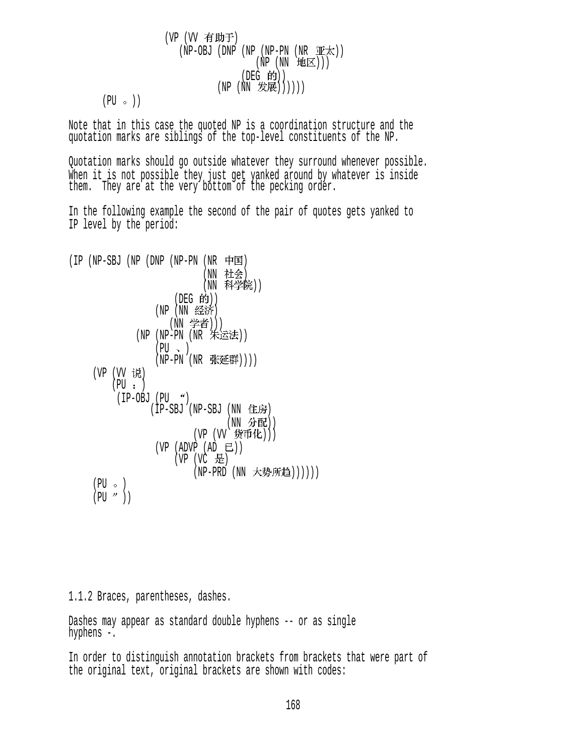```
                    (VP (VV 有助于)
                       (NP-OBJ (DNP (NP (NP-PN (NR 亚太))
                                        (NP (NN 地区)))
                                    (DEG 的))
                               (NP (NN 发展))))))
       (PU 。))
```

Note that in this case the quoted NP is a coordination structure and the quotation marks are siblings of the top-level constituents of the NP.

Quotation marks should go outside whatever they surround whenever possible. When it is not possible they just get yanked around by whatever is inside them. They are at the very bottom of the pecking order.

In the following example the second of the pair of quotes gets yanked to IP level by the period:

```
(IP (NP-SBJ (NP (DNP (NP-PN (NR 中国)
                            (NN 社会)
                            (NN 科学院))
                     (DEG 的))
                (NP (NN 经济)
                    (NN 学者)))
            (NP (NP-PN (NR 朱运法))
                (PU 、)
                (NP-PN (NR 张延群))))
    (VP (VV 说)
        (PU ：)
        (IP-OBJ (PU “)
                (IP-SBJ (NP-SBJ (NN 住房)
                                (NN 分配))
                        (VP (VV 货币化)))
                (VP (ADVP (AD 已))
                    (VP (VC 是)
                        (NP-PRD (NN 大势所趋))))))
    (PU 。)
    (PU ”))
```

1.1.2 Braces, parentheses, dashes.

Dashes may appear as standard double hyphens -- or as single hyphens -.

In order to distinguish annotation brackets from brackets that were part of the original text, original brackets are shown with codes: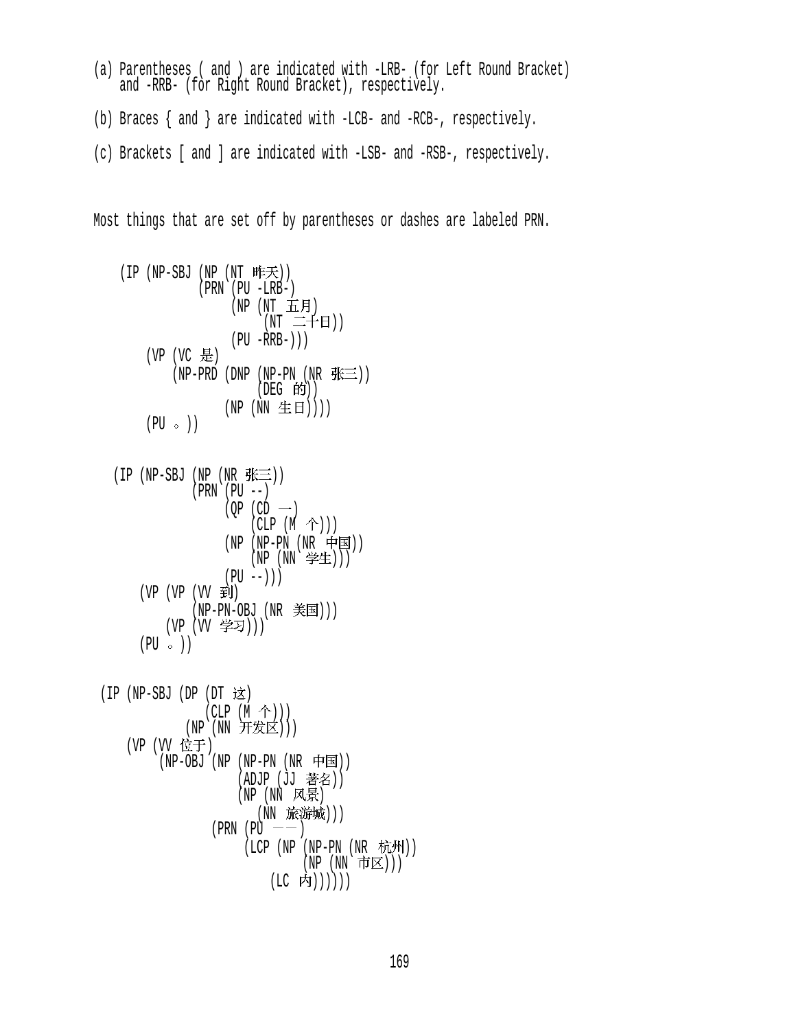(a) Parentheses ( and ) are indicated with -LRB- (for Left Round Bracket)
    and -RRB- (for Right Round Bracket), respectively.

(b) Braces { and } are indicated with -LCB- and -RCB-, respectively.

(c) Brackets [ and ] are indicated with -LSB- and -RSB-, respectively.

Most things that are set off by parentheses or dashes are labeled PRN.

```
(IP (NP-SBJ (NP (NT 昨天))
            (PRN (PU -LRB-)
                 (NP (NT 五月)
                     (NT 二十日))
                 (PU -RRB-)))
    (VP (VC 是)
        (NP-PRD (DNP (NP-PN (NR 张三))
                     (DEG 的))
                (NP (NN 生日))))
    (PU 。))
```

```
(IP (NP-SBJ (NP (NR 张三))
            (PRN (PU --)
                 (QP (CD 一)
                     (CLP (M 个)))
                 (NP (NP-PN (NR 中国))
                     (NP (NN 学生)))
                 (PU --)))
    (VP (VP (VV 到)
            (NP-PN-OBJ (NR 美国)))
        (VP (VV 学习)))
    (PU 。))
```

```
(IP (NP-SBJ (DP (DT 这)
                (CLP (M 个)))
            (NP (NN 开发区)))
    (VP (VV 位于)
        (NP-OBJ (NP (NP-PN (NR 中国))
                    (ADJP (JJ 著名))
                    (NP (NN 风景)
                        (NN 旅游城)))
                (PRN (PU ——)
                     (LCP (NP (NP-PN (NR 杭州))
                              (NP (NN 市区)))
                          (LC 内))))))
```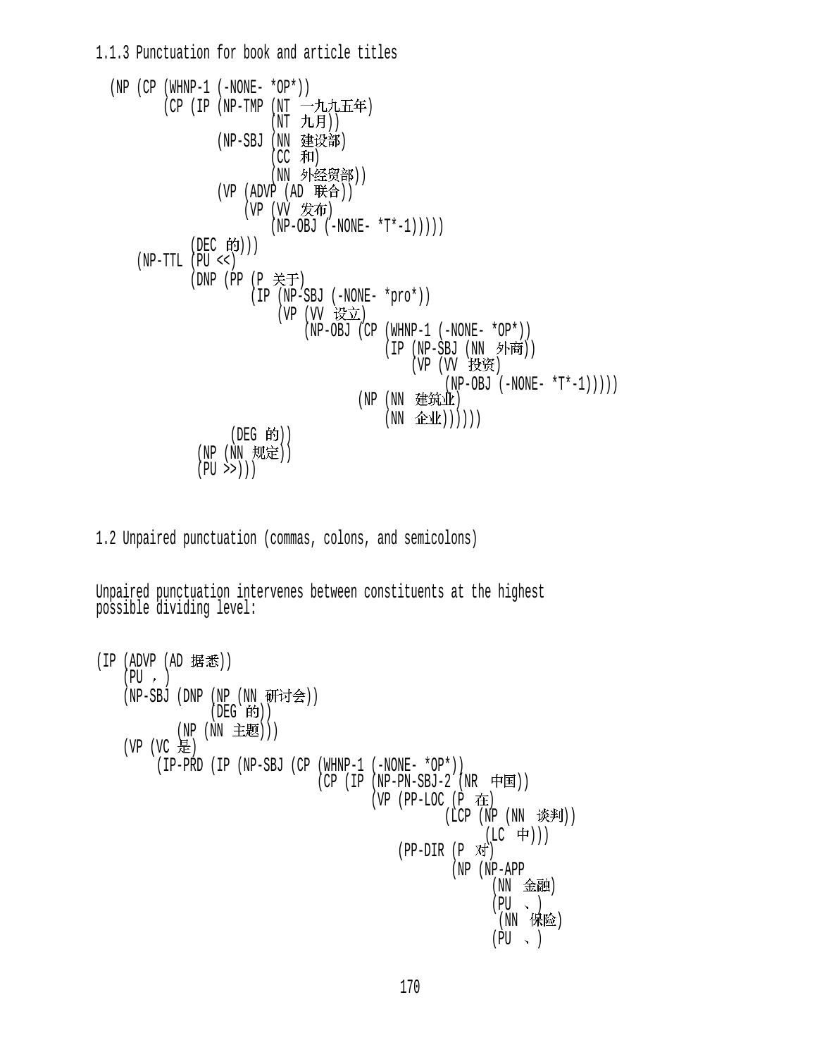1.1.3 Punctuation for book and article titles

```
(NP (CP (WHNP-1 (-NONE- *OP*))
        (CP (IP (NP-TMP (NT 一九九五年)
                        (NT 九月))
                (NP-SBJ (NN 建设部)
                        (CC 和)
                        (NN 外经贸部))
                (VP (ADVP (AD 联合))
                    (VP (VV 发布)
                        (NP-OBJ (-NONE- *T*-1)))))
            (DEC 的)))
    (NP-TTL (PU <<)
            (DNP (PP (P 关于)
                     (IP (NP-SBJ (-NONE- *pro*))
                         (VP (VV 设立)
                             (NP-OBJ (CP (WHNP-1 (-NONE- *OP*))
                                         (IP (NP-SBJ (NN 外商))
                                             (VP (VV 投资)
                                                 (NP-OBJ (-NONE- *T*-1)))))
                                     (NP (NN 建筑业)
                                         (NN 企业))))))
                 (DEG 的))
             (NP (NN 规定))
             (PU >>)))
```

1.2 Unpaired punctuation (commas, colons, and semicolons)

Unpaired punctuation intervenes between constituents at the highest possible dividing level:

```
(IP (ADVP (AD 据悉))
    (PU ，)
    (NP-SBJ (DNP (NP (NN 研讨会))
                 (DEG 的))
            (NP (NN 主题)))
    (VP (VC 是)
        (IP-PRD (IP (NP-SBJ (CP (WHNP-1 (-NONE- *OP*))
                                (CP (IP (NP-PN-SBJ-2 (NR 中国))
                                        (VP (PP-LOC (P 在)
                                                    (LCP (NP (NN 谈判))
                                                         (LC 中)))
                                            (PP-DIR (P 对)
                                                    (NP (NP-APP
                                                           (NN 金融)
                                                           (PU 、)
                                                           (NN 保险)
                                                           (PU 、)
```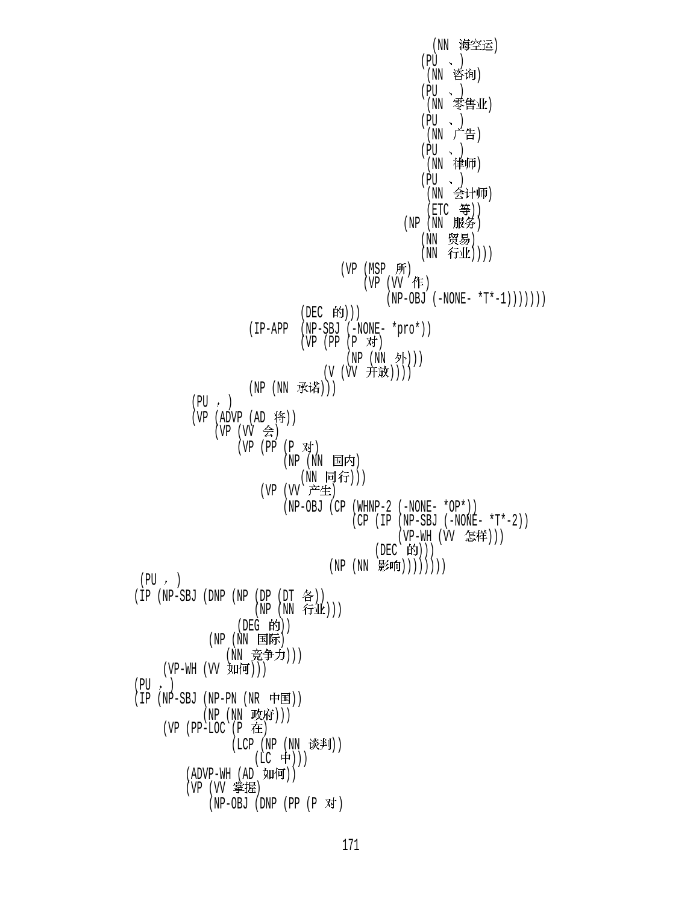```
                                                (NN 海空运)
                                               (PU 、)
                                                (NN 咨询)
                                               (PU 、)
                                                (NN 零售业)
                                               (PU 、)
                                                (NN 广告)
                                               (PU 、)
                                                (NN 律师)
                                               (PU 、)
                                                (NN 会计师)
                                                (ETC 等))
                                           (NP (NN 服务)
                                               (NN 贸易)
                                               (NN 行业))))
                                  (VP (MSP 所)
                                      (VP (VV 作)
                                          (NP-OBJ (-NONE- *T*-1)))))))
                             (DEC 的)))
                       (IP-APP  (NP-SBJ (-NONE- *pro*))
                                (VP (PP (P 对)
                                        (NP (NN 外)))
                                    (V (VV 开放))))
                       (NP (NN 承诺)))
              (PU ，)
              (VP (ADVP (AD 将))
                  (VP (VV 会)
                      (VP (PP (P 对)
                              (NP (NN 国内)
                                  (NN 同行)))
                          (VP (VV 产生)
                              (NP-OBJ (CP (WHNP-2 (-NONE- *OP*))
                                          (CP (IP (NP-SBJ (-NONE- *T*-2))
                                                  (VP-WH (VV 怎样)))
                                              (DEC 的)))
                                      (NP (NN 影响))))))))
      (PU ，)
     (IP (NP-SBJ (DNP (NP (DP (DT 各))
                          (NP (NN 行业)))
                      (DEG 的))
                 (NP (NN 国际)
                     (NN 竞争力)))
         (VP-WH (VV 如何)))
     (PU ，)
     (IP (NP-SBJ (NP-PN (NR 中国))
                 (NP (NN 政府)))
         (VP (PP-LOC (P 在)
                     (LCP (NP (NN 谈判))
                          (LC 中)))
             (ADVP-WH (AD 如何))
             (VP (VV 掌握)
                 (NP-OBJ (DNP (PP (P 对)
```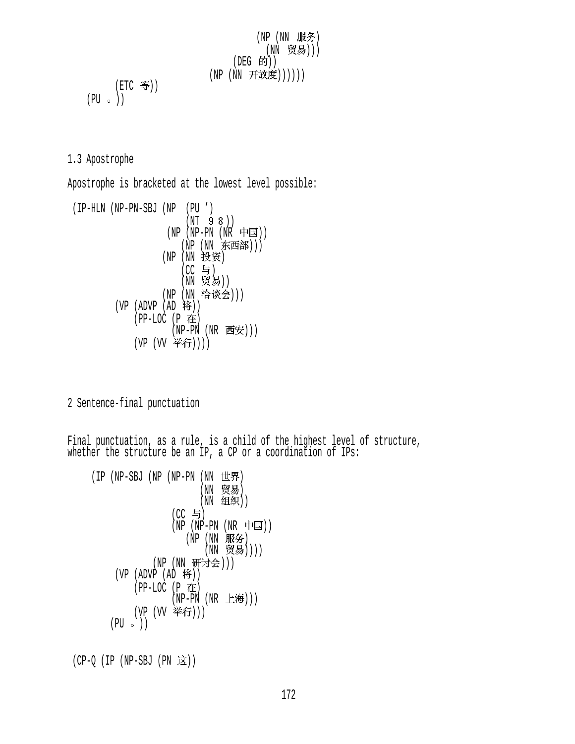```
                                        (NP (NN  服务)
                                            (NN  贸易)))
                                    (DEG 的))
                               (NP (NN  开放度))))))
        (ETC 等))
    (PU 。))
```

## 1.3 Apostrophe

Apostrophe is bracketed at the lowest level possible:

```
 (IP-HLN (NP-PN-SBJ (NP  (PU ')
                          (NT  98))
                     (NP (NP-PN (NR  中国))
                         (NP (NN  东西部)))
                    (NP (NN 投资)
                        (CC 与)
                        (NN 贸易))
                    (NP (NN 洽谈会)))
         (VP (ADVP (AD 将))
             (PP-LOC (P 在)
                     (NP-PN (NR  西安)))
             (VP (VV 举行))))
```

# 2 Sentence-final punctuation

Final punctuation, as a rule, is a child of the highest level of structure, whether the structure be an IP, a CP or a coordination of IPs:

```
     (IP (NP-SBJ (NP (NP-PN (NN  世界)
                            (NN  贸易)
                            (NN  组织))
                     (CC 与)
                     (NP (NP-PN (NR  中国))
                         (NP (NN  服务)
                             (NN  贸易))))
                 (NP (NN  研讨会)))
         (VP (ADVP (AD 将))
             (PP-LOC (P 在)
                     (NP-PN (NR  上海)))
             (VP (VV 举行)))
        (PU 。))
```

```
 (CP-Q (IP (NP-SBJ (PN 这))
```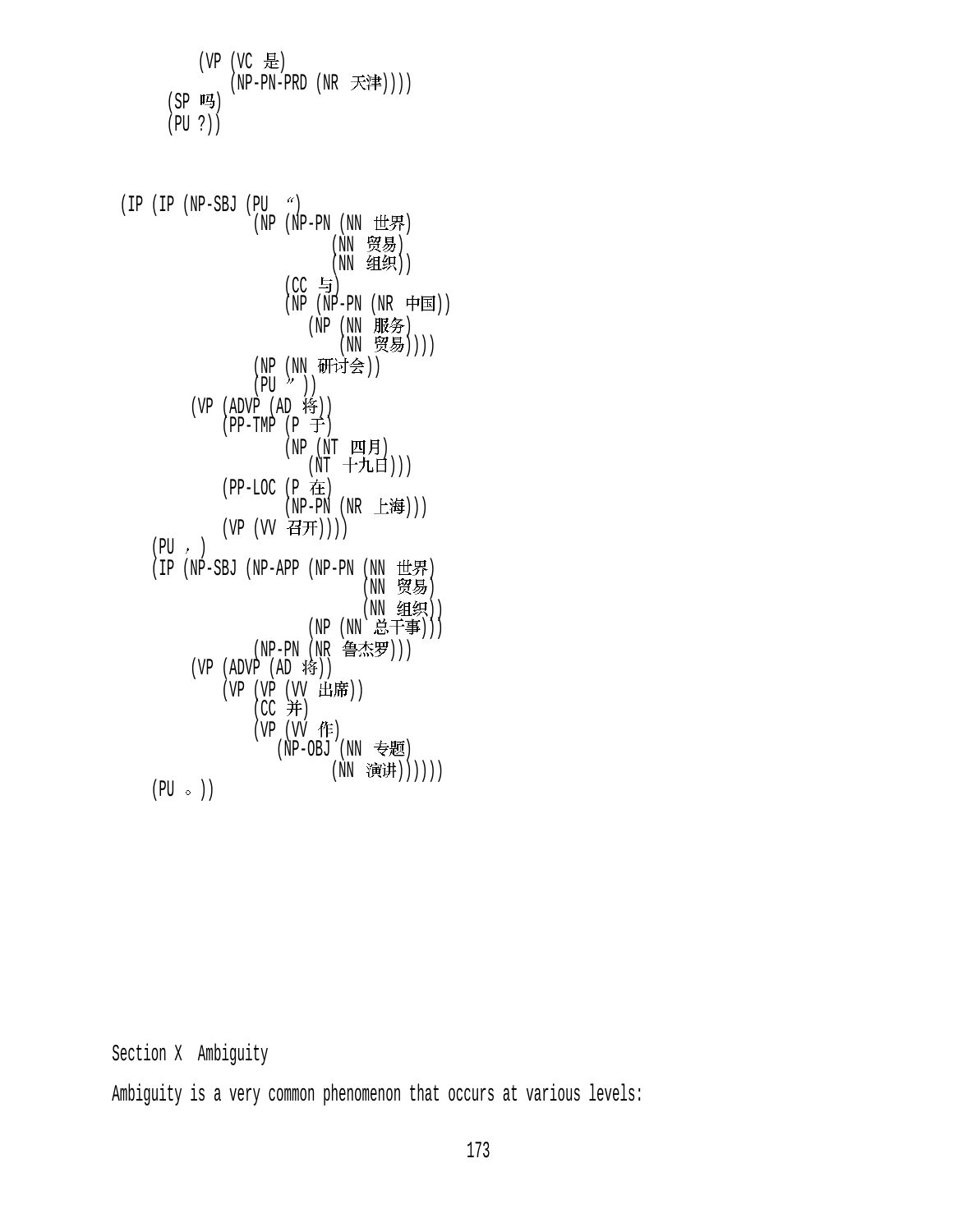```
          (VP (VC 是)
              (NP-PN-PRD (NR 天津))))
      (SP 吗)
      (PU ?))


 (IP (IP (NP-SBJ (PU “)
                 (NP (NP-PN (NN 世界)
                            (NN 贸易)
                            (NN 组织))
                     (CC 与)
                     (NP (NP-PN (NR 中国))
                         (NP (NN 服务)
                             (NN 贸易))))
                 (NP (NN 研讨会))
                 (PU ”))
         (VP (ADVP (AD 将))
             (PP-TMP (P 于)
                     (NP (NT 四月)
                         (NT 十九日)))
             (PP-LOC (P 在)
                     (NP-PN (NR 上海)))
             (VP (VV 召开))))
     (PU ,)
     (IP (NP-SBJ (NP-APP (NP-PN (NN 世界)
                                (NN 贸易)
                                (NN 组织))
                         (NP (NN 总干事)))
                 (NP-PN (NR 鲁杰罗)))
         (VP (ADVP (AD 将))
             (VP (VP (VV 出席))
                 (CC 并)
                 (VP (VV 作)
                     (NP-OBJ (NN 专题)
                             (NN 演讲))))))
     (PU 。))
```

## Section X  Ambiguity

Ambiguity is a very common phenomenon that occurs at various levels: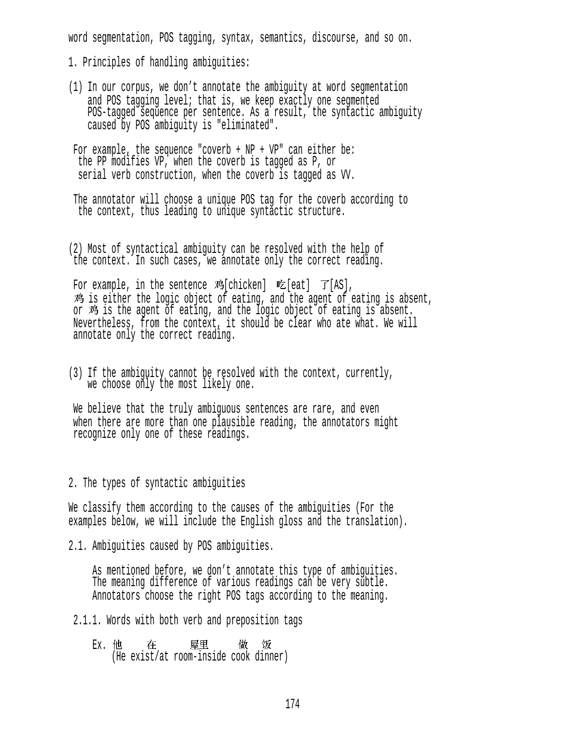word segmentation, POS tagging, syntax, semantics, discourse, and so on.

1. Principles of handling ambiguities:

(1) In our corpus, we don't annotate the ambiguity at word segmentation and POS tagging level; that is, we keep exactly one segmented POS-tagged sequence per sentence. As a result, the syntactic ambiguity caused by POS ambiguity is "eliminated".

For example, the sequence "coverb + NP + VP" can either be:
the PP modifies VP, when the coverb is tagged as P, or
serial verb construction, when the coverb is tagged as VV.

The annotator will choose a unique POS tag for the coverb according to the context, thus leading to unique syntactic structure.

(2) Most of syntactical ambiguity can be resolved with the help of the context. In such cases, we annotate only the correct reading.

For example, in the sentence 鸡[chicken] 吃[eat] 了[AS], 鸡 is either the logic object of eating, and the agent of eating is absent, or 鸡 is the agent of eating, and the logic object of eating is absent. Nevertheless, from the context, it should be clear who ate what. We will annotate only the correct reading.

(3) If the ambiguity cannot be resolved with the context, currently, we choose only the most likely one.

We believe that the truly ambiguous sentences are rare, and even when there are more than one plausible reading, the annotators might recognize only one of these readings.

2. The types of syntactic ambiguities

We classify them according to the causes of the ambiguities (For the examples below, we will include the English gloss and the translation).

2.1. Ambiguities caused by POS ambiguities.

As mentioned before, we don't annotate this type of ambiguities. The meaning difference of various readings can be very subtle. Annotators choose the right POS tags according to the meaning.

2.1.1. Words with both verb and preposition tags

Ex. 他 在 屋里 做 饭
(He exist/at room-inside cook dinner)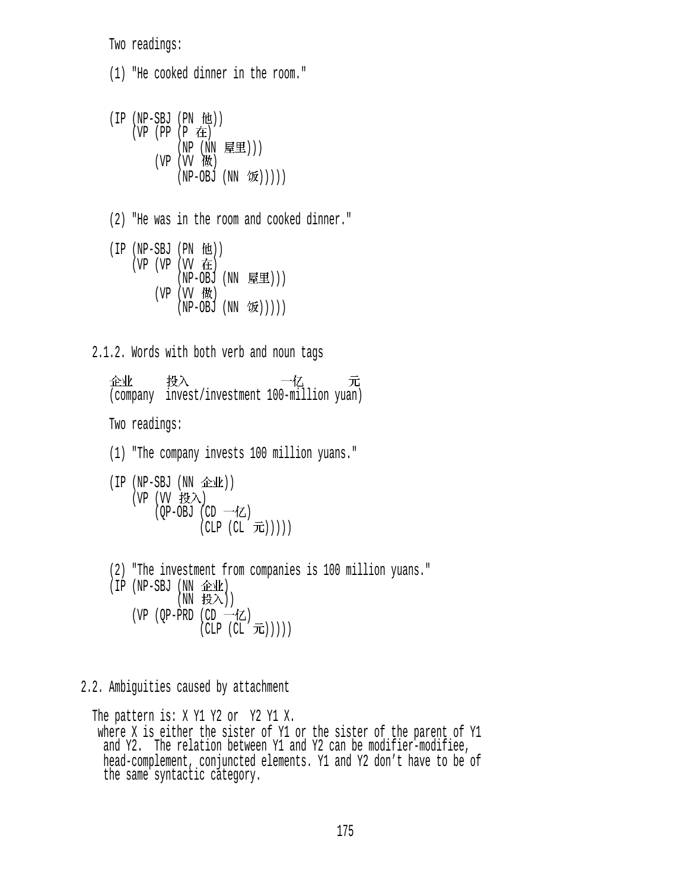Two readings:

(1) "He cooked dinner in the room."

```
(IP (NP-SBJ (PN 他))
    (VP (PP (P 在)
            (NP (NN 屋里)))
        (VP (VV 做)
            (NP-OBJ (NN 饭)))))
```

(2) "He was in the room and cooked dinner."

```
(IP (NP-SBJ (PN 他))
    (VP (VP (VV 在)
            (NP-OBJ (NN 屋里)))
        (VP (VV 做)
            (NP-OBJ (NN 饭)))))
```

2.1.2. Words with both verb and noun tags

```
企业      投入              一亿        元
(company  invest/investment 100-million yuan)
```

Two readings:

(1) "The company invests 100 million yuans."

```
(IP (NP-SBJ (NN 企业))
    (VP (VV 投入)
        (QP-OBJ (CD 一亿)
                (CLP (CL 元)))))
```

(2) "The investment from companies is 100 million yuans."

```
(IP (NP-SBJ (NN 企业)
            (NN 投入))
    (VP (QP-PRD (CD 一亿)
                (CLP (CL 元)))))
```

2.2. Ambiguities caused by attachment

The pattern is: X Y1 Y2 or Y2 Y1 X.
where X is either the sister of Y1 or the sister of the parent of Y1 and Y2. The relation between Y1 and Y2 can be modifier-modifiee, head-complement, conjuncted elements. Y1 and Y2 don't have to be of the same syntactic category.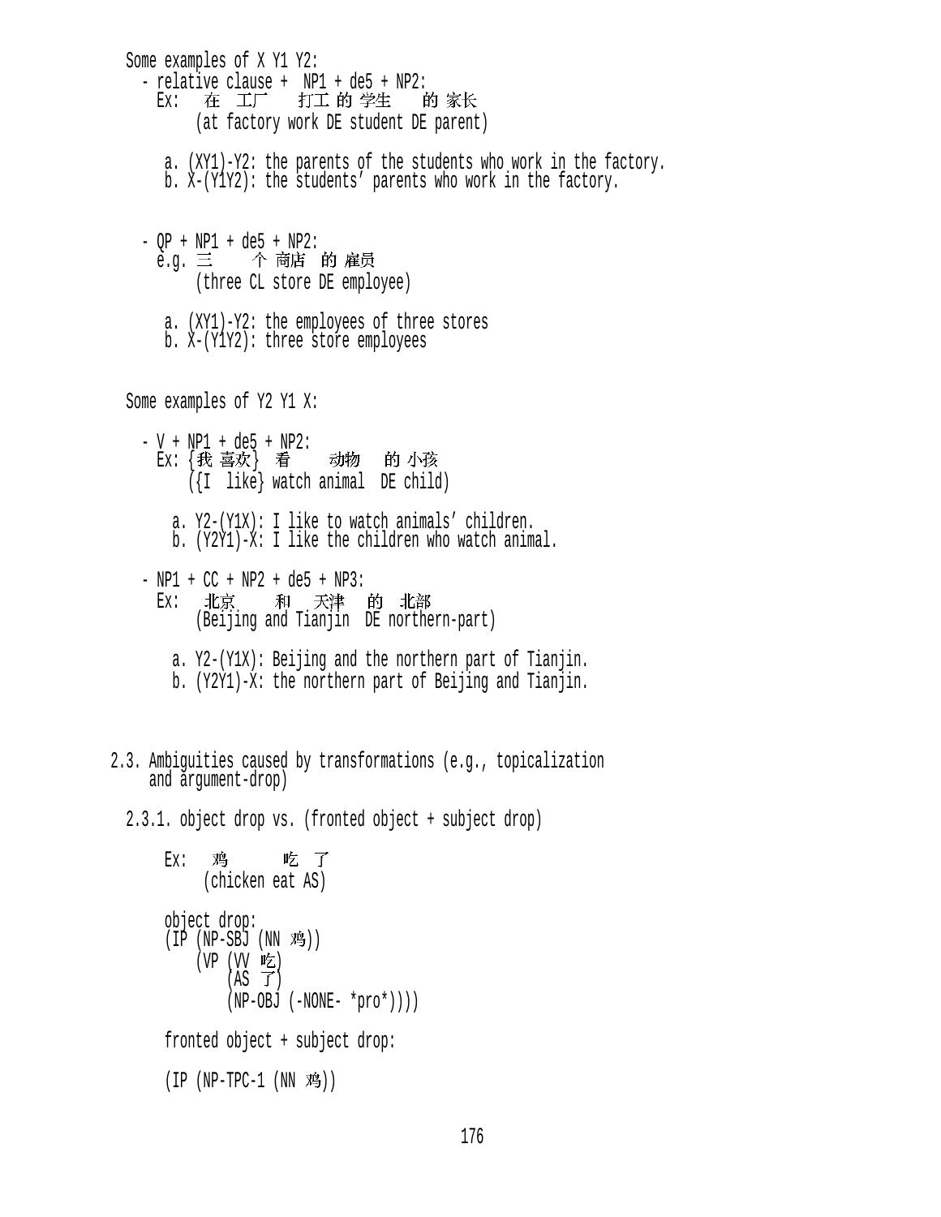Some examples of X Y1 Y2:

- relative clause + NP1 + de5 + NP2:

  Ex: 在 工厂 打工 的 学生 的 家长
  (at factory work DE student DE parent)

  a. (XY1)-Y2: the parents of the students who work in the factory.
  b. X-(Y1Y2): the students' parents who work in the factory.

- QP + NP1 + de5 + NP2:

  e.g. 三 个 商店 的 雇员
  (three CL store DE employee)

  a. (XY1)-Y2: the employees of three stores
  b. X-(Y1Y2): three store employees

Some examples of Y2 Y1 X:

- V + NP1 + de5 + NP2:

  Ex: {我 喜欢} 看 动物 的 小孩
  ({I like} watch animal DE child)

  a. Y2-(Y1X): I like to watch animals' children.
  b. (Y2Y1)-X: I like the children who watch animal.

- NP1 + CC + NP2 + de5 + NP3:

  Ex: 北京 和 天津 的 北部
  (Beijing and Tianjin DE northern-part)

  a. Y2-(Y1X): Beijing and the northern part of Tianjin.
  b. (Y2Y1)-X: the northern part of Beijing and Tianjin.

## 2.3. Ambiguities caused by transformations (e.g., topicalization and argument-drop)

### 2.3.1. object drop vs. (fronted object + subject drop)

Ex: 鸡 吃 了
(chicken eat AS)

object drop:

```
(IP (NP-SBJ (NN 鸡))
    (VP (VV 吃)
        (AS 了)
        (NP-OBJ (-NONE- *pro*))))
```

fronted object + subject drop:

```
(IP (NP-TPC-1 (NN 鸡))
```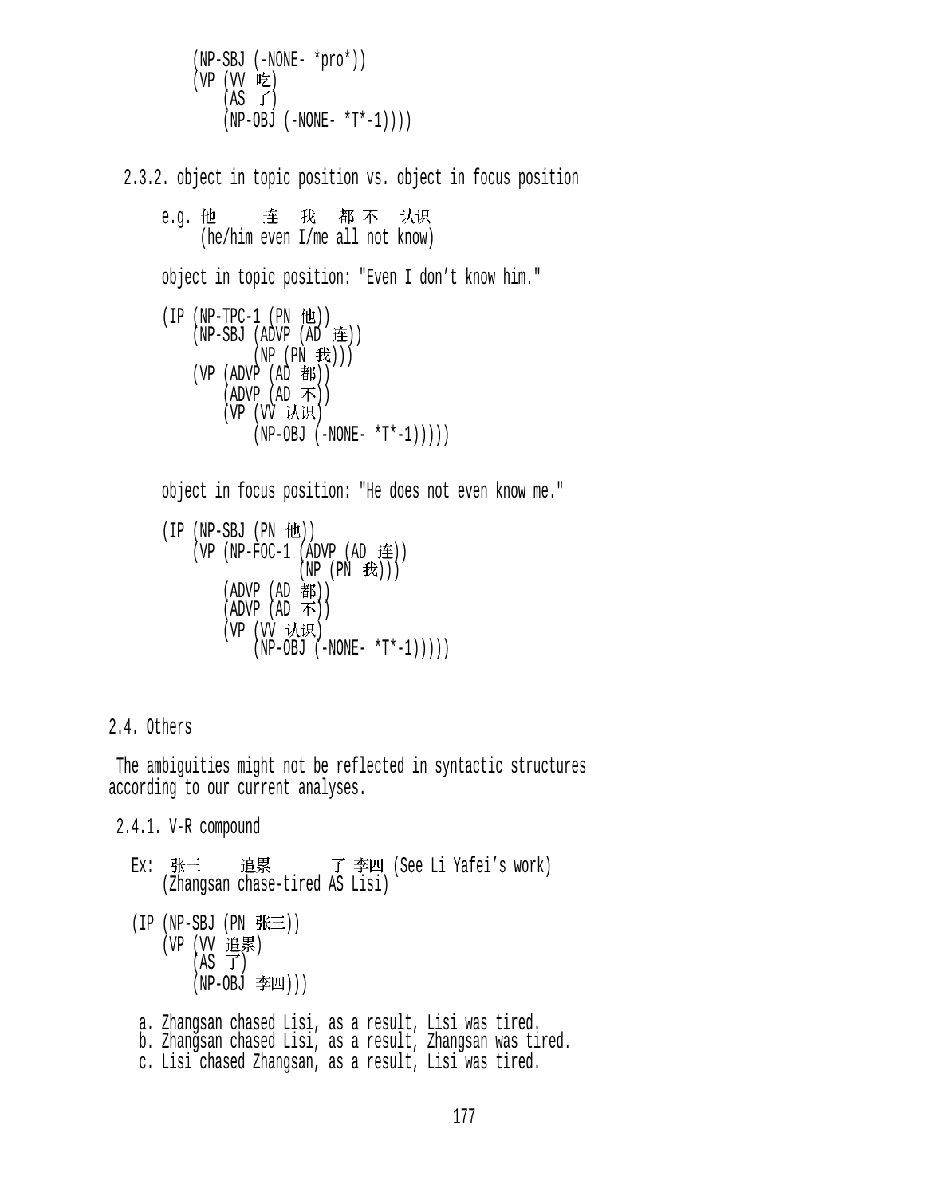```
        (NP-SBJ (-NONE- *pro*))
        (VP (VV 吃)
            (AS 了)
            (NP-OBJ (-NONE- *T*-1))))
```

2.3.2. object in topic position vs. object in focus position

e.g. 他　　连　我　都 不　认识
(he/him even I/me all not know)

object in topic position: "Even I don't know him."

```
(IP (NP-TPC-1 (PN 他))
    (NP-SBJ (ADVP (AD 连))
            (NP (PN 我)))
    (VP (ADVP (AD 都))
        (ADVP (AD 不))
        (VP (VV 认识)
            (NP-OBJ (-NONE- *T*-1)))))
```

object in focus position: "He does not even know me."

```
(IP (NP-SBJ (PN 他))
    (VP (NP-FOC-1 (ADVP (AD 连))
                  (NP (PN 我)))
        (ADVP (AD 都))
        (ADVP (AD 不))
        (VP (VV 认识)
            (NP-OBJ (-NONE- *T*-1)))))
```

2.4. Others

The ambiguities might not be reflected in syntactic structures according to our current analyses.

2.4.1. V-R compound

Ex: 张三　追累　　了 李四 (See Li Yafei's work)
(Zhangsan chase-tired AS Lisi)

```
(IP (NP-SBJ (PN 张三))
    (VP (VV 追累)
        (AS 了)
        (NP-OBJ 李四)))
```

a. Zhangsan chased Lisi, as a result, Lisi was tired.
b. Zhangsan chased Lisi, as a result, Zhangsan was tired.
c. Lisi chased Zhangsan, as a result, Lisi was tired.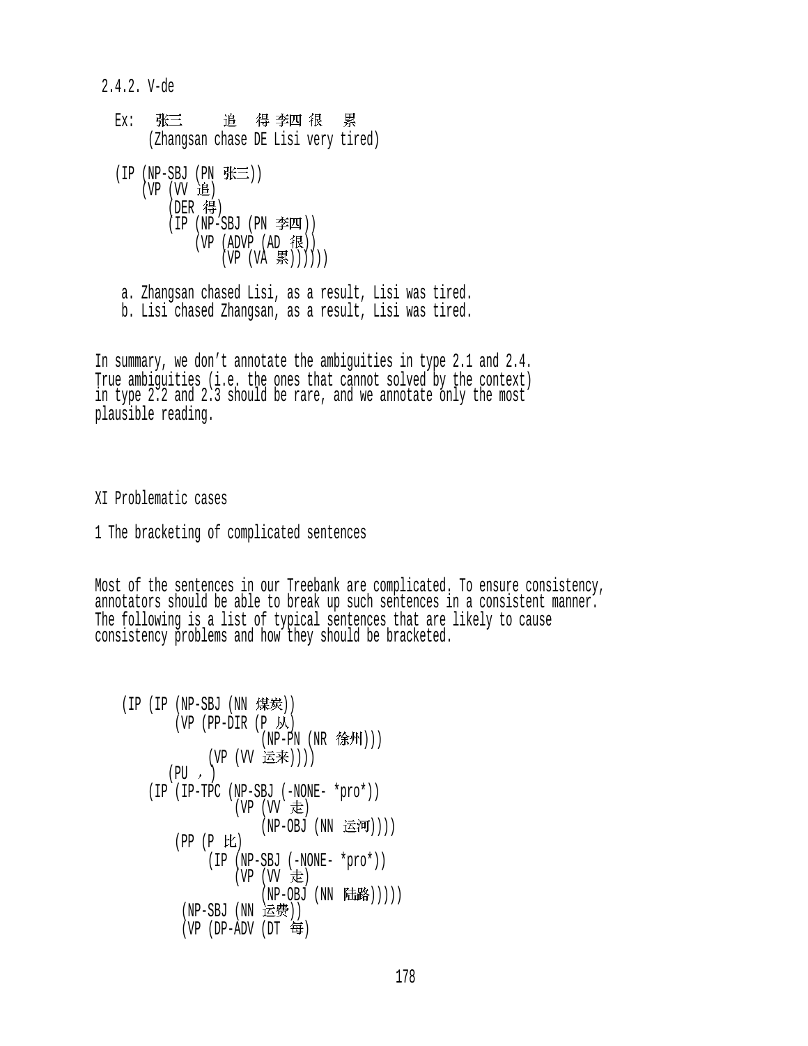2.4.2. V-de

```
  Ex:  张三      追  得 李四 很  累
       (Zhangsan chase DE Lisi very tired)

  (IP (NP-SBJ (PN 张三))
      (VP (VV 追)
          (DER 得)
          (IP (NP-SBJ (PN 李四))
              (VP (ADVP (AD 很))
                  (VP (VA 累))))))

   a. Zhangsan chased Lisi, as a result, Lisi was tired.
   b. Lisi chased Zhangsan, as a result, Lisi was tired.
```

In summary, we don't annotate the ambiguities in type 2.1 and 2.4. True ambiguities (i.e. the ones that cannot solved by the context) in type 2.2 and 2.3 should be rare, and we annotate only the most plausible reading.

# XI Problematic cases

## 1 The bracketing of complicated sentences

Most of the sentences in our Treebank are complicated. To ensure consistency, annotators should be able to break up such sentences in a consistent manner. The following is a list of typical sentences that are likely to cause consistency problems and how they should be bracketed.

```
    (IP (IP (NP-SBJ (NN 煤炭))
            (VP (PP-DIR (P 从)
                        (NP-PN (NR 徐州)))
                (VP (VV 运来))))
        (PU ，)
        (IP (IP-TPC (NP-SBJ (-NONE- *pro*))
                    (VP (VV 走)
                        (NP-OBJ (NN 运河))))
            (PP (P 比)
                (IP (NP-SBJ (-NONE- *pro*))
                    (VP (VV 走)
                        (NP-OBJ (NN 陆路)))))
            (NP-SBJ (NN 运费))
            (VP (DP-ADV (DT 每)
```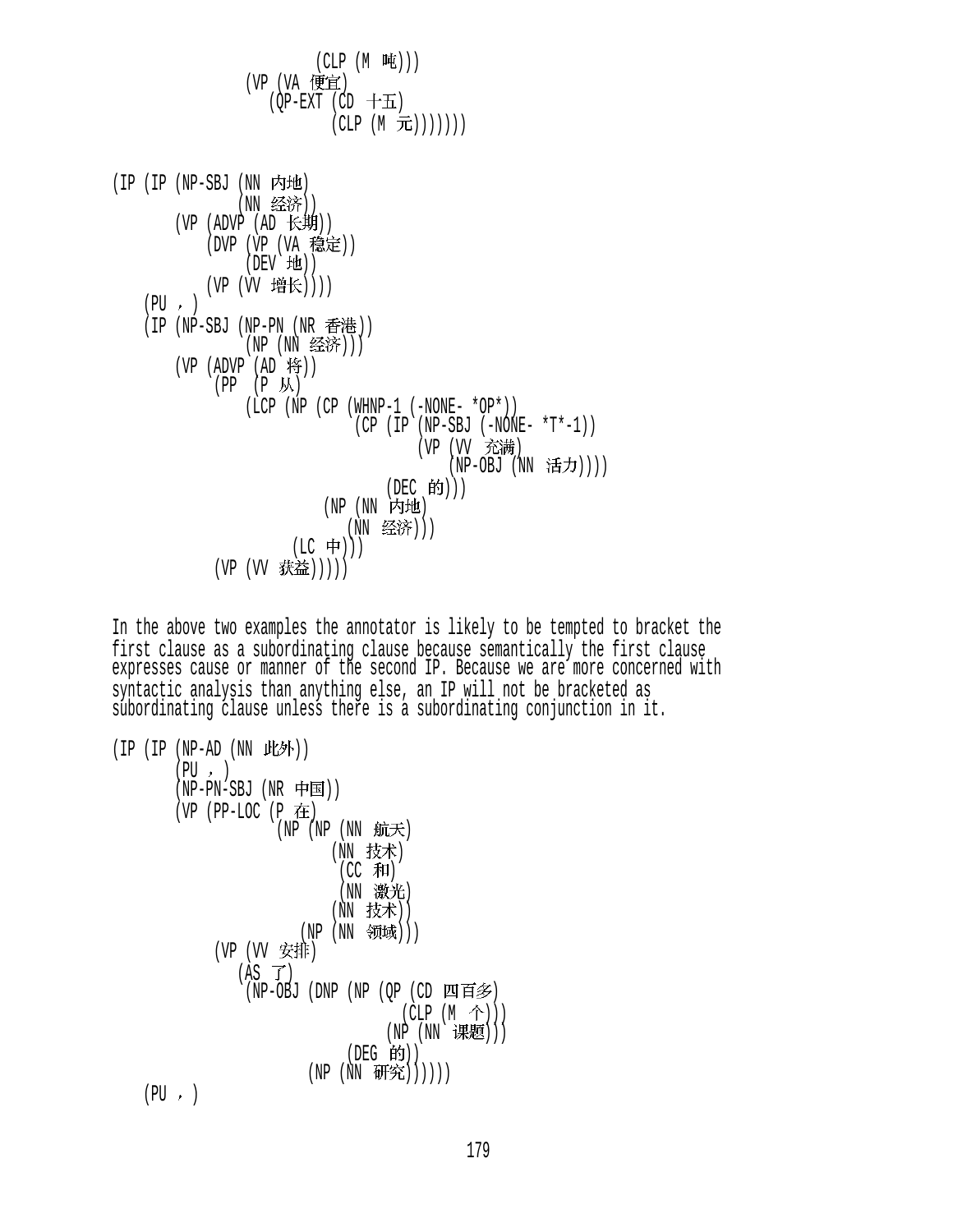```
                    (CLP (M 吨)))
              (VP (VA 便宜)
                  (QP-EXT (CD 十五)
                          (CLP (M 元)))))))
```

```
(IP (IP (NP-SBJ (NN 内地)
                (NN 经济))
        (VP (ADVP (AD 长期))
            (DVP (VP (VA 稳定))
                 (DEV 地))
            (VP (VV 增长))))
    (PU ，)
    (IP (NP-SBJ (NP-PN (NR 香港))
                (NP (NN 经济)))
        (VP (ADVP (AD 将))
            (PP  (P 从)
                (LCP (NP (CP (WHNP-1 (-NONE- *OP*))
                             (CP (IP (NP-SBJ (-NONE- *T*-1))
                                     (VP (VV 充满)
                                         (NP-OBJ (NN 活力))))
                                 (DEC 的)))
                         (NP (NN 内地)
                             (NN 经济)))
                     (LC 中)))
            (VP (VV 获益)))))
```

In the above two examples the annotator is likely to be tempted to bracket the first clause as a subordinating clause because semantically the first clause expresses cause or manner of the second IP. Because we are more concerned with syntactic analysis than anything else, an IP will not be bracketed as subordinating clause unless there is a subordinating conjunction in it.

```
(IP (IP (NP-AD (NN 此外))
        (PU ，)
        (NP-PN-SBJ (NR 中国))
        (VP (PP-LOC (P 在)
                    (NP (NP (NN 航天)
                            (NN 技术)
                            (CC 和)
                            (NN 激光)
                            (NN 技术))
                        (NP (NN 领域))))
            (VP (VV 安排)
                (AS 了)
                (NP-OBJ (DNP (NP (QP (CD 四百多)
                                     (CLP (M 个)))
                                 (NP (NN 课题)))
                             (DEG 的))
                        (NP (NN 研究))))))
    (PU ，)
```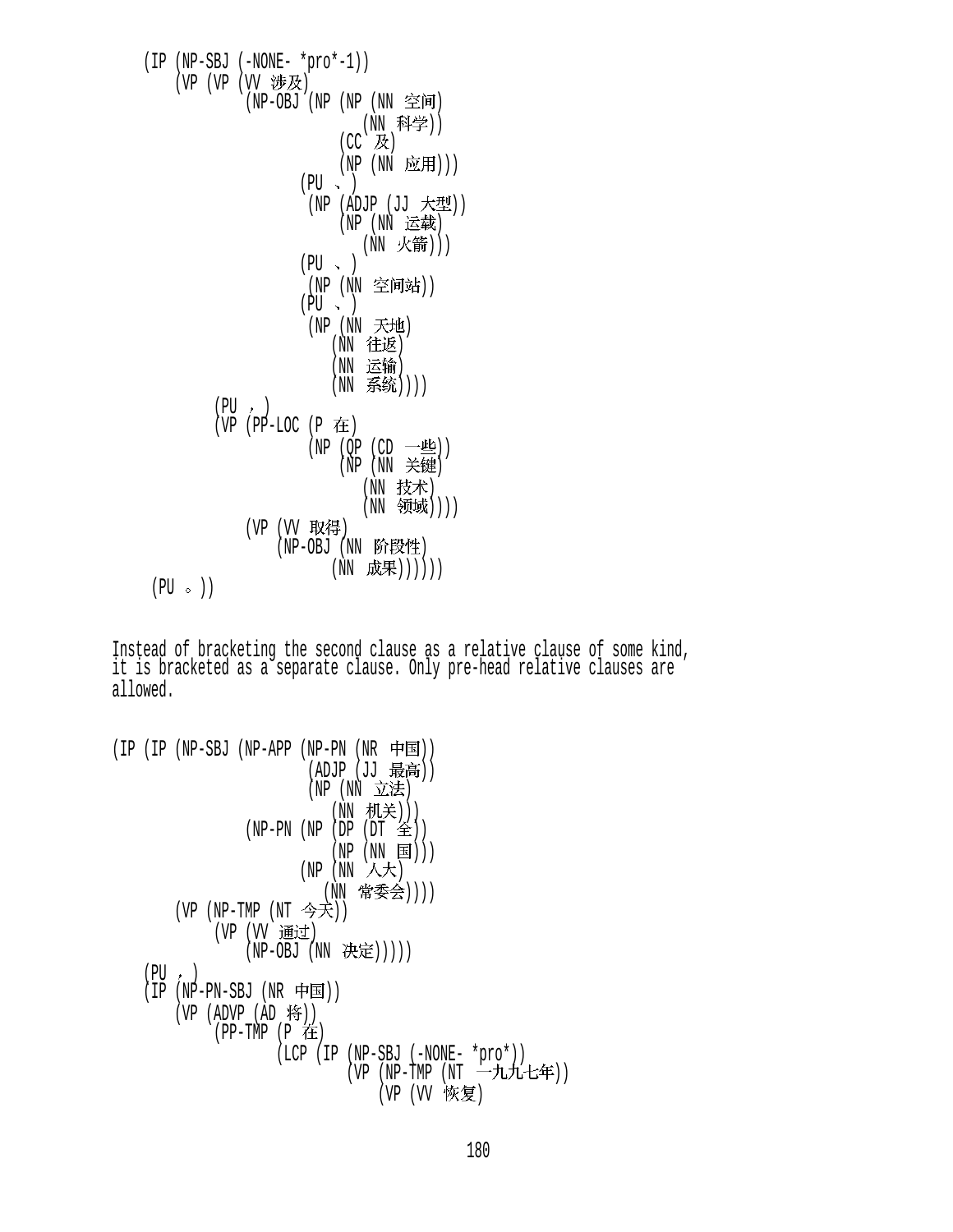```
    (IP (NP-SBJ (-NONE- *pro*-1))
        (VP (VP (VV 涉及)
                (NP-OBJ (NP (NP (NN 空间)
                                (NN 科学))
                            (CC 及)
                            (NP (NN 应用)))
                        (PU 、)
                        (NP (ADJP (JJ 大型))
                            (NP (NN 运载)
                                (NN 火箭)))
                        (PU 、)
                        (NP (NN 空间站))
                        (PU 、)
                        (NP (NN 天地)
                            (NN 往返)
                            (NN 运输)
                            (NN 系统))))
            (PU ，)
            (VP (PP-LOC (P 在)
                        (NP (QP (CD 一些))
                            (NP (NN 关键)
                                (NN 技术)
                                (NN 领域))))
                (VP (VV 取得)
                    (NP-OBJ (NN 阶段性)
                            (NN 成果))))))
     (PU 。))
```

Instead of bracketing the second clause as a relative clause of some kind, it is bracketed as a separate clause. Only pre-head relative clauses are allowed.

```
(IP (IP (NP-SBJ (NP-APP (NP-PN (NR 中国))
                        (ADJP (JJ 最高))
                        (NP (NN 立法)
                            (NN 机关)))
                (NP-PN (NP (DP (DT 全))
                           (NP (NN 国)))
                       (NP (NN 人大)
                           (NN 常委会))))
        (VP (NP-TMP (NT 今天))
            (VP (VV 通过)
                (NP-OBJ (NN 决定)))))
    (PU ，)
    (IP (NP-PN-SBJ (NR 中国))
        (VP (ADVP (AD 将))
            (PP-TMP (P 在)
                    (LCP (IP (NP-SBJ (-NONE- *pro*))
                             (VP (NP-TMP (NT 一九九七年))
                                 (VP (VV 恢复)
```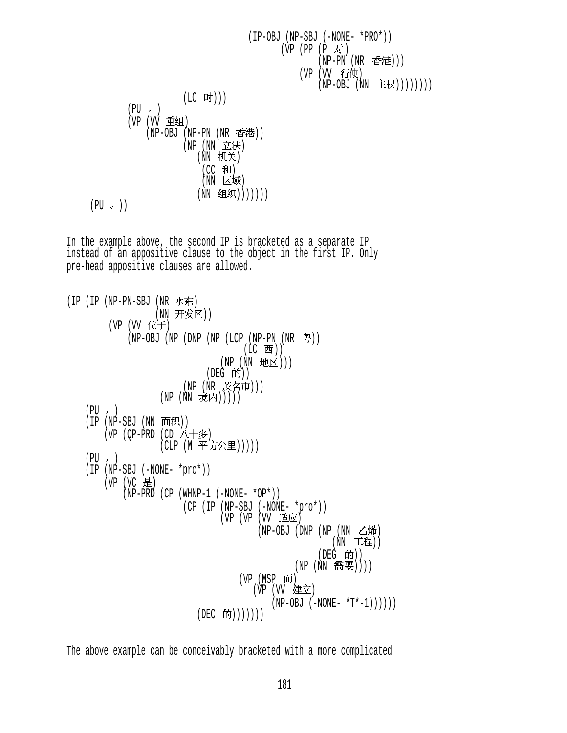```
                                        (IP-OBJ (NP-SBJ (-NONE- *PRO*))
                                                (VP (PP (P 对)
                                                        (NP-PN (NR 香港)))
                                                    (VP (VV 行使)
                                                        (NP-OBJ (NN 主权))))))))
                          (LC 时)))
              (PU ，)
              (VP (VV 重组)
                  (NP-OBJ (NP-PN (NR 香港))
                          (NP (NN 立法)
                              (NN 机关)
                              (CC 和)
                              (NN 区域)
                              (NN 组织)))))))
     (PU 。))
```

In the example above, the second IP is bracketed as a separate IP instead of an appositive clause to the object in the first IP. Only pre-head appositive clauses are allowed.

```
(IP (IP (NP-PN-SBJ (NR 水东)
                   (NN 开发区))
        (VP (VV 位于)
            (NP-OBJ (NP (DNP (NP (LCP (NP-PN (NR 粤))
                                      (LC 西))
                                 (NP (NN 地区)))
                             (DEG 的))
                        (NP (NR 茂名市)))
                    (NP (NN 境内)))))
    (PU ，)
    (IP (NP-SBJ (NN 面积))
        (VP (QP-PRD (CD 八十多)
                    (CLP (M 平方公里)))))
    (PU ，)
    (IP (NP-SBJ (-NONE- *pro*))
        (VP (VC 是)
            (NP-PRD (CP (WHNP-1 (-NONE- *OP*))
                        (CP (IP (NP-SBJ (-NONE- *pro*))
                                (VP (VP (VV 适应)
                                        (NP-OBJ (DNP (NP (NN 乙烯)
                                                         (NN 工程))
                                                     (DEG 的))
                                                (NP (NN 需要))))
                                    (VP (MSP 而)
                                        (VP (VV 建立)
                                            (NP-OBJ (-NONE- *T*-1))))))
                            (DEC 的)))))))
```

The above example can be conceivably bracketed with a more complicated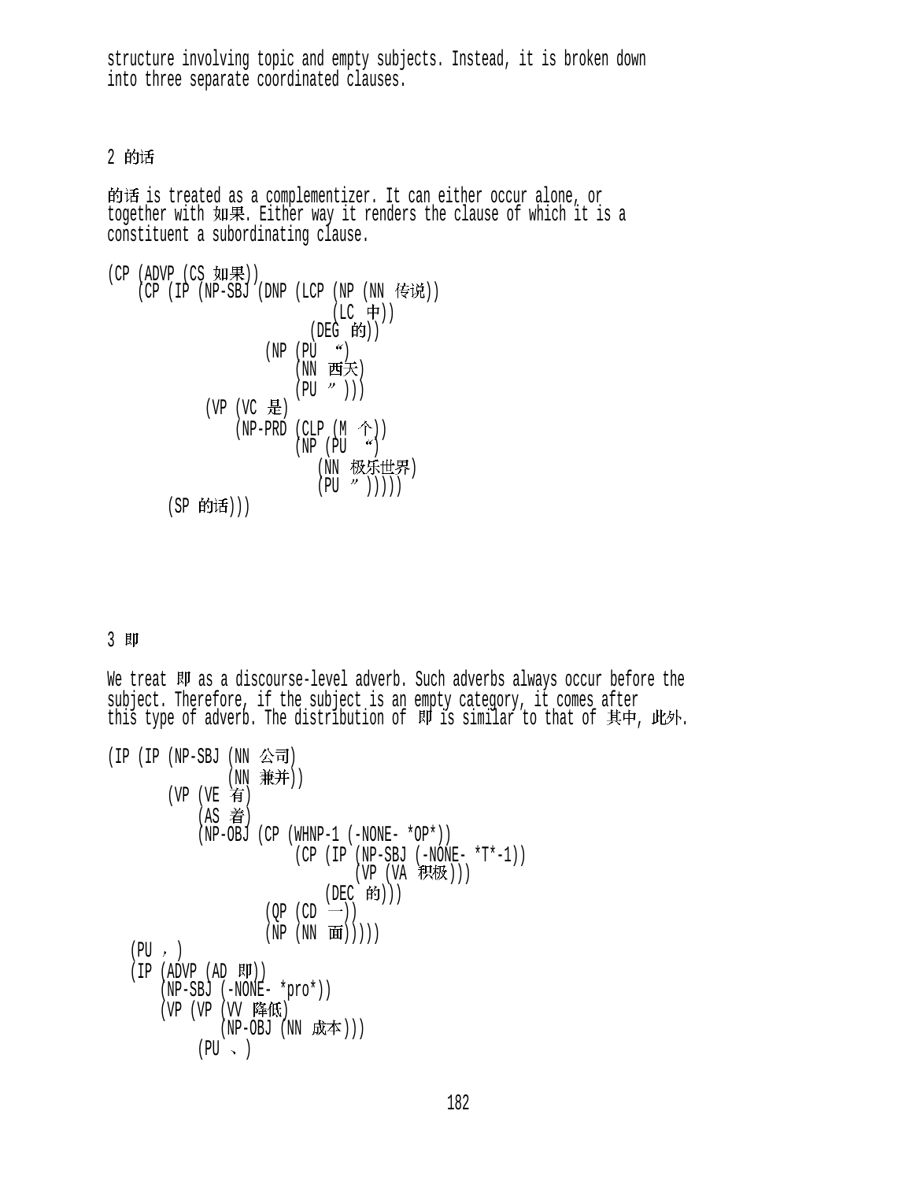structure involving topic and empty subjects. Instead, it is broken down into three separate coordinated clauses.

## 2 的话

的话 is treated as a complementizer. It can either occur alone, or together with 如果. Either way it renders the clause of which it is a constituent a subordinating clause.

```
(CP (ADVP (CS 如果))
    (CP (IP (NP-SBJ (DNP (LCP (NP (NN 传说))
                              (LC 中))
                         (DEG 的))
                    (NP (PU “)
                        (NN 西天)
                        (PU ”)))
            (VP (VC 是)
                (NP-PRD (CLP (M 个))
                        (NP (PU “)
                            (NN 极乐世界)
                            (PU ”)))))
        (SP 的话)))
```

## 3 即

We treat 即 as a discourse-level adverb. Such adverbs always occur before the subject. Therefore, if the subject is an empty category, it comes after this type of adverb. The distribution of 即 is similar to that of 其中, 此外.

```
(IP (IP (NP-SBJ (NN 公司)
                (NN 兼并))
        (VP (VE 有)
            (AS 着)
            (NP-OBJ (CP (WHNP-1 (-NONE- *OP*))
                        (CP (IP (NP-SBJ (-NONE- *T*-1))
                                (VP (VA 积极)))
                            (DEC 的)))
                    (QP (CD 一))
                    (NP (NN 面)))))
    (PU ，)
    (IP (ADVP (AD 即))
        (NP-SBJ (-NONE- *pro*))
        (VP (VP (VV 降低)
                (NP-OBJ (NN 成本)))
            (PU 、)
```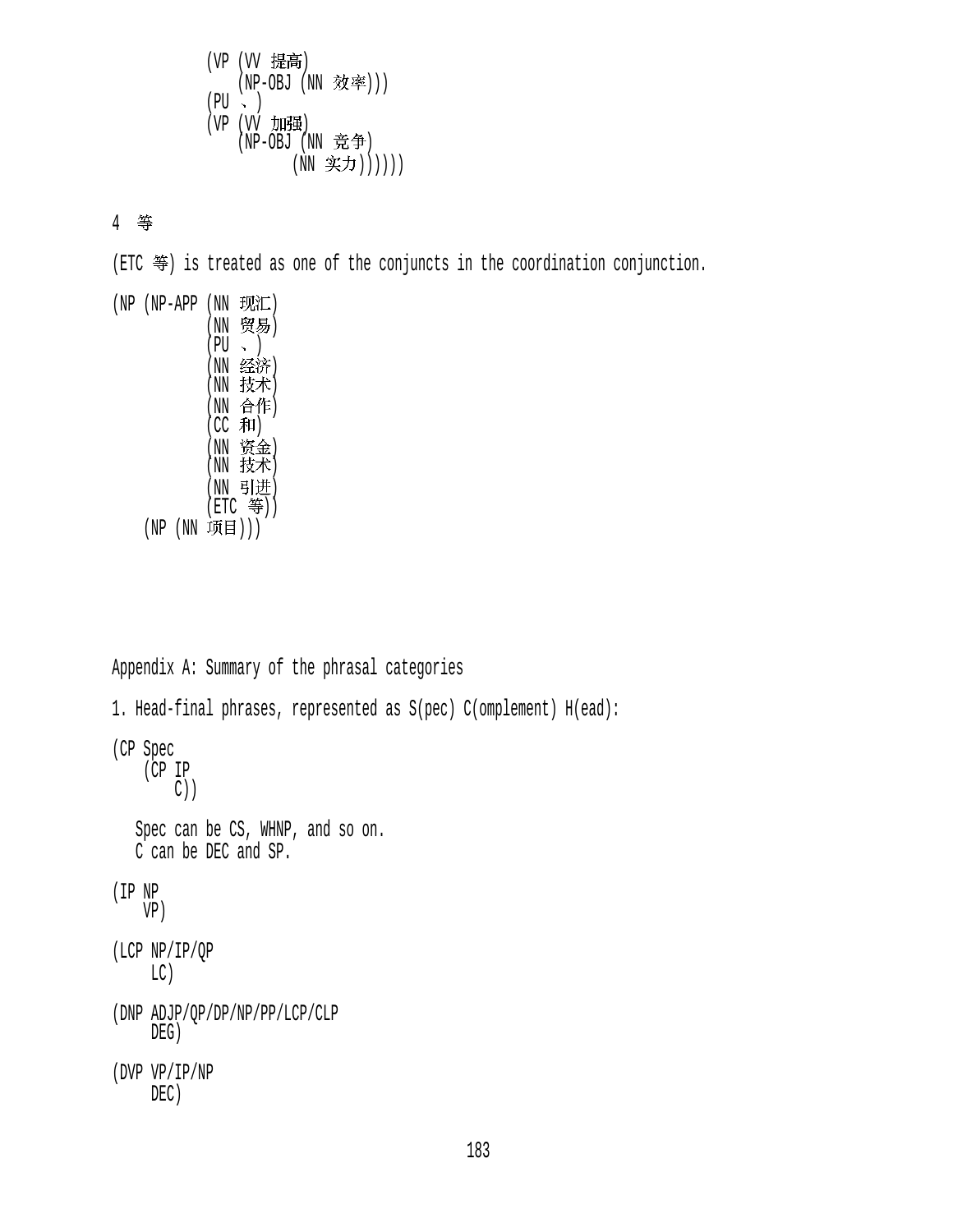```
          (VP (VV 提高)
              (NP-OBJ (NN 效率)))
          (PU 、)
          (VP (VV 加强)
              (NP-OBJ (NN 竞争)
                      (NN 实力))))))
```

4 等

(ETC 等) is treated as one of the conjuncts in the coordination conjunction.

```
(NP (NP-APP (NN 现汇)
            (NN 贸易)
            (PU 、)
            (NN 经济)
            (NN 技术)
            (NN 合作)
            (CC 和)
            (NN 资金)
            (NN 技术)
            (NN 引进)
            (ETC 等))
    (NP (NN 项目)))
```

Appendix A: Summary of the phrasal categories

1. Head-final phrases, represented as S(pec) C(omplement) H(ead):

```
(CP Spec
    (CP IP
        C))
```

Spec can be CS, WHNP, and so on.
C can be DEC and SP.

```
(IP NP
    VP)

(LCP NP/IP/QP
     LC)

(DNP ADJP/QP/DP/NP/PP/LCP/CLP
     DEG)

(DVP VP/IP/NP
     DEC)
```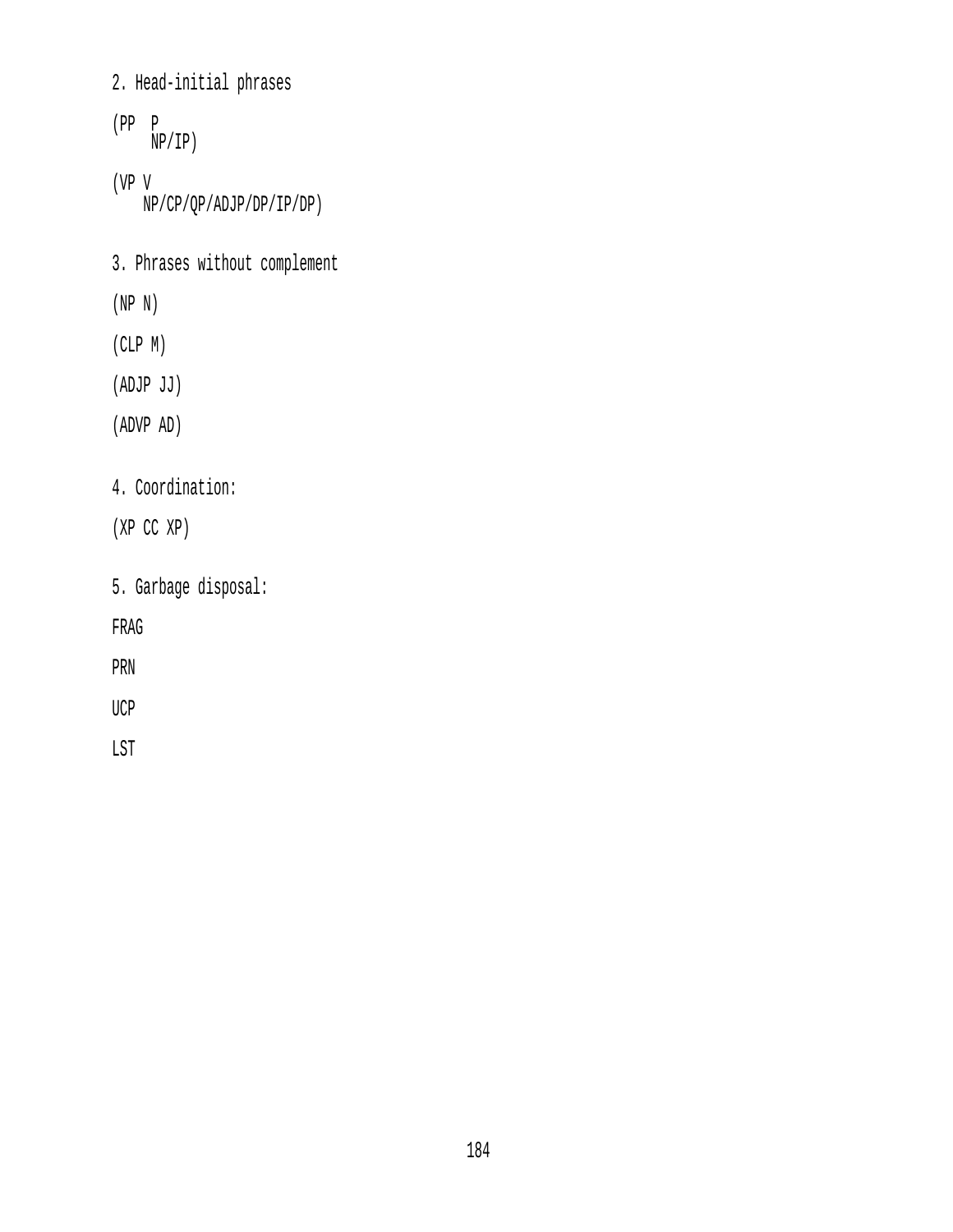2. Head-initial phrases

```
(PP  P
     NP/IP)
```

```
(VP V
    NP/CP/QP/ADJP/DP/IP/DP)
```

3. Phrases without complement

(NP N)

(CLP M)

(ADJP JJ)

(ADVP AD)

4. Coordination:

(XP CC XP)

5. Garbage disposal:

FRAG

PRN

UCP

LST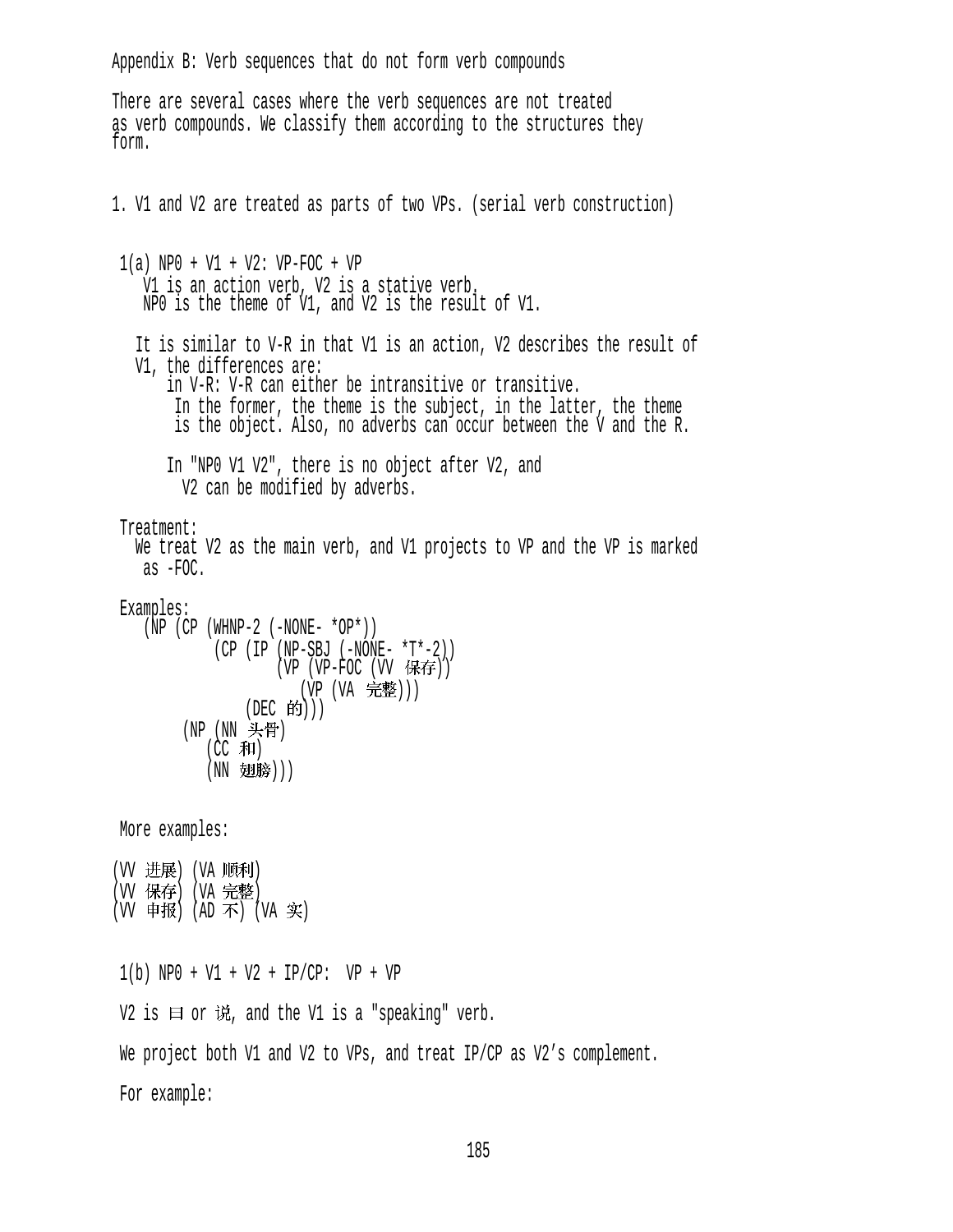Appendix B: Verb sequences that do not form verb compounds

There are several cases where the verb sequences are not treated as verb compounds. We classify them according to the structures they form.

1. V1 and V2 are treated as parts of two VPs. (serial verb construction)

1(a) NP0 + V1 + V2: VP-FOC + VP

V1 is an action verb, V2 is a stative verb.
NP0 is the theme of V1, and V2 is the result of V1.

It is similar to V-R in that V1 is an action, V2 describes the result of V1, the differences are:

in V-R: V-R can either be intransitive or transitive. In the former, the theme is the subject, in the latter, the theme is the object. Also, no adverbs can occur between the V and the R.

In "NP0 V1 V2", there is no object after V2, and V2 can be modified by adverbs.

Treatment:

We treat V2 as the main verb, and V1 projects to VP and the VP is marked as -FOC.

Examples:

```
(NP (CP (WHNP-2 (-NONE- *OP*))
        (CP (IP (NP-SBJ (-NONE- *T*-2))
                (VP (VP-FOC (VV 保存))
                    (VP (VA 完整)))
            (DEC 的)))
    (NP (NN 头骨)
        (CC 和)
        (NN 翅膀)))
```

More examples:

```
(VV 进展) (VA 顺利)
(VV 保存) (VA 完整)
(VV 申报) (AD 不) (VA 实)
```

1(b) NP0 + V1 + V2 + IP/CP: VP + VP

V2 is 曰 or 说, and the V1 is a "speaking" verb.

We project both V1 and V2 to VPs, and treat IP/CP as V2's complement.

For example: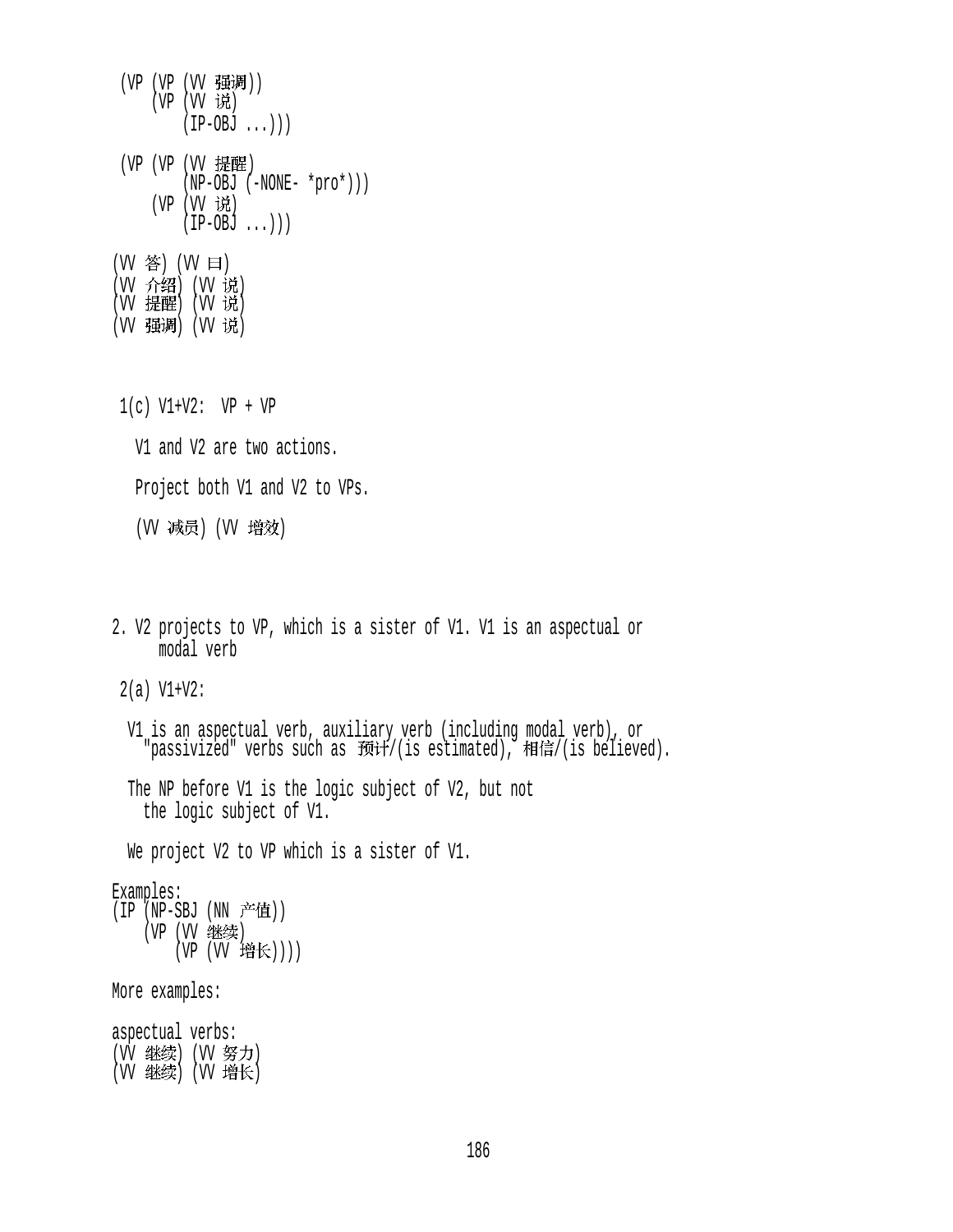```
 (VP (VP (VV 强调))
     (VP (VV 说)
         (IP-OBJ ...)))

 (VP (VP (VV 提醒)
         (NP-OBJ (-NONE- *pro*)))
     (VP (VV 说)
         (IP-OBJ ...)))
```

```
(VV 答) (VV 曰)
(VV 介绍) (VV 说)
(VV 提醒) (VV 说)
(VV 强调) (VV 说)
```

1(c) V1+V2:  VP + VP

V1 and V2 are two actions.

Project both V1 and V2 to VPs.

(VV 减员) (VV 增效)

2. V2 projects to VP, which is a sister of V1. V1 is an aspectual or modal verb

2(a) V1+V2:

V1 is an aspectual verb, auxiliary verb (including modal verb), or "passivized" verbs such as 预计/(is estimated), 相信/(is believed).

The NP before V1 is the logic subject of V2, but not the logic subject of V1.

We project V2 to VP which is a sister of V1.

Examples:

```
(IP (NP-SBJ (NN 产值))
    (VP (VV 继续)
        (VP (VV 增长))))
```

More examples:

aspectual verbs:

```
(VV 继续) (VV 努力)
(VV 继续) (VV 增长)
```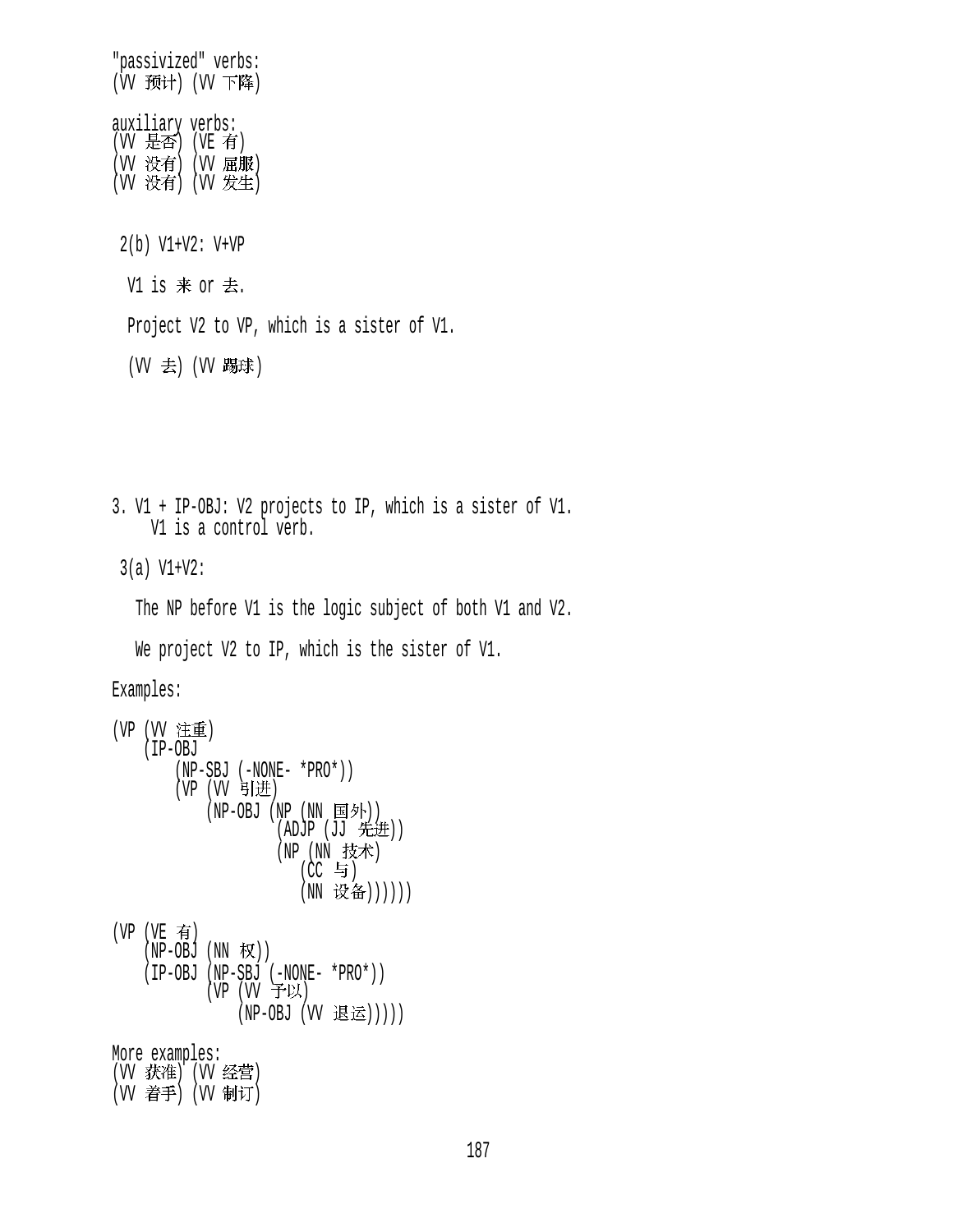"passivized" verbs:
(VV 预计) (VV 下降)

auxiliary verbs:
(VV 是否) (VE 有)
(VV 没有) (VV 屈服)
(VV 没有) (VV 发生)

2(b) V1+V2: V+VP

V1 is 来 or 去.

Project V2 to VP, which is a sister of V1.

(VV 去) (VV 踢球)

3. V1 + IP-OBJ: V2 projects to IP, which is a sister of V1.
V1 is a control verb.

3(a) V1+V2:

The NP before V1 is the logic subject of both V1 and V2.

We project V2 to IP, which is the sister of V1.

Examples:

```
(VP (VV 注重)
    (IP-OBJ
        (NP-SBJ (-NONE- *PRO*))
        (VP (VV 引进)
            (NP-OBJ (NP (NN 国外))
                    (ADJP (JJ 先进))
                    (NP (NN 技术)
                       (CC 与)
                       (NN 设备))))))

(VP (VE 有)
    (NP-OBJ (NN 权))
    (IP-OBJ (NP-SBJ (-NONE- *PRO*))
            (VP (VV 予以)
                (NP-OBJ (VV 退运)))))
```

More examples:
(VV 获准) (VV 经营)
(VV 着手) (VV 制订)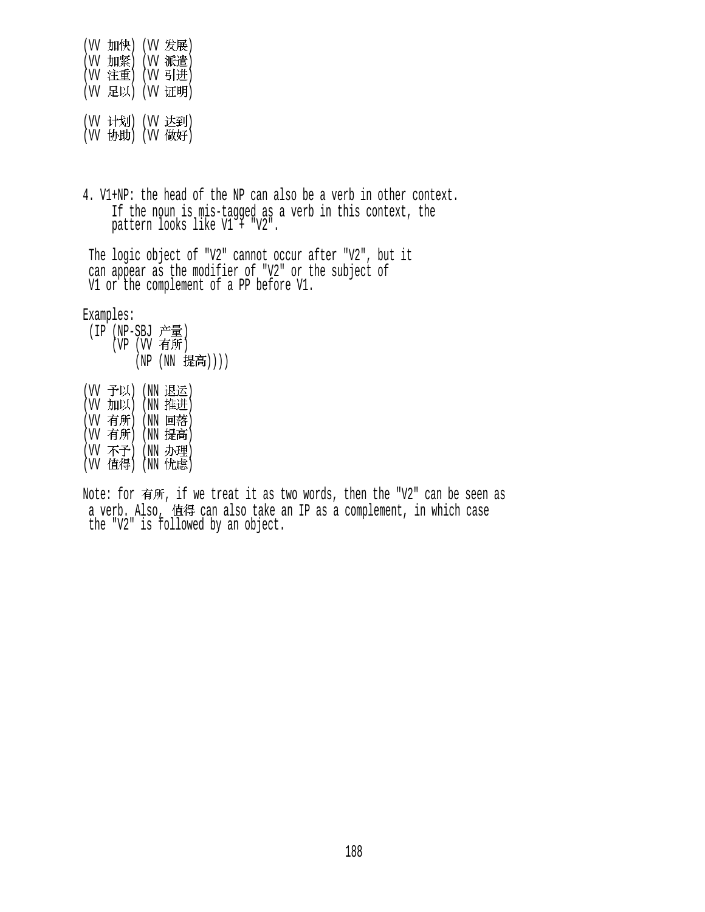```
(VV 加快) (VV 发展)
(VV 加紧) (VV 派遣)
(VV 注重) (VV 引进)
(VV 足以) (VV 证明)

(VV 计划) (VV 达到)
(VV 协助) (VV 做好)
```

4. V1+NP: the head of the NP can also be a verb in other context. If the noun is mis-tagged as a verb in this context, the pattern looks like V1 + "V2".

The logic object of "V2" cannot occur after "V2", but it can appear as the modifier of "V2" or the subject of V1 or the complement of a PP before V1.

Examples:

```
 (IP (NP-SBJ 产量)
     (VP (VV 有所)
         (NP (NN 提高))))

(VV 予以) (NN 退运)
(VV 加以) (NN 推进)
(VV 有所) (NN 回落)
(VV 有所) (NN 提高)
(VV 不予) (NN 办理)
(VV 值得) (NN 忧虑)
```

Note: for 有所, if we treat it as two words, then the "V2" can be seen as a verb. Also, 值得 can also take an IP as a complement, in which case the "V2" is followed by an object.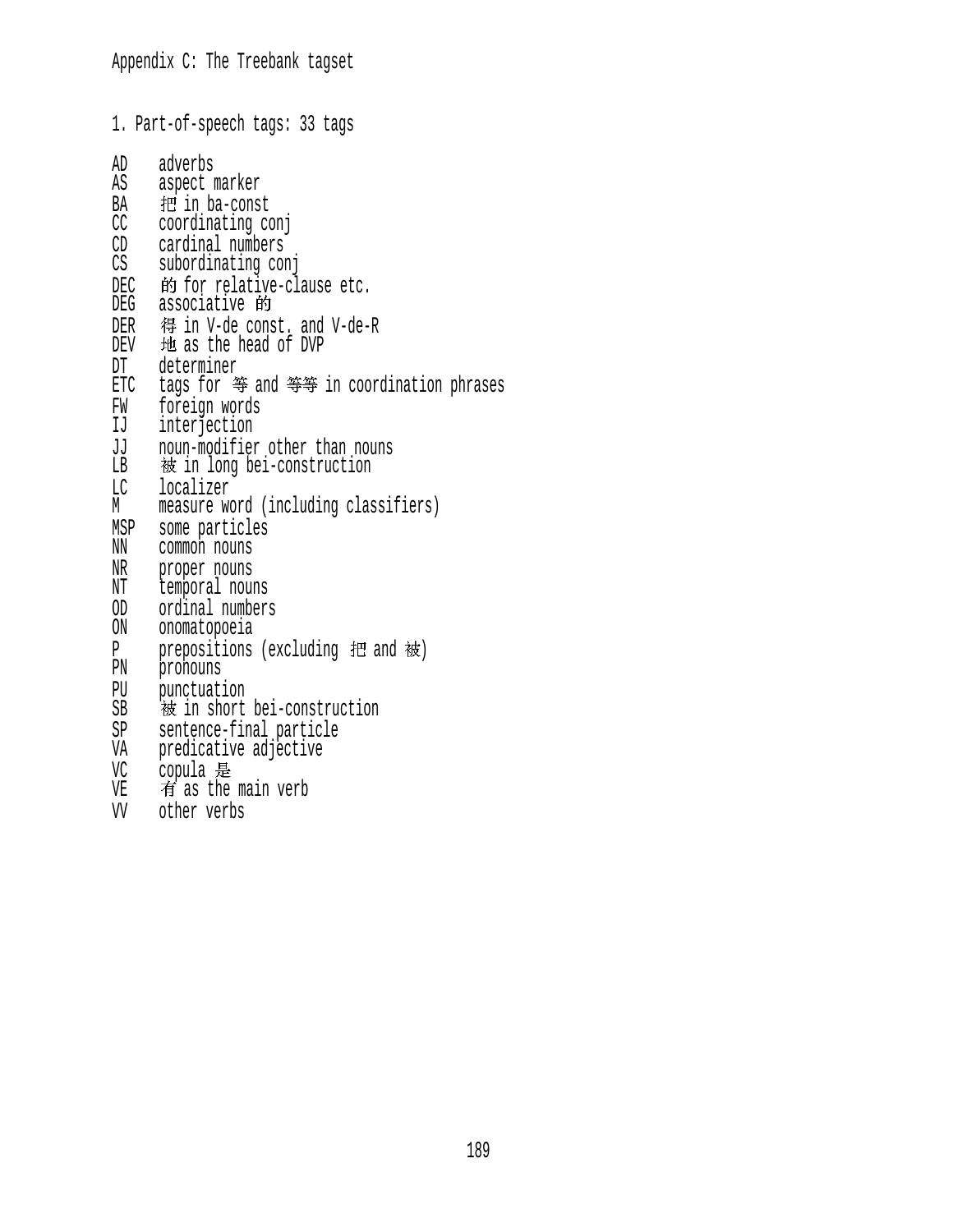Appendix C: The Treebank tagset

1. Part-of-speech tags: 33 tags

| | |
|---|---|
| AD | adverbs |
| AS | aspect marker |
| BA | 把 in ba-const |
| CC | coordinating conj |
| CD | cardinal numbers |
| CS | subordinating conj |
| DEC | 的 for relative-clause etc. |
| DEG | associative 的 |
| DER | 得 in V-de const. and V-de-R |
| DEV | 地 as the head of DVP |
| DT | determiner |
| ETC | tags for 等 and 等等 in coordination phrases |
| FW | foreign words |
| IJ | interjection |
| JJ | noun-modifier other than nouns |
| LB | 被 in long bei-construction |
| LC | localizer |
| M | measure word (including classifiers) |
| MSP | some particles |
| NN | common nouns |
| NR | proper nouns |
| NT | temporal nouns |
| OD | ordinal numbers |
| ON | onomatopoeia |
| P | prepositions (excluding 把 and 被) |
| PN | pronouns |
| PU | punctuation |
| SB | 被 in short bei-construction |
| SP | sentence-final particle |
| VA | predicative adjective |
| VC | copula 是 |
| VE | 有 as the main verb |
| VV | other verbs |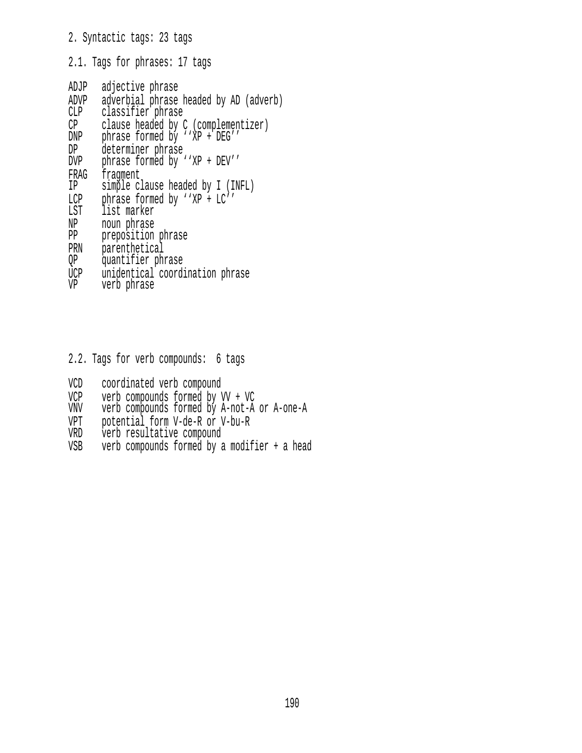## 2. Syntactic tags: 23 tags

### 2.1. Tags for phrases: 17 tags

| | |
|---|---|
| ADJP | adjective phrase |
| ADVP | adverbial phrase headed by AD (adverb) |
| CLP | classifier phrase |
| CP | clause headed by C (complementizer) |
| DNP | phrase formed by ''XP + DEG'' |
| DP | determiner phrase |
| DVP | phrase formed by ''XP + DEV'' |
| FRAG | fragment |
| IP | simple clause headed by I (INFL) |
| LCP | phrase formed by ''XP + LC'' |
| LST | list marker |
| NP | noun phrase |
| PP | preposition phrase |
| PRN | parenthetical |
| QP | quantifier phrase |
| UCP | unidentical coordination phrase |
| VP | verb phrase |

### 2.2. Tags for verb compounds: 6 tags

| | |
|---|---|
| VCD | coordinated verb compound |
| VCP | verb compounds formed by VV + VC |
| VNV | verb compounds formed by A-not-A or A-one-A |
| VPT | potential form V-de-R or V-bu-R |
| VRD | verb resultative compound |
| VSB | verb compounds formed by a modifier + a head |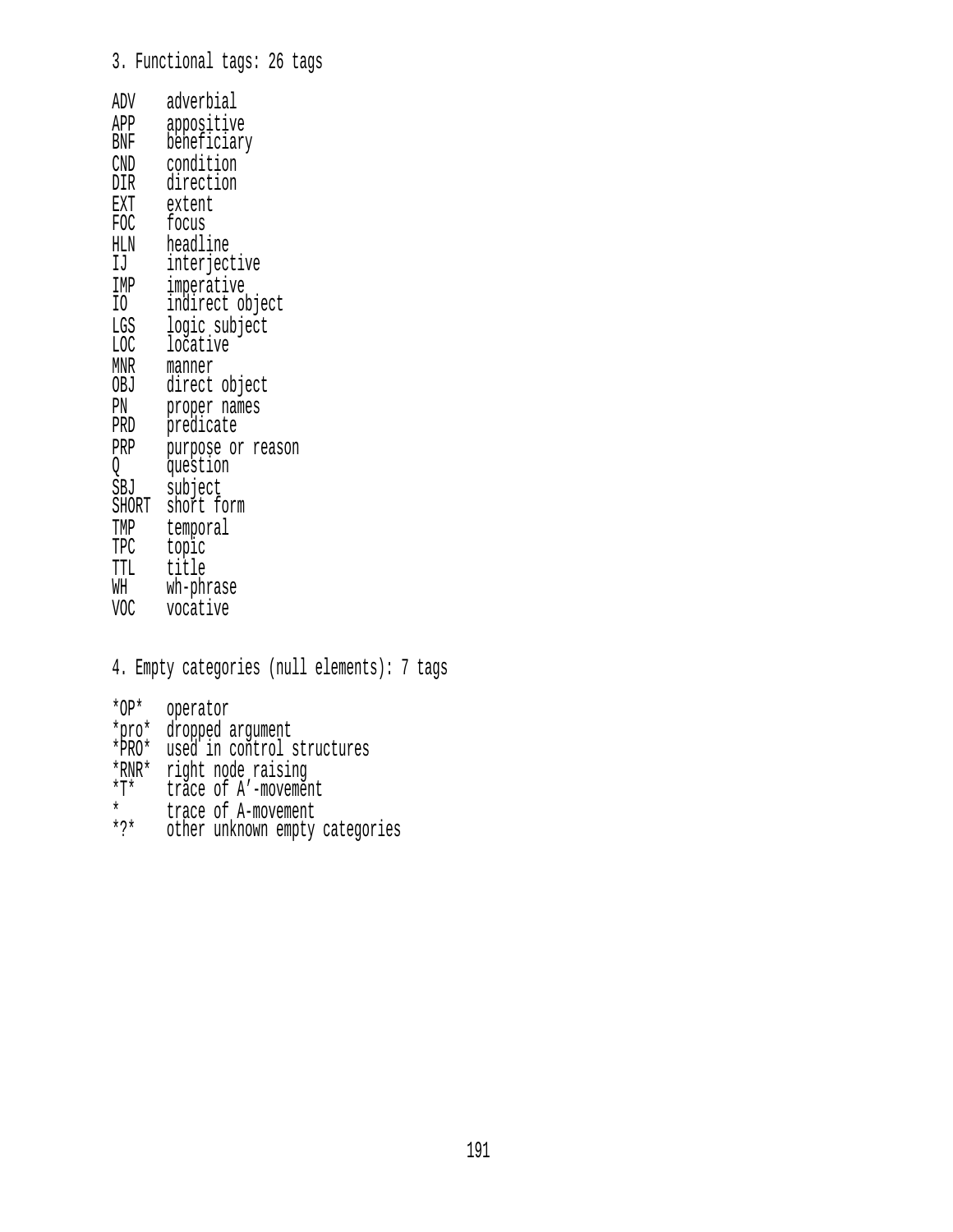3. Functional tags: 26 tags

| | |
|---|---|
| ADV | adverbial |
| APP | appositive |
| BNF | beneficiary |
| CND | condition |
| DIR | direction |
| EXT | extent |
| FOC | focus |
| HLN | headline |
| IJ | interjective |
| IMP | imperative |
| IO | indirect object |
| LGS | logic subject |
| LOC | locative |
| MNR | manner |
| OBJ | direct object |
| PN | proper names |
| PRD | predicate |
| PRP | purpose or reason |
| Q | question |
| SBJ | subject |
| SHORT | short form |
| TMP | temporal |
| TPC | topic |
| TTL | title |
| WH | wh-phrase |
| VOC | vocative |

4. Empty categories (null elements): 7 tags

| | |
|---|---|
| *OP* | operator |
| *pro* | dropped argument |
| *PRO* | used in control structures |
| *RNR* | right node raising |
| *T* | trace of A′-movement |
| * | trace of A-movement |
| *?* | other unknown empty categories |